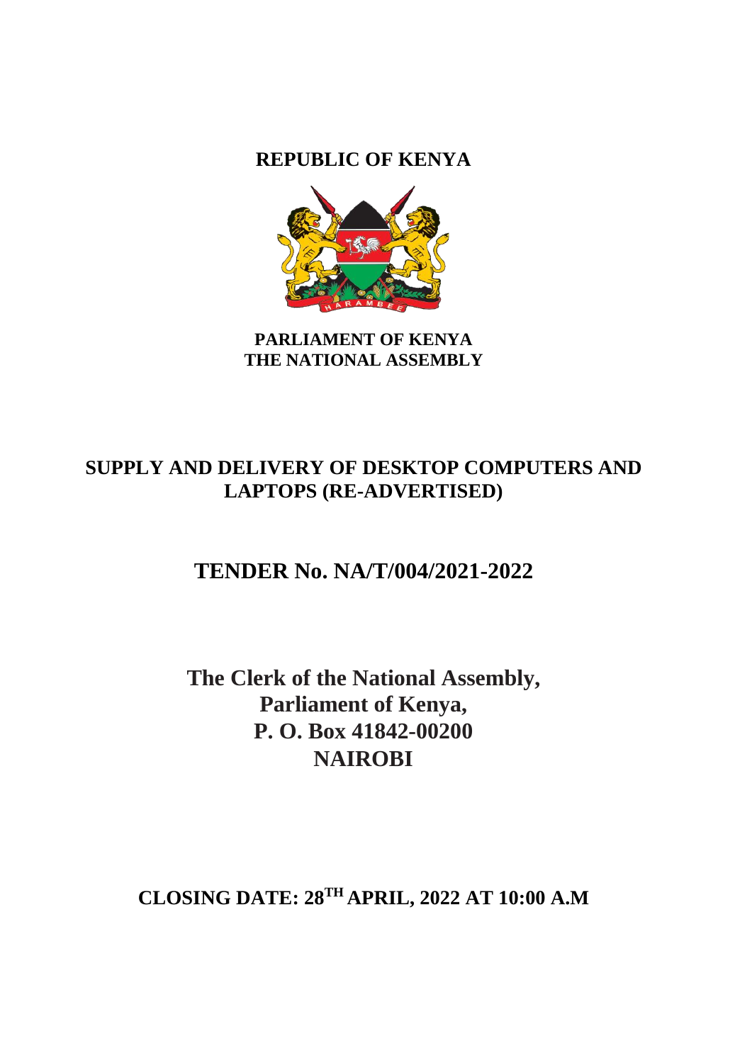# REPUBLIC OF KENYA

**PARLIAMENT OF KENYA**
**THE NATIONAL ASSEMBLY**

## SUPPLY AND DELIVERY OF DESKTOP COMPUTERS AND LAPTOPS (RE-ADVERTISED)

## TENDER No. NA/T/004/2021-2022

**The Clerk of the National Assembly,**
**Parliament of Kenya,**
**P. O. Box 41842-00200**
**NAIROBI**

**CLOSING DATE: 28TH APRIL, 2022 AT 10:00 A.M**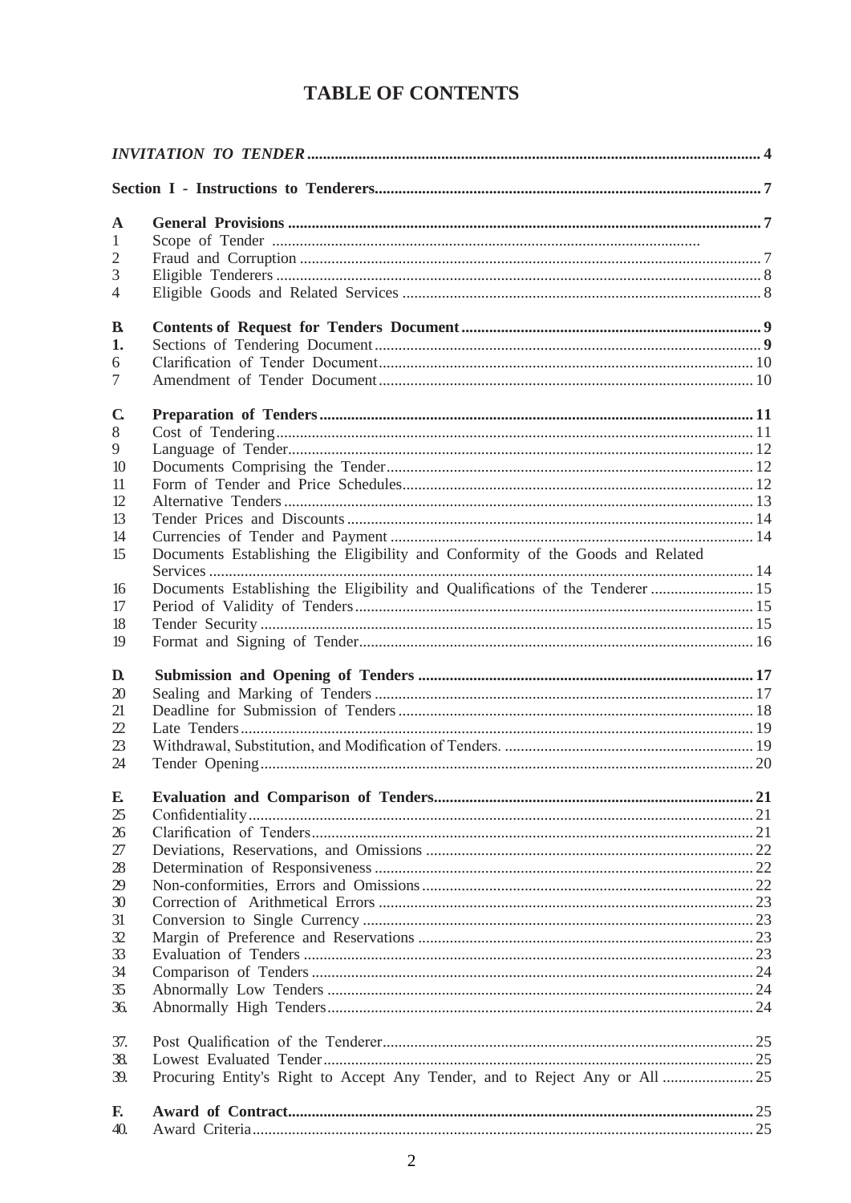# TABLE OF CONTENTS

| | | |
|---|---|---|
| ***INVITATION TO TENDER*** | | **4** |
| **Section I - Instructions to Tenderers** | | **7** |
| **A** | **General Provisions** | **7** |
| 1 | Scope of Tender | |
| 2 | Fraud and Corruption | 7 |
| 3 | Eligible Tenderers | 8 |
| 4 | Eligible Goods and Related Services | 8 |
| **B.** | **Contents of Request for Tenders Document** | **9** |
| **1.** | Sections of Tendering Document | **9** |
| 6 | Clarification of Tender Document | 10 |
| 7 | Amendment of Tender Document | 10 |
| **C.** | **Preparation of Tenders** | **11** |
| 8 | Cost of Tendering | 11 |
| 9 | Language of Tender | 12 |
| 10 | Documents Comprising the Tender | 12 |
| 11 | Form of Tender and Price Schedules | 12 |
| 12 | Alternative Tenders | 13 |
| 13 | Tender Prices and Discounts | 14 |
| 14 | Currencies of Tender and Payment | 14 |
| 15 | Documents Establishing the Eligibility and Conformity of the Goods and Related Services | 14 |
| 16 | Documents Establishing the Eligibility and Qualifications of the Tenderer | 15 |
| 17 | Period of Validity of Tenders | 15 |
| 18 | Tender Security | 15 |
| 19 | Format and Signing of Tender | 16 |
| **D.** | **Submission and Opening of Tenders** | **17** |
| 20 | Sealing and Marking of Tenders | 17 |
| 21 | Deadline for Submission of Tenders | 18 |
| 22 | Late Tenders | 19 |
| 23 | Withdrawal, Substitution, and Modification of Tenders. | 19 |
| 24 | Tender Opening | 20 |
| **E.** | **Evaluation and Comparison of Tenders** | **21** |
| 25 | Confidentiality | 21 |
| 26 | Clarification of Tenders | 21 |
| 27 | Deviations, Reservations, and Omissions | 22 |
| 28 | Determination of Responsiveness | 22 |
| 29 | Non-conformities, Errors and Omissions | 22 |
| 30 | Correction of Arithmetical Errors | 23 |
| 31 | Conversion to Single Currency | 23 |
| 32 | Margin of Preference and Reservations | 23 |
| 33 | Evaluation of Tenders | 23 |
| 34 | Comparison of Tenders | 24 |
| 35 | Abnormally Low Tenders | 24 |
| 36. | Abnormally High Tenders | 24 |
| 37. | Post Qualification of the Tenderer | 25 |
| 38. | Lowest Evaluated Tender | 25 |
| 39. | Procuring Entity's Right to Accept Any Tender, and to Reject Any or All | 25 |
| **F.** | **Award of Contract** | **25** |
| 40. | Award Criteria | 25 |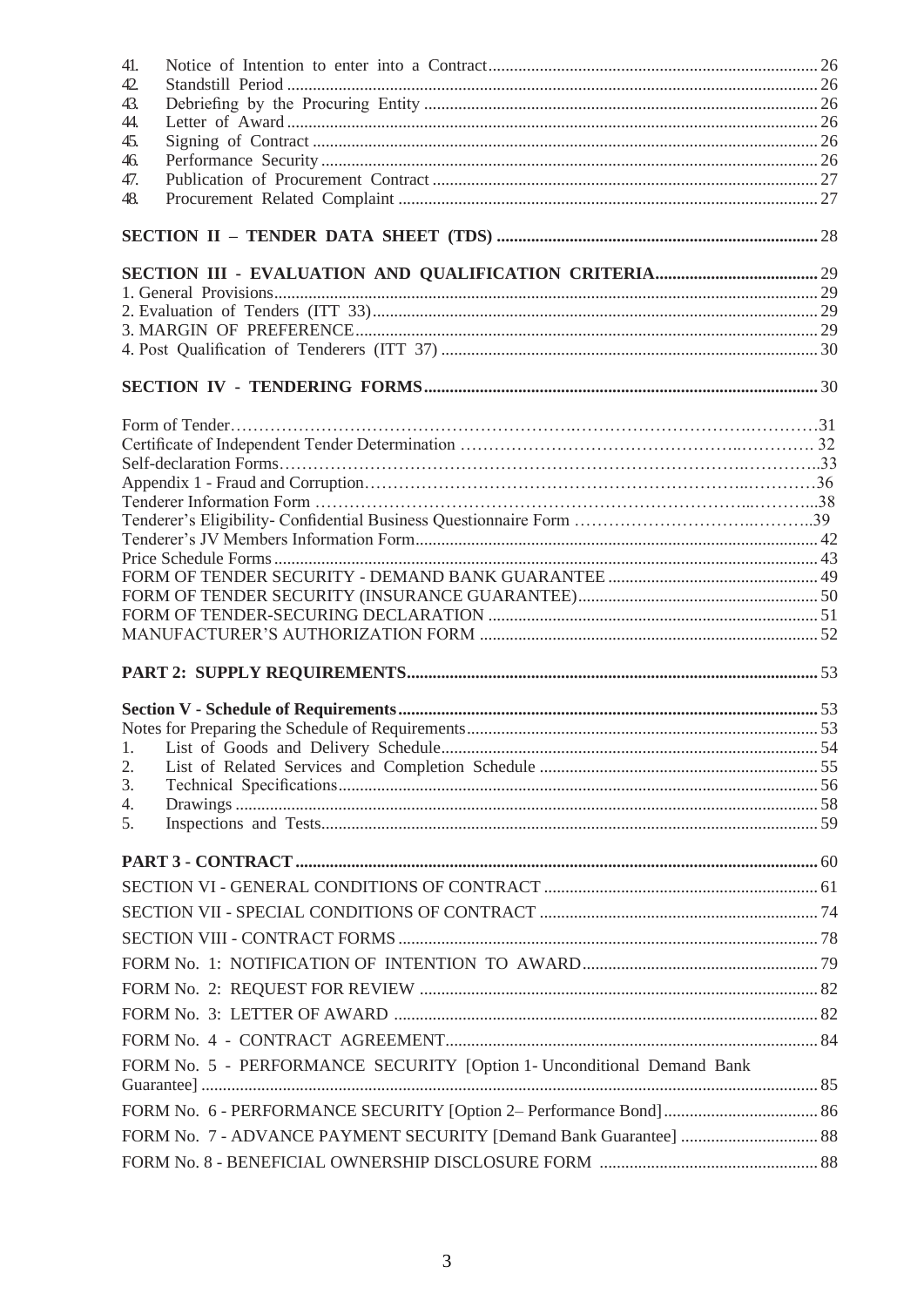41. Notice of Intention to enter into a Contract ............ 26
42. Standstill Period ............ 26
43. Debriefing by the Procuring Entity ............ 26
44. Letter of Award ............ 26
45. Signing of Contract ............ 26
46. Performance Security ............ 26
47. Publication of Procurement Contract ............ 27
48. Procurement Related Complaint ............ 27

**SECTION II – TENDER DATA SHEET (TDS)** ............ 28

**SECTION III - EVALUATION AND QUALIFICATION CRITERIA** ............ 29

1. General Provisions ............ 29
2. Evaluation of Tenders (ITT 33) ............ 29
3. MARGIN OF PREFERENCE ............ 29
4. Post Qualification of Tenderers (ITT 37) ............ 30

**SECTION IV - TENDERING FORMS** ............ 30

Form of Tender ............ 31
Certificate of Independent Tender Determination ............ 32
Self-declaration Forms ............ 33
Appendix 1 - Fraud and Corruption ............ 36
Tenderer Information Form ............ 38
Tenderer's Eligibility- Confidential Business Questionnaire Form ............ 39
Tenderer's JV Members Information Form ............ 42
Price Schedule Forms ............ 43
FORM OF TENDER SECURITY - DEMAND BANK GUARANTEE ............ 49
FORM OF TENDER SECURITY (INSURANCE GUARANTEE) ............ 50
FORM OF TENDER-SECURING DECLARATION ............ 51
MANUFACTURER'S AUTHORIZATION FORM ............ 52

**PART 2: SUPPLY REQUIREMENTS** ............ 53

**Section V - Schedule of Requirements** ............ 53
Notes for Preparing the Schedule of Requirements ............ 53

1. List of Goods and Delivery Schedule ............ 54
2. List of Related Services and Completion Schedule ............ 55
3. Technical Specifications ............ 56
4. Drawings ............ 58
5. Inspections and Tests ............ 59

**PART 3 - CONTRACT** ............ 60

SECTION VI - GENERAL CONDITIONS OF CONTRACT ............ 61

SECTION VII - SPECIAL CONDITIONS OF CONTRACT ............ 74

SECTION VIII - CONTRACT FORMS ............ 78

FORM No. 1: NOTIFICATION OF INTENTION TO AWARD ............ 79

FORM No. 2: REQUEST FOR REVIEW ............ 82

FORM No. 3: LETTER OF AWARD ............ 82

FORM No. 4 - CONTRACT AGREEMENT ............ 84

FORM No. 5 - PERFORMANCE SECURITY [Option 1- Unconditional Demand Bank Guarantee] ............ 85

FORM No. 6 - PERFORMANCE SECURITY [Option 2– Performance Bond] ............ 86

FORM No. 7 - ADVANCE PAYMENT SECURITY [Demand Bank Guarantee] ............ 88

FORM No. 8 - BENEFICIAL OWNERSHIP DISCLOSURE FORM ............ 88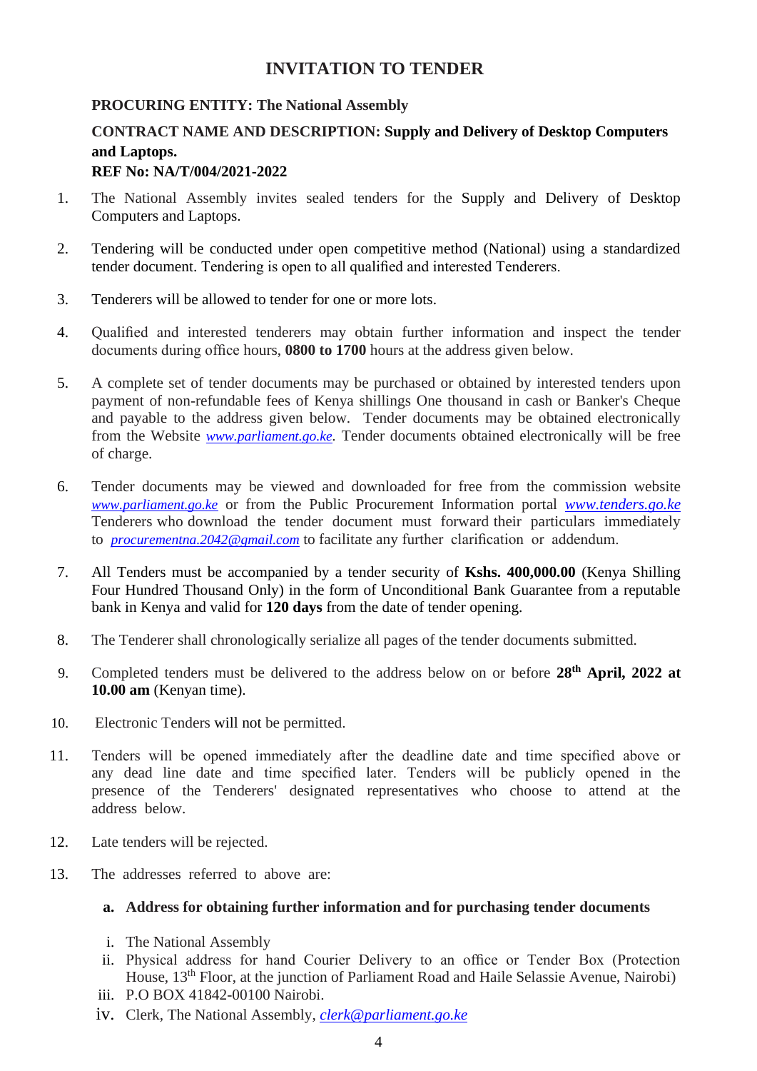# INVITATION TO TENDER

**PROCURING ENTITY: The National Assembly**

**CONTRACT NAME AND DESCRIPTION: Supply and Delivery of Desktop Computers and Laptops.**

**REF No: NA/T/004/2021-2022**

1. The National Assembly invites sealed tenders for the Supply and Delivery of Desktop Computers and Laptops.

2. Tendering will be conducted under open competitive method (National) using a standardized tender document. Tendering is open to all qualified and interested Tenderers.

3. Tenderers will be allowed to tender for one or more lots.

4. Qualified and interested tenderers may obtain further information and inspect the tender documents during office hours, **0800 to 1700** hours at the address given below.

5. A complete set of tender documents may be purchased or obtained by interested tenders upon payment of non-refundable fees of Kenya shillings One thousand in cash or Banker's Cheque and payable to the address given below. Tender documents may be obtained electronically from the Website *www.parliament.go.ke*. Tender documents obtained electronically will be free of charge.

6. Tender documents may be viewed and downloaded for free from the commission website *www.parliament.go.ke* or from the Public Procurement Information portal *www.tenders.go.ke* Tenderers who download the tender document must forward their particulars immediately to *procurementna.2042@gmail.com* to facilitate any further clarification or addendum.

7. All Tenders must be accompanied by a tender security of **Kshs. 400,000.00** (Kenya Shilling Four Hundred Thousand Only) in the form of Unconditional Bank Guarantee from a reputable bank in Kenya and valid for **120 days** from the date of tender opening.

8. The Tenderer shall chronologically serialize all pages of the tender documents submitted.

9. Completed tenders must be delivered to the address below on or before **28th April, 2022 at 10.00 am** (Kenyan time).

10. Electronic Tenders will not be permitted.

11. Tenders will be opened immediately after the deadline date and time specified above or any dead line date and time specified later. Tenders will be publicly opened in the presence of the Tenderers' designated representatives who choose to attend at the address below.

12. Late tenders will be rejected.

13. The addresses referred to above are:

    **a. Address for obtaining further information and for purchasing tender documents**

    i. The National Assembly
    ii. Physical address for hand Courier Delivery to an office or Tender Box (Protection House, 13th Floor, at the junction of Parliament Road and Haile Selassie Avenue, Nairobi)
    iii. P.O BOX 41842-00100 Nairobi.
    iv. Clerk, The National Assembly, *clerk@parliament.go.ke*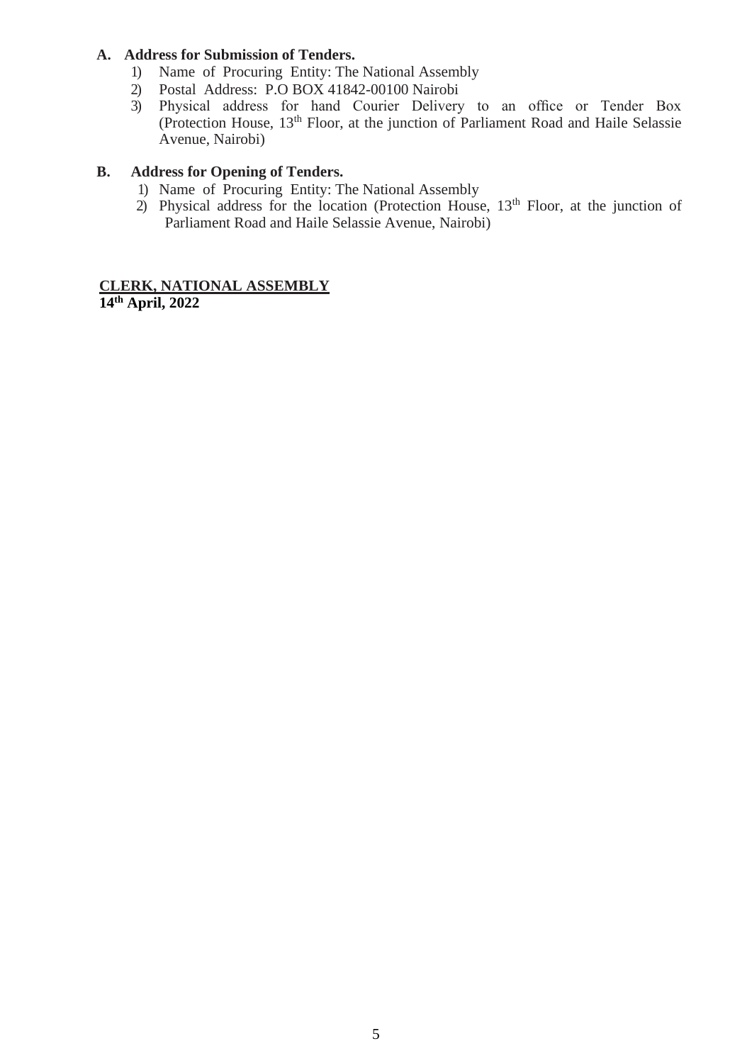**A. Address for Submission of Tenders.**

1) Name of Procuring Entity: The National Assembly
2) Postal Address: P.O BOX 41842-00100 Nairobi
3) Physical address for hand Courier Delivery to an office or Tender Box (Protection House, 13th Floor, at the junction of Parliament Road and Haile Selassie Avenue, Nairobi)

**B. Address for Opening of Tenders.**

1) Name of Procuring Entity: The National Assembly
2) Physical address for the location (Protection House, 13th Floor, at the junction of Parliament Road and Haile Selassie Avenue, Nairobi)

**CLERK, NATIONAL ASSEMBLY**
**14th April, 2022**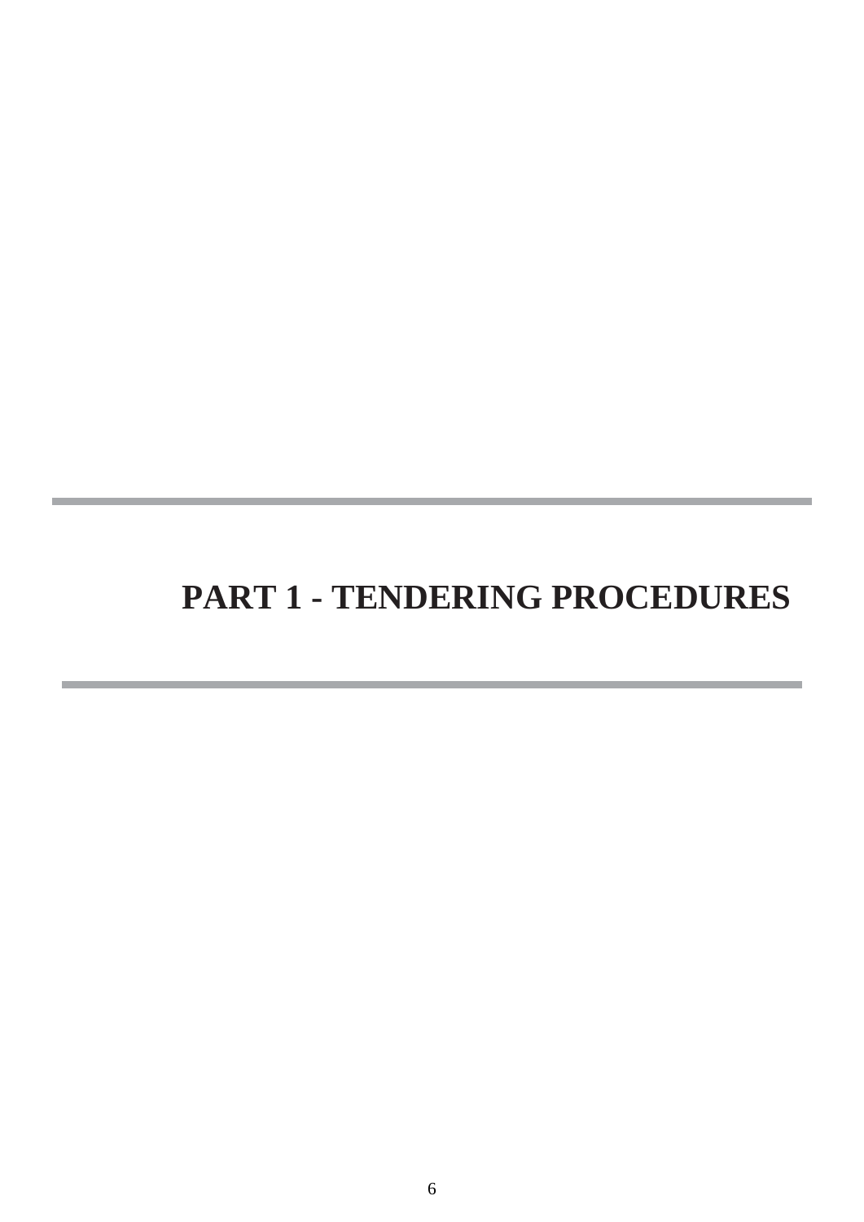# PART 1 - TENDERING PROCEDURES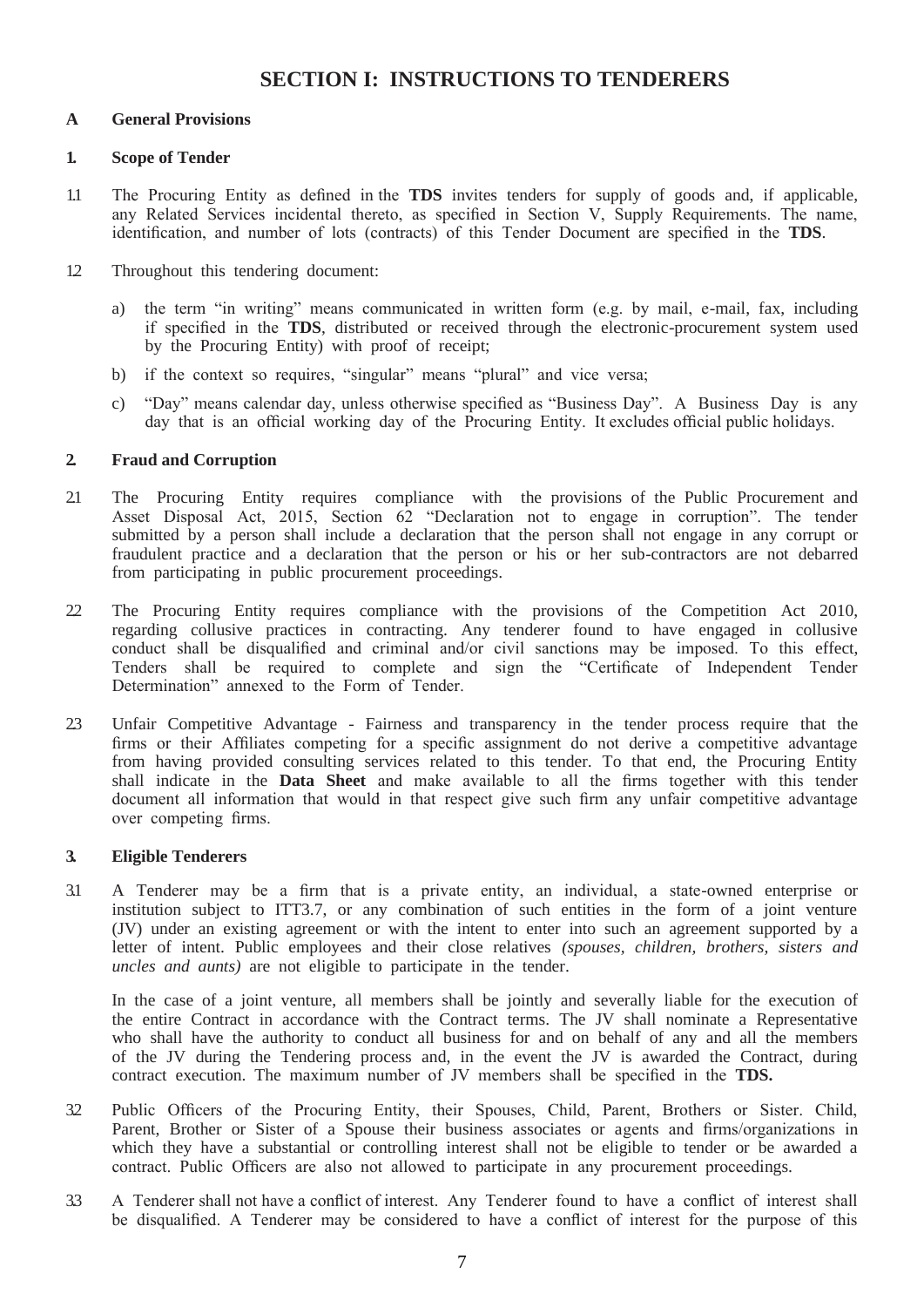# SECTION I: INSTRUCTIONS TO TENDERERS

## A General Provisions

### 1. Scope of Tender

1.1 The Procuring Entity as defined in the **TDS** invites tenders for supply of goods and, if applicable, any Related Services incidental thereto, as specified in Section V, Supply Requirements. The name, identification, and number of lots (contracts) of this Tender Document are specified in the **TDS**.

1.2 Throughout this tendering document:

a) the term "in writing" means communicated in written form (e.g. by mail, e-mail, fax, including if specified in the **TDS**, distributed or received through the electronic-procurement system used by the Procuring Entity) with proof of receipt;

b) if the context so requires, "singular" means "plural" and vice versa;

c) "Day" means calendar day, unless otherwise specified as "Business Day". A Business Day is any day that is an official working day of the Procuring Entity. It excludes official public holidays.

### 2. Fraud and Corruption

2.1 The Procuring Entity requires compliance with the provisions of the Public Procurement and Asset Disposal Act, 2015, Section 62 "Declaration not to engage in corruption". The tender submitted by a person shall include a declaration that the person shall not engage in any corrupt or fraudulent practice and a declaration that the person or his or her sub-contractors are not debarred from participating in public procurement proceedings.

2.2 The Procuring Entity requires compliance with the provisions of the Competition Act 2010, regarding collusive practices in contracting. Any tenderer found to have engaged in collusive conduct shall be disqualified and criminal and/or civil sanctions may be imposed. To this effect, Tenders shall be required to complete and sign the "Certificate of Independent Tender Determination" annexed to the Form of Tender.

2.3 Unfair Competitive Advantage - Fairness and transparency in the tender process require that the firms or their Affiliates competing for a specific assignment do not derive a competitive advantage from having provided consulting services related to this tender. To that end, the Procuring Entity shall indicate in the **Data Sheet** and make available to all the firms together with this tender document all information that would in that respect give such firm any unfair competitive advantage over competing firms.

### 3. Eligible Tenderers

3.1 A Tenderer may be a firm that is a private entity, an individual, a state-owned enterprise or institution subject to ITT3.7, or any combination of such entities in the form of a joint venture (JV) under an existing agreement or with the intent to enter into such an agreement supported by a letter of intent. Public employees and their close relatives *(spouses, children, brothers, sisters and uncles and aunts)* are not eligible to participate in the tender.

In the case of a joint venture, all members shall be jointly and severally liable for the execution of the entire Contract in accordance with the Contract terms. The JV shall nominate a Representative who shall have the authority to conduct all business for and on behalf of any and all the members of the JV during the Tendering process and, in the event the JV is awarded the Contract, during contract execution. The maximum number of JV members shall be specified in the **TDS.**

3.2 Public Officers of the Procuring Entity, their Spouses, Child, Parent, Brothers or Sister. Child, Parent, Brother or Sister of a Spouse their business associates or agents and firms/organizations in which they have a substantial or controlling interest shall not be eligible to tender or be awarded a contract. Public Officers are also not allowed to participate in any procurement proceedings.

3.3 A Tenderer shall not have a conflict of interest. Any Tenderer found to have a conflict of interest shall be disqualified. A Tenderer may be considered to have a conflict of interest for the purpose of this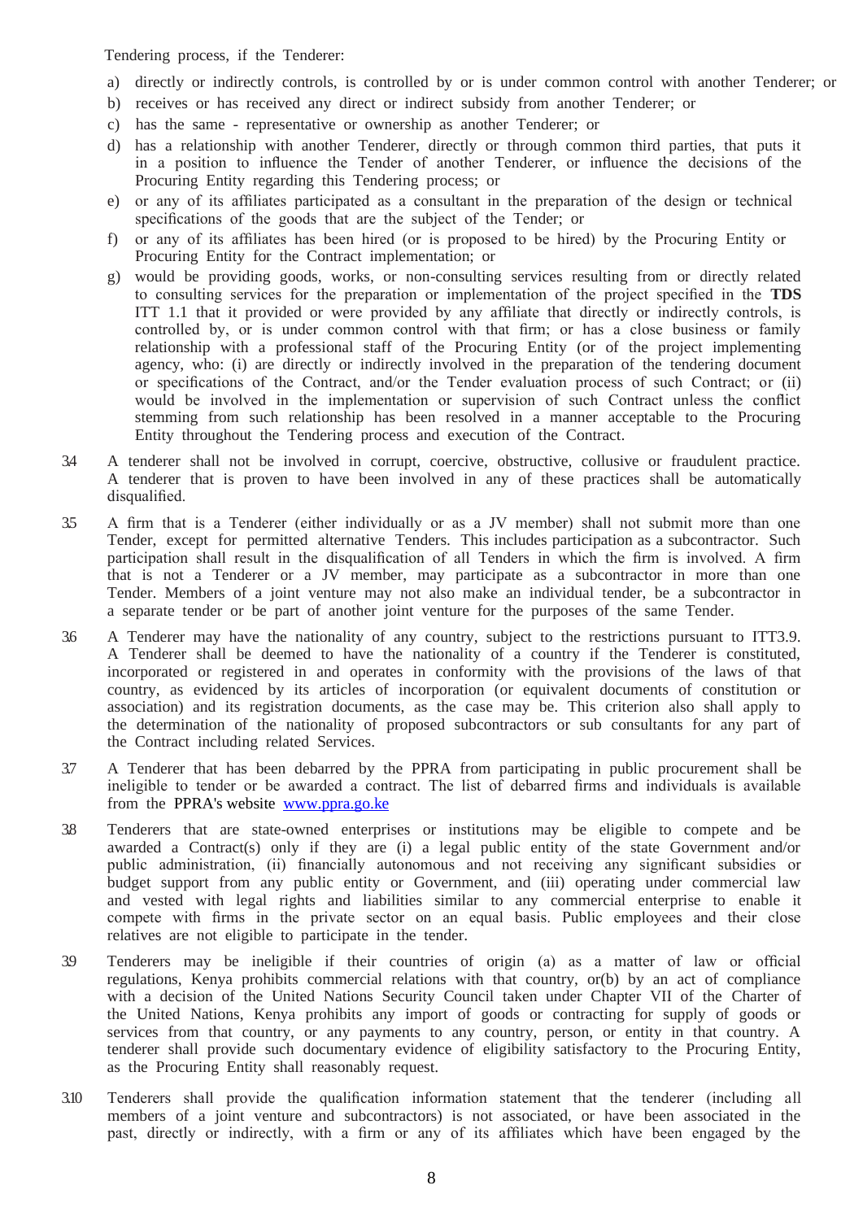Tendering process, if the Tenderer:

a) directly or indirectly controls, is controlled by or is under common control with another Tenderer; or
b) receives or has received any direct or indirect subsidy from another Tenderer; or
c) has the same - representative or ownership as another Tenderer; or
d) has a relationship with another Tenderer, directly or through common third parties, that puts it in a position to influence the Tender of another Tenderer, or influence the decisions of the Procuring Entity regarding this Tendering process; or
e) or any of its affiliates participated as a consultant in the preparation of the design or technical specifications of the goods that are the subject of the Tender; or
f) or any of its affiliates has been hired (or is proposed to be hired) by the Procuring Entity or Procuring Entity for the Contract implementation; or
g) would be providing goods, works, or non-consulting services resulting from or directly related to consulting services for the preparation or implementation of the project specified in the **TDS** ITT 1.1 that it provided or were provided by any affiliate that directly or indirectly controls, is controlled by, or is under common control with that firm; or has a close business or family relationship with a professional staff of the Procuring Entity (or of the project implementing agency, who: (i) are directly or indirectly involved in the preparation of the tendering document or specifications of the Contract, and/or the Tender evaluation process of such Contract; or (ii) would be involved in the implementation or supervision of such Contract unless the conflict stemming from such relationship has been resolved in a manner acceptable to the Procuring Entity throughout the Tendering process and execution of the Contract.

3.4 A tenderer shall not be involved in corrupt, coercive, obstructive, collusive or fraudulent practice. A tenderer that is proven to have been involved in any of these practices shall be automatically disqualified.

3.5 A firm that is a Tenderer (either individually or as a JV member) shall not submit more than one Tender, except for permitted alternative Tenders. This includes participation as a subcontractor. Such participation shall result in the disqualification of all Tenders in which the firm is involved. A firm that is not a Tenderer or a JV member, may participate as a subcontractor in more than one Tender. Members of a joint venture may not also make an individual tender, be a subcontractor in a separate tender or be part of another joint venture for the purposes of the same Tender.

3.6 A Tenderer may have the nationality of any country, subject to the restrictions pursuant to ITT3.9. A Tenderer shall be deemed to have the nationality of a country if the Tenderer is constituted, incorporated or registered in and operates in conformity with the provisions of the laws of that country, as evidenced by its articles of incorporation (or equivalent documents of constitution or association) and its registration documents, as the case may be. This criterion also shall apply to the determination of the nationality of proposed subcontractors or sub consultants for any part of the Contract including related Services.

3.7 A Tenderer that has been debarred by the PPRA from participating in public procurement shall be ineligible to tender or be awarded a contract. The list of debarred firms and individuals is available from the PPRA's website [www.ppra.go.ke](http://www.ppra.go.ke)

3.8 Tenderers that are state-owned enterprises or institutions may be eligible to compete and be awarded a Contract(s) only if they are (i) a legal public entity of the state Government and/or public administration, (ii) financially autonomous and not receiving any significant subsidies or budget support from any public entity or Government, and (iii) operating under commercial law and vested with legal rights and liabilities similar to any commercial enterprise to enable it compete with firms in the private sector on an equal basis. Public employees and their close relatives are not eligible to participate in the tender.

3.9 Tenderers may be ineligible if their countries of origin (a) as a matter of law or official regulations, Kenya prohibits commercial relations with that country, or(b) by an act of compliance with a decision of the United Nations Security Council taken under Chapter VII of the Charter of the United Nations, Kenya prohibits any import of goods or contracting for supply of goods or services from that country, or any payments to any country, person, or entity in that country. A tenderer shall provide such documentary evidence of eligibility satisfactory to the Procuring Entity, as the Procuring Entity shall reasonably request.

3.10 Tenderers shall provide the qualification information statement that the tenderer (including all members of a joint venture and subcontractors) is not associated, or have been associated in the past, directly or indirectly, with a firm or any of its affiliates which have been engaged by the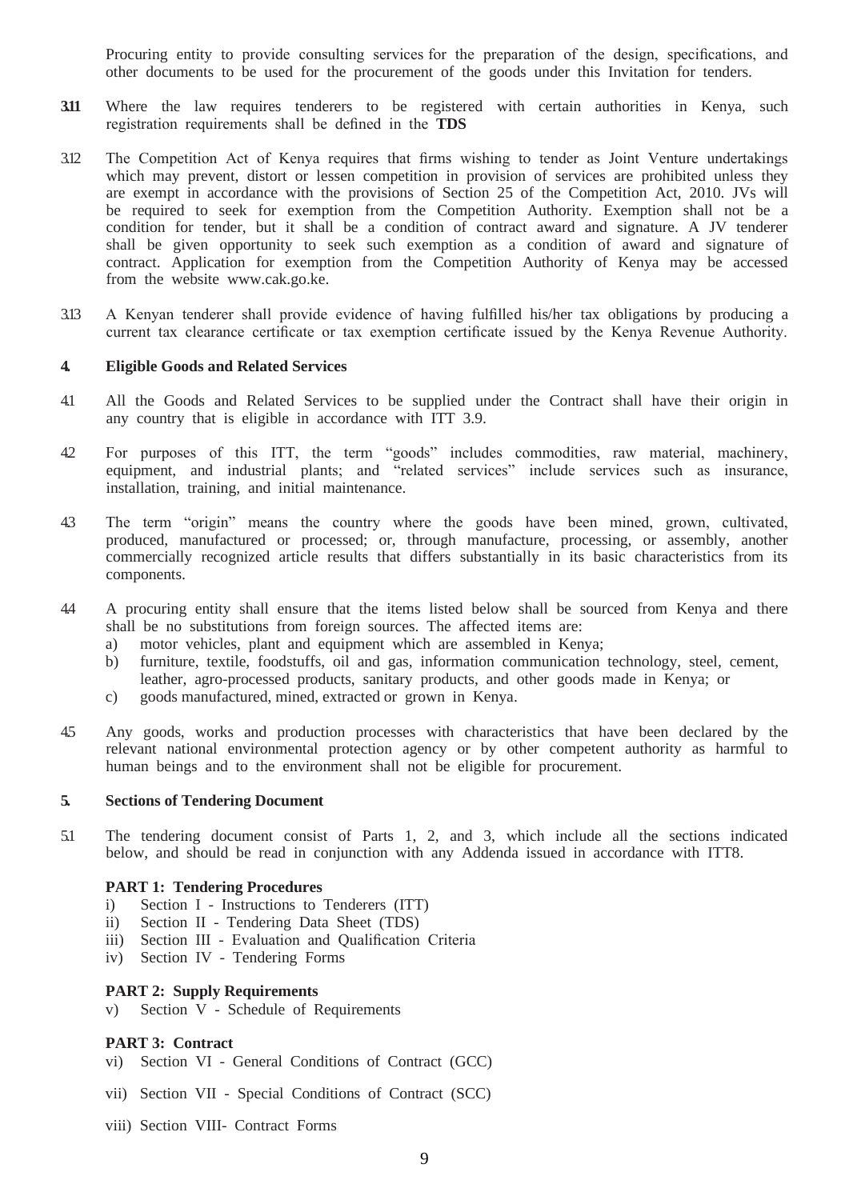Procuring entity to provide consulting services for the preparation of the design, specifications, and other documents to be used for the procurement of the goods under this Invitation for tenders.

**3.11** Where the law requires tenderers to be registered with certain authorities in Kenya, such registration requirements shall be defined in the **TDS**

3.12 The Competition Act of Kenya requires that firms wishing to tender as Joint Venture undertakings which may prevent, distort or lessen competition in provision of services are prohibited unless they are exempt in accordance with the provisions of Section 25 of the Competition Act, 2010. JVs will be required to seek for exemption from the Competition Authority. Exemption shall not be a condition for tender, but it shall be a condition of contract award and signature. A JV tenderer shall be given opportunity to seek such exemption as a condition of award and signature of contract. Application for exemption from the Competition Authority of Kenya may be accessed from the website www.cak.go.ke.

3.13 A Kenyan tenderer shall provide evidence of having fulfilled his/her tax obligations by producing a current tax clearance certificate or tax exemption certificate issued by the Kenya Revenue Authority.

**4. Eligible Goods and Related Services**

4.1 All the Goods and Related Services to be supplied under the Contract shall have their origin in any country that is eligible in accordance with ITT 3.9.

4.2 For purposes of this ITT, the term "goods" includes commodities, raw material, machinery, equipment, and industrial plants; and "related services" include services such as insurance, installation, training, and initial maintenance.

4.3 The term "origin" means the country where the goods have been mined, grown, cultivated, produced, manufactured or processed; or, through manufacture, processing, or assembly, another commercially recognized article results that differs substantially in its basic characteristics from its components.

4.4 A procuring entity shall ensure that the items listed below shall be sourced from Kenya and there shall be no substitutions from foreign sources. The affected items are:

- a) motor vehicles, plant and equipment which are assembled in Kenya;
- b) furniture, textile, foodstuffs, oil and gas, information communication technology, steel, cement, leather, agro-processed products, sanitary products, and other goods made in Kenya; or
- c) goods manufactured, mined, extracted or grown in Kenya.

4.5 Any goods, works and production processes with characteristics that have been declared by the relevant national environmental protection agency or by other competent authority as harmful to human beings and to the environment shall not be eligible for procurement.

**5. Sections of Tendering Document**

5.1 The tendering document consist of Parts 1, 2, and 3, which include all the sections indicated below, and should be read in conjunction with any Addenda issued in accordance with ITT8.

**PART 1: Tendering Procedures**

- i) Section I - Instructions to Tenderers (ITT)
- ii) Section II - Tendering Data Sheet (TDS)
- iii) Section III - Evaluation and Qualification Criteria
- iv) Section IV - Tendering Forms

**PART 2: Supply Requirements**

- v) Section V - Schedule of Requirements

**PART 3: Contract**

- vi) Section VI - General Conditions of Contract (GCC)
- vii) Section VII - Special Conditions of Contract (SCC)
- viii) Section VIII- Contract Forms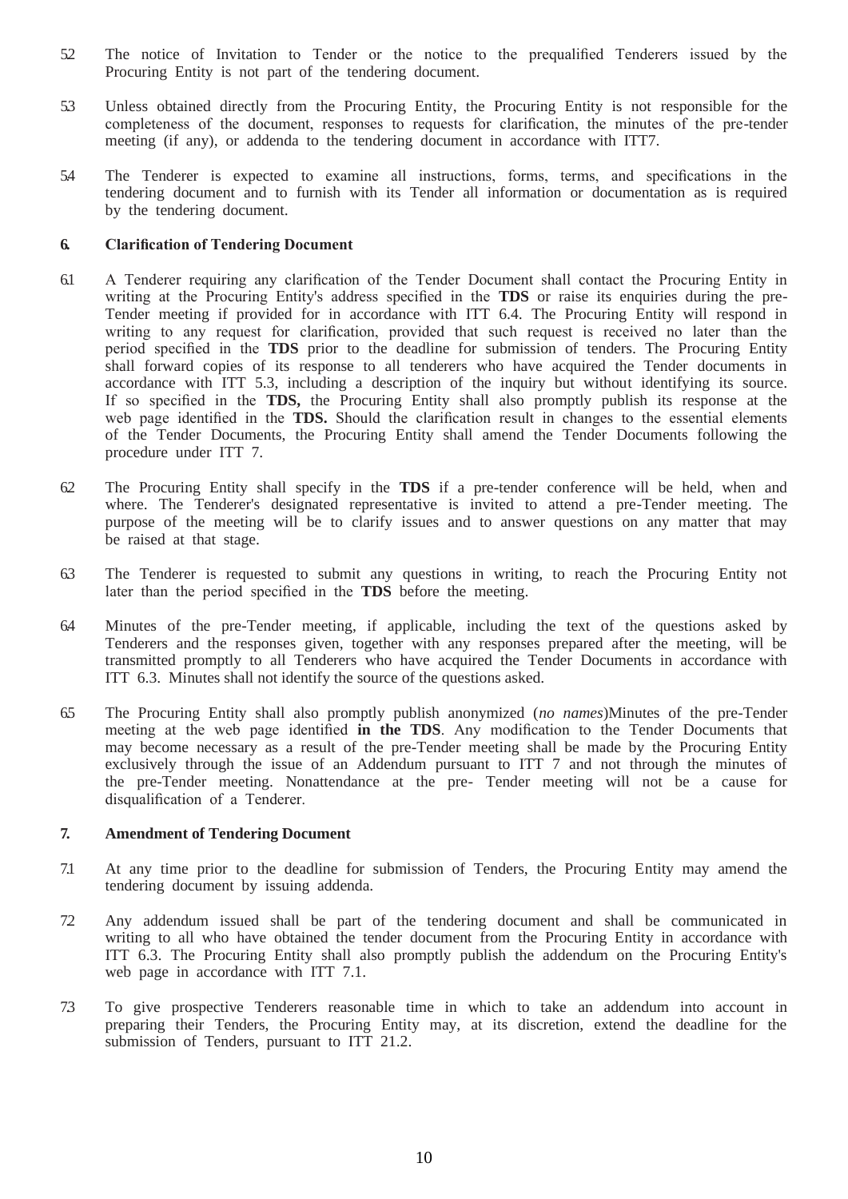5.2 The notice of Invitation to Tender or the notice to the prequalified Tenderers issued by the Procuring Entity is not part of the tendering document.

5.3 Unless obtained directly from the Procuring Entity, the Procuring Entity is not responsible for the completeness of the document, responses to requests for clarification, the minutes of the pre-tender meeting (if any), or addenda to the tendering document in accordance with ITT7.

5.4 The Tenderer is expected to examine all instructions, forms, terms, and specifications in the tendering document and to furnish with its Tender all information or documentation as is required by the tendering document.

### 6. Clarification of Tendering Document

6.1 A Tenderer requiring any clarification of the Tender Document shall contact the Procuring Entity in writing at the Procuring Entity's address specified in the **TDS** or raise its enquiries during the pre-Tender meeting if provided for in accordance with ITT 6.4. The Procuring Entity will respond in writing to any request for clarification, provided that such request is received no later than the period specified in the **TDS** prior to the deadline for submission of tenders. The Procuring Entity shall forward copies of its response to all tenderers who have acquired the Tender documents in accordance with ITT 5.3, including a description of the inquiry but without identifying its source. If so specified in the **TDS,** the Procuring Entity shall also promptly publish its response at the web page identified in the **TDS.** Should the clarification result in changes to the essential elements of the Tender Documents, the Procuring Entity shall amend the Tender Documents following the procedure under ITT 7.

6.2 The Procuring Entity shall specify in the **TDS** if a pre-tender conference will be held, when and where. The Tenderer's designated representative is invited to attend a pre-Tender meeting. The purpose of the meeting will be to clarify issues and to answer questions on any matter that may be raised at that stage.

6.3 The Tenderer is requested to submit any questions in writing, to reach the Procuring Entity not later than the period specified in the **TDS** before the meeting.

6.4 Minutes of the pre-Tender meeting, if applicable, including the text of the questions asked by Tenderers and the responses given, together with any responses prepared after the meeting, will be transmitted promptly to all Tenderers who have acquired the Tender Documents in accordance with ITT 6.3. Minutes shall not identify the source of the questions asked.

6.5 The Procuring Entity shall also promptly publish anonymized (*no names*)Minutes of the pre-Tender meeting at the web page identified **in the TDS**. Any modification to the Tender Documents that may become necessary as a result of the pre-Tender meeting shall be made by the Procuring Entity exclusively through the issue of an Addendum pursuant to ITT 7 and not through the minutes of the pre-Tender meeting. Nonattendance at the pre- Tender meeting will not be a cause for disqualification of a Tenderer.

### 7. Amendment of Tendering Document

7.1 At any time prior to the deadline for submission of Tenders, the Procuring Entity may amend the tendering document by issuing addenda.

7.2 Any addendum issued shall be part of the tendering document and shall be communicated in writing to all who have obtained the tender document from the Procuring Entity in accordance with ITT 6.3. The Procuring Entity shall also promptly publish the addendum on the Procuring Entity's web page in accordance with ITT 7.1.

7.3 To give prospective Tenderers reasonable time in which to take an addendum into account in preparing their Tenders, the Procuring Entity may, at its discretion, extend the deadline for the submission of Tenders, pursuant to ITT 21.2.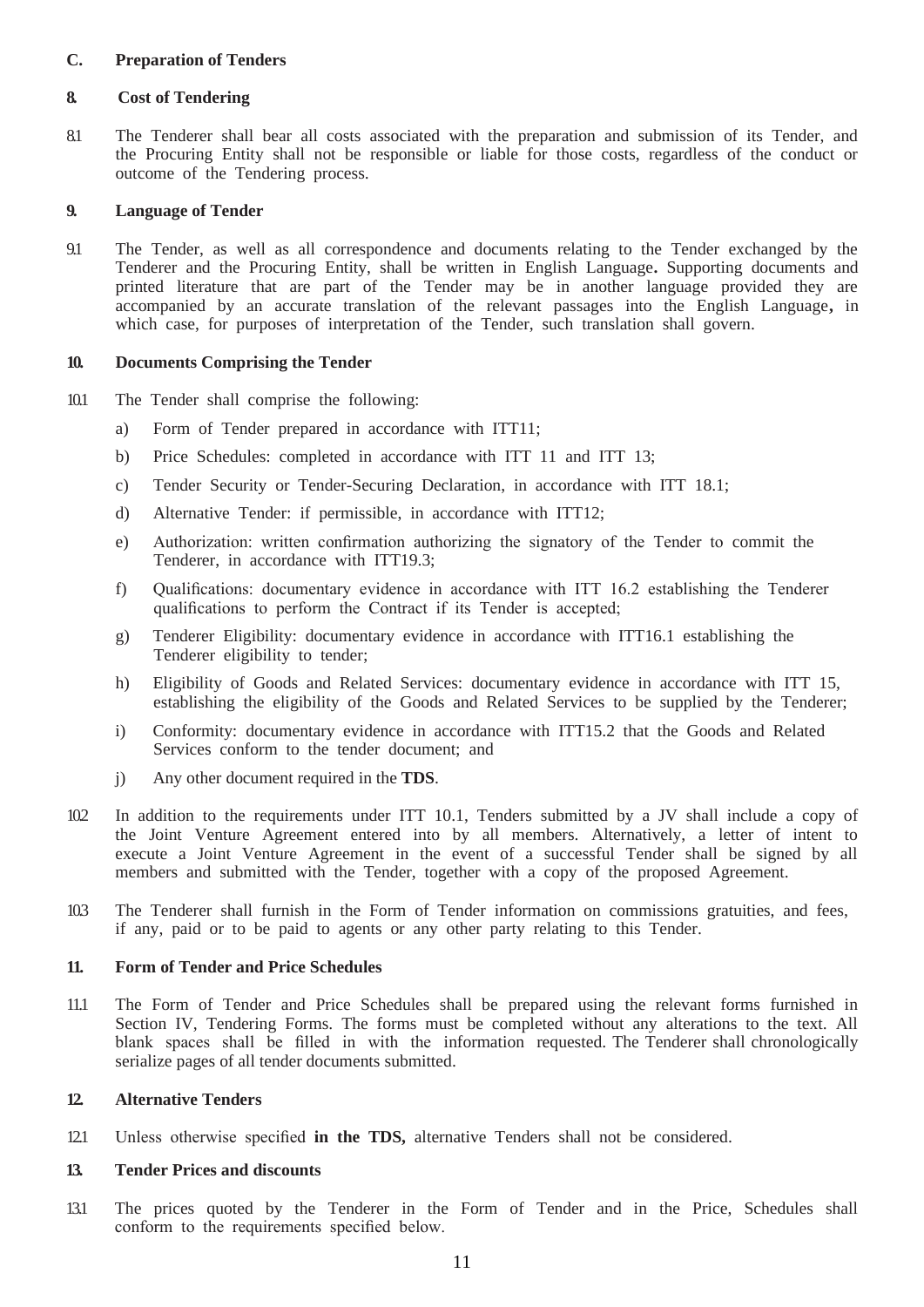## C. Preparation of Tenders

### 8. Cost of Tendering

8.1 The Tenderer shall bear all costs associated with the preparation and submission of its Tender, and the Procuring Entity shall not be responsible or liable for those costs, regardless of the conduct or outcome of the Tendering process.

### 9. Language of Tender

9.1 The Tender, as well as all correspondence and documents relating to the Tender exchanged by the Tenderer and the Procuring Entity, shall be written in English Language**.** Supporting documents and printed literature that are part of the Tender may be in another language provided they are accompanied by an accurate translation of the relevant passages into the English Language**,** in which case, for purposes of interpretation of the Tender, such translation shall govern.

### 10. Documents Comprising the Tender

10.1 The Tender shall comprise the following:

a) Form of Tender prepared in accordance with ITT11;

b) Price Schedules: completed in accordance with ITT 11 and ITT 13;

c) Tender Security or Tender-Securing Declaration, in accordance with ITT 18.1;

d) Alternative Tender: if permissible, in accordance with ITT12;

e) Authorization: written confirmation authorizing the signatory of the Tender to commit the Tenderer, in accordance with ITT19.3;

f) Qualifications: documentary evidence in accordance with ITT 16.2 establishing the Tenderer qualifications to perform the Contract if its Tender is accepted;

g) Tenderer Eligibility: documentary evidence in accordance with ITT16.1 establishing the Tenderer eligibility to tender;

h) Eligibility of Goods and Related Services: documentary evidence in accordance with ITT 15, establishing the eligibility of the Goods and Related Services to be supplied by the Tenderer;

i) Conformity: documentary evidence in accordance with ITT15.2 that the Goods and Related Services conform to the tender document; and

j) Any other document required in the **TDS**.

10.2 In addition to the requirements under ITT 10.1, Tenders submitted by a JV shall include a copy of the Joint Venture Agreement entered into by all members. Alternatively, a letter of intent to execute a Joint Venture Agreement in the event of a successful Tender shall be signed by all members and submitted with the Tender, together with a copy of the proposed Agreement.

10.3 The Tenderer shall furnish in the Form of Tender information on commissions gratuities, and fees, if any, paid or to be paid to agents or any other party relating to this Tender.

### 11. Form of Tender and Price Schedules

11.1 The Form of Tender and Price Schedules shall be prepared using the relevant forms furnished in Section IV, Tendering Forms. The forms must be completed without any alterations to the text. All blank spaces shall be filled in with the information requested. The Tenderer shall chronologically serialize pages of all tender documents submitted.

### 12. Alternative Tenders

12.1 Unless otherwise specified **in the TDS,** alternative Tenders shall not be considered.

### 13. Tender Prices and discounts

13.1 The prices quoted by the Tenderer in the Form of Tender and in the Price, Schedules shall conform to the requirements specified below.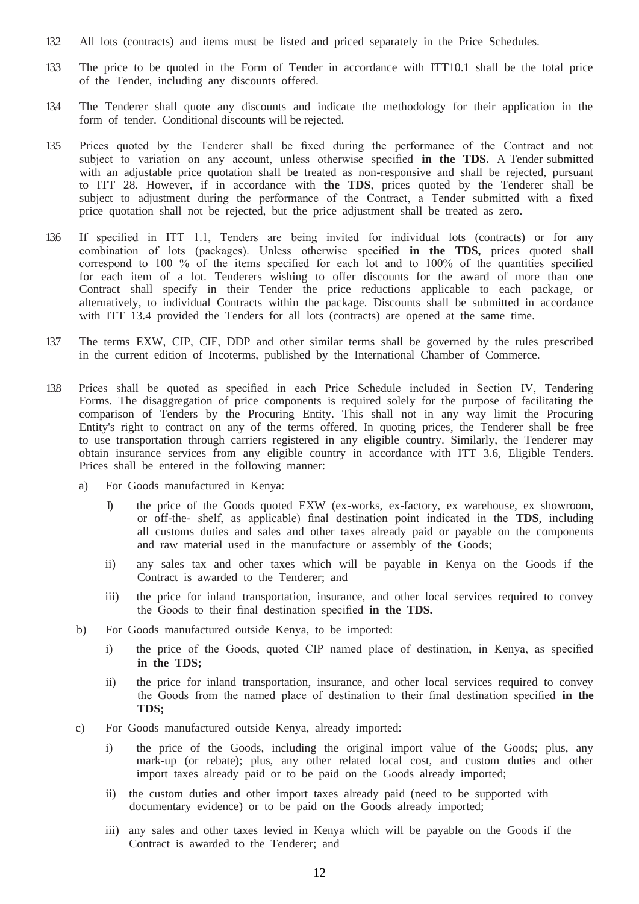13.2 All lots (contracts) and items must be listed and priced separately in the Price Schedules.

13.3 The price to be quoted in the Form of Tender in accordance with ITT10.1 shall be the total price of the Tender, including any discounts offered.

13.4 The Tenderer shall quote any discounts and indicate the methodology for their application in the form of tender. Conditional discounts will be rejected.

13.5 Prices quoted by the Tenderer shall be fixed during the performance of the Contract and not subject to variation on any account, unless otherwise specified **in the TDS.** A Tender submitted with an adjustable price quotation shall be treated as non-responsive and shall be rejected, pursuant to ITT 28. However, if in accordance with **the TDS**, prices quoted by the Tenderer shall be subject to adjustment during the performance of the Contract, a Tender submitted with a fixed price quotation shall not be rejected, but the price adjustment shall be treated as zero.

13.6 If specified in ITT 1.1, Tenders are being invited for individual lots (contracts) or for any combination of lots (packages). Unless otherwise specified **in the TDS,** prices quoted shall correspond to 100 % of the items specified for each lot and to 100% of the quantities specified for each item of a lot. Tenderers wishing to offer discounts for the award of more than one Contract shall specify in their Tender the price reductions applicable to each package, or alternatively, to individual Contracts within the package. Discounts shall be submitted in accordance with ITT 13.4 provided the Tenders for all lots (contracts) are opened at the same time.

13.7 The terms EXW, CIP, CIF, DDP and other similar terms shall be governed by the rules prescribed in the current edition of Incoterms, published by the International Chamber of Commerce.

13.8 Prices shall be quoted as specified in each Price Schedule included in Section IV, Tendering Forms. The disaggregation of price components is required solely for the purpose of facilitating the comparison of Tenders by the Procuring Entity. This shall not in any way limit the Procuring Entity's right to contract on any of the terms offered. In quoting prices, the Tenderer shall be free to use transportation through carriers registered in any eligible country. Similarly, the Tenderer may obtain insurance services from any eligible country in accordance with ITT 3.6, Eligible Tenders. Prices shall be entered in the following manner:

a) For Goods manufactured in Kenya:

   I) the price of the Goods quoted EXW (ex-works, ex-factory, ex warehouse, ex showroom, or off-the- shelf, as applicable) final destination point indicated in the **TDS**, including all customs duties and sales and other taxes already paid or payable on the components and raw material used in the manufacture or assembly of the Goods;

   ii) any sales tax and other taxes which will be payable in Kenya on the Goods if the Contract is awarded to the Tenderer; and

   iii) the price for inland transportation, insurance, and other local services required to convey the Goods to their final destination specified **in the TDS.**

b) For Goods manufactured outside Kenya, to be imported:

   i) the price of the Goods, quoted CIP named place of destination, in Kenya, as specified **in the TDS;**

   ii) the price for inland transportation, insurance, and other local services required to convey the Goods from the named place of destination to their final destination specified **in the TDS;**

c) For Goods manufactured outside Kenya, already imported:

   i) the price of the Goods, including the original import value of the Goods; plus, any mark-up (or rebate); plus, any other related local cost, and custom duties and other import taxes already paid or to be paid on the Goods already imported;

   ii) the custom duties and other import taxes already paid (need to be supported with documentary evidence) or to be paid on the Goods already imported;

   iii) any sales and other taxes levied in Kenya which will be payable on the Goods if the Contract is awarded to the Tenderer; and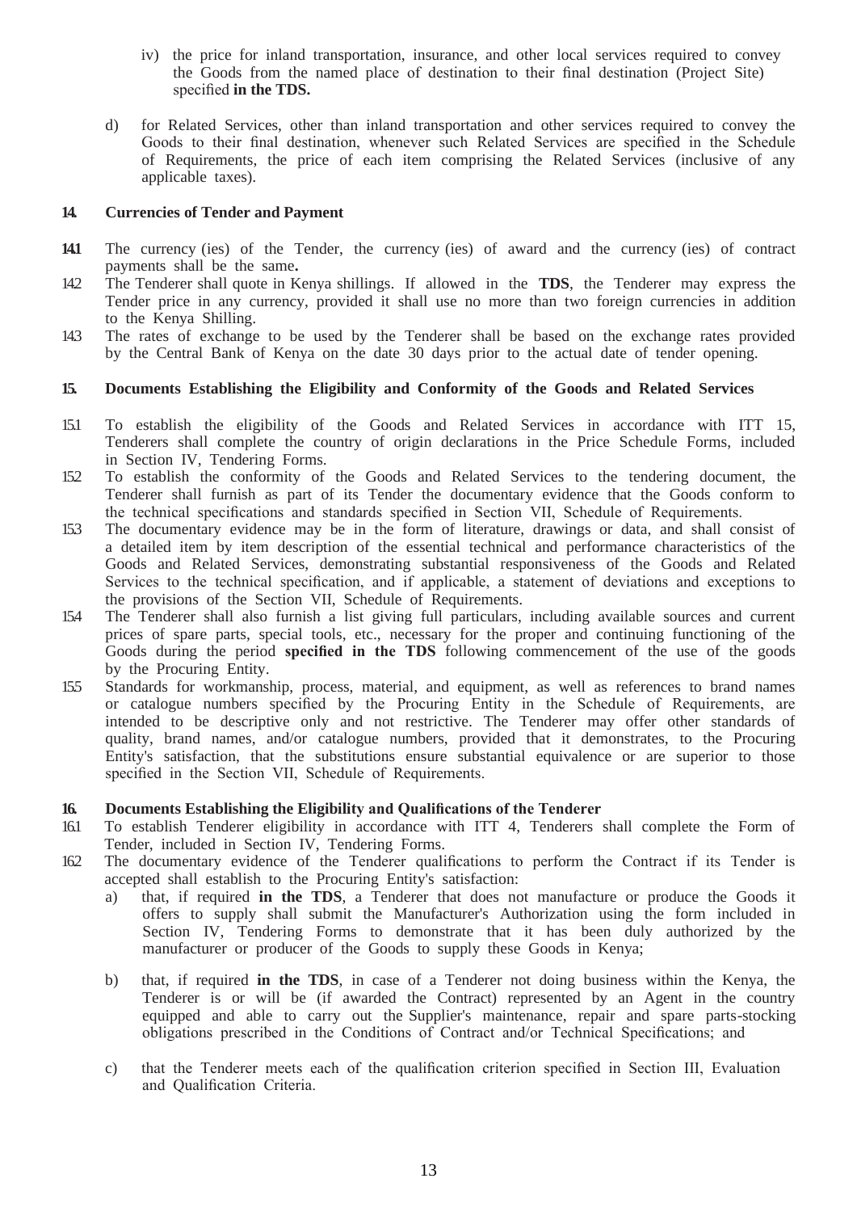iv) the price for inland transportation, insurance, and other local services required to convey the Goods from the named place of destination to their final destination (Project Site) specified **in the TDS.**

d) for Related Services, other than inland transportation and other services required to convey the Goods to their final destination, whenever such Related Services are specified in the Schedule of Requirements, the price of each item comprising the Related Services (inclusive of any applicable taxes).

## 14. Currencies of Tender and Payment

**14.1** The currency (ies) of the Tender, the currency (ies) of award and the currency (ies) of contract payments shall be the same**.**

14.2 The Tenderer shall quote in Kenya shillings. If allowed in the **TDS**, the Tenderer may express the Tender price in any currency, provided it shall use no more than two foreign currencies in addition to the Kenya Shilling.

14.3 The rates of exchange to be used by the Tenderer shall be based on the exchange rates provided by the Central Bank of Kenya on the date 30 days prior to the actual date of tender opening.

## 15. Documents Establishing the Eligibility and Conformity of the Goods and Related Services

15.1 To establish the eligibility of the Goods and Related Services in accordance with ITT 15, Tenderers shall complete the country of origin declarations in the Price Schedule Forms, included in Section IV, Tendering Forms.

15.2 To establish the conformity of the Goods and Related Services to the tendering document, the Tenderer shall furnish as part of its Tender the documentary evidence that the Goods conform to the technical specifications and standards specified in Section VII, Schedule of Requirements.

15.3 The documentary evidence may be in the form of literature, drawings or data, and shall consist of a detailed item by item description of the essential technical and performance characteristics of the Goods and Related Services, demonstrating substantial responsiveness of the Goods and Related Services to the technical specification, and if applicable, a statement of deviations and exceptions to the provisions of the Section VII, Schedule of Requirements.

15.4 The Tenderer shall also furnish a list giving full particulars, including available sources and current prices of spare parts, special tools, etc., necessary for the proper and continuing functioning of the Goods during the period **specified in the TDS** following commencement of the use of the goods by the Procuring Entity.

15.5 Standards for workmanship, process, material, and equipment, as well as references to brand names or catalogue numbers specified by the Procuring Entity in the Schedule of Requirements, are intended to be descriptive only and not restrictive. The Tenderer may offer other standards of quality, brand names, and/or catalogue numbers, provided that it demonstrates, to the Procuring Entity's satisfaction, that the substitutions ensure substantial equivalence or are superior to those specified in the Section VII, Schedule of Requirements.

## 16. Documents Establishing the Eligibility and Qualifications of the Tenderer

16.1 To establish Tenderer eligibility in accordance with ITT 4, Tenderers shall complete the Form of Tender, included in Section IV, Tendering Forms.

16.2 The documentary evidence of the Tenderer qualifications to perform the Contract if its Tender is accepted shall establish to the Procuring Entity's satisfaction:

a) that, if required **in the TDS**, a Tenderer that does not manufacture or produce the Goods it offers to supply shall submit the Manufacturer's Authorization using the form included in Section IV, Tendering Forms to demonstrate that it has been duly authorized by the manufacturer or producer of the Goods to supply these Goods in Kenya;

b) that, if required **in the TDS**, in case of a Tenderer not doing business within the Kenya, the Tenderer is or will be (if awarded the Contract) represented by an Agent in the country equipped and able to carry out the Supplier's maintenance, repair and spare parts-stocking obligations prescribed in the Conditions of Contract and/or Technical Specifications; and

c) that the Tenderer meets each of the qualification criterion specified in Section III, Evaluation and Qualification Criteria.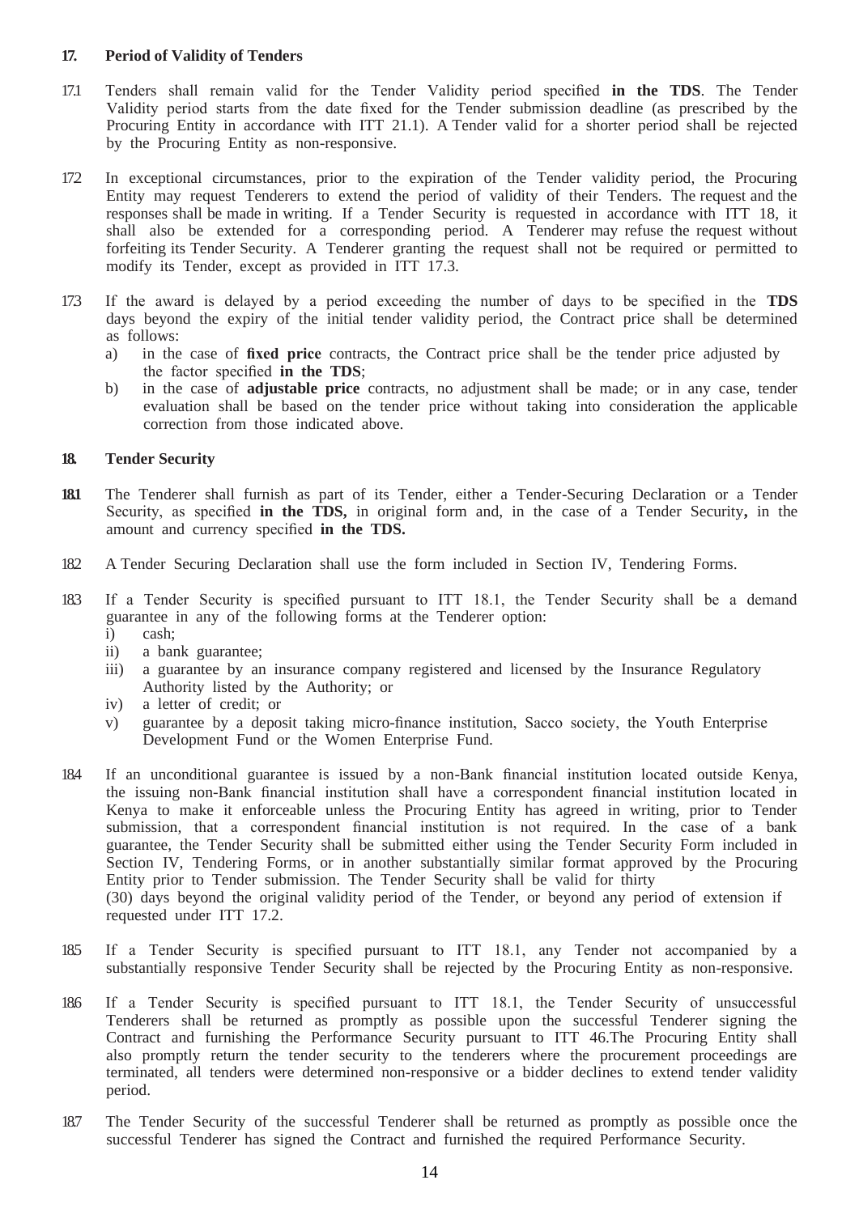## 17. Period of Validity of Tenders

17.1 Tenders shall remain valid for the Tender Validity period specified **in the TDS**. The Tender Validity period starts from the date fixed for the Tender submission deadline (as prescribed by the Procuring Entity in accordance with ITT 21.1). A Tender valid for a shorter period shall be rejected by the Procuring Entity as non-responsive.

17.2 In exceptional circumstances, prior to the expiration of the Tender validity period, the Procuring Entity may request Tenderers to extend the period of validity of their Tenders. The request and the responses shall be made in writing. If a Tender Security is requested in accordance with ITT 18, it shall also be extended for a corresponding period. A Tenderer may refuse the request without forfeiting its Tender Security. A Tenderer granting the request shall not be required or permitted to modify its Tender, except as provided in ITT 17.3.

17.3 If the award is delayed by a period exceeding the number of days to be specified in the **TDS** days beyond the expiry of the initial tender validity period, the Contract price shall be determined as follows:

a) in the case of **fixed price** contracts, the Contract price shall be the tender price adjusted by the factor specified **in the TDS**;

b) in the case of **adjustable price** contracts, no adjustment shall be made; or in any case, tender evaluation shall be based on the tender price without taking into consideration the applicable correction from those indicated above.

## 18. Tender Security

**18.1** The Tenderer shall furnish as part of its Tender, either a Tender-Securing Declaration or a Tender Security, as specified **in the TDS,** in original form and, in the case of a Tender Security**,** in the amount and currency specified **in the TDS.**

18.2 A Tender Securing Declaration shall use the form included in Section IV, Tendering Forms.

18.3 If a Tender Security is specified pursuant to ITT 18.1, the Tender Security shall be a demand guarantee in any of the following forms at the Tenderer option:

i) cash;
ii) a bank guarantee;
iii) a guarantee by an insurance company registered and licensed by the Insurance Regulatory Authority listed by the Authority; or
iv) a letter of credit; or
v) guarantee by a deposit taking micro-finance institution, Sacco society, the Youth Enterprise Development Fund or the Women Enterprise Fund.

18.4 If an unconditional guarantee is issued by a non-Bank financial institution located outside Kenya, the issuing non-Bank financial institution shall have a correspondent financial institution located in Kenya to make it enforceable unless the Procuring Entity has agreed in writing, prior to Tender submission, that a correspondent financial institution is not required. In the case of a bank guarantee, the Tender Security shall be submitted either using the Tender Security Form included in Section IV, Tendering Forms, or in another substantially similar format approved by the Procuring Entity prior to Tender submission. The Tender Security shall be valid for thirty (30) days beyond the original validity period of the Tender, or beyond any period of extension if requested under ITT 17.2.

18.5 If a Tender Security is specified pursuant to ITT 18.1, any Tender not accompanied by a substantially responsive Tender Security shall be rejected by the Procuring Entity as non-responsive.

18.6 If a Tender Security is specified pursuant to ITT 18.1, the Tender Security of unsuccessful Tenderers shall be returned as promptly as possible upon the successful Tenderer signing the Contract and furnishing the Performance Security pursuant to ITT 46.The Procuring Entity shall also promptly return the tender security to the tenderers where the procurement proceedings are terminated, all tenders were determined non-responsive or a bidder declines to extend tender validity period.

18.7 The Tender Security of the successful Tenderer shall be returned as promptly as possible once the successful Tenderer has signed the Contract and furnished the required Performance Security.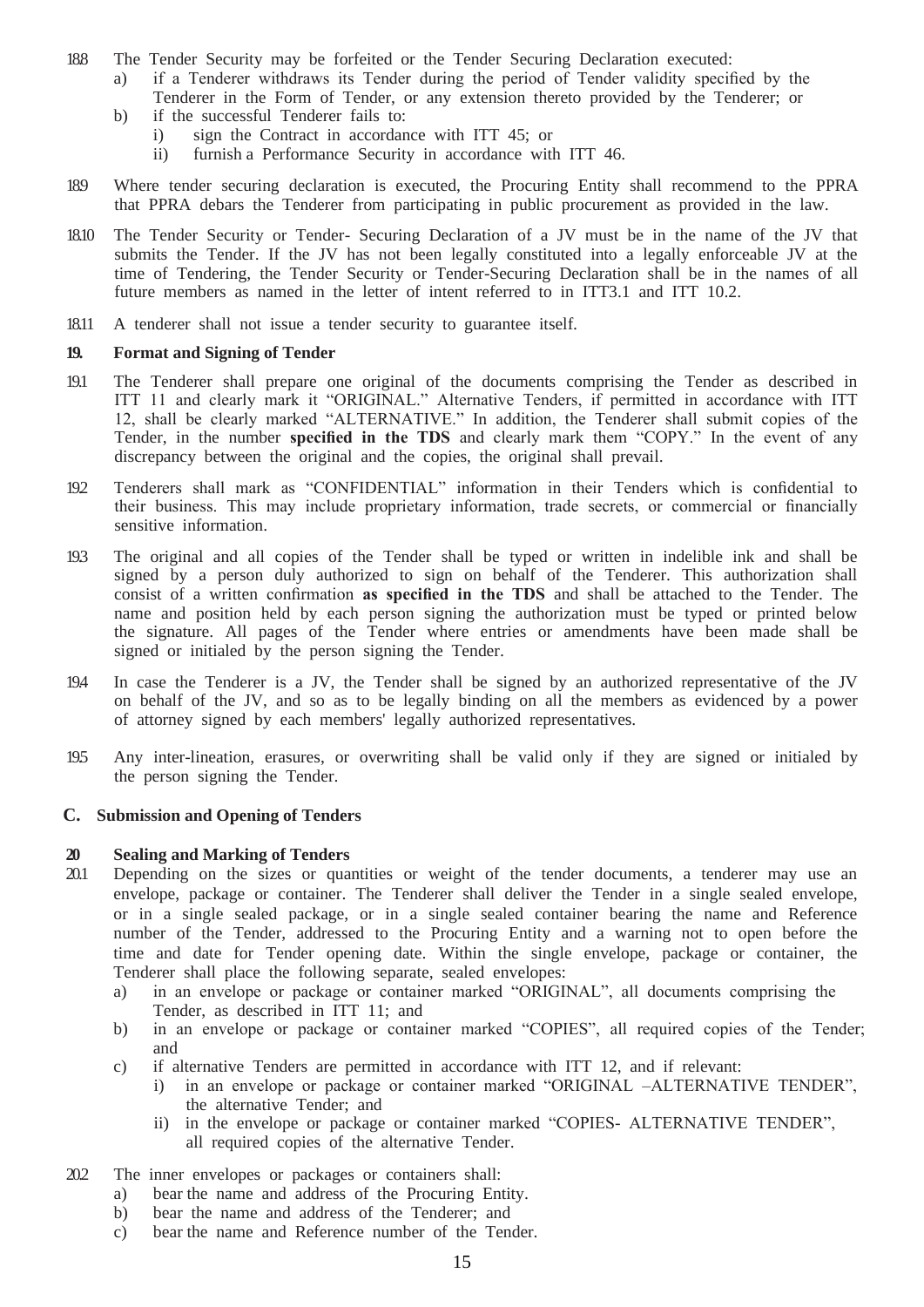18.8 The Tender Security may be forfeited or the Tender Securing Declaration executed:

a) if a Tenderer withdraws its Tender during the period of Tender validity specified by the Tenderer in the Form of Tender, or any extension thereto provided by the Tenderer; or
b) if the successful Tenderer fails to:
   i) sign the Contract in accordance with ITT 45; or
   ii) furnish a Performance Security in accordance with ITT 46.

18.9 Where tender securing declaration is executed, the Procuring Entity shall recommend to the PPRA that PPRA debars the Tenderer from participating in public procurement as provided in the law.

18.10 The Tender Security or Tender- Securing Declaration of a JV must be in the name of the JV that submits the Tender. If the JV has not been legally constituted into a legally enforceable JV at the time of Tendering, the Tender Security or Tender-Securing Declaration shall be in the names of all future members as named in the letter of intent referred to in ITT3.1 and ITT 10.2.

18.11 A tenderer shall not issue a tender security to guarantee itself.

### 19. Format and Signing of Tender

19.1 The Tenderer shall prepare one original of the documents comprising the Tender as described in ITT 11 and clearly mark it "ORIGINAL." Alternative Tenders, if permitted in accordance with ITT 12, shall be clearly marked "ALTERNATIVE." In addition, the Tenderer shall submit copies of the Tender, in the number **specified in the TDS** and clearly mark them "COPY." In the event of any discrepancy between the original and the copies, the original shall prevail.

19.2 Tenderers shall mark as "CONFIDENTIAL" information in their Tenders which is confidential to their business. This may include proprietary information, trade secrets, or commercial or financially sensitive information.

19.3 The original and all copies of the Tender shall be typed or written in indelible ink and shall be signed by a person duly authorized to sign on behalf of the Tenderer. This authorization shall consist of a written confirmation **as specified in the TDS** and shall be attached to the Tender. The name and position held by each person signing the authorization must be typed or printed below the signature. All pages of the Tender where entries or amendments have been made shall be signed or initialed by the person signing the Tender.

19.4 In case the Tenderer is a JV, the Tender shall be signed by an authorized representative of the JV on behalf of the JV, and so as to be legally binding on all the members as evidenced by a power of attorney signed by each members' legally authorized representatives.

19.5 Any inter-lineation, erasures, or overwriting shall be valid only if they are signed or initialed by the person signing the Tender.

## C. Submission and Opening of Tenders

### 20 Sealing and Marking of Tenders

20.1 Depending on the sizes or quantities or weight of the tender documents, a tenderer may use an envelope, package or container. The Tenderer shall deliver the Tender in a single sealed envelope, or in a single sealed package, or in a single sealed container bearing the name and Reference number of the Tender, addressed to the Procuring Entity and a warning not to open before the time and date for Tender opening date. Within the single envelope, package or container, the Tenderer shall place the following separate, sealed envelopes:

a) in an envelope or package or container marked "ORIGINAL", all documents comprising the Tender, as described in ITT 11; and
b) in an envelope or package or container marked "COPIES", all required copies of the Tender; and
c) if alternative Tenders are permitted in accordance with ITT 12, and if relevant:
   i) in an envelope or package or container marked "ORIGINAL –ALTERNATIVE TENDER", the alternative Tender; and
   ii) in the envelope or package or container marked "COPIES- ALTERNATIVE TENDER", all required copies of the alternative Tender.

20.2 The inner envelopes or packages or containers shall:

a) bear the name and address of the Procuring Entity.
b) bear the name and address of the Tenderer; and
c) bear the name and Reference number of the Tender.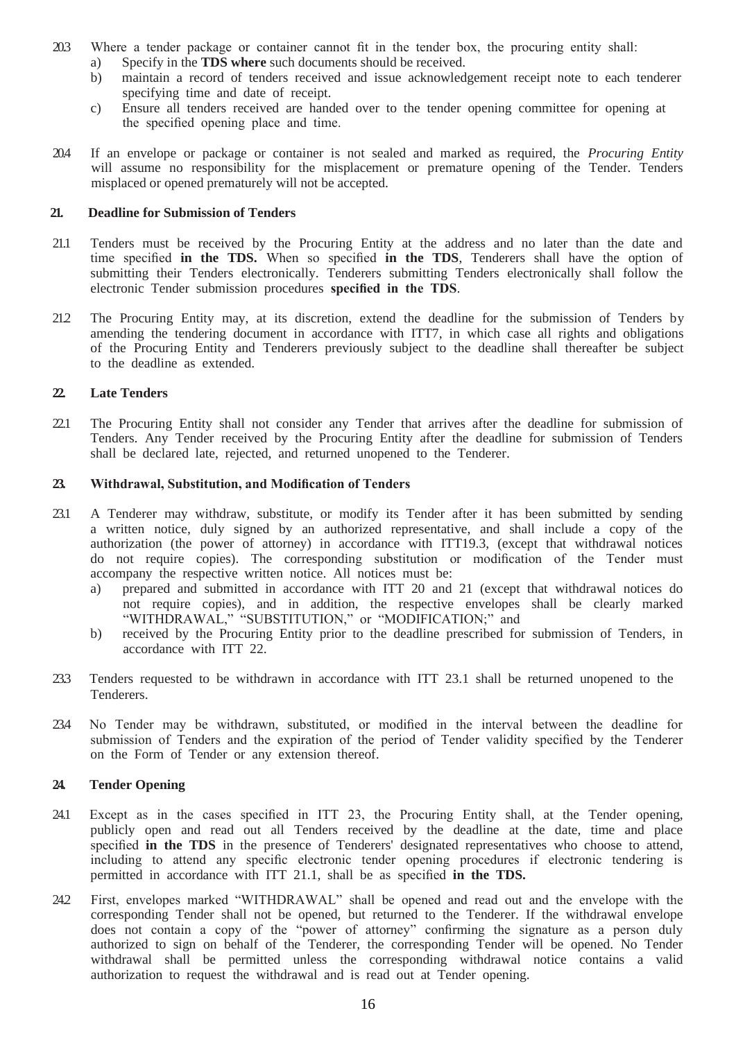20.3 Where a tender package or container cannot fit in the tender box, the procuring entity shall:

a) Specify in the **TDS where** such documents should be received.
b) maintain a record of tenders received and issue acknowledgement receipt note to each tenderer specifying time and date of receipt.
c) Ensure all tenders received are handed over to the tender opening committee for opening at the specified opening place and time.

20.4 If an envelope or package or container is not sealed and marked as required, the *Procuring Entity* will assume no responsibility for the misplacement or premature opening of the Tender. Tenders misplaced or opened prematurely will not be accepted.

## 21. Deadline for Submission of Tenders

21.1 Tenders must be received by the Procuring Entity at the address and no later than the date and time specified **in the TDS.** When so specified **in the TDS**, Tenderers shall have the option of submitting their Tenders electronically. Tenderers submitting Tenders electronically shall follow the electronic Tender submission procedures **specified in the TDS**.

21.2 The Procuring Entity may, at its discretion, extend the deadline for the submission of Tenders by amending the tendering document in accordance with ITT7, in which case all rights and obligations of the Procuring Entity and Tenderers previously subject to the deadline shall thereafter be subject to the deadline as extended.

## 22. Late Tenders

22.1 The Procuring Entity shall not consider any Tender that arrives after the deadline for submission of Tenders. Any Tender received by the Procuring Entity after the deadline for submission of Tenders shall be declared late, rejected, and returned unopened to the Tenderer.

## 23. Withdrawal, Substitution, and Modification of Tenders

23.1 A Tenderer may withdraw, substitute, or modify its Tender after it has been submitted by sending a written notice, duly signed by an authorized representative, and shall include a copy of the authorization (the power of attorney) in accordance with ITT19.3, (except that withdrawal notices do not require copies). The corresponding substitution or modification of the Tender must accompany the respective written notice. All notices must be:

a) prepared and submitted in accordance with ITT 20 and 21 (except that withdrawal notices do not require copies), and in addition, the respective envelopes shall be clearly marked "WITHDRAWAL," "SUBSTITUTION," or "MODIFICATION;" and
b) received by the Procuring Entity prior to the deadline prescribed for submission of Tenders, in accordance with ITT 22.

23.3 Tenders requested to be withdrawn in accordance with ITT 23.1 shall be returned unopened to the Tenderers.

23.4 No Tender may be withdrawn, substituted, or modified in the interval between the deadline for submission of Tenders and the expiration of the period of Tender validity specified by the Tenderer on the Form of Tender or any extension thereof.

## 24. Tender Opening

24.1 Except as in the cases specified in ITT 23, the Procuring Entity shall, at the Tender opening, publicly open and read out all Tenders received by the deadline at the date, time and place specified **in the TDS** in the presence of Tenderers' designated representatives who choose to attend, including to attend any specific electronic tender opening procedures if electronic tendering is permitted in accordance with ITT 21.1, shall be as specified **in the TDS.**

24.2 First, envelopes marked "WITHDRAWAL" shall be opened and read out and the envelope with the corresponding Tender shall not be opened, but returned to the Tenderer. If the withdrawal envelope does not contain a copy of the "power of attorney" confirming the signature as a person duly authorized to sign on behalf of the Tenderer, the corresponding Tender will be opened. No Tender withdrawal shall be permitted unless the corresponding withdrawal notice contains a valid authorization to request the withdrawal and is read out at Tender opening.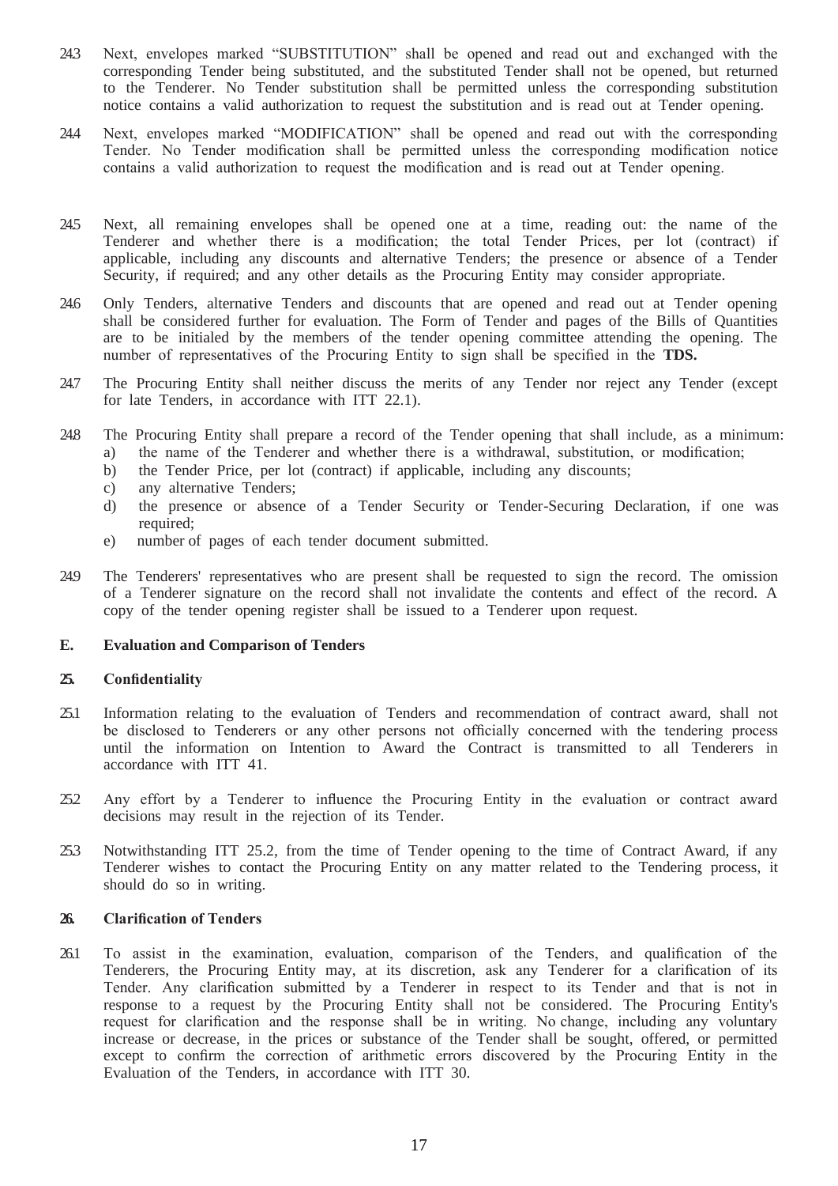24.3 Next, envelopes marked "SUBSTITUTION" shall be opened and read out and exchanged with the corresponding Tender being substituted, and the substituted Tender shall not be opened, but returned to the Tenderer. No Tender substitution shall be permitted unless the corresponding substitution notice contains a valid authorization to request the substitution and is read out at Tender opening.

24.4 Next, envelopes marked "MODIFICATION" shall be opened and read out with the corresponding Tender. No Tender modification shall be permitted unless the corresponding modification notice contains a valid authorization to request the modification and is read out at Tender opening.

24.5 Next, all remaining envelopes shall be opened one at a time, reading out: the name of the Tenderer and whether there is a modification; the total Tender Prices, per lot (contract) if applicable, including any discounts and alternative Tenders; the presence or absence of a Tender Security, if required; and any other details as the Procuring Entity may consider appropriate.

24.6 Only Tenders, alternative Tenders and discounts that are opened and read out at Tender opening shall be considered further for evaluation. The Form of Tender and pages of the Bills of Quantities are to be initialed by the members of the tender opening committee attending the opening. The number of representatives of the Procuring Entity to sign shall be specified in the **TDS.**

24.7 The Procuring Entity shall neither discuss the merits of any Tender nor reject any Tender (except for late Tenders, in accordance with ITT 22.1).

24.8 The Procuring Entity shall prepare a record of the Tender opening that shall include, as a minimum:
a) the name of the Tenderer and whether there is a withdrawal, substitution, or modification;
b) the Tender Price, per lot (contract) if applicable, including any discounts;
c) any alternative Tenders;
d) the presence or absence of a Tender Security or Tender-Securing Declaration, if one was required;
e) number of pages of each tender document submitted.

24.9 The Tenderers' representatives who are present shall be requested to sign the record. The omission of a Tenderer signature on the record shall not invalidate the contents and effect of the record. A copy of the tender opening register shall be issued to a Tenderer upon request.

## E. Evaluation and Comparison of Tenders

### 25. Confidentiality

25.1 Information relating to the evaluation of Tenders and recommendation of contract award, shall not be disclosed to Tenderers or any other persons not officially concerned with the tendering process until the information on Intention to Award the Contract is transmitted to all Tenderers in accordance with ITT 41.

25.2 Any effort by a Tenderer to influence the Procuring Entity in the evaluation or contract award decisions may result in the rejection of its Tender.

25.3 Notwithstanding ITT 25.2, from the time of Tender opening to the time of Contract Award, if any Tenderer wishes to contact the Procuring Entity on any matter related to the Tendering process, it should do so in writing.

### 26. Clarification of Tenders

26.1 To assist in the examination, evaluation, comparison of the Tenders, and qualification of the Tenderers, the Procuring Entity may, at its discretion, ask any Tenderer for a clarification of its Tender. Any clarification submitted by a Tenderer in respect to its Tender and that is not in response to a request by the Procuring Entity shall not be considered. The Procuring Entity's request for clarification and the response shall be in writing. No change, including any voluntary increase or decrease, in the prices or substance of the Tender shall be sought, offered, or permitted except to confirm the correction of arithmetic errors discovered by the Procuring Entity in the Evaluation of the Tenders, in accordance with ITT 30.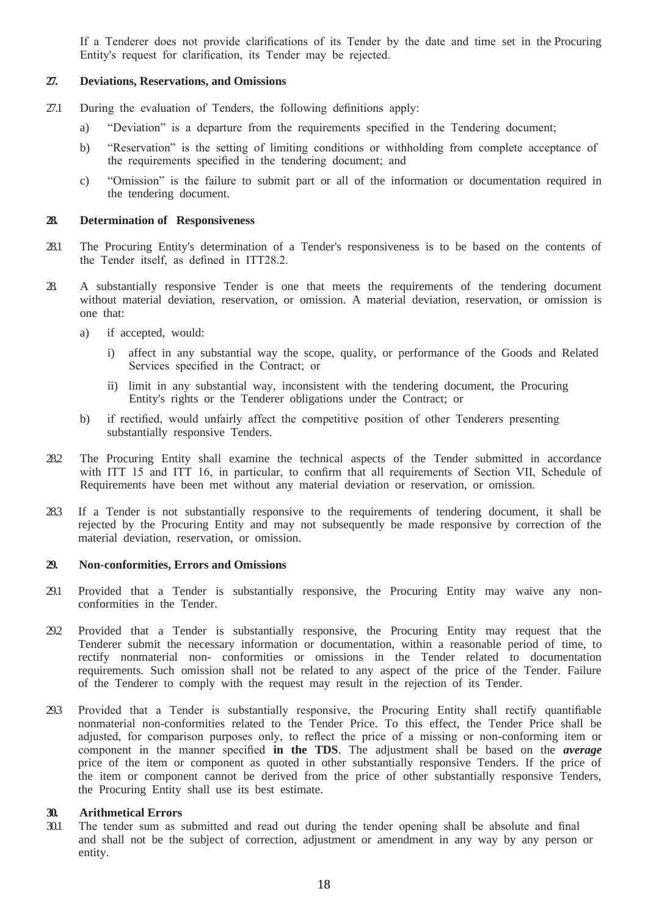If a Tenderer does not provide clarifications of its Tender by the date and time set in the Procuring Entity's request for clarification, its Tender may be rejected.

**27. Deviations, Reservations, and Omissions**

27.1 During the evaluation of Tenders, the following definitions apply:

a) "Deviation" is a departure from the requirements specified in the Tendering document;

b) "Reservation" is the setting of limiting conditions or withholding from complete acceptance of the requirements specified in the tendering document; and

c) "Omission" is the failure to submit part or all of the information or documentation required in the tendering document.

**28. Determination of Responsiveness**

28.1 The Procuring Entity's determination of a Tender's responsiveness is to be based on the contents of the Tender itself, as defined in ITT28.2.

28. A substantially responsive Tender is one that meets the requirements of the tendering document without material deviation, reservation, or omission. A material deviation, reservation, or omission is one that:

a) if accepted, would:

i) affect in any substantial way the scope, quality, or performance of the Goods and Related Services specified in the Contract; or

ii) limit in any substantial way, inconsistent with the tendering document, the Procuring Entity's rights or the Tenderer obligations under the Contract; or

b) if rectified, would unfairly affect the competitive position of other Tenderers presenting substantially responsive Tenders.

28.2 The Procuring Entity shall examine the technical aspects of the Tender submitted in accordance with ITT 15 and ITT 16, in particular, to confirm that all requirements of Section VII, Schedule of Requirements have been met without any material deviation or reservation, or omission.

28.3 If a Tender is not substantially responsive to the requirements of tendering document, it shall be rejected by the Procuring Entity and may not subsequently be made responsive by correction of the material deviation, reservation, or omission.

**29. Non-conformities, Errors and Omissions**

29.1 Provided that a Tender is substantially responsive, the Procuring Entity may waive any non-conformities in the Tender.

29.2 Provided that a Tender is substantially responsive, the Procuring Entity may request that the Tenderer submit the necessary information or documentation, within a reasonable period of time, to rectify nonmaterial non- conformities or omissions in the Tender related to documentation requirements. Such omission shall not be related to any aspect of the price of the Tender. Failure of the Tenderer to comply with the request may result in the rejection of its Tender.

29.3 Provided that a Tender is substantially responsive, the Procuring Entity shall rectify quantifiable nonmaterial non-conformities related to the Tender Price. To this effect, the Tender Price shall be adjusted, for comparison purposes only, to reflect the price of a missing or non-conforming item or component in the manner specified **in the TDS**. The adjustment shall be based on the ***average*** price of the item or component as quoted in other substantially responsive Tenders. If the price of the item or component cannot be derived from the price of other substantially responsive Tenders, the Procuring Entity shall use its best estimate.

**30. Arithmetical Errors**

30.1 The tender sum as submitted and read out during the tender opening shall be absolute and final and shall not be the subject of correction, adjustment or amendment in any way by any person or entity.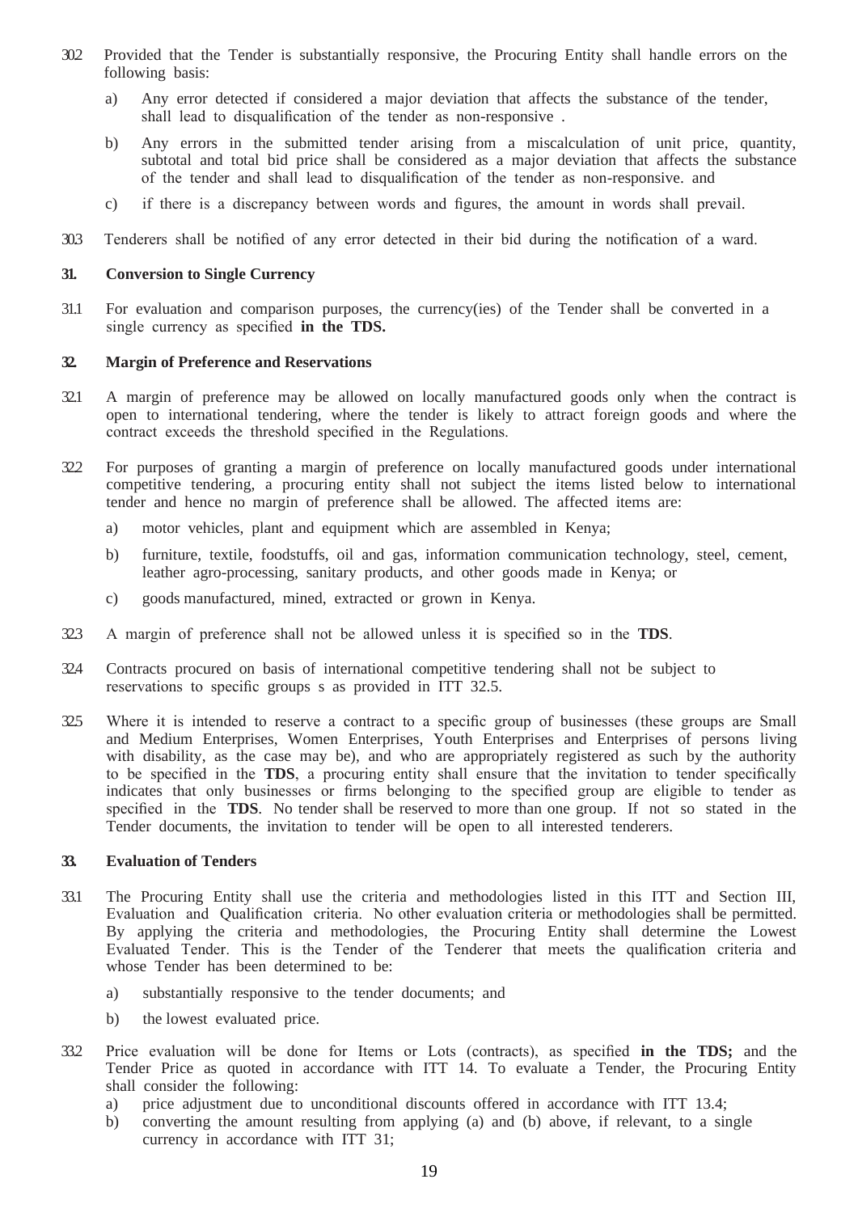30.2 Provided that the Tender is substantially responsive, the Procuring Entity shall handle errors on the following basis:

a) Any error detected if considered a major deviation that affects the substance of the tender, shall lead to disqualification of the tender as non-responsive .

b) Any errors in the submitted tender arising from a miscalculation of unit price, quantity, subtotal and total bid price shall be considered as a major deviation that affects the substance of the tender and shall lead to disqualification of the tender as non-responsive. and

c) if there is a discrepancy between words and figures, the amount in words shall prevail.

30.3 Tenderers shall be notified of any error detected in their bid during the notification of a ward.

## 31. Conversion to Single Currency

31.1 For evaluation and comparison purposes, the currency(ies) of the Tender shall be converted in a single currency as specified **in the TDS.**

## 32. Margin of Preference and Reservations

32.1 A margin of preference may be allowed on locally manufactured goods only when the contract is open to international tendering, where the tender is likely to attract foreign goods and where the contract exceeds the threshold specified in the Regulations.

32.2 For purposes of granting a margin of preference on locally manufactured goods under international competitive tendering, a procuring entity shall not subject the items listed below to international tender and hence no margin of preference shall be allowed. The affected items are:

a) motor vehicles, plant and equipment which are assembled in Kenya;

b) furniture, textile, foodstuffs, oil and gas, information communication technology, steel, cement, leather agro-processing, sanitary products, and other goods made in Kenya; or

c) goods manufactured, mined, extracted or grown in Kenya.

32.3 A margin of preference shall not be allowed unless it is specified so in the **TDS**.

32.4 Contracts procured on basis of international competitive tendering shall not be subject to reservations to specific groups s as provided in ITT 32.5.

32.5 Where it is intended to reserve a contract to a specific group of businesses (these groups are Small and Medium Enterprises, Women Enterprises, Youth Enterprises and Enterprises of persons living with disability, as the case may be), and who are appropriately registered as such by the authority to be specified in the **TDS**, a procuring entity shall ensure that the invitation to tender specifically indicates that only businesses or firms belonging to the specified group are eligible to tender as specified in the **TDS**. No tender shall be reserved to more than one group. If not so stated in the Tender documents, the invitation to tender will be open to all interested tenderers.

## 33. Evaluation of Tenders

33.1 The Procuring Entity shall use the criteria and methodologies listed in this ITT and Section III, Evaluation and Qualification criteria. No other evaluation criteria or methodologies shall be permitted. By applying the criteria and methodologies, the Procuring Entity shall determine the Lowest Evaluated Tender. This is the Tender of the Tenderer that meets the qualification criteria and whose Tender has been determined to be:

a) substantially responsive to the tender documents; and

b) the lowest evaluated price.

33.2 Price evaluation will be done for Items or Lots (contracts), as specified **in the TDS;** and the Tender Price as quoted in accordance with ITT 14. To evaluate a Tender, the Procuring Entity shall consider the following:

a) price adjustment due to unconditional discounts offered in accordance with ITT 13.4;

b) converting the amount resulting from applying (a) and (b) above, if relevant, to a single currency in accordance with ITT 31;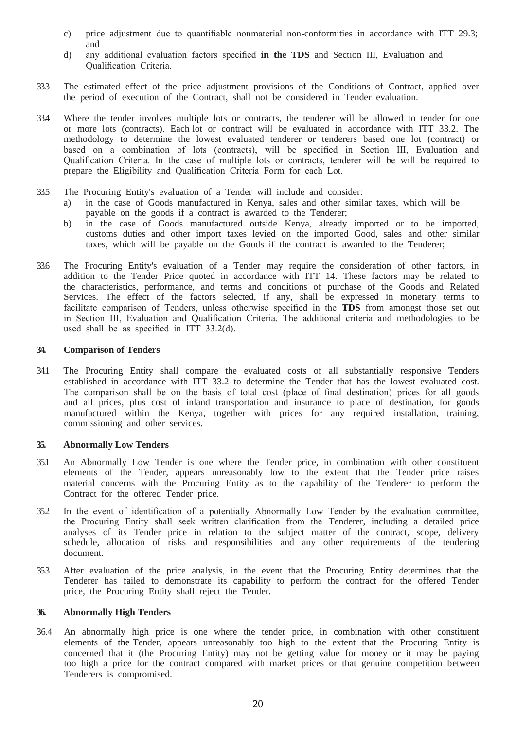c) price adjustment due to quantifiable nonmaterial non-conformities in accordance with ITT 29.3; and

d) any additional evaluation factors specified **in the TDS** and Section III, Evaluation and Qualification Criteria.

33.3 The estimated effect of the price adjustment provisions of the Conditions of Contract, applied over the period of execution of the Contract, shall not be considered in Tender evaluation.

33.4 Where the tender involves multiple lots or contracts, the tenderer will be allowed to tender for one or more lots (contracts). Each lot or contract will be evaluated in accordance with ITT 33.2. The methodology to determine the lowest evaluated tenderer or tenderers based one lot (contract) or based on a combination of lots (contracts), will be specified in Section III, Evaluation and Qualification Criteria. In the case of multiple lots or contracts, tenderer will be will be required to prepare the Eligibility and Qualification Criteria Form for each Lot.

33.5 The Procuring Entity's evaluation of a Tender will include and consider:

a) in the case of Goods manufactured in Kenya, sales and other similar taxes, which will be payable on the goods if a contract is awarded to the Tenderer;

b) in the case of Goods manufactured outside Kenya, already imported or to be imported, customs duties and other import taxes levied on the imported Good, sales and other similar taxes, which will be payable on the Goods if the contract is awarded to the Tenderer;

33.6 The Procuring Entity's evaluation of a Tender may require the consideration of other factors, in addition to the Tender Price quoted in accordance with ITT 14. These factors may be related to the characteristics, performance, and terms and conditions of purchase of the Goods and Related Services. The effect of the factors selected, if any, shall be expressed in monetary terms to facilitate comparison of Tenders, unless otherwise specified in the **TDS** from amongst those set out in Section III, Evaluation and Qualification Criteria. The additional criteria and methodologies to be used shall be as specified in ITT 33.2(d).

### 34. Comparison of Tenders

34.1 The Procuring Entity shall compare the evaluated costs of all substantially responsive Tenders established in accordance with ITT 33.2 to determine the Tender that has the lowest evaluated cost. The comparison shall be on the basis of total cost (place of final destination) prices for all goods and all prices, plus cost of inland transportation and insurance to place of destination, for goods manufactured within the Kenya, together with prices for any required installation, training, commissioning and other services.

### 35. Abnormally Low Tenders

35.1 An Abnormally Low Tender is one where the Tender price, in combination with other constituent elements of the Tender, appears unreasonably low to the extent that the Tender price raises material concerns with the Procuring Entity as to the capability of the Tenderer to perform the Contract for the offered Tender price.

35.2 In the event of identification of a potentially Abnormally Low Tender by the evaluation committee, the Procuring Entity shall seek written clarification from the Tenderer, including a detailed price analyses of its Tender price in relation to the subject matter of the contract, scope, delivery schedule, allocation of risks and responsibilities and any other requirements of the tendering document.

35.3 After evaluation of the price analysis, in the event that the Procuring Entity determines that the Tenderer has failed to demonstrate its capability to perform the contract for the offered Tender price, the Procuring Entity shall reject the Tender.

### 36. Abnormally High Tenders

36.4 An abnormally high price is one where the tender price, in combination with other constituent elements of the Tender, appears unreasonably too high to the extent that the Procuring Entity is concerned that it (the Procuring Entity) may not be getting value for money or it may be paying too high a price for the contract compared with market prices or that genuine competition between Tenderers is compromised.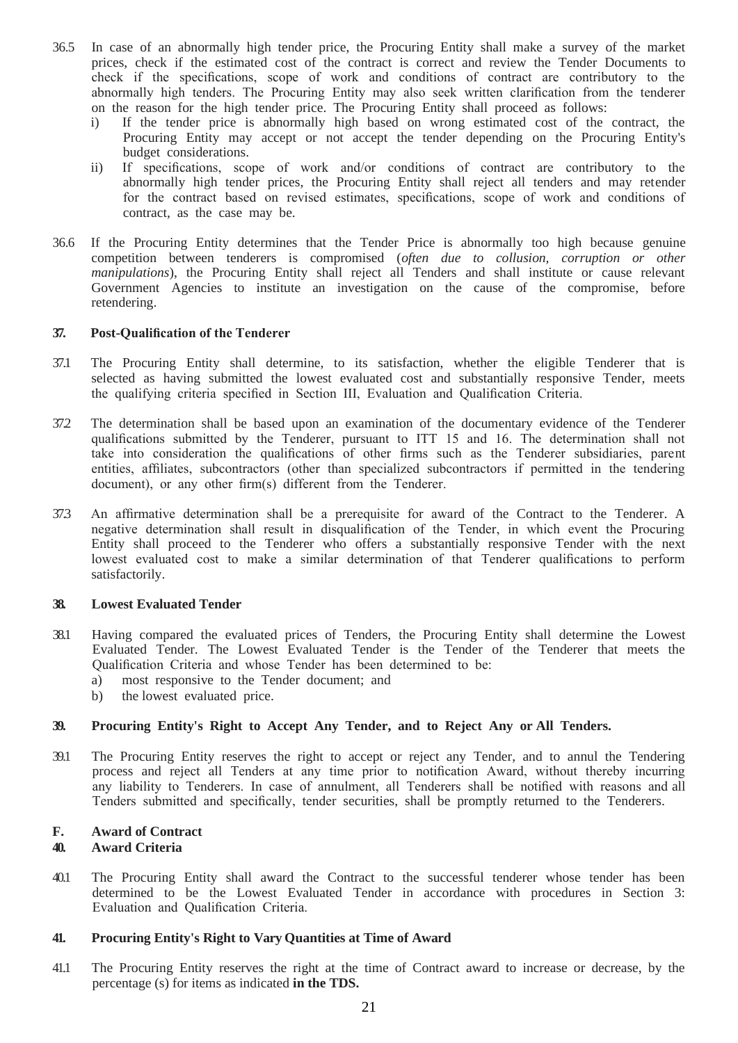36.5 In case of an abnormally high tender price, the Procuring Entity shall make a survey of the market prices, check if the estimated cost of the contract is correct and review the Tender Documents to check if the specifications, scope of work and conditions of contract are contributory to the abnormally high tenders. The Procuring Entity may also seek written clarification from the tenderer on the reason for the high tender price. The Procuring Entity shall proceed as follows:

i) If the tender price is abnormally high based on wrong estimated cost of the contract, the Procuring Entity may accept or not accept the tender depending on the Procuring Entity's budget considerations.

ii) If specifications, scope of work and/or conditions of contract are contributory to the abnormally high tender prices, the Procuring Entity shall reject all tenders and may retender for the contract based on revised estimates, specifications, scope of work and conditions of contract, as the case may be.

36.6 If the Procuring Entity determines that the Tender Price is abnormally too high because genuine competition between tenderers is compromised (*often due to collusion, corruption or other manipulations*), the Procuring Entity shall reject all Tenders and shall institute or cause relevant Government Agencies to institute an investigation on the cause of the compromise, before retendering.

### 37. Post-Qualification of the Tenderer

37.1 The Procuring Entity shall determine, to its satisfaction, whether the eligible Tenderer that is selected as having submitted the lowest evaluated cost and substantially responsive Tender, meets the qualifying criteria specified in Section III, Evaluation and Qualification Criteria.

37.2 The determination shall be based upon an examination of the documentary evidence of the Tenderer qualifications submitted by the Tenderer, pursuant to ITT 15 and 16. The determination shall not take into consideration the qualifications of other firms such as the Tenderer subsidiaries, parent entities, affiliates, subcontractors (other than specialized subcontractors if permitted in the tendering document), or any other firm(s) different from the Tenderer.

37.3 An affirmative determination shall be a prerequisite for award of the Contract to the Tenderer. A negative determination shall result in disqualification of the Tender, in which event the Procuring Entity shall proceed to the Tenderer who offers a substantially responsive Tender with the next lowest evaluated cost to make a similar determination of that Tenderer qualifications to perform satisfactorily.

### 38. Lowest Evaluated Tender

38.1 Having compared the evaluated prices of Tenders, the Procuring Entity shall determine the Lowest Evaluated Tender. The Lowest Evaluated Tender is the Tender of the Tenderer that meets the Qualification Criteria and whose Tender has been determined to be:

a) most responsive to the Tender document; and
b) the lowest evaluated price.

### 39. Procuring Entity's Right to Accept Any Tender, and to Reject Any or All Tenders.

39.1 The Procuring Entity reserves the right to accept or reject any Tender, and to annul the Tendering process and reject all Tenders at any time prior to notification Award, without thereby incurring any liability to Tenderers. In case of annulment, all Tenderers shall be notified with reasons and all Tenders submitted and specifically, tender securities, shall be promptly returned to the Tenderers.

## F. Award of Contract

### 40. Award Criteria

40.1 The Procuring Entity shall award the Contract to the successful tenderer whose tender has been determined to be the Lowest Evaluated Tender in accordance with procedures in Section 3: Evaluation and Qualification Criteria.

### 41. Procuring Entity's Right to Vary Quantities at Time of Award

41.1 The Procuring Entity reserves the right at the time of Contract award to increase or decrease, by the percentage (s) for items as indicated **in the TDS.**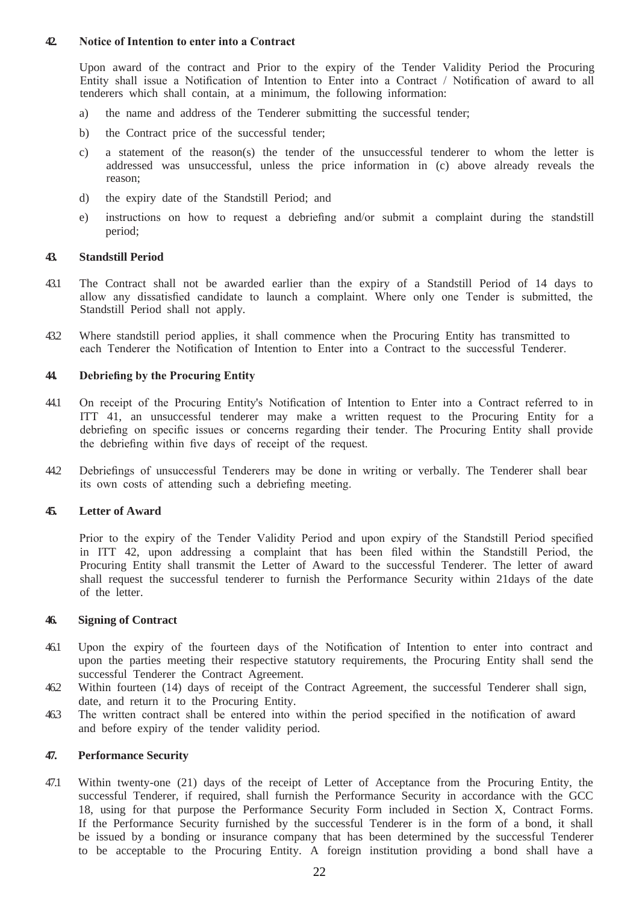#### 42. Notice of Intention to enter into a Contract

Upon award of the contract and Prior to the expiry of the Tender Validity Period the Procuring Entity shall issue a Notification of Intention to Enter into a Contract / Notification of award to all tenderers which shall contain, at a minimum, the following information:

a) the name and address of the Tenderer submitting the successful tender;

b) the Contract price of the successful tender;

c) a statement of the reason(s) the tender of the unsuccessful tenderer to whom the letter is addressed was unsuccessful, unless the price information in (c) above already reveals the reason;

d) the expiry date of the Standstill Period; and

e) instructions on how to request a debriefing and/or submit a complaint during the standstill period;

#### 43. Standstill Period

43.1 The Contract shall not be awarded earlier than the expiry of a Standstill Period of 14 days to allow any dissatisfied candidate to launch a complaint. Where only one Tender is submitted, the Standstill Period shall not apply.

43.2 Where standstill period applies, it shall commence when the Procuring Entity has transmitted to each Tenderer the Notification of Intention to Enter into a Contract to the successful Tenderer.

#### 44. Debriefing by the Procuring Entity

44.1 On receipt of the Procuring Entity's Notification of Intention to Enter into a Contract referred to in ITT 41, an unsuccessful tenderer may make a written request to the Procuring Entity for a debriefing on specific issues or concerns regarding their tender. The Procuring Entity shall provide the debriefing within five days of receipt of the request.

44.2 Debriefings of unsuccessful Tenderers may be done in writing or verbally. The Tenderer shall bear its own costs of attending such a debriefing meeting.

#### 45. Letter of Award

Prior to the expiry of the Tender Validity Period and upon expiry of the Standstill Period specified in ITT 42, upon addressing a complaint that has been filed within the Standstill Period, the Procuring Entity shall transmit the Letter of Award to the successful Tenderer. The letter of award shall request the successful tenderer to furnish the Performance Security within 21days of the date of the letter.

#### 46. Signing of Contract

46.1 Upon the expiry of the fourteen days of the Notification of Intention to enter into contract and upon the parties meeting their respective statutory requirements, the Procuring Entity shall send the successful Tenderer the Contract Agreement.

46.2 Within fourteen (14) days of receipt of the Contract Agreement, the successful Tenderer shall sign, date, and return it to the Procuring Entity.

46.3 The written contract shall be entered into within the period specified in the notification of award and before expiry of the tender validity period.

#### 47. Performance Security

47.1 Within twenty-one (21) days of the receipt of Letter of Acceptance from the Procuring Entity, the successful Tenderer, if required, shall furnish the Performance Security in accordance with the GCC 18, using for that purpose the Performance Security Form included in Section X, Contract Forms. If the Performance Security furnished by the successful Tenderer is in the form of a bond, it shall be issued by a bonding or insurance company that has been determined by the successful Tenderer to be acceptable to the Procuring Entity. A foreign institution providing a bond shall have a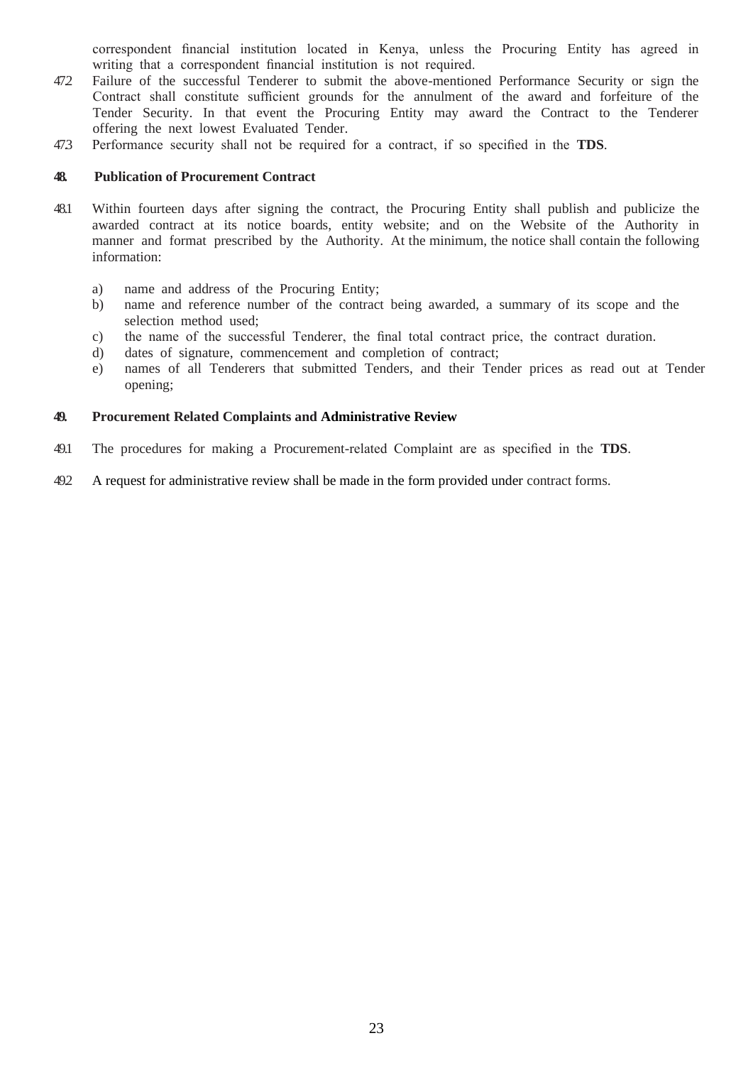correspondent financial institution located in Kenya, unless the Procuring Entity has agreed in writing that a correspondent financial institution is not required.

47.2 Failure of the successful Tenderer to submit the above-mentioned Performance Security or sign the Contract shall constitute sufficient grounds for the annulment of the award and forfeiture of the Tender Security. In that event the Procuring Entity may award the Contract to the Tenderer offering the next lowest Evaluated Tender.

47.3 Performance security shall not be required for a contract, if so specified in the **TDS**.

**48. Publication of Procurement Contract**

48.1 Within fourteen days after signing the contract, the Procuring Entity shall publish and publicize the awarded contract at its notice boards, entity website; and on the Website of the Authority in manner and format prescribed by the Authority. At the minimum, the notice shall contain the following information:

a) name and address of the Procuring Entity;
b) name and reference number of the contract being awarded, a summary of its scope and the selection method used;
c) the name of the successful Tenderer, the final total contract price, the contract duration.
d) dates of signature, commencement and completion of contract;
e) names of all Tenderers that submitted Tenders, and their Tender prices as read out at Tender opening;

**49. Procurement Related Complaints and Administrative Review**

49.1 The procedures for making a Procurement-related Complaint are as specified in the **TDS**.

49.2 A request for administrative review shall be made in the form provided under contract forms.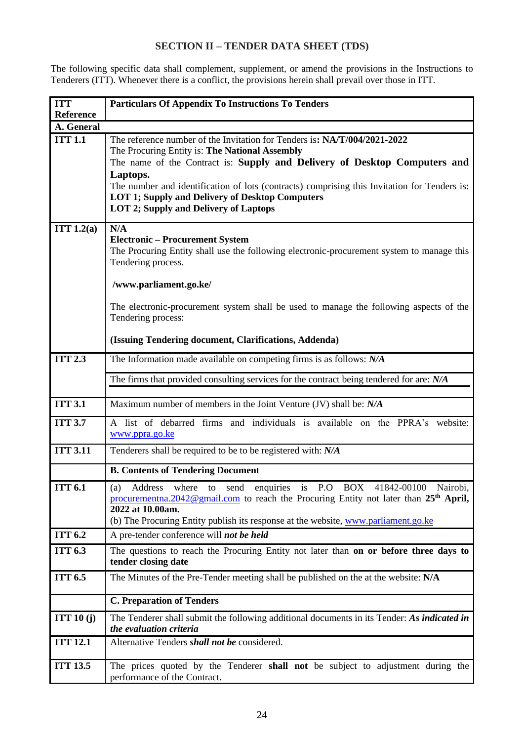## SECTION II – TENDER DATA SHEET (TDS)

The following specific data shall complement, supplement, or amend the provisions in the Instructions to Tenderers (ITT). Whenever there is a conflict, the provisions herein shall prevail over those in ITT.

| ITT Reference | Particulars Of Appendix To Instructions To Tenders |
|---|---|
| **A. General** | |
| **ITT 1.1** | The reference number of the Invitation for Tenders is**: NA/T/004/2021-2022**<br>The Procuring Entity is: **The National Assembly**<br>The name of the Contract is: **Supply and Delivery of Desktop Computers and Laptops.**<br>The number and identification of lots (contracts) comprising this Invitation for Tenders is:<br>**LOT 1; Supply and Delivery of Desktop Computers**<br>**LOT 2; Supply and Delivery of Laptops** |
| **ITT 1.2(a)** | **N/A**<br>**Electronic – Procurement System**<br>The Procuring Entity shall use the following electronic-procurement system to manage this Tendering process.<br><br>**/www.parliament.go.ke/**<br><br>The electronic-procurement system shall be used to manage the following aspects of the Tendering process:<br><br>**(Issuing Tendering document, Clarifications, Addenda)** |
| **ITT 2.3** | The Information made available on competing firms is as follows: ***N/A***<br><br>The firms that provided consulting services for the contract being tendered for are: ***N/A*** |
| **ITT 3.1** | Maximum number of members in the Joint Venture (JV) shall be: ***N/A*** |
| **ITT 3.7** | A list of debarred firms and individuals is available on the PPRA's website: www.ppra.go.ke |
| **ITT 3.11** | Tenderers shall be required to be to be registered with: ***N/A*** |
| | **B. Contents of Tendering Document** |
| **ITT 6.1** | (a) Address where to send enquiries is P.O BOX 41842-00100 Nairobi, procurementna.2042@gmail.com to reach the Procuring Entity not later than **25th April, 2022 at 10.00am.**<br>(b) The Procuring Entity publish its response at the website, www.parliament.go.ke |
| **ITT 6.2** | A pre-tender conference will ***not be held*** |
| **ITT 6.3** | The questions to reach the Procuring Entity not later than **on or before three days to tender closing date** |
| **ITT 6.5** | The Minutes of the Pre-Tender meeting shall be published on the at the website: **N/A** |
| | **C. Preparation of Tenders** |
| **ITT 10 (j)** | The Tenderer shall submit the following additional documents in its Tender: ***As indicated in the evaluation criteria*** |
| **ITT 12.1** | Alternative Tenders ***shall not be*** considered. |
| **ITT 13.5** | The prices quoted by the Tenderer **shall not** be subject to adjustment during the performance of the Contract. |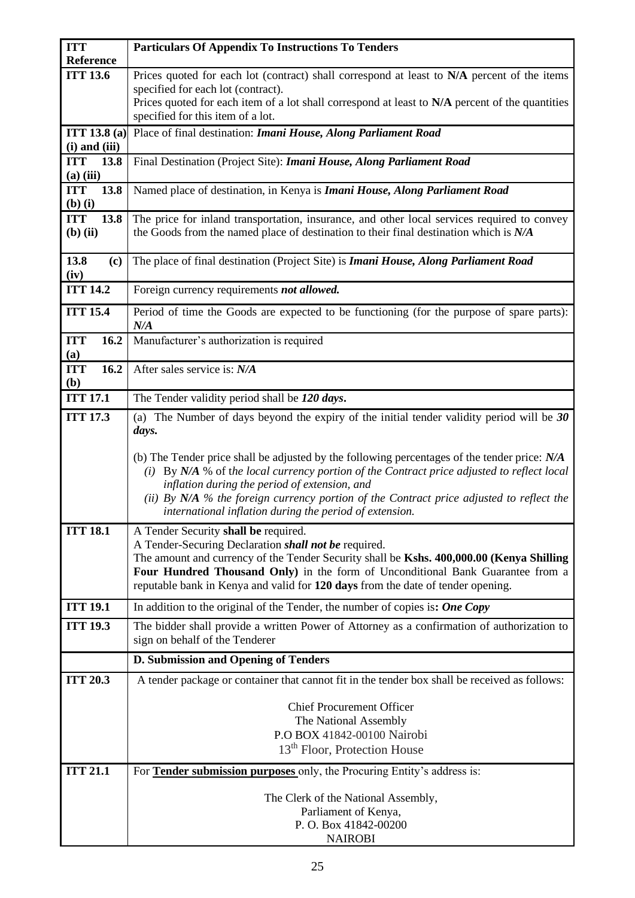| ITT Reference | Particulars Of Appendix To Instructions To Tenders |
|---|---|
| ITT 13.6 | Prices quoted for each lot (contract) shall correspond at least to **N/A** percent of the items specified for each lot (contract).<br>Prices quoted for each item of a lot shall correspond at least to **N/A** percent of the quantities specified for this item of a lot. |
| ITT 13.8 (a) (i) and (iii) | Place of final destination: ***Imani House, Along Parliament Road*** |
| ITT 13.8 (a) (iii) | Final Destination (Project Site): ***Imani House, Along Parliament Road*** |
| ITT 13.8 (b) (i) | Named place of destination, in Kenya is ***Imani House, Along Parliament Road*** |
| ITT 13.8 (b) (ii) | The price for inland transportation, insurance, and other local services required to convey the Goods from the named place of destination to their final destination which is ***N/A*** |
| 13.8 (c) (iv) | The place of final destination (Project Site) is ***Imani House, Along Parliament Road*** |
| ITT 14.2 | Foreign currency requirements ***not allowed.*** |
| ITT 15.4 | Period of time the Goods are expected to be functioning (for the purpose of spare parts): ***N/A*** |
| ITT 16.2 (a) | Manufacturer's authorization is required |
| ITT 16.2 (b) | After sales service is: ***N/A*** |
| ITT 17.1 | The Tender validity period shall be ***120 days***. |
| ITT 17.3 | (a) The Number of days beyond the expiry of the initial tender validity period will be ***30 days.***<br><br>(b) The Tender price shall be adjusted by the following percentages of the tender price: ***N/A***<br>*(i)* By ***N/A*** % of t*he local currency portion of the Contract price adjusted to reflect local inflation during the period of extension, and*<br>*(ii) By **N/A** % the foreign currency portion of the Contract price adjusted to reflect the international inflation during the period of extension.* |
| ITT 18.1 | A Tender Security **shall be** required.<br>A Tender-Securing Declaration ***shall not be*** required.<br>The amount and currency of the Tender Security shall be **Kshs. 400,000.00 (Kenya Shilling Four Hundred Thousand Only)** in the form of Unconditional Bank Guarantee from a reputable bank in Kenya and valid for **120 days** from the date of tender opening. |
| ITT 19.1 | In addition to the original of the Tender, the number of copies is**: *One Copy*** |
| ITT 19.3 | The bidder shall provide a written Power of Attorney as a confirmation of authorization to sign on behalf of the Tenderer |
| | **D. Submission and Opening of Tenders** |
| ITT 20.3 | A tender package or container that cannot fit in the tender box shall be received as follows:<br><br>Chief Procurement Officer<br>The National Assembly<br>P.O BOX 41842-00100 Nairobi<br>13th Floor, Protection House |
| ITT 21.1 | For **Tender submission purposes** only, the Procuring Entity's address is:<br><br>The Clerk of the National Assembly,<br>Parliament of Kenya,<br>P. O. Box 41842-00200<br>NAIROBI |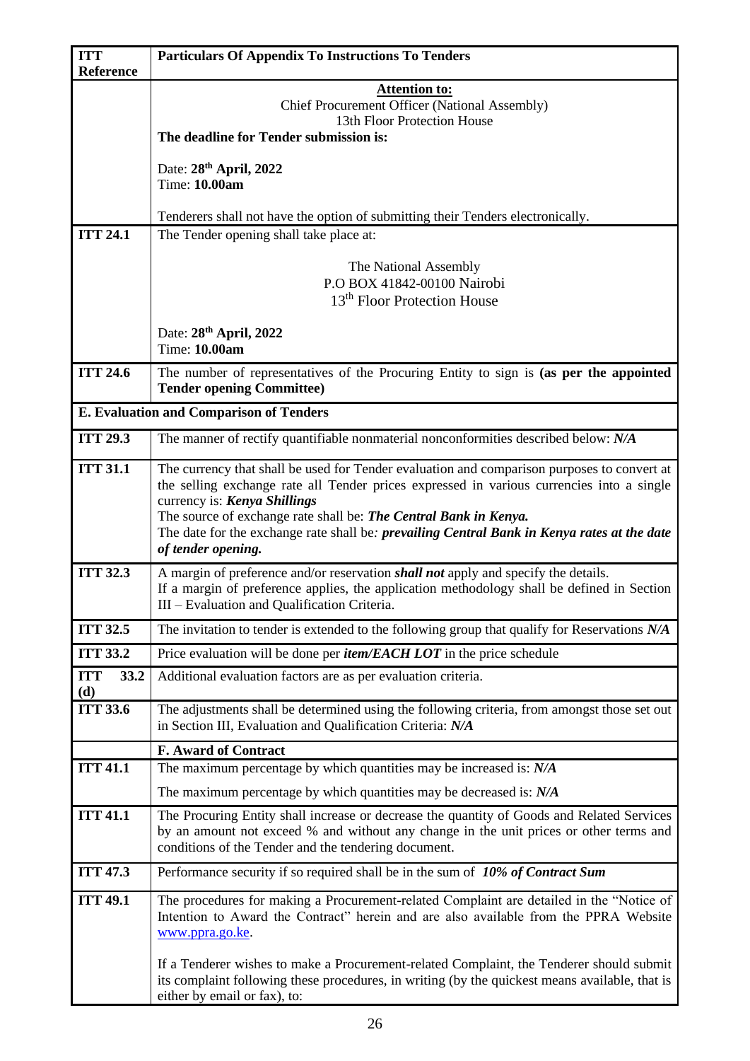| ITT Reference | Particulars Of Appendix To Instructions To Tenders |
|---|---|
| | **Attention to:**<br>Chief Procurement Officer (National Assembly)<br>13th Floor Protection House<br>**The deadline for Tender submission is:**<br><br>Date: **28th April, 2022**<br>Time: **10.00am**<br><br>Tenderers shall not have the option of submitting their Tenders electronically. |
| **ITT 24.1** | The Tender opening shall take place at:<br><br>The National Assembly<br>P.O BOX 41842-00100 Nairobi<br>13th Floor Protection House<br><br>Date: **28th April, 2022**<br>Time: **10.00am** |
| **ITT 24.6** | The number of representatives of the Procuring Entity to sign is **(as per the appointed Tender opening Committee)** |
| **E. Evaluation and Comparison of Tenders** | |
| **ITT 29.3** | The manner of rectify quantifiable nonmaterial nonconformities described below: ***N/A*** |
| **ITT 31.1** | The currency that shall be used for Tender evaluation and comparison purposes to convert at the selling exchange rate all Tender prices expressed in various currencies into a single currency is: ***Kenya Shillings***<br>The source of exchange rate shall be: ***The Central Bank in Kenya.***<br>The date for the exchange rate shall be*: **prevailing Central Bank in Kenya rates at the date of tender opening.*** |
| **ITT 32.3** | A margin of preference and/or reservation ***shall not*** apply and specify the details.<br>If a margin of preference applies, the application methodology shall be defined in Section III – Evaluation and Qualification Criteria. |
| **ITT 32.5** | The invitation to tender is extended to the following group that qualify for Reservations ***N/A*** |
| **ITT 33.2** | Price evaluation will be done per ***item/EACH LOT*** in the price schedule |
| **ITT 33.2 (d)** | Additional evaluation factors are as per evaluation criteria. |
| **ITT 33.6** | The adjustments shall be determined using the following criteria, from amongst those set out in Section III, Evaluation and Qualification Criteria: ***N/A*** |
| | **F. Award of Contract** |
| **ITT 41.1** | The maximum percentage by which quantities may be increased is: ***N/A***<br><br>The maximum percentage by which quantities may be decreased is: ***N/A*** |
| **ITT 41.1** | The Procuring Entity shall increase or decrease the quantity of Goods and Related Services by an amount not exceed % and without any change in the unit prices or other terms and conditions of the Tender and the tendering document. |
| **ITT 47.3** | Performance security if so required shall be in the sum of ***10% of Contract Sum*** |
| **ITT 49.1** | The procedures for making a Procurement-related Complaint are detailed in the "Notice of Intention to Award the Contract" herein and are also available from the PPRA Website www.ppra.go.ke.<br><br>If a Tenderer wishes to make a Procurement-related Complaint, the Tenderer should submit its complaint following these procedures, in writing (by the quickest means available, that is either by email or fax), to: |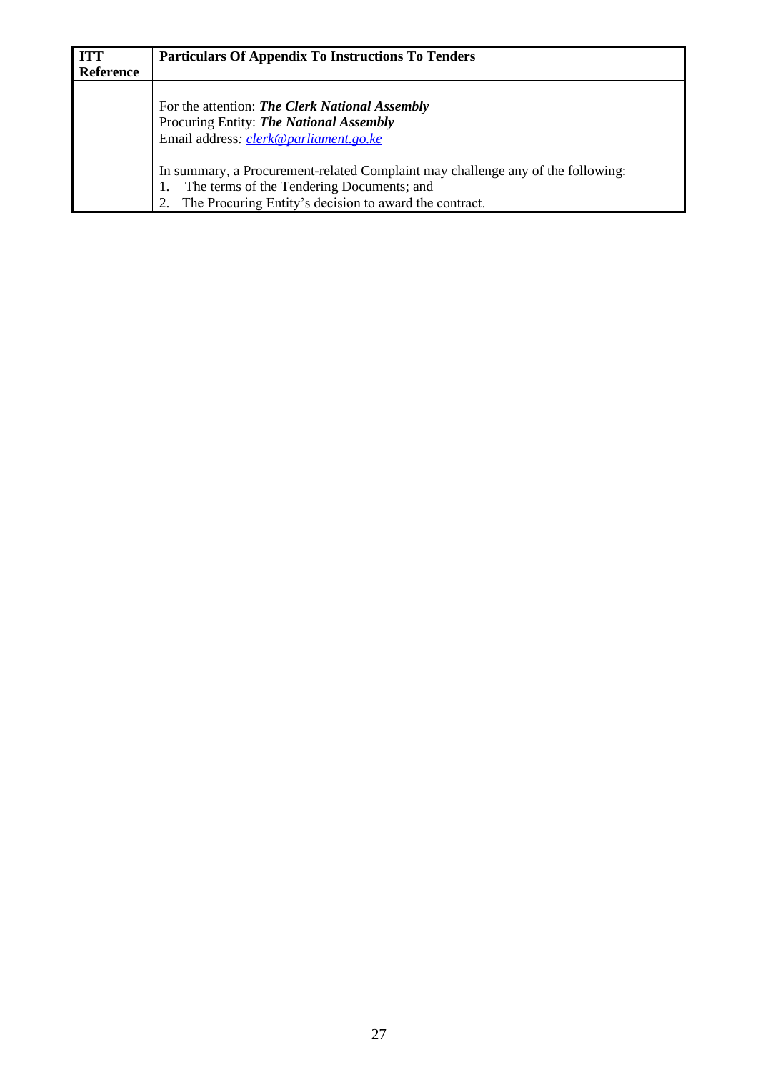| ITT Reference | Particulars Of Appendix To Instructions To Tenders |
|---|---|
| | For the attention: ***The Clerk National Assembly***<br>Procuring Entity: ***The National Assembly***<br>Email address*:* *clerk@parliament.go.ke*<br><br>In summary, a Procurement-related Complaint may challenge any of the following:<br>1. The terms of the Tendering Documents; and<br>2. The Procuring Entity's decision to award the contract. |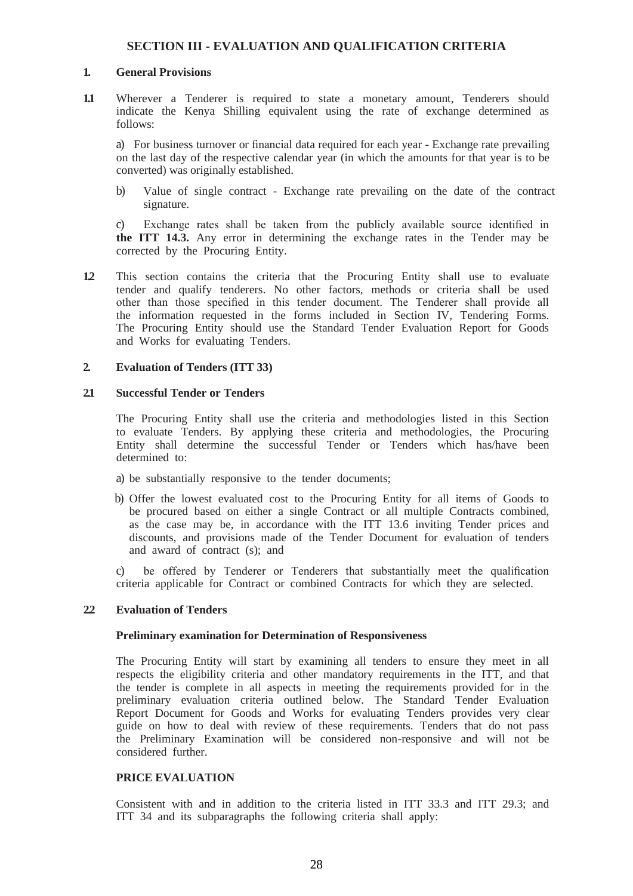## SECTION III - EVALUATION AND QUALIFICATION CRITERIA

### 1. General Provisions

**1.1** Wherever a Tenderer is required to state a monetary amount, Tenderers should indicate the Kenya Shilling equivalent using the rate of exchange determined as follows:

a) For business turnover or financial data required for each year - Exchange rate prevailing on the last day of the respective calendar year (in which the amounts for that year is to be converted) was originally established.

b) Value of single contract - Exchange rate prevailing on the date of the contract signature.

c) Exchange rates shall be taken from the publicly available source identified in **the ITT 14.3.** Any error in determining the exchange rates in the Tender may be corrected by the Procuring Entity.

**1.2** This section contains the criteria that the Procuring Entity shall use to evaluate tender and qualify tenderers. No other factors, methods or criteria shall be used other than those specified in this tender document. The Tenderer shall provide all the information requested in the forms included in Section IV, Tendering Forms. The Procuring Entity should use the Standard Tender Evaluation Report for Goods and Works for evaluating Tenders.

### 2. Evaluation of Tenders (ITT 33)

**2.1 Successful Tender or Tenders**

The Procuring Entity shall use the criteria and methodologies listed in this Section to evaluate Tenders. By applying these criteria and methodologies, the Procuring Entity shall determine the successful Tender or Tenders which has/have been determined to:

a) be substantially responsive to the tender documents;

b) Offer the lowest evaluated cost to the Procuring Entity for all items of Goods to be procured based on either a single Contract or all multiple Contracts combined, as the case may be, in accordance with the ITT 13.6 inviting Tender prices and discounts, and provisions made of the Tender Document for evaluation of tenders and award of contract (s); and

c) be offered by Tenderer or Tenderers that substantially meet the qualification criteria applicable for Contract or combined Contracts for which they are selected.

**2.2 Evaluation of Tenders**

**Preliminary examination for Determination of Responsiveness**

The Procuring Entity will start by examining all tenders to ensure they meet in all respects the eligibility criteria and other mandatory requirements in the ITT, and that the tender is complete in all aspects in meeting the requirements provided for in the preliminary evaluation criteria outlined below. The Standard Tender Evaluation Report Document for Goods and Works for evaluating Tenders provides very clear guide on how to deal with review of these requirements. Tenders that do not pass the Preliminary Examination will be considered non-responsive and will not be considered further.

**PRICE EVALUATION**

Consistent with and in addition to the criteria listed in ITT 33.3 and ITT 29.3; and ITT 34 and its subparagraphs the following criteria shall apply: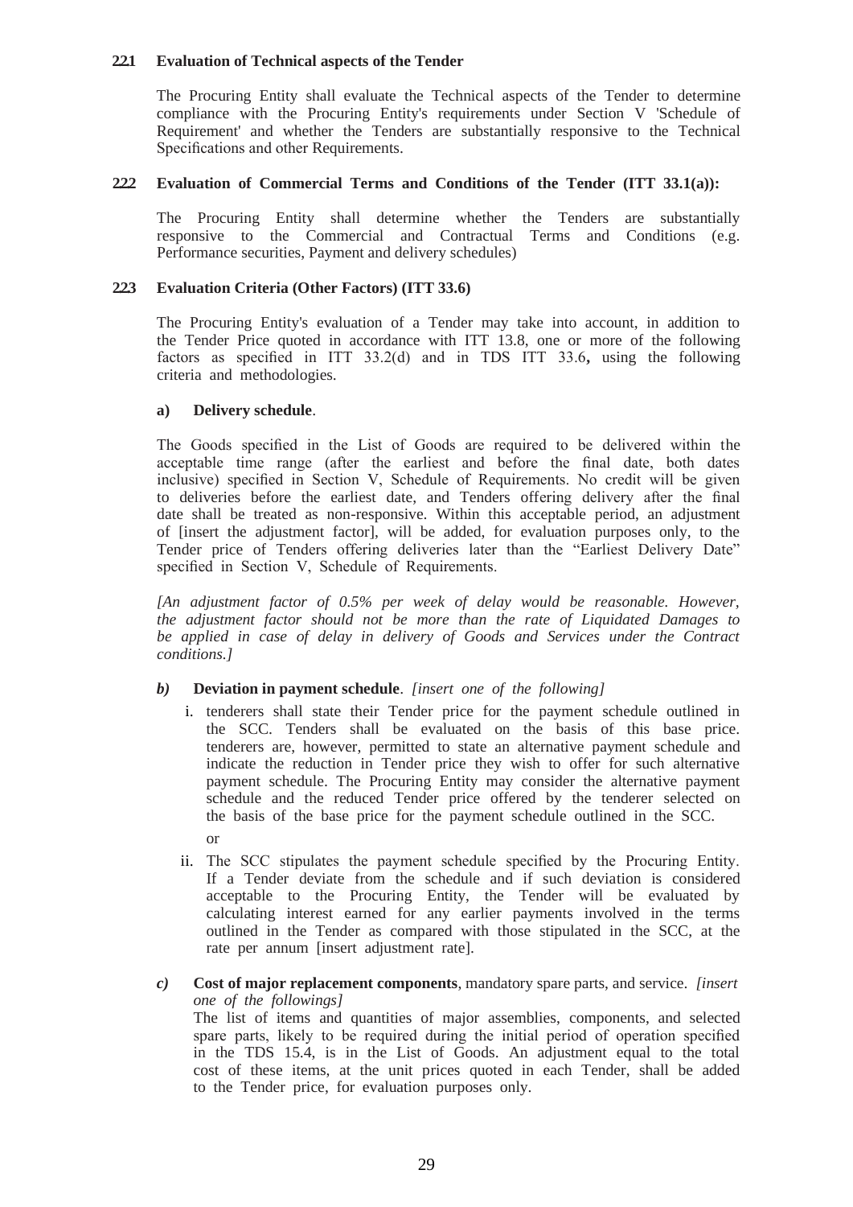### 2.2.1 Evaluation of Technical aspects of the Tender

The Procuring Entity shall evaluate the Technical aspects of the Tender to determine compliance with the Procuring Entity's requirements under Section V 'Schedule of Requirement' and whether the Tenders are substantially responsive to the Technical Specifications and other Requirements.

### 2.2.2 Evaluation of Commercial Terms and Conditions of the Tender (ITT 33.1(a)):

The Procuring Entity shall determine whether the Tenders are substantially responsive to the Commercial and Contractual Terms and Conditions (e.g. Performance securities, Payment and delivery schedules)

### 2.2.3 Evaluation Criteria (Other Factors) (ITT 33.6)

The Procuring Entity's evaluation of a Tender may take into account, in addition to the Tender Price quoted in accordance with ITT 13.8, one or more of the following factors as specified in ITT 33.2(d) and in TDS ITT 33.6**,** using the following criteria and methodologies.

**a) Delivery schedule**.

The Goods specified in the List of Goods are required to be delivered within the acceptable time range (after the earliest and before the final date, both dates inclusive) specified in Section V, Schedule of Requirements. No credit will be given to deliveries before the earliest date, and Tenders offering delivery after the final date shall be treated as non-responsive. Within this acceptable period, an adjustment of [insert the adjustment factor], will be added, for evaluation purposes only, to the Tender price of Tenders offering deliveries later than the "Earliest Delivery Date" specified in Section V, Schedule of Requirements.

*[An adjustment factor of 0.5% per week of delay would be reasonable. However, the adjustment factor should not be more than the rate of Liquidated Damages to be applied in case of delay in delivery of Goods and Services under the Contract conditions.]*

***b)*** **Deviation in payment schedule**. *[insert one of the following]*

i. tenderers shall state their Tender price for the payment schedule outlined in the SCC. Tenders shall be evaluated on the basis of this base price. tenderers are, however, permitted to state an alternative payment schedule and indicate the reduction in Tender price they wish to offer for such alternative payment schedule. The Procuring Entity may consider the alternative payment schedule and the reduced Tender price offered by the tenderer selected on the basis of the base price for the payment schedule outlined in the SCC.

or

ii. The SCC stipulates the payment schedule specified by the Procuring Entity. If a Tender deviate from the schedule and if such deviation is considered acceptable to the Procuring Entity, the Tender will be evaluated by calculating interest earned for any earlier payments involved in the terms outlined in the Tender as compared with those stipulated in the SCC, at the rate per annum [insert adjustment rate].

***c)*** **Cost of major replacement components**, mandatory spare parts, and service. *[insert one of the followings]*

The list of items and quantities of major assemblies, components, and selected spare parts, likely to be required during the initial period of operation specified in the TDS 15.4, is in the List of Goods. An adjustment equal to the total cost of these items, at the unit prices quoted in each Tender, shall be added to the Tender price, for evaluation purposes only.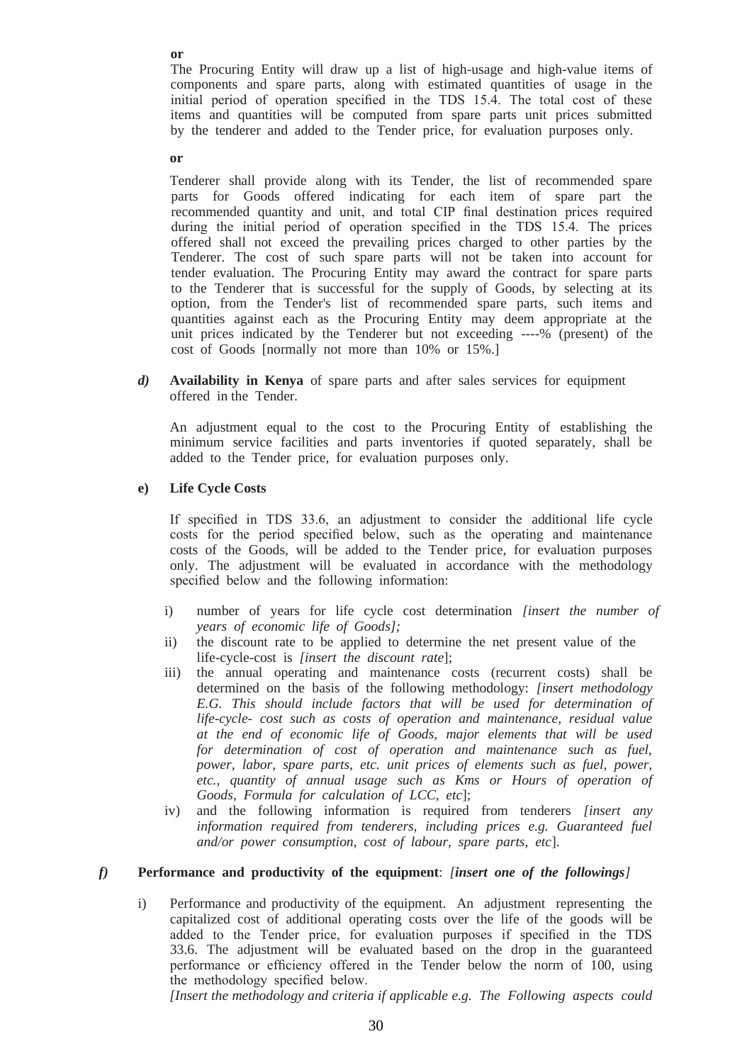**or**

The Procuring Entity will draw up a list of high-usage and high-value items of components and spare parts, along with estimated quantities of usage in the initial period of operation specified in the TDS 15.4. The total cost of these items and quantities will be computed from spare parts unit prices submitted by the tenderer and added to the Tender price, for evaluation purposes only.

**or**

Tenderer shall provide along with its Tender, the list of recommended spare parts for Goods offered indicating for each item of spare part the recommended quantity and unit, and total CIP final destination prices required during the initial period of operation specified in the TDS 15.4. The prices offered shall not exceed the prevailing prices charged to other parties by the Tenderer. The cost of such spare parts will not be taken into account for tender evaluation. The Procuring Entity may award the contract for spare parts to the Tenderer that is successful for the supply of Goods, by selecting at its option, from the Tender's list of recommended spare parts, such items and quantities against each as the Procuring Entity may deem appropriate at the unit prices indicated by the Tenderer but not exceeding ----% (present) of the cost of Goods [normally not more than 10% or 15%.]

***d)*** **Availability in Kenya** of spare parts and after sales services for equipment offered in the Tender.

An adjustment equal to the cost to the Procuring Entity of establishing the minimum service facilities and parts inventories if quoted separately, shall be added to the Tender price, for evaluation purposes only.

**e) Life Cycle Costs**

If specified in TDS 33.6, an adjustment to consider the additional life cycle costs for the period specified below, such as the operating and maintenance costs of the Goods, will be added to the Tender price, for evaluation purposes only. The adjustment will be evaluated in accordance with the methodology specified below and the following information:

i) number of years for life cycle cost determination *[insert the number of years of economic life of Goods];*

ii) the discount rate to be applied to determine the net present value of the life-cycle-cost is *[insert the discount rate*];

iii) the annual operating and maintenance costs (recurrent costs) shall be determined on the basis of the following methodology: *[insert methodology E.G. This should include factors that will be used for determination of life-cycle- cost such as costs of operation and maintenance, residual value at the end of economic life of Goods, major elements that will be used for determination of cost of operation and maintenance such as fuel, power, labor, spare parts, etc. unit prices of elements such as fuel, power, etc., quantity of annual usage such as Kms or Hours of operation of Goods, Formula for calculation of LCC, etc*];

iv) and the following information is required from tenderers *[insert any information required from tenderers, including prices e.g. Guaranteed fuel and/or power consumption, cost of labour, spare parts, etc*].

***f)*** **Performance and productivity of the equipment**: *[**insert one of the followings**]*

i) Performance and productivity of the equipment. An adjustment representing the capitalized cost of additional operating costs over the life of the goods will be added to the Tender price, for evaluation purposes if specified in the TDS 33.6. The adjustment will be evaluated based on the drop in the guaranteed performance or efficiency offered in the Tender below the norm of 100, using the methodology specified below.
*[Insert the methodology and criteria if applicable e.g. The Following aspects could*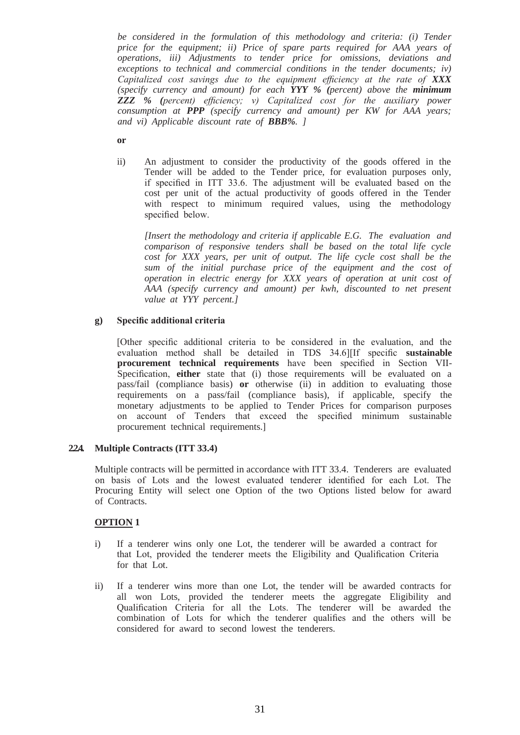*be considered in the formulation of this methodology and criteria: (i) Tender price for the equipment; ii) Price of spare parts required for AAA years of operations, iii) Adjustments to tender price for omissions, deviations and exceptions to technical and commercial conditions in the tender documents; iv) Capitalized cost savings due to the equipment efficiency at the rate of **XXX** (specify currency and amount) for each **YYY % (**percent) above the **minimum ZZZ % (**percent) efficiency; v) Capitalized cost for the auxiliary power consumption at **PPP** (specify currency and amount) per KW for AAA years; and vi) Applicable discount rate of **BBB%**. ]*

**or**

ii) An adjustment to consider the productivity of the goods offered in the Tender will be added to the Tender price, for evaluation purposes only, if specified in ITT 33.6. The adjustment will be evaluated based on the cost per unit of the actual productivity of goods offered in the Tender with respect to minimum required values, using the methodology specified below.

*[Insert the methodology and criteria if applicable E.G. The evaluation and comparison of responsive tenders shall be based on the total life cycle cost for XXX years, per unit of output. The life cycle cost shall be the sum of the initial purchase price of the equipment and the cost of operation in electric energy for XXX years of operation at unit cost of AAA (specify currency and amount) per kwh, discounted to net present value at YYY percent.]*

**g) Specific additional criteria**

[Other specific additional criteria to be considered in the evaluation, and the evaluation method shall be detailed in TDS 34.6][If specific **sustainable procurement technical requirements** have been specified in Section VII-Specification, **either** state that (i) those requirements will be evaluated on a pass/fail (compliance basis) **or** otherwise (ii) in addition to evaluating those requirements on a pass/fail (compliance basis), if applicable, specify the monetary adjustments to be applied to Tender Prices for comparison purposes on account of Tenders that exceed the specified minimum sustainable procurement technical requirements.]

**2.2.4. Multiple Contracts (ITT 33.4)**

Multiple contracts will be permitted in accordance with ITT 33.4. Tenderers are evaluated on basis of Lots and the lowest evaluated tenderer identified for each Lot. The Procuring Entity will select one Option of the two Options listed below for award of Contracts.

**OPTION 1**

i) If a tenderer wins only one Lot, the tenderer will be awarded a contract for that Lot, provided the tenderer meets the Eligibility and Qualification Criteria for that Lot.

ii) If a tenderer wins more than one Lot, the tender will be awarded contracts for all won Lots, provided the tenderer meets the aggregate Eligibility and Qualification Criteria for all the Lots. The tenderer will be awarded the combination of Lots for which the tenderer qualifies and the others will be considered for award to second lowest the tenderers.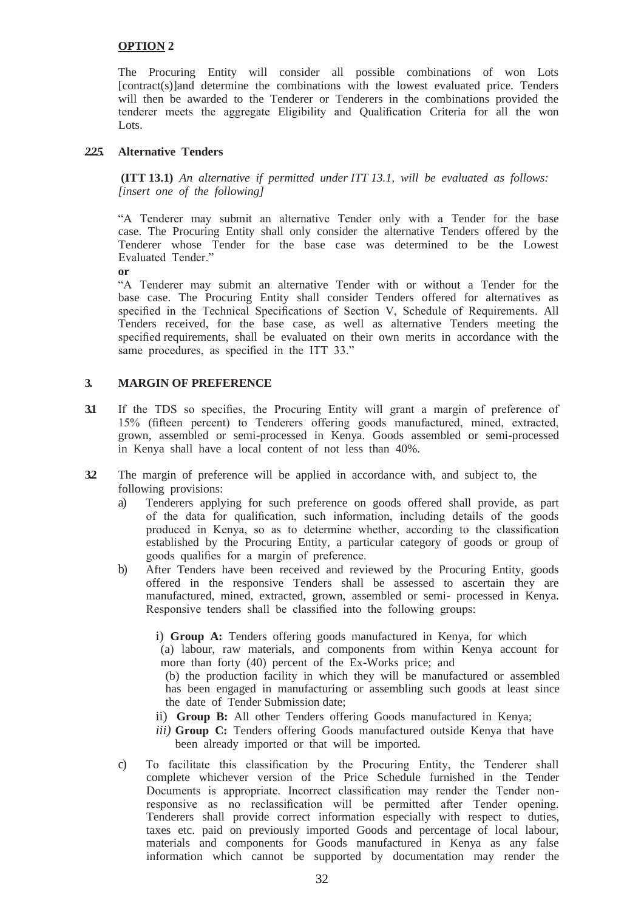**OPTION 2**

The Procuring Entity will consider all possible combinations of won Lots [contract(s)]and determine the combinations with the lowest evaluated price. Tenders will then be awarded to the Tenderer or Tenderers in the combinations provided the tenderer meets the aggregate Eligibility and Qualification Criteria for all the won Lots.

### 2.2.5. Alternative Tenders

**(ITT 13.1)** *An alternative if permitted under ITT 13.1, will be evaluated as follows: [insert one of the following]*

"A Tenderer may submit an alternative Tender only with a Tender for the base case. The Procuring Entity shall only consider the alternative Tenders offered by the Tenderer whose Tender for the base case was determined to be the Lowest Evaluated Tender."

**or**

"A Tenderer may submit an alternative Tender with or without a Tender for the base case. The Procuring Entity shall consider Tenders offered for alternatives as specified in the Technical Specifications of Section V, Schedule of Requirements. All Tenders received, for the base case, as well as alternative Tenders meeting the specified requirements, shall be evaluated on their own merits in accordance with the same procedures, as specified in the ITT 33."

## 3. MARGIN OF PREFERENCE

**3.1** If the TDS so specifies, the Procuring Entity will grant a margin of preference of 15% (fifteen percent) to Tenderers offering goods manufactured, mined, extracted, grown, assembled or semi-processed in Kenya. Goods assembled or semi-processed in Kenya shall have a local content of not less than 40%.

**3.2** The margin of preference will be applied in accordance with, and subject to, the following provisions:

a) Tenderers applying for such preference on goods offered shall provide, as part of the data for qualification, such information, including details of the goods produced in Kenya, so as to determine whether, according to the classification established by the Procuring Entity, a particular category of goods or group of goods qualifies for a margin of preference.

b) After Tenders have been received and reviewed by the Procuring Entity, goods offered in the responsive Tenders shall be assessed to ascertain they are manufactured, mined, extracted, grown, assembled or semi- processed in Kenya. Responsive tenders shall be classified into the following groups:

   i) **Group A:** Tenders offering goods manufactured in Kenya, for which
   (a) labour, raw materials, and components from within Kenya account for more than forty (40) percent of the Ex-Works price; and
   (b) the production facility in which they will be manufactured or assembled has been engaged in manufacturing or assembling such goods at least since the date of Tender Submission date;

   ii) **Group B:** All other Tenders offering Goods manufactured in Kenya;

   *iii)* **Group C:** Tenders offering Goods manufactured outside Kenya that have been already imported or that will be imported.

c) To facilitate this classification by the Procuring Entity, the Tenderer shall complete whichever version of the Price Schedule furnished in the Tender Documents is appropriate. Incorrect classification may render the Tender non-responsive as no reclassification will be permitted after Tender opening. Tenderers shall provide correct information especially with respect to duties, taxes etc. paid on previously imported Goods and percentage of local labour, materials and components for Goods manufactured in Kenya as any false information which cannot be supported by documentation may render the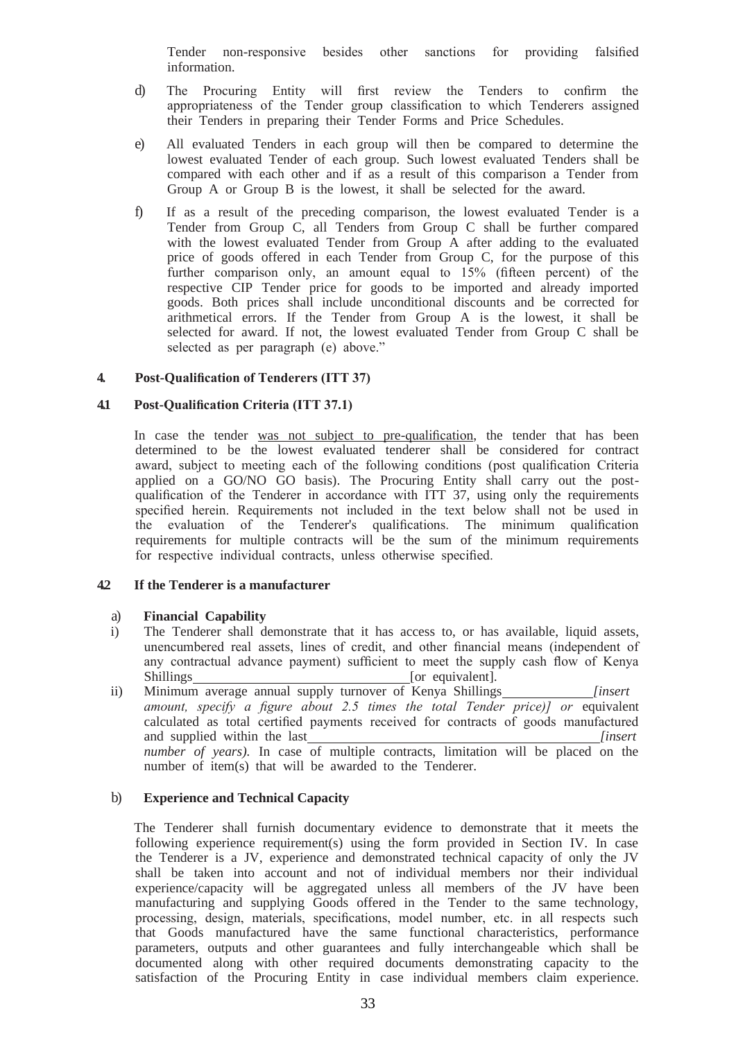Tender non-responsive besides other sanctions for providing falsified information.

d) The Procuring Entity will first review the Tenders to confirm the appropriateness of the Tender group classification to which Tenderers assigned their Tenders in preparing their Tender Forms and Price Schedules.

e) All evaluated Tenders in each group will then be compared to determine the lowest evaluated Tender of each group. Such lowest evaluated Tenders shall be compared with each other and if as a result of this comparison a Tender from Group A or Group B is the lowest, it shall be selected for the award.

f) If as a result of the preceding comparison, the lowest evaluated Tender is a Tender from Group C, all Tenders from Group C shall be further compared with the lowest evaluated Tender from Group A after adding to the evaluated price of goods offered in each Tender from Group C, for the purpose of this further comparison only, an amount equal to 15% (fifteen percent) of the respective CIP Tender price for goods to be imported and already imported goods. Both prices shall include unconditional discounts and be corrected for arithmetical errors. If the Tender from Group A is the lowest, it shall be selected for award. If not, the lowest evaluated Tender from Group C shall be selected as per paragraph (e) above."

## 4. Post-Qualification of Tenderers (ITT 37)

### 4.1 Post-Qualification Criteria (ITT 37.1)

In case the tender was not subject to pre-qualification, the tender that has been determined to be the lowest evaluated tenderer shall be considered for contract award, subject to meeting each of the following conditions (post qualification Criteria applied on a GO/NO GO basis). The Procuring Entity shall carry out the post-qualification of the Tenderer in accordance with ITT 37, using only the requirements specified herein. Requirements not included in the text below shall not be used in the evaluation of the Tenderer's qualifications. The minimum qualification requirements for multiple contracts will be the sum of the minimum requirements for respective individual contracts, unless otherwise specified.

### 4.2 If the Tenderer is a manufacturer

a) **Financial Capability**

i) The Tenderer shall demonstrate that it has access to, or has available, liquid assets, unencumbered real assets, lines of credit, and other financial means (independent of any contractual advance payment) sufficient to meet the supply cash flow of Kenya Shillings \_\_\_\_\_\_\_\_\_\_\_\_\_\_\_\_\_\_ [or equivalent].

ii) Minimum average annual supply turnover of Kenya Shillings \_\_\_\_\_\_\_\_\_ *[insert amount, specify a figure about 2.5 times the total Tender price)] or* equivalent calculated as total certified payments received for contracts of goods manufactured and supplied within the last \_\_\_\_\_\_\_\_\_\_\_\_\_\_\_\_\_\_\_\_\_\_\_ *[insert number of years).* In case of multiple contracts, limitation will be placed on the number of item(s) that will be awarded to the Tenderer.

b) **Experience and Technical Capacity**

The Tenderer shall furnish documentary evidence to demonstrate that it meets the following experience requirement(s) using the form provided in Section IV. In case the Tenderer is a JV, experience and demonstrated technical capacity of only the JV shall be taken into account and not of individual members nor their individual experience/capacity will be aggregated unless all members of the JV have been manufacturing and supplying Goods offered in the Tender to the same technology, processing, design, materials, specifications, model number, etc. in all respects such that Goods manufactured have the same functional characteristics, performance parameters, outputs and other guarantees and fully interchangeable which shall be documented along with other required documents demonstrating capacity to the satisfaction of the Procuring Entity in case individual members claim experience.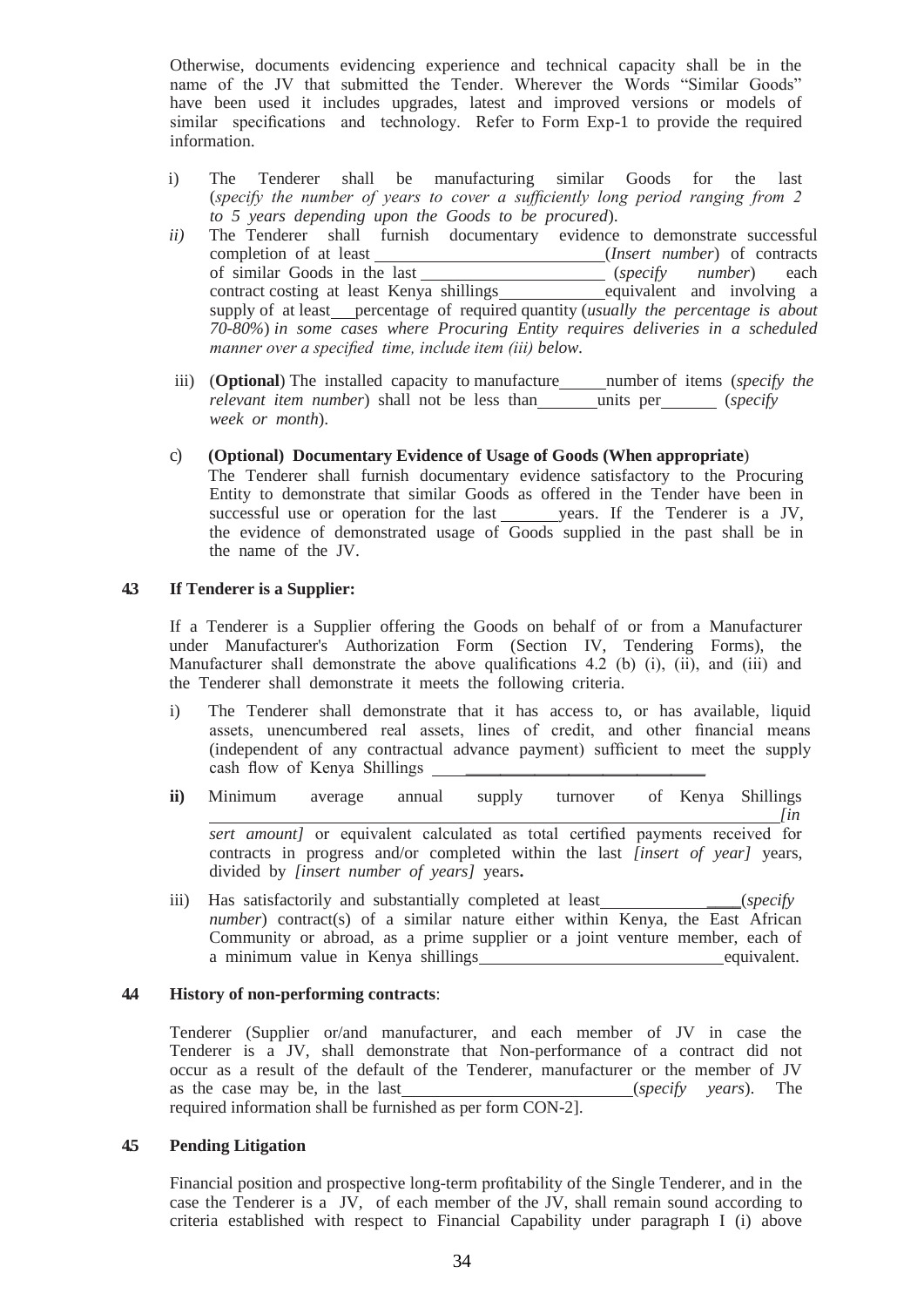Otherwise, documents evidencing experience and technical capacity shall be in the name of the JV that submitted the Tender. Wherever the Words "Similar Goods" have been used it includes upgrades, latest and improved versions or models of similar specifications and technology. Refer to Form Exp-1 to provide the required information.

i) The Tenderer shall be manufacturing similar Goods for the last (*specify the number of years to cover a sufficiently long period ranging from 2 to 5 years depending upon the Goods to be procured*).

*ii)* The Tenderer shall furnish documentary evidence to demonstrate successful completion of at least \_\_\_\_\_\_\_\_\_\_\_\_\_\_\_\_\_\_\_\_\_\_\_\_(*Insert number*) of contracts of similar Goods in the last \_\_\_\_\_\_\_\_\_\_\_\_\_\_\_\_\_\_\_\_\_ (*specify number*) each contract costing at least Kenya shillings\_\_\_\_\_\_\_\_\_\_\_\_equivalent and involving a supply of at least\_\_\_percentage of required quantity (*usually the percentage is about 70-80%*) *in some cases where Procuring Entity requires deliveries in a scheduled manner over a specified time, include item (iii) below.*

iii) (**Optional**) The installed capacity to manufacture\_\_\_\_\_number of items (*specify the relevant item number*) shall not be less than\_\_\_\_\_\_\_units per\_\_\_\_\_\_ (*specify week or month*).

c) **(Optional) Documentary Evidence of Usage of Goods (When appropriate**)

The Tenderer shall furnish documentary evidence satisfactory to the Procuring Entity to demonstrate that similar Goods as offered in the Tender have been in successful use or operation for the last \_\_\_\_\_\_years. If the Tenderer is a JV, the evidence of demonstrated usage of Goods supplied in the past shall be in the name of the JV.

**4.3 If Tenderer is a Supplier:**

If a Tenderer is a Supplier offering the Goods on behalf of or from a Manufacturer under Manufacturer's Authorization Form (Section IV, Tendering Forms), the Manufacturer shall demonstrate the above qualifications 4.2 (b) (i), (ii), and (iii) and the Tenderer shall demonstrate it meets the following criteria.

i) The Tenderer shall demonstrate that it has access to, or has available, liquid assets, unencumbered real assets, lines of credit, and other financial means (independent of any contractual advance payment) sufficient to meet the supply cash flow of Kenya Shillings \_\_\_\_\_\_\_\_\_\_\_\_\_\_\_\_\_\_\_\_\_\_\_\_\_\_\_\_\_\_\_\_

**ii)** Minimum average annual supply turnover of Kenya Shillings \_\_\_\_\_\_\_\_\_\_\_\_\_\_\_\_\_\_\_\_\_\_\_\_\_\_\_\_\_\_\_\_\_\_\_\_\_\_\_\_\_\_\_\_\_\_*[insert amount]* or equivalent calculated as total certified payments received for contracts in progress and/or completed within the last *[insert of year]* years, divided by *[insert number of years]* years**.**

iii) Has satisfactorily and substantially completed at least\_\_\_\_\_\_\_\_\_\_\_\_\_\_\_(*specify number*) contract(s) of a similar nature either within Kenya, the East African Community or abroad, as a prime supplier or a joint venture member, each of a minimum value in Kenya shillings\_\_\_\_\_\_\_\_\_\_\_\_\_\_\_\_\_\_\_\_\_\_\_\_\_\_equivalent.

**4.4 History of non-performing contracts**:

Tenderer (Supplier or/and manufacturer, and each member of JV in case the Tenderer is a JV, shall demonstrate that Non-performance of a contract did not occur as a result of the default of the Tenderer, manufacturer or the member of JV as the case may be, in the last\_\_\_\_\_\_\_\_\_\_\_\_\_\_\_\_\_\_\_\_\_\_\_\_\_(*specify years*). The required information shall be furnished as per form CON-2].

**4.5 Pending Litigation**

Financial position and prospective long-term profitability of the Single Tenderer, and in the case the Tenderer is a JV, of each member of the JV, shall remain sound according to criteria established with respect to Financial Capability under paragraph I (i) above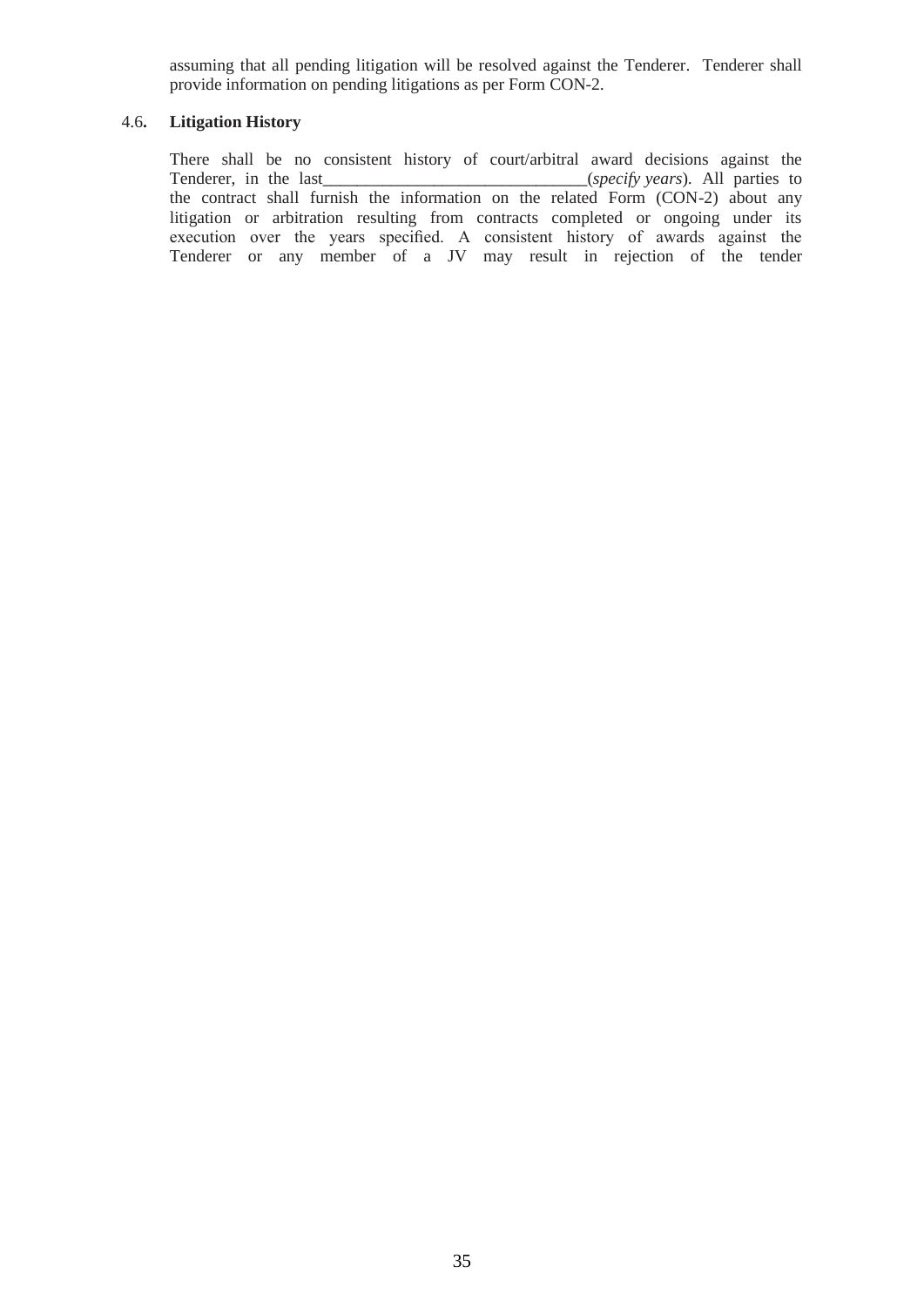assuming that all pending litigation will be resolved against the Tenderer. Tenderer shall provide information on pending litigations as per Form CON-2.

4.6. **Litigation History**

There shall be no consistent history of court/arbitral award decisions against the Tenderer, in the last_______________________________(*specify years*). All parties to the contract shall furnish the information on the related Form (CON-2) about any litigation or arbitration resulting from contracts completed or ongoing under its execution over the years specified. A consistent history of awards against the Tenderer or any member of a JV may result in rejection of the tender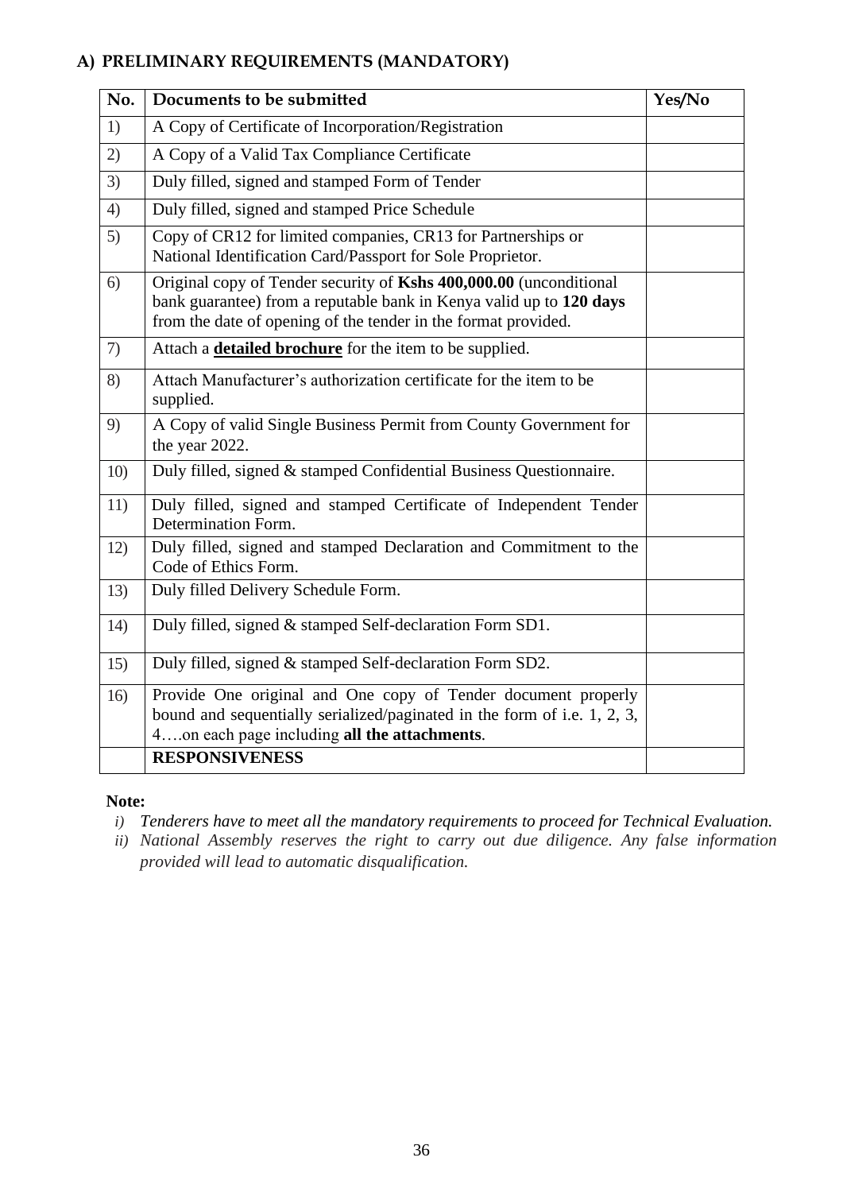## A) PRELIMINARY REQUIREMENTS (MANDATORY)

| No. | Documents to be submitted | Yes/No |
|---|---|---|
| 1) | A Copy of Certificate of Incorporation/Registration | |
| 2) | A Copy of a Valid Tax Compliance Certificate | |
| 3) | Duly filled, signed and stamped Form of Tender | |
| 4) | Duly filled, signed and stamped Price Schedule | |
| 5) | Copy of CR12 for limited companies, CR13 for Partnerships or National Identification Card/Passport for Sole Proprietor. | |
| 6) | Original copy of Tender security of **Kshs 400,000.00** (unconditional bank guarantee) from a reputable bank in Kenya valid up to **120 days** from the date of opening of the tender in the format provided. | |
| 7) | Attach a <u>**detailed brochure**</u> for the item to be supplied. | |
| 8) | Attach Manufacturer's authorization certificate for the item to be supplied. | |
| 9) | A Copy of valid Single Business Permit from County Government for the year 2022. | |
| 10) | Duly filled, signed & stamped Confidential Business Questionnaire. | |
| 11) | Duly filled, signed and stamped Certificate of Independent Tender Determination Form. | |
| 12) | Duly filled, signed and stamped Declaration and Commitment to the Code of Ethics Form. | |
| 13) | Duly filled Delivery Schedule Form. | |
| 14) | Duly filled, signed & stamped Self-declaration Form SD1. | |
| 15) | Duly filled, signed & stamped Self-declaration Form SD2. | |
| 16) | Provide One original and One copy of Tender document properly bound and sequentially serialized/paginated in the form of i.e. 1, 2, 3, 4….on each page including **all the attachments**. | |
| | **RESPONSIVENESS** | |

**Note:**

*i) Tenderers have to meet all the mandatory requirements to proceed for Technical Evaluation.*

*ii) National Assembly reserves the right to carry out due diligence. Any false information provided will lead to automatic disqualification.*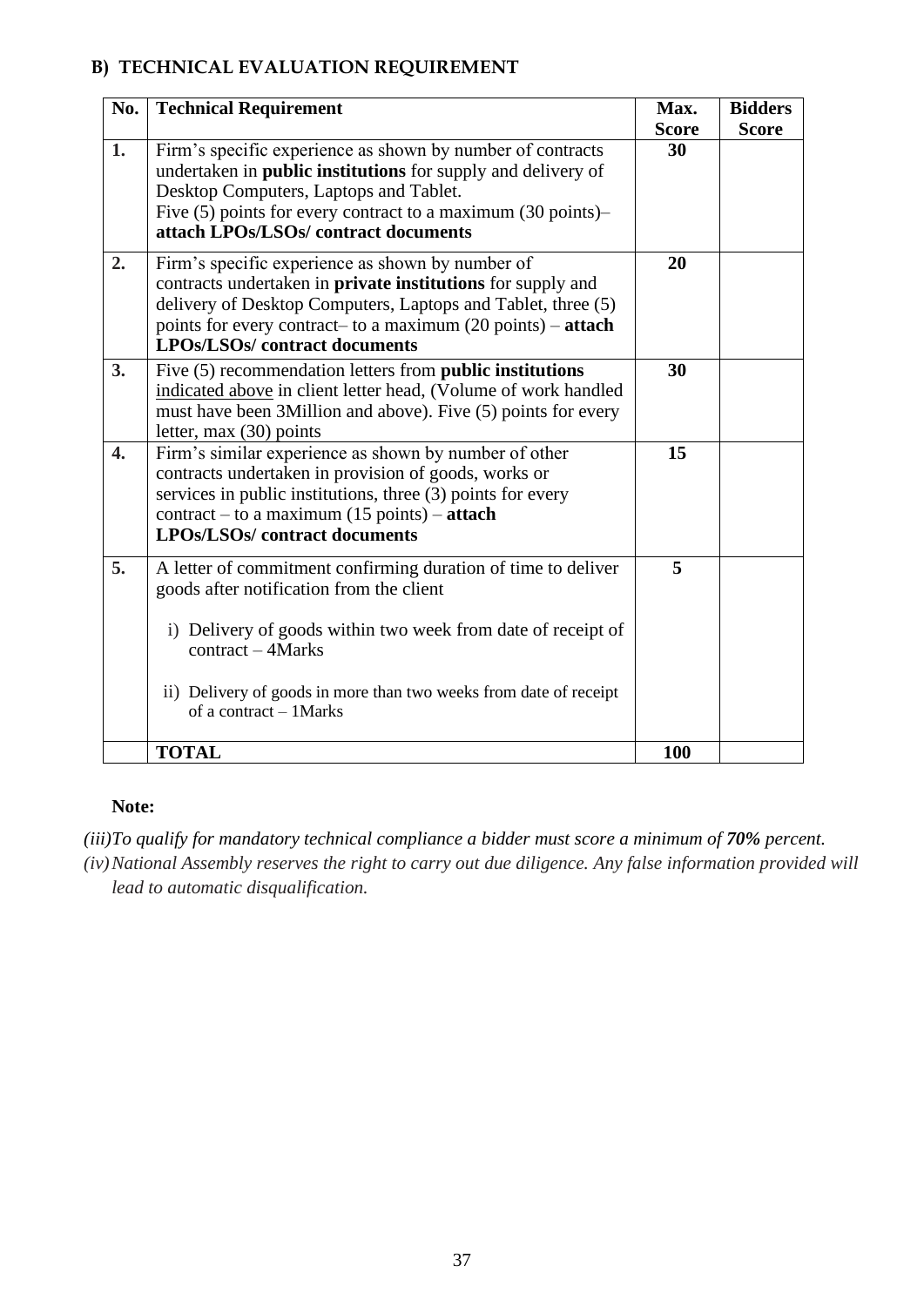## B) TECHNICAL EVALUATION REQUIREMENT

| No. | Technical Requirement | Max. Score | Bidders Score |
|---|---|---|---|
| **1.** | Firm's specific experience as shown by number of contracts undertaken in **public institutions** for supply and delivery of Desktop Computers, Laptops and Tablet. Five (5) points for every contract to a maximum (30 points)– **attach LPOs/LSOs/ contract documents** | **30** | |
| **2.** | Firm's specific experience as shown by number of contracts undertaken in **private institutions** for supply and delivery of Desktop Computers, Laptops and Tablet, three (5) points for every contract– to a maximum (20 points) – **attach LPOs/LSOs/ contract documents** | **20** | |
| **3.** | Five (5) recommendation letters from **public institutions** indicated above in client letter head, (Volume of work handled must have been 3Million and above). Five (5) points for every letter, max (30) points | **30** | |
| **4.** | Firm's similar experience as shown by number of other contracts undertaken in provision of goods, works or services in public institutions, three (3) points for every contract – to a maximum (15 points) – **attach LPOs/LSOs/ contract documents** | **15** | |
| **5.** | A letter of commitment confirming duration of time to deliver goods after notification from the client<br><br>i) Delivery of goods within two week from date of receipt of contract – 4Marks<br><br>ii) Delivery of goods in more than two weeks from date of receipt of a contract – 1Marks | **5** | |
| | **TOTAL** | **100** | |

**Note:**

*(iii) To qualify for mandatory technical compliance a bidder must score a minimum of **70%** percent.*

*(iv) National Assembly reserves the right to carry out due diligence. Any false information provided will lead to automatic disqualification.*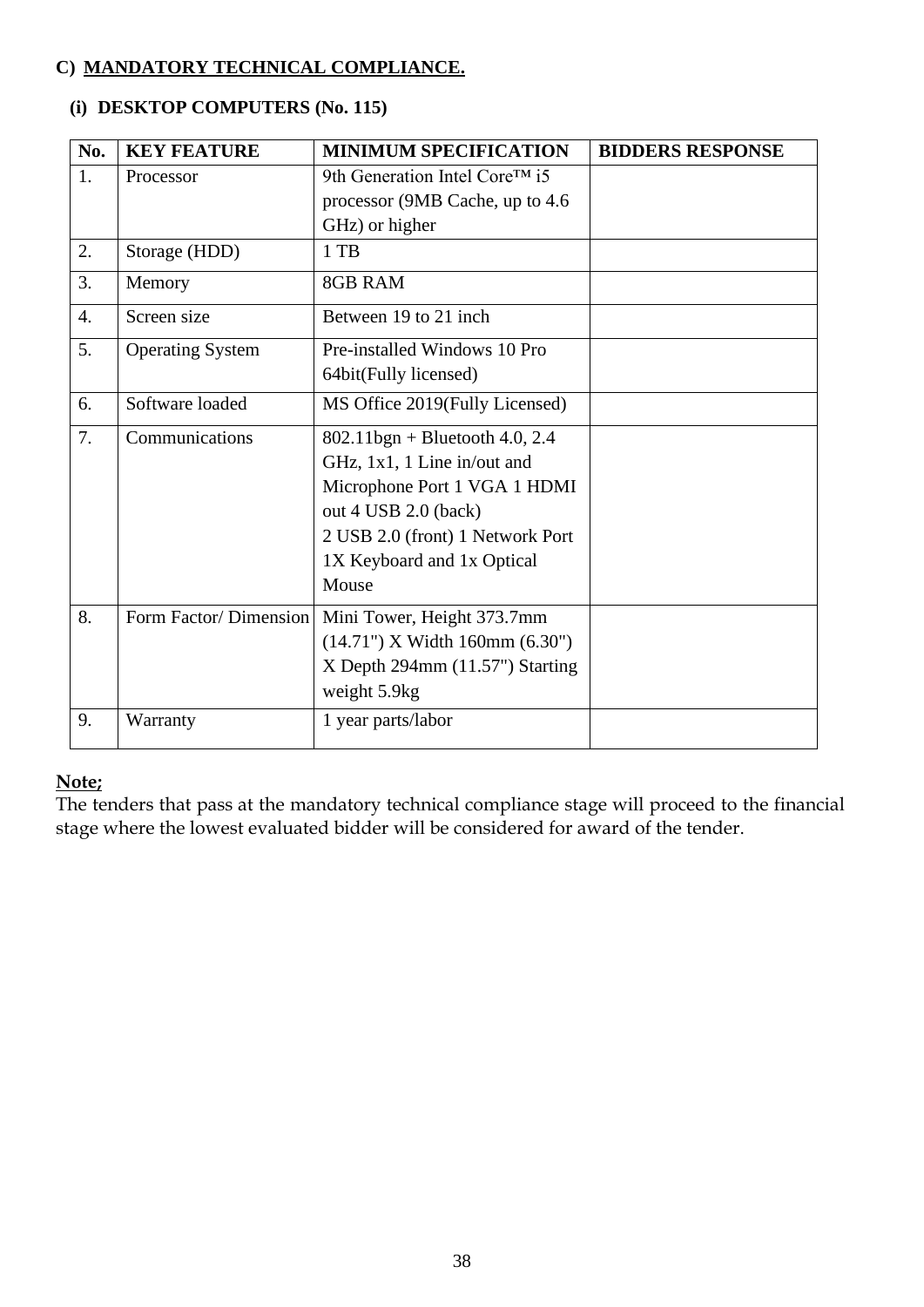**C) MANDATORY TECHNICAL COMPLIANCE.**

**(i) DESKTOP COMPUTERS (No. 115)**

| No. | KEY FEATURE | MINIMUM SPECIFICATION | BIDDERS RESPONSE |
|---|---|---|---|
| 1. | Processor | 9th Generation Intel Core™ i5 processor (9MB Cache, up to 4.6 GHz) or higher | |
| 2. | Storage (HDD) | 1 TB | |
| 3. | Memory | 8GB RAM | |
| 4. | Screen size | Between 19 to 21 inch | |
| 5. | Operating System | Pre-installed Windows 10 Pro 64bit(Fully licensed) | |
| 6. | Software loaded | MS Office 2019(Fully Licensed) | |
| 7. | Communications | 802.11bgn + Bluetooth 4.0, 2.4 GHz, 1x1, 1 Line in/out and Microphone Port 1 VGA 1 HDMI out 4 USB 2.0 (back) 2 USB 2.0 (front) 1 Network Port 1X Keyboard and 1x Optical Mouse | |
| 8. | Form Factor/ Dimension | Mini Tower, Height 373.7mm (14.71") X Width 160mm (6.30") X Depth 294mm (11.57") Starting weight 5.9kg | |
| 9. | Warranty | 1 year parts/labor | |

**Note;**
The tenders that pass at the mandatory technical compliance stage will proceed to the financial stage where the lowest evaluated bidder will be considered for award of the tender.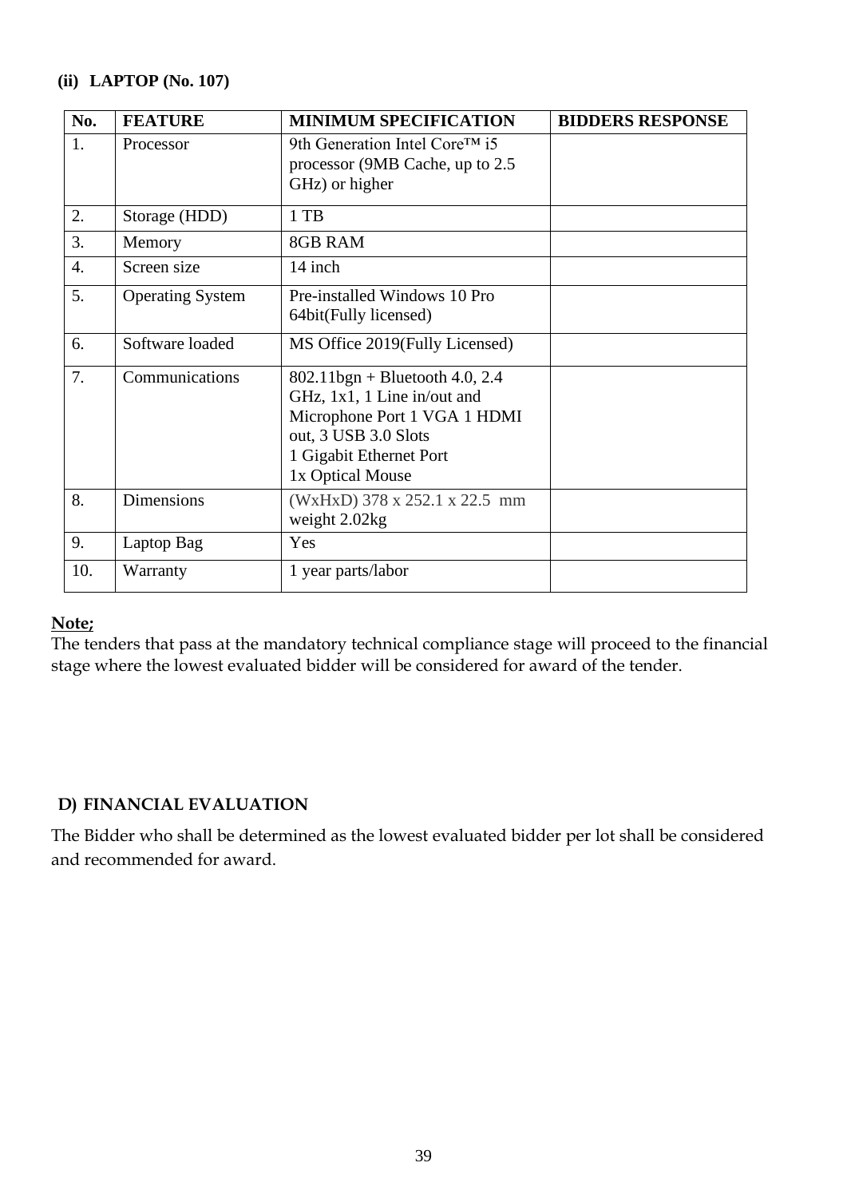### (ii) LAPTOP (No. 107)

| No. | FEATURE | MINIMUM SPECIFICATION | BIDDERS RESPONSE |
|---|---|---|---|
| 1. | Processor | 9th Generation Intel Core™ i5 processor (9MB Cache, up to 2.5 GHz) or higher | |
| 2. | Storage (HDD) | 1 TB | |
| 3. | Memory | 8GB RAM | |
| 4. | Screen size | 14 inch | |
| 5. | Operating System | Pre-installed Windows 10 Pro 64bit(Fully licensed) | |
| 6. | Software loaded | MS Office 2019(Fully Licensed) | |
| 7. | Communications | 802.11bgn + Bluetooth 4.0, 2.4 GHz, 1x1, 1 Line in/out and Microphone Port 1 VGA 1 HDMI out, 3 USB 3.0 Slots<br>1 Gigabit Ethernet Port<br>1x Optical Mouse | |
| 8. | Dimensions | (WxHxD) 378 x 252.1 x 22.5 mm weight 2.02kg | |
| 9. | Laptop Bag | Yes | |
| 10. | Warranty | 1 year parts/labor | |

**Note;**

The tenders that pass at the mandatory technical compliance stage will proceed to the financial stage where the lowest evaluated bidder will be considered for award of the tender.

## D) FINANCIAL EVALUATION

The Bidder who shall be determined as the lowest evaluated bidder per lot shall be considered and recommended for award.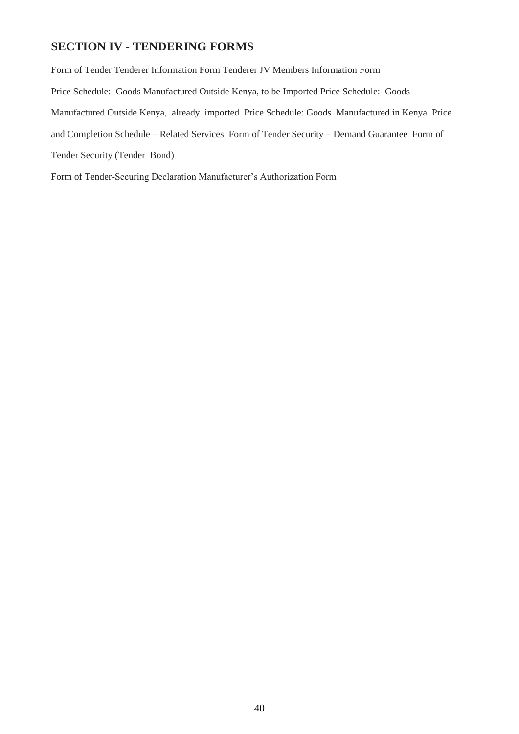## SECTION IV - TENDERING FORMS

Form of Tender Tenderer Information Form Tenderer JV Members Information Form

Price Schedule: Goods Manufactured Outside Kenya, to be Imported Price Schedule: Goods Manufactured Outside Kenya, already imported Price Schedule: Goods Manufactured in Kenya Price and Completion Schedule – Related Services Form of Tender Security – Demand Guarantee Form of Tender Security (Tender Bond)

Form of Tender-Securing Declaration Manufacturer's Authorization Form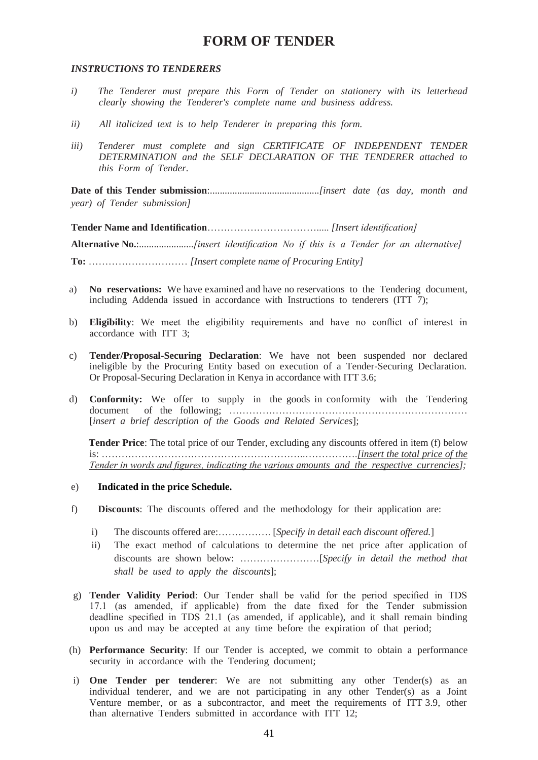# FORM OF TENDER

***INSTRUCTIONS TO TENDERERS***

*i) The Tenderer must prepare this Form of Tender on stationery with its letterhead clearly showing the Tenderer's complete name and business address.*

*ii) All italicized text is to help Tenderer in preparing this form.*

*iii) Tenderer must complete and sign CERTIFICATE OF INDEPENDENT TENDER DETERMINATION and the SELF DECLARATION OF THE TENDERER attached to this Form of Tender.*

**Date of this Tender submission**:..........................................*[insert date (as day, month and year) of Tender submission]*

**Tender Name and Identification**…………………………….... *[Insert identification]*

**Alternative No.**:......................*[insert identification No if this is a Tender for an alternative]*

**To:** ………………………… *[Insert complete name of Procuring Entity]*

a) **No reservations:** We have examined and have no reservations to the Tendering document, including Addenda issued in accordance with Instructions to tenderers (ITT 7);

b) **Eligibility**: We meet the eligibility requirements and have no conflict of interest in accordance with ITT 3;

c) **Tender/Proposal-Securing Declaration**: We have not been suspended nor declared ineligible by the Procuring Entity based on execution of a Tender-Securing Declaration. Or Proposal-Securing Declaration in Kenya in accordance with ITT 3.6;

d) **Conformity:** We offer to supply in the goods in conformity with the Tendering document of the following; ……………………………………………………………… [*insert a brief description of the Goods and Related Services*];

**Tender Price**: The total price of our Tender, excluding any discounts offered in item (f) below is: ……………………………………………………..…………….*[insert the total price of the Tender in words and figures, indicating the various amounts and the respective currencies];*

e) **Indicated in the price Schedule.**

f) **Discounts**: The discounts offered and the methodology for their application are:

i) The discounts offered are:……………. [*Specify in detail each discount offered.*]

ii) The exact method of calculations to determine the net price after application of discounts are shown below: ……………………[*Specify in detail the method that shall be used to apply the discounts*];

g) **Tender Validity Period**: Our Tender shall be valid for the period specified in TDS 17.1 (as amended, if applicable) from the date fixed for the Tender submission deadline specified in TDS 21.1 (as amended, if applicable), and it shall remain binding upon us and may be accepted at any time before the expiration of that period;

(h) **Performance Security**: If our Tender is accepted, we commit to obtain a performance security in accordance with the Tendering document;

i) **One Tender per tenderer**: We are not submitting any other Tender(s) as an individual tenderer, and we are not participating in any other Tender(s) as a Joint Venture member, or as a subcontractor, and meet the requirements of ITT 3.9, other than alternative Tenders submitted in accordance with ITT 12;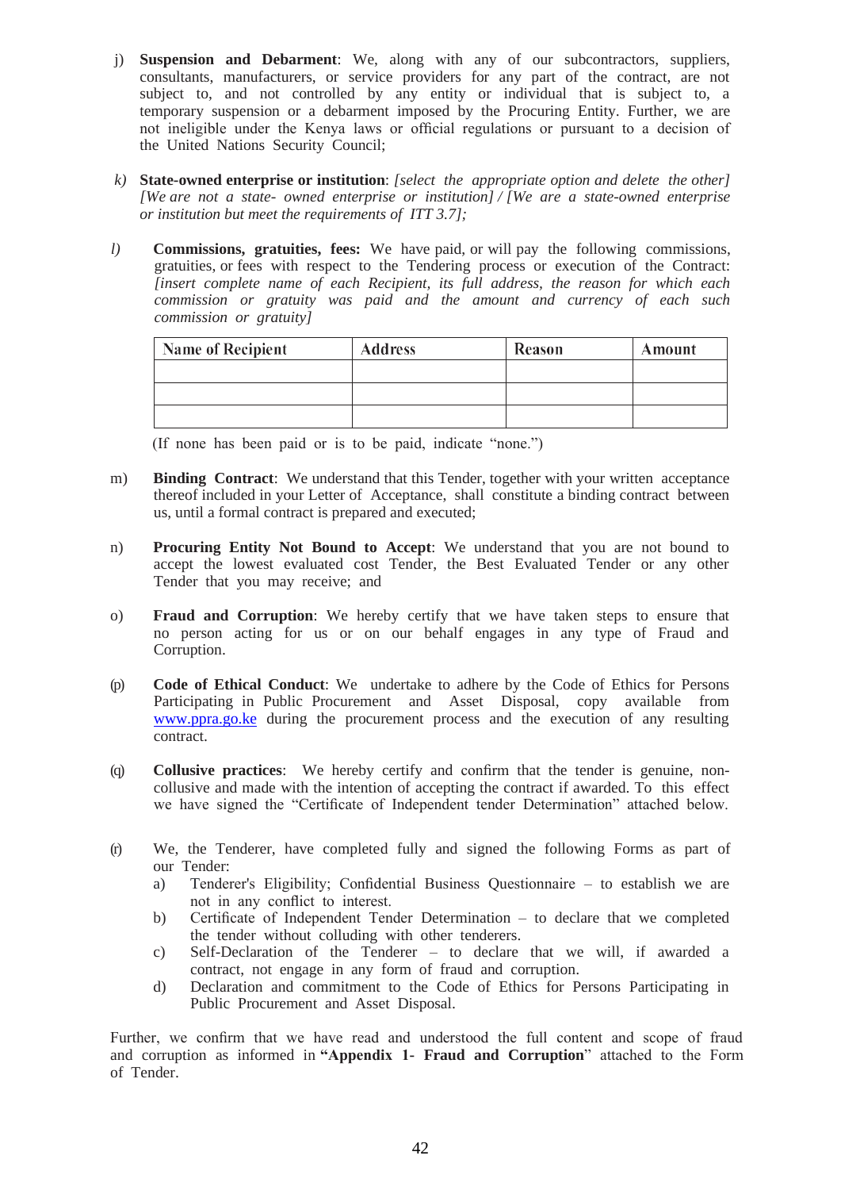j) **Suspension and Debarment**: We, along with any of our subcontractors, suppliers, consultants, manufacturers, or service providers for any part of the contract, are not subject to, and not controlled by any entity or individual that is subject to, a temporary suspension or a debarment imposed by the Procuring Entity. Further, we are not ineligible under the Kenya laws or official regulations or pursuant to a decision of the United Nations Security Council;

*k)* **State-owned enterprise or institution**: *[select the appropriate option and delete the other] [We are not a state- owned enterprise or institution] / [We are a state-owned enterprise or institution but meet the requirements of ITT 3.7];*

*l)* **Commissions, gratuities, fees:** We have paid, or will pay the following commissions, gratuities, or fees with respect to the Tendering process or execution of the Contract: *[insert complete name of each Recipient, its full address, the reason for which each commission or gratuity was paid and the amount and currency of each such commission or gratuity]*

| Name of Recipient | Address | Reason | Amount |
|---|---|---|---|
| | | | |
| | | | |
| | | | |

(If none has been paid or is to be paid, indicate "none.")

m) **Binding Contract**: We understand that this Tender, together with your written acceptance thereof included in your Letter of Acceptance, shall constitute a binding contract between us, until a formal contract is prepared and executed;

n) **Procuring Entity Not Bound to Accept**: We understand that you are not bound to accept the lowest evaluated cost Tender, the Best Evaluated Tender or any other Tender that you may receive; and

o) **Fraud and Corruption**: We hereby certify that we have taken steps to ensure that no person acting for us or on our behalf engages in any type of Fraud and Corruption.

(p) **Code of Ethical Conduct**: We undertake to adhere by the Code of Ethics for Persons Participating in Public Procurement and Asset Disposal, copy available from www.ppra.go.ke during the procurement process and the execution of any resulting contract.

(q) **Collusive practices**: We hereby certify and confirm that the tender is genuine, non-collusive and made with the intention of accepting the contract if awarded. To this effect we have signed the "Certificate of Independent tender Determination" attached below.

(r) We, the Tenderer, have completed fully and signed the following Forms as part of our Tender:

a) Tenderer's Eligibility; Confidential Business Questionnaire – to establish we are not in any conflict to interest.
b) Certificate of Independent Tender Determination – to declare that we completed the tender without colluding with other tenderers.
c) Self-Declaration of the Tenderer – to declare that we will, if awarded a contract, not engage in any form of fraud and corruption.
d) Declaration and commitment to the Code of Ethics for Persons Participating in Public Procurement and Asset Disposal.

Further, we confirm that we have read and understood the full content and scope of fraud and corruption as informed in **"Appendix 1- Fraud and Corruption**" attached to the Form of Tender.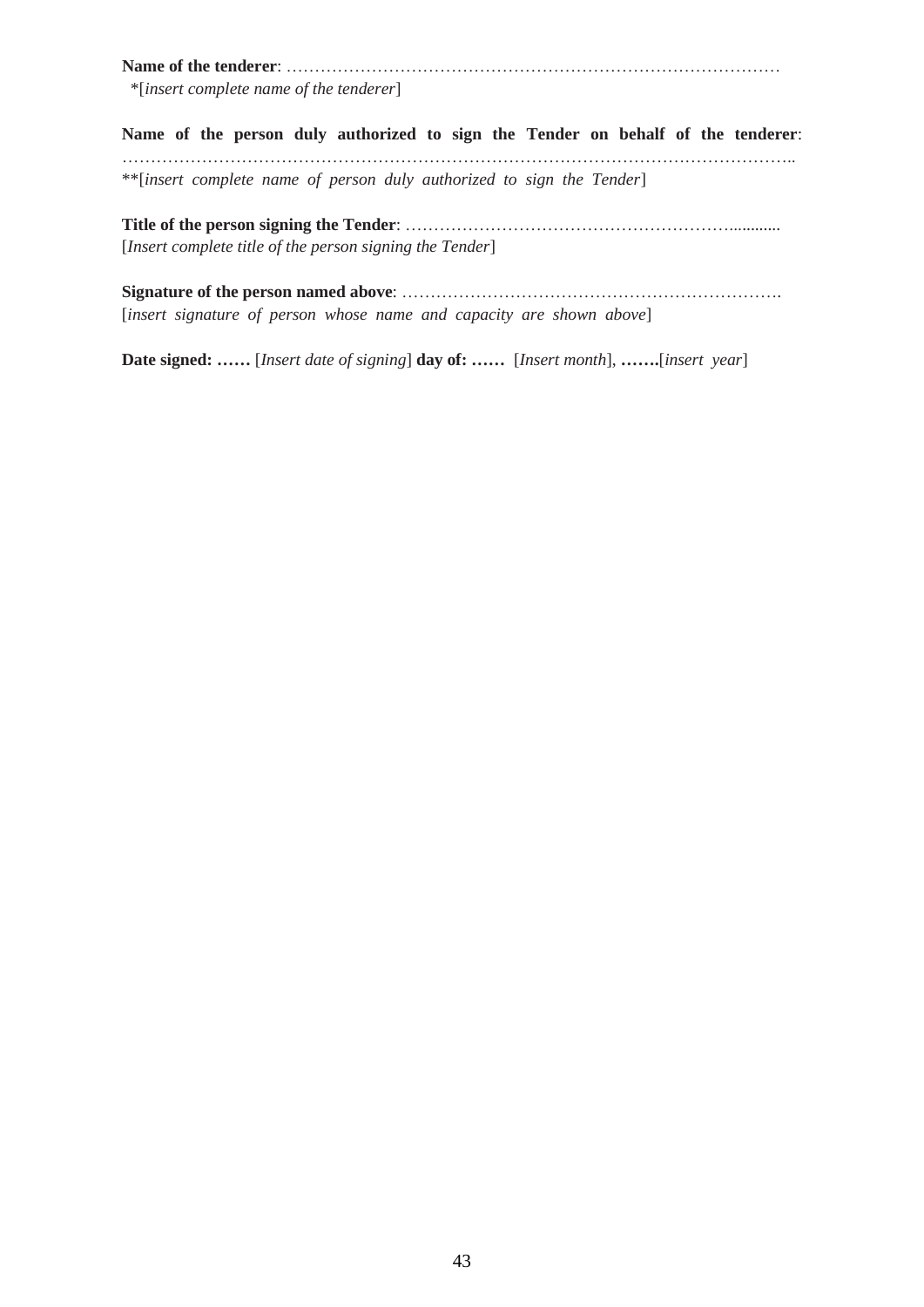**Name of the tenderer**: ……………………………………………………………………………
*[*insert complete name of the tenderer*]

**Name of the person duly authorized to sign the Tender on behalf of the tenderer**: ………………………………………………………………………………………………………..
**[*insert complete name of person duly authorized to sign the Tender*]

**Title of the person signing the Tender**: …………………………………………………...........
[*Insert complete title of the person signing the Tender*]

**Signature of the person named above**: ………………………………………………………….
[*insert signature of person whose name and capacity are shown above*]

**Date signed: ……** [*Insert date of signing*] **day of: ……** [*Insert month*], **…….**[*insert year*]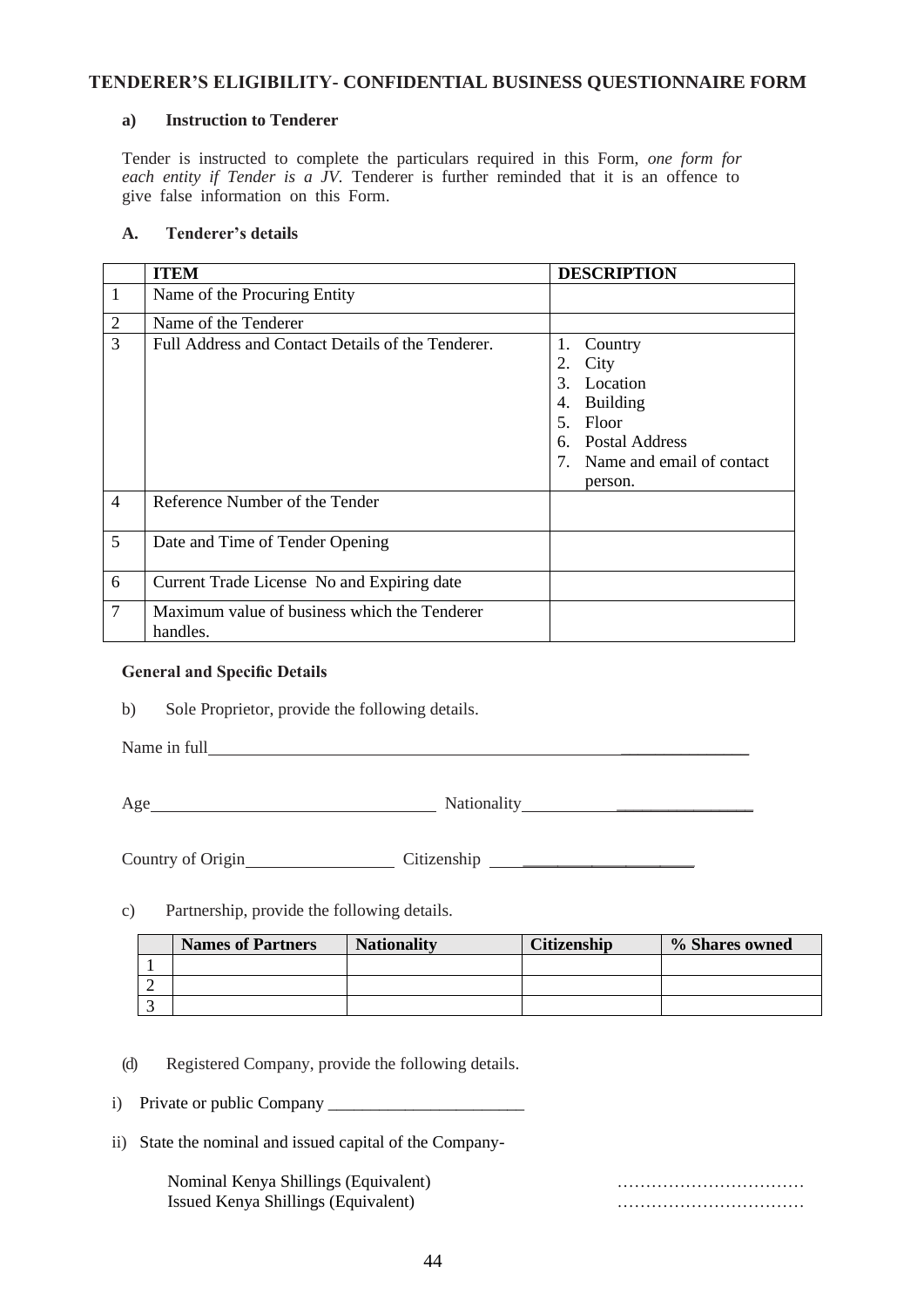## TENDERER'S ELIGIBILITY- CONFIDENTIAL BUSINESS QUESTIONNAIRE FORM

**a) Instruction to Tenderer**

Tender is instructed to complete the particulars required in this Form, *one form for each entity if Tender is a JV.* Tenderer is further reminded that it is an offence to give false information on this Form.

**A. Tenderer's details**

| | ITEM | DESCRIPTION |
|---|---|---|
| 1 | Name of the Procuring Entity | |
| 2 | Name of the Tenderer | |
| 3 | Full Address and Contact Details of the Tenderer. | 1. Country<br>2. City<br>3. Location<br>4. Building<br>5. Floor<br>6. Postal Address<br>7. Name and email of contact person. |
| 4 | Reference Number of the Tender | |
| 5 | Date and Time of Tender Opening | |
| 6 | Current Trade License No and Expiring date | |
| 7 | Maximum value of business which the Tenderer handles. | |

**General and Specific Details**

b) Sole Proprietor, provide the following details.

Name in full_______________________________________________________________

Age__________________________________ Nationality___________________________

Country of Origin__________________ Citizenship _________________________

c) Partnership, provide the following details.

| | Names of Partners | Nationality | Citizenship | % Shares owned |
|---|---|---|---|---|
| 1 | | | | |
| 2 | | | | |
| 3 | | | | |

(d) Registered Company, provide the following details.

i) Private or public Company _______________________

ii) State the nominal and issued capital of the Company-

Nominal Kenya Shillings (Equivalent) ……………………………

Issued Kenya Shillings (Equivalent) ……………………………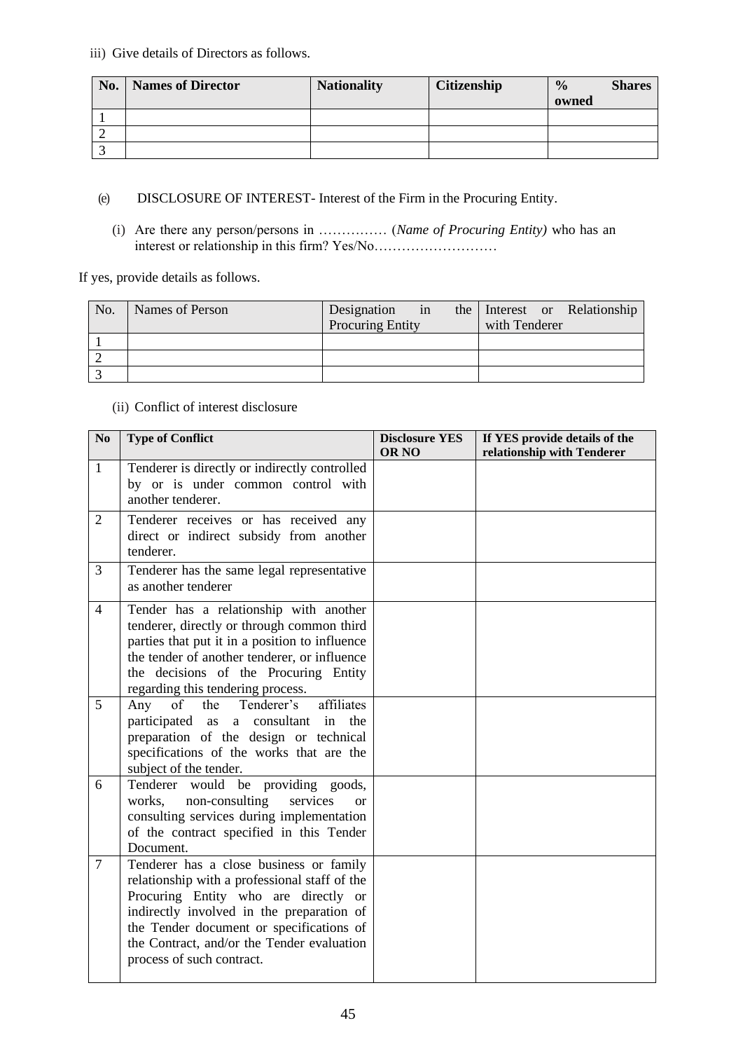iii) Give details of Directors as follows.

| No. | Names of Director | Nationality | Citizenship | % Shares owned |
|---|---|---|---|---|
| 1 | | | | |
| 2 | | | | |
| 3 | | | | |

(e) DISCLOSURE OF INTEREST- Interest of the Firm in the Procuring Entity.

(i) Are there any person/persons in …………… (*Name of Procuring Entity)* who has an interest or relationship in this firm? Yes/No………………………

If yes, provide details as follows.

| No. | Names of Person | Designation in the Procuring Entity | Interest or Relationship with Tenderer |
|---|---|---|---|
| 1 | | | |
| 2 | | | |
| 3 | | | |

(ii) Conflict of interest disclosure

| No | Type of Conflict | Disclosure YES OR NO | If YES provide details of the relationship with Tenderer |
|---|---|---|---|
| 1 | Tenderer is directly or indirectly controlled by or is under common control with another tenderer. | | |
| 2 | Tenderer receives or has received any direct or indirect subsidy from another tenderer. | | |
| 3 | Tenderer has the same legal representative as another tenderer | | |
| 4 | Tender has a relationship with another tenderer, directly or through common third parties that put it in a position to influence the tender of another tenderer, or influence the decisions of the Procuring Entity regarding this tendering process. | | |
| 5 | Any of the Tenderer's affiliates participated as a consultant in the preparation of the design or technical specifications of the works that are the subject of the tender. | | |
| 6 | Tenderer would be providing goods, works, non-consulting services or consulting services during implementation of the contract specified in this Tender Document. | | |
| 7 | Tenderer has a close business or family relationship with a professional staff of the Procuring Entity who are directly or indirectly involved in the preparation of the Tender document or specifications of the Contract, and/or the Tender evaluation process of such contract. | | |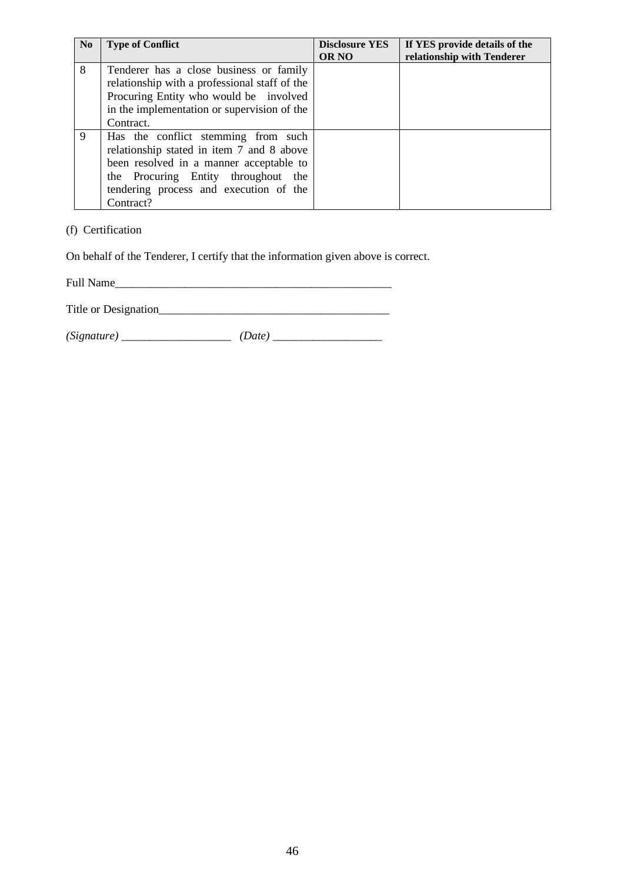| No | Type of Conflict | Disclosure YES OR NO | If YES provide details of the relationship with Tenderer |
|---|---|---|---|
| 8 | Tenderer has a close business or family relationship with a professional staff of the Procuring Entity who would be involved in the implementation or supervision of the Contract. | | |
| 9 | Has the conflict stemming from such relationship stated in item 7 and 8 above been resolved in a manner acceptable to the Procuring Entity throughout the tendering process and execution of the Contract? | | |

(f) Certification

On behalf of the Tenderer, I certify that the information given above is correct.

Full Name__________________________________________________

Title or Designation_________________________________________

*(Signature)* ____________________ *(Date)* ____________________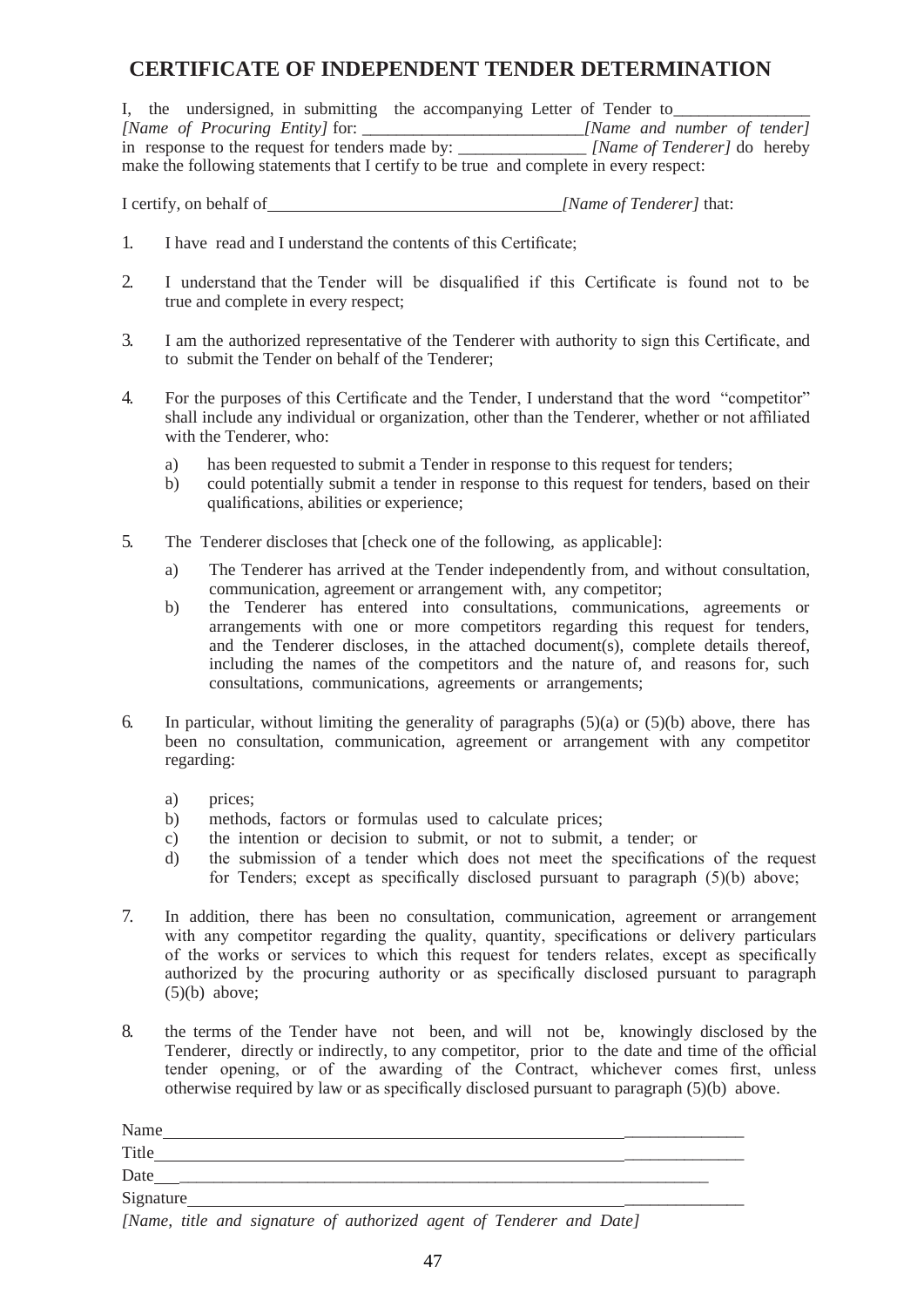# CERTIFICATE OF INDEPENDENT TENDER DETERMINATION

I, the undersigned, in submitting the accompanying Letter of Tender to_______________ *[Name of Procuring Entity]* for: _________________________*[Name and number of tender]* in response to the request for tenders made by: _______________ *[Name of Tenderer]* do hereby make the following statements that I certify to be true and complete in every respect:

I certify, on behalf of_________________________________*[Name of Tenderer]* that:

1. I have read and I understand the contents of this Certificate;

2. I understand that the Tender will be disqualified if this Certificate is found not to be true and complete in every respect;

3. I am the authorized representative of the Tenderer with authority to sign this Certificate, and to submit the Tender on behalf of the Tenderer;

4. For the purposes of this Certificate and the Tender, I understand that the word "competitor" shall include any individual or organization, other than the Tenderer, whether or not affiliated with the Tenderer, who:

   a) has been requested to submit a Tender in response to this request for tenders;
   b) could potentially submit a tender in response to this request for tenders, based on their qualifications, abilities or experience;

5. The Tenderer discloses that [check one of the following, as applicable]:

   a) The Tenderer has arrived at the Tender independently from, and without consultation, communication, agreement or arrangement with, any competitor;
   b) the Tenderer has entered into consultations, communications, agreements or arrangements with one or more competitors regarding this request for tenders, and the Tenderer discloses, in the attached document(s), complete details thereof, including the names of the competitors and the nature of, and reasons for, such consultations, communications, agreements or arrangements;

6. In particular, without limiting the generality of paragraphs (5)(a) or (5)(b) above, there has been no consultation, communication, agreement or arrangement with any competitor regarding:

   a) prices;
   b) methods, factors or formulas used to calculate prices;
   c) the intention or decision to submit, or not to submit, a tender; or
   d) the submission of a tender which does not meet the specifications of the request for Tenders; except as specifically disclosed pursuant to paragraph (5)(b) above;

7. In addition, there has been no consultation, communication, agreement or arrangement with any competitor regarding the quality, quantity, specifications or delivery particulars of the works or services to which this request for tenders relates, except as specifically authorized by the procuring authority or as specifically disclosed pursuant to paragraph (5)(b) above;

8. the terms of the Tender have not been, and will not be, knowingly disclosed by the Tenderer, directly or indirectly, to any competitor, prior to the date and time of the official tender opening, or of the awarding of the Contract, whichever comes first, unless otherwise required by law or as specifically disclosed pursuant to paragraph (5)(b) above.

Name_______________________________________________

Title_______________________________________________

Date_______________________________________________

Signature___________________________________________

*[Name, title and signature of authorized agent of Tenderer and Date]*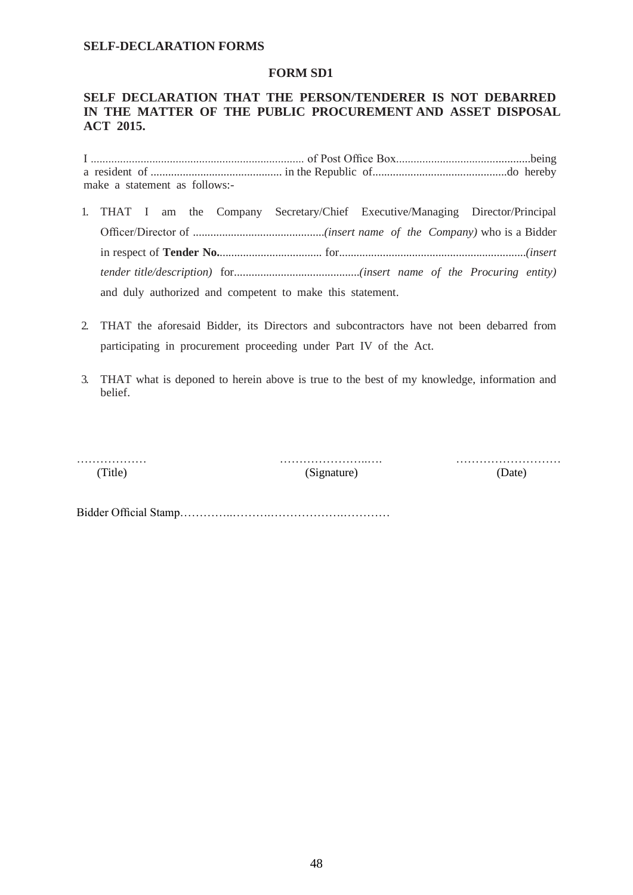**SELF-DECLARATION FORMS**

**FORM SD1**

**SELF DECLARATION THAT THE PERSON/TENDERER IS NOT DEBARRED IN THE MATTER OF THE PUBLIC PROCUREMENT AND ASSET DISPOSAL ACT 2015.**

I ....................................................................... of Post Office Box.............................................being a resident of ............................................ in the Republic of.............................................do hereby make a statement as follows:-

1. THAT I am the Company Secretary/Chief Executive/Managing Director/Principal Officer/Director of ............................................*(insert name of the Company)* who is a Bidder in respect of **Tender No.**.................................. for...............................................................*(insert tender title/description)* for..........................................*(insert name of the Procuring entity)* and duly authorized and competent to make this statement.

2. THAT the aforesaid Bidder, its Directors and subcontractors have not been debarred from participating in procurement proceeding under Part IV of the Act.

3. THAT what is deponed to herein above is true to the best of my knowledge, information and belief.

……………… (Title) …………………..…. (Signature) ……………………… (Date)

Bidder Official Stamp…………..……….…………….…………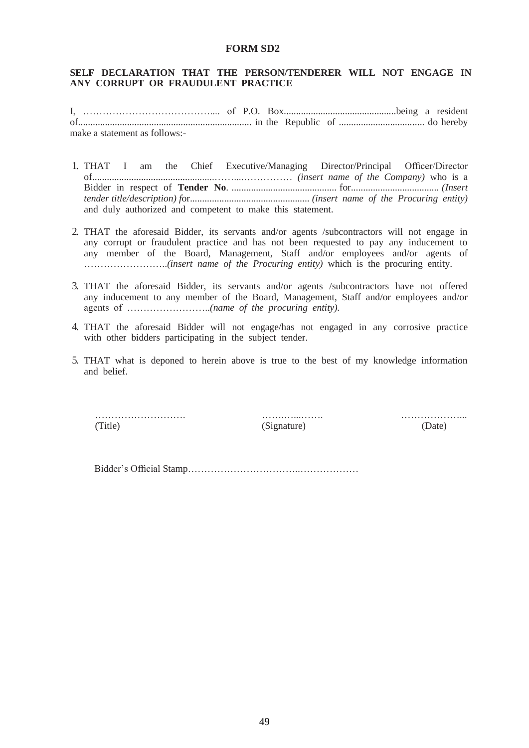**FORM SD2**

**SELF DECLARATION THAT THE PERSON/TENDERER WILL NOT ENGAGE IN ANY CORRUPT OR FRAUDULENT PRACTICE**

I, ………………………………….... of P.O. Box.............................................being a resident of....................................................................... in the Republic of .................................. do hereby make a statement as follows:-

1. THAT I am the Chief Executive/Managing Director/Principal Officer/Director of.................................................……...…………… *(insert name of the Company)* who is a Bidder in respect of **Tender No**. ........................................... for.................................... *(Insert tender title/description) f*or................................................. *(insert name of the Procuring entity)* and duly authorized and competent to make this statement.

2. THAT the aforesaid Bidder, its servants and/or agents /subcontractors will not engage in any corrupt or fraudulent practice and has not been requested to pay any inducement to any member of the Board, Management, Staff and/or employees and/or agents of ……………………..*(insert name of the Procuring entity)* which is the procuring entity.

3. THAT the aforesaid Bidder, its servants and/or agents /subcontractors have not offered any inducement to any member of the Board, Management, Staff and/or employees and/or agents of ……………………..*(name of the procuring entity).*

4. THAT the aforesaid Bidder will not engage/has not engaged in any corrosive practice with other bidders participating in the subject tender.

5. THAT what is deponed to herein above is true to the best of my knowledge information and belief.

……………………….    ………...…….    ………………...
(Title)    (Signature)    (Date)

Bidder's Official Stamp……………………………..………………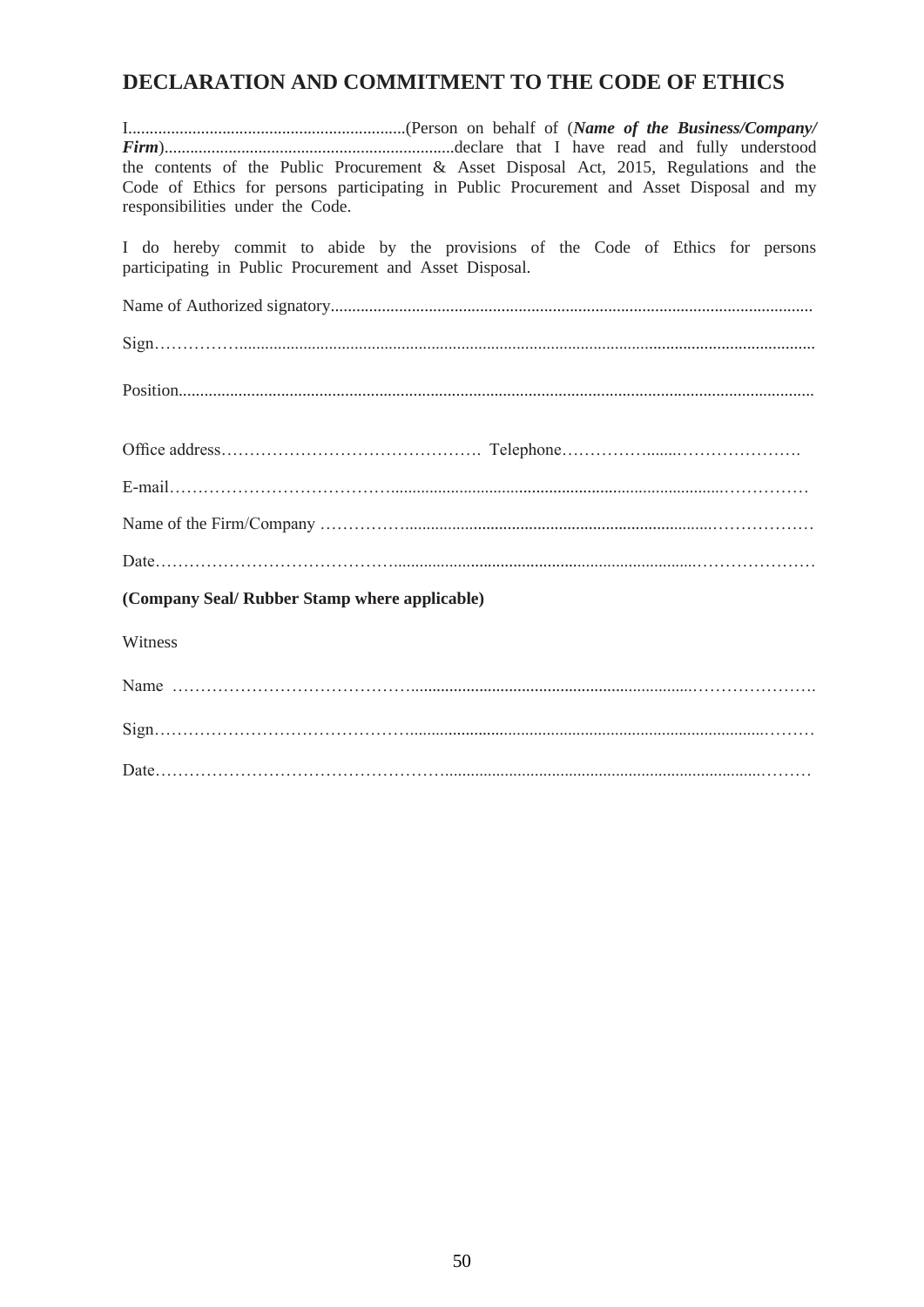## DECLARATION AND COMMITMENT TO THE CODE OF ETHICS

I..................................................................(Person on behalf of (***Name of the Business/Company/ Firm***)....................................................................declare that I have read and fully understood the contents of the Public Procurement & Asset Disposal Act, 2015, Regulations and the Code of Ethics for persons participating in Public Procurement and Asset Disposal and my responsibilities under the Code.

I do hereby commit to abide by the provisions of the Code of Ethics for persons participating in Public Procurement and Asset Disposal.

Name of Authorized signatory................................................................................................................

Sign……………..........................................................................................................................................

Position....................................................................................................................................................

Office address………………………………………. Telephone……………........………………….

E-mail………………………………….................................................................................……………

Name of the Firm/Company …………….............................................................................………………

Date………………………………….................................................................................…………………

**(Company Seal/ Rubber Stamp where applicable)**

Witness

Name ……………………………………...........................................................................………………….

Sign……………………………………….................................................................................................………

Date………………………………………….....................................................................................………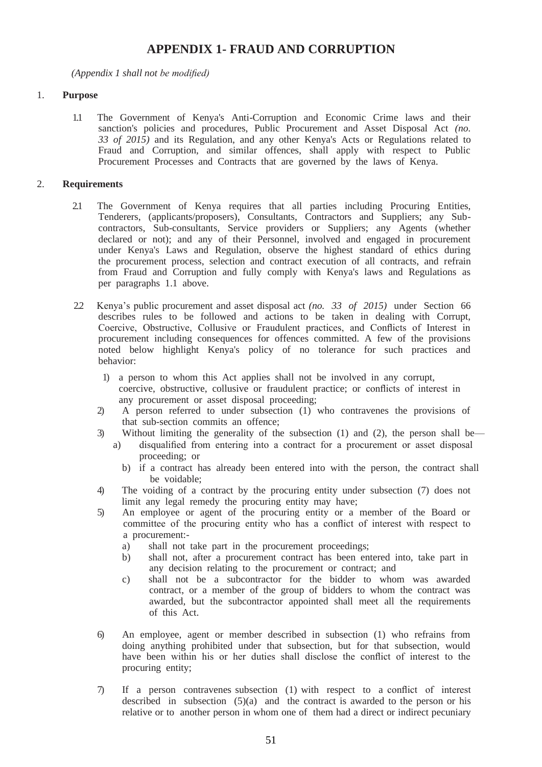# APPENDIX 1- FRAUD AND CORRUPTION

*(Appendix 1 shall not be modified)*

1. **Purpose**

1.1 The Government of Kenya's Anti-Corruption and Economic Crime laws and their sanction's policies and procedures, Public Procurement and Asset Disposal Act *(no. 33 of 2015)* and its Regulation, and any other Kenya's Acts or Regulations related to Fraud and Corruption, and similar offences, shall apply with respect to Public Procurement Processes and Contracts that are governed by the laws of Kenya.

2. **Requirements**

2.1 The Government of Kenya requires that all parties including Procuring Entities, Tenderers, (applicants/proposers), Consultants, Contractors and Suppliers; any Sub-contractors, Sub-consultants, Service providers or Suppliers; any Agents (whether declared or not); and any of their Personnel, involved and engaged in procurement under Kenya's Laws and Regulation, observe the highest standard of ethics during the procurement process, selection and contract execution of all contracts, and refrain from Fraud and Corruption and fully comply with Kenya's laws and Regulations as per paragraphs 1.1 above.

2.2 Kenya's public procurement and asset disposal act *(no. 33 of 2015)* under Section 66 describes rules to be followed and actions to be taken in dealing with Corrupt, Coercive, Obstructive, Collusive or Fraudulent practices, and Conflicts of Interest in procurement including consequences for offences committed. A few of the provisions noted below highlight Kenya's policy of no tolerance for such practices and behavior:

1) a person to whom this Act applies shall not be involved in any corrupt, coercive, obstructive, collusive or fraudulent practice; or conflicts of interest in any procurement or asset disposal proceeding;
2) A person referred to under subsection (1) who contravenes the provisions of that sub-section commits an offence;
3) Without limiting the generality of the subsection (1) and (2), the person shall be—
   a) disqualified from entering into a contract for a procurement or asset disposal proceeding; or
   b) if a contract has already been entered into with the person, the contract shall be voidable;
4) The voiding of a contract by the procuring entity under subsection (7) does not limit any legal remedy the procuring entity may have;
5) An employee or agent of the procuring entity or a member of the Board or committee of the procuring entity who has a conflict of interest with respect to a procurement:-
   a) shall not take part in the procurement proceedings;
   b) shall not, after a procurement contract has been entered into, take part in any decision relating to the procurement or contract; and
   c) shall not be a subcontractor for the bidder to whom was awarded contract, or a member of the group of bidders to whom the contract was awarded, but the subcontractor appointed shall meet all the requirements of this Act.
6) An employee, agent or member described in subsection (1) who refrains from doing anything prohibited under that subsection, but for that subsection, would have been within his or her duties shall disclose the conflict of interest to the procuring entity;
7) If a person contravenes subsection (1) with respect to a conflict of interest described in subsection (5)(a) and the contract is awarded to the person or his relative or to another person in whom one of them had a direct or indirect pecuniary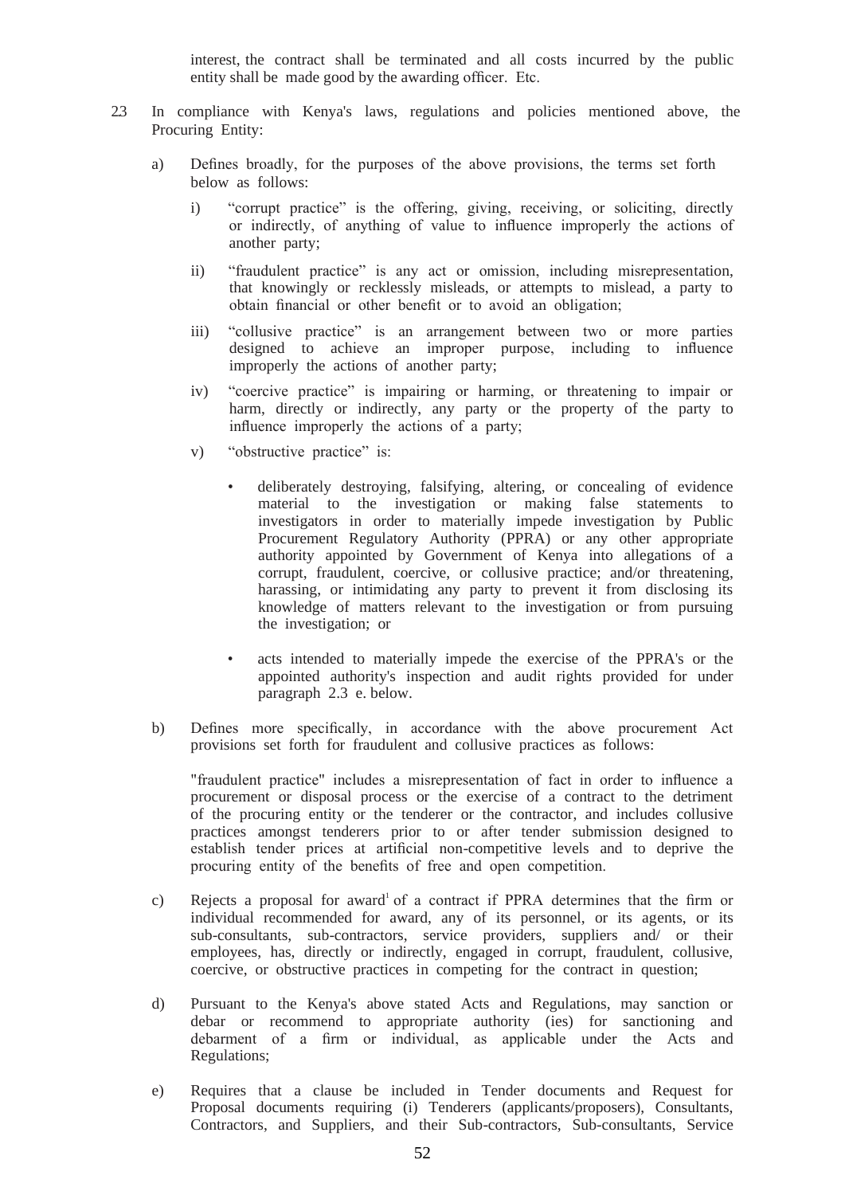interest, the contract shall be terminated and all costs incurred by the public entity shall be made good by the awarding officer. Etc.

2.3 In compliance with Kenya's laws, regulations and policies mentioned above, the Procuring Entity:

a) Defines broadly, for the purposes of the above provisions, the terms set forth below as follows:

   i) "corrupt practice" is the offering, giving, receiving, or soliciting, directly or indirectly, of anything of value to influence improperly the actions of another party;

   ii) "fraudulent practice" is any act or omission, including misrepresentation, that knowingly or recklessly misleads, or attempts to mislead, a party to obtain financial or other benefit or to avoid an obligation;

   iii) "collusive practice" is an arrangement between two or more parties designed to achieve an improper purpose, including to influence improperly the actions of another party;

   iv) "coercive practice" is impairing or harming, or threatening to impair or harm, directly or indirectly, any party or the property of the party to influence improperly the actions of a party;

   v) "obstructive practice" is:

   - deliberately destroying, falsifying, altering, or concealing of evidence material to the investigation or making false statements to investigators in order to materially impede investigation by Public Procurement Regulatory Authority (PPRA) or any other appropriate authority appointed by Government of Kenya into allegations of a corrupt, fraudulent, coercive, or collusive practice; and/or threatening, harassing, or intimidating any party to prevent it from disclosing its knowledge of matters relevant to the investigation or from pursuing the investigation; or

   - acts intended to materially impede the exercise of the PPRA's or the appointed authority's inspection and audit rights provided for under paragraph 2.3 e. below.

b) Defines more specifically, in accordance with the above procurement Act provisions set forth for fraudulent and collusive practices as follows:

   "fraudulent practice" includes a misrepresentation of fact in order to influence a procurement or disposal process or the exercise of a contract to the detriment of the procuring entity or the tenderer or the contractor, and includes collusive practices amongst tenderers prior to or after tender submission designed to establish tender prices at artificial non-competitive levels and to deprive the procuring entity of the benefits of free and open competition.

c) Rejects a proposal for award[1] of a contract if PPRA determines that the firm or individual recommended for award, any of its personnel, or its agents, or its sub-consultants, sub-contractors, service providers, suppliers and/ or their employees, has, directly or indirectly, engaged in corrupt, fraudulent, collusive, coercive, or obstructive practices in competing for the contract in question;

d) Pursuant to the Kenya's above stated Acts and Regulations, may sanction or debar or recommend to appropriate authority (ies) for sanctioning and debarment of a firm or individual, as applicable under the Acts and Regulations;

e) Requires that a clause be included in Tender documents and Request for Proposal documents requiring (i) Tenderers (applicants/proposers), Consultants, Contractors, and Suppliers, and their Sub-contractors, Sub-consultants, Service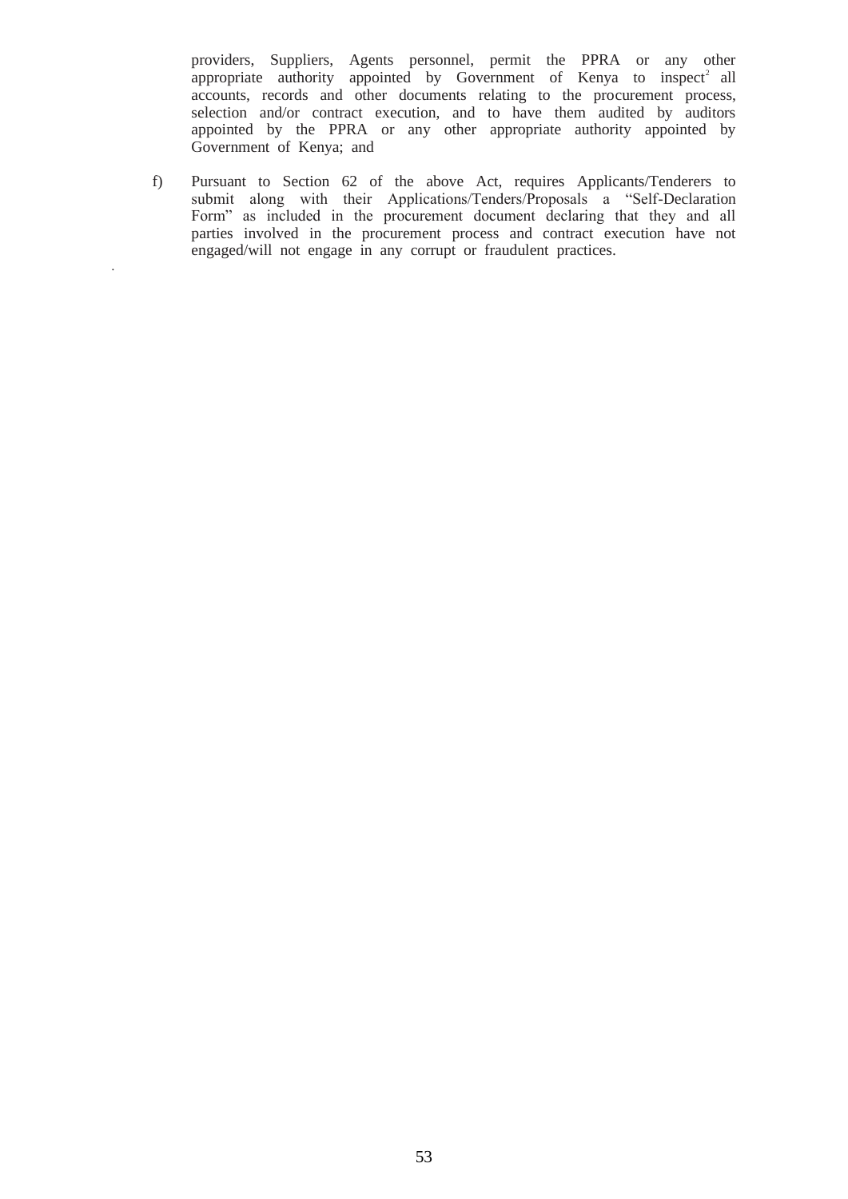providers, Suppliers, Agents personnel, permit the PPRA or any other appropriate authority appointed by Government of Kenya to inspect[2] all accounts, records and other documents relating to the procurement process, selection and/or contract execution, and to have them audited by auditors appointed by the PPRA or any other appropriate authority appointed by Government of Kenya; and

f) Pursuant to Section 62 of the above Act, requires Applicants/Tenderers to submit along with their Applications/Tenders/Proposals a "Self-Declaration Form" as included in the procurement document declaring that they and all parties involved in the procurement process and contract execution have not engaged/will not engage in any corrupt or fraudulent practices.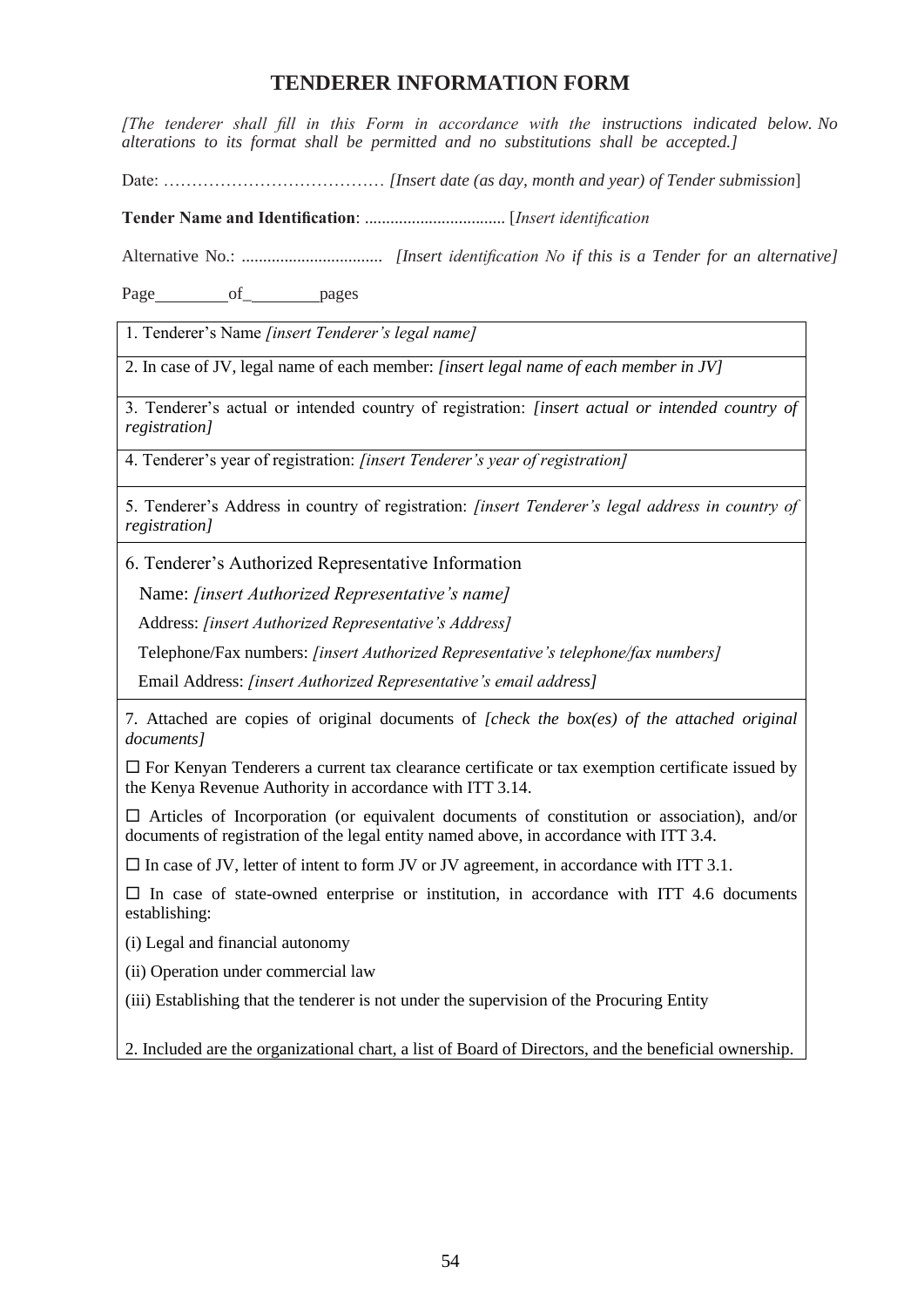# TENDERER INFORMATION FORM

*[The tenderer shall fill in this Form in accordance with the instructions indicated below. No alterations to its format shall be permitted and no substitutions shall be accepted.]*

Date: ………………………………… *[Insert date (as day, month and year) of Tender submission*]

**Tender Name and Identification**: ................................ [*Insert identification*

Alternative No.: ................................ *[Insert identification No if this is a Tender for an alternative]*

Page________of_________pages

| |
|---|
| 1. Tenderer's Name *[insert Tenderer's legal name]* |
| 2. In case of JV, legal name of each member: *[insert legal name of each member in JV]* |
| 3. Tenderer's actual or intended country of registration: *[insert actual or intended country of registration]* |
| 4. Tenderer's year of registration: *[insert Tenderer's year of registration]* |
| 5. Tenderer's Address in country of registration: *[insert Tenderer's legal address in country of registration]* |
| 6. Tenderer's Authorized Representative Information<br>Name: *[insert Authorized Representative's name]*<br>Address: *[insert Authorized Representative's Address]*<br>Telephone/Fax numbers: *[insert Authorized Representative's telephone/fax numbers]*<br>Email Address: *[insert Authorized Representative's email address]* |
| 7. Attached are copies of original documents of *[check the box(es) of the attached original documents]*<br>☐ For Kenyan Tenderers a current tax clearance certificate or tax exemption certificate issued by the Kenya Revenue Authority in accordance with ITT 3.14.<br>☐ Articles of Incorporation (or equivalent documents of constitution or association), and/or documents of registration of the legal entity named above, in accordance with ITT 3.4.<br>☐ In case of JV, letter of intent to form JV or JV agreement, in accordance with ITT 3.1.<br>☐ In case of state-owned enterprise or institution, in accordance with ITT 4.6 documents establishing:<br>(i) Legal and financial autonomy<br>(ii) Operation under commercial law<br>(iii) Establishing that the tenderer is not under the supervision of the Procuring Entity<br><br>2. Included are the organizational chart, a list of Board of Directors, and the beneficial ownership. |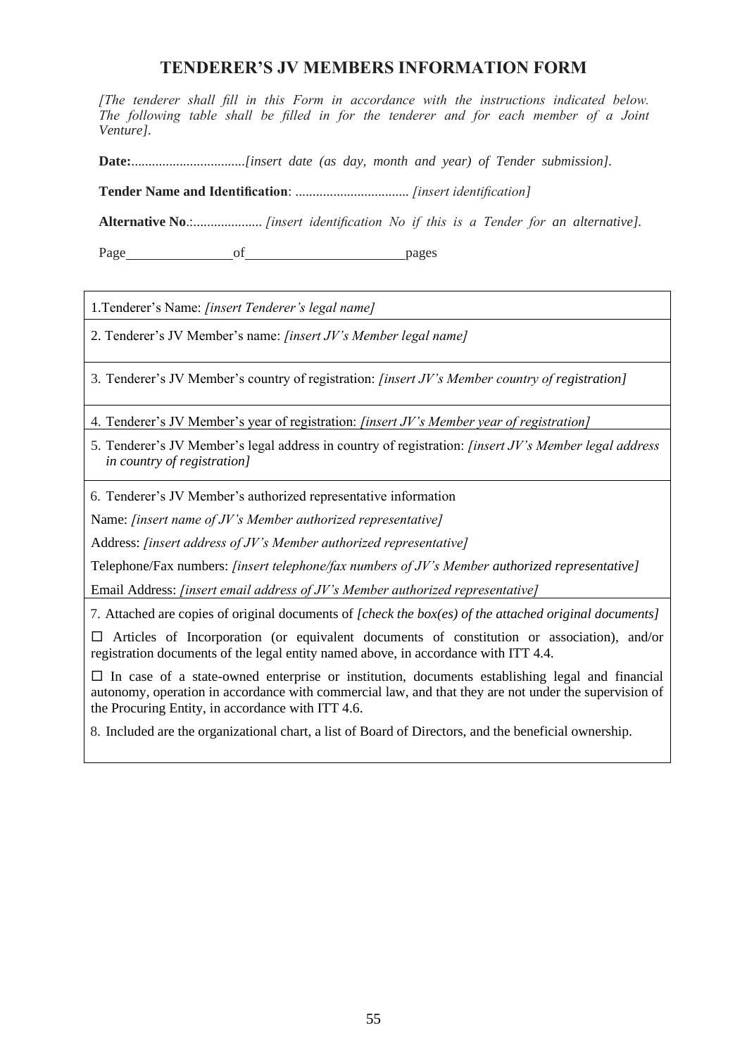# TENDERER'S JV MEMBERS INFORMATION FORM

*[The tenderer shall fill in this Form in accordance with the instructions indicated below. The following table shall be filled in for the tenderer and for each member of a Joint Venture].*

**Date:**................................*[insert date (as day, month and year) of Tender submission].*

**Tender Name and Identification**: ................................ *[insert identification]*

**Alternative No**.:.................... *[insert identification No if this is a Tender for an alternative].*

Page \_\_\_\_\_\_\_\_\_\_\_\_\_\_\_ of \_\_\_\_\_\_\_\_\_\_\_\_\_\_\_\_\_\_\_\_\_\_ pages

| |
|---|
| 1.Tenderer's Name: *[insert Tenderer's legal name]* |
| 2. Tenderer's JV Member's name: *[insert JV's Member legal name]* |
| 3. Tenderer's JV Member's country of registration: *[insert JV's Member country of registration]* |
| 4. Tenderer's JV Member's year of registration: *[insert JV's Member year of registration]* |
| 5. Tenderer's JV Member's legal address in country of registration: *[insert JV's Member legal address in country of registration]* |
| 6. Tenderer's JV Member's authorized representative information<br>Name: *[insert name of JV's Member authorized representative]*<br>Address: *[insert address of JV's Member authorized representative]*<br>Telephone/Fax numbers: *[insert telephone/fax numbers of JV's Member authorized representative]*<br>Email Address: *[insert email address of JV's Member authorized representative]* |
| 7. Attached are copies of original documents of *[check the box(es) of the attached original documents]*<br>☐ Articles of Incorporation (or equivalent documents of constitution or association), and/or registration documents of the legal entity named above, in accordance with ITT 4.4.<br>☐ In case of a state-owned enterprise or institution, documents establishing legal and financial autonomy, operation in accordance with commercial law, and that they are not under the supervision of the Procuring Entity, in accordance with ITT 4.6.<br>8. Included are the organizational chart, a list of Board of Directors, and the beneficial ownership. |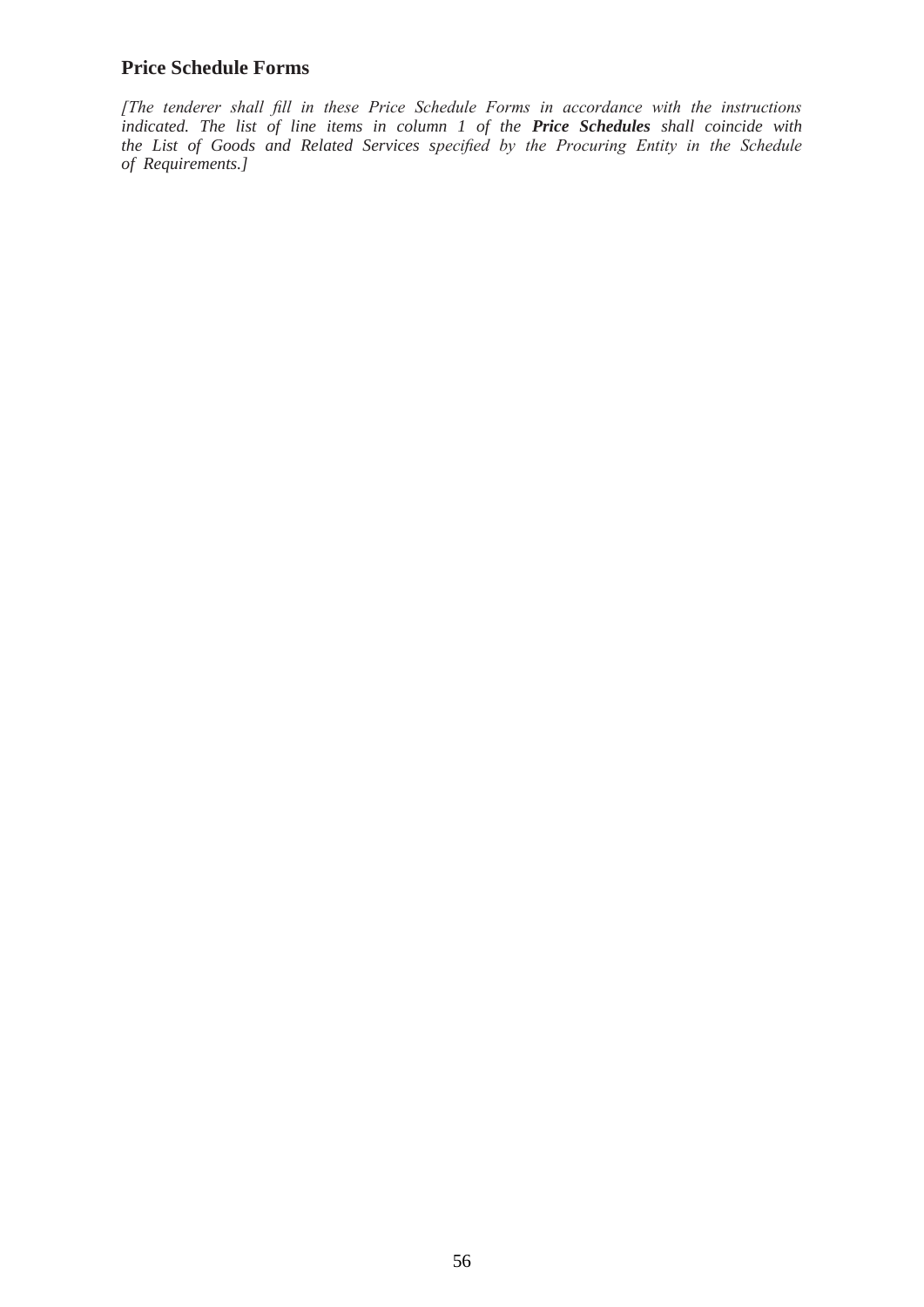## Price Schedule Forms

*[The tenderer shall fill in these Price Schedule Forms in accordance with the instructions indicated. The list of line items in column 1 of the **Price Schedules** shall coincide with the List of Goods and Related Services specified by the Procuring Entity in the Schedule of Requirements.]*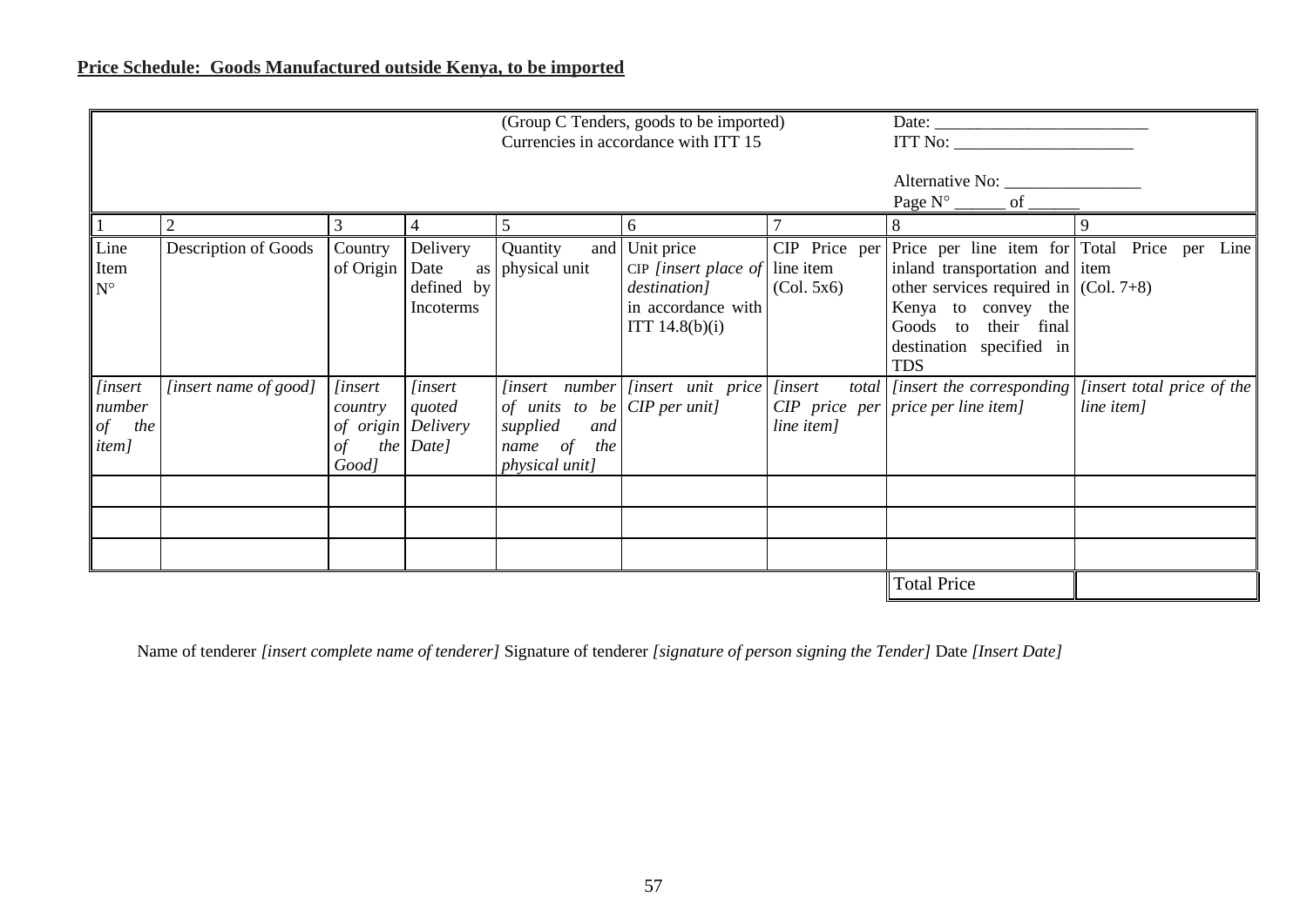**Price Schedule: Goods Manufactured outside Kenya, to be imported**

| | | | | (Group C Tenders, goods to be imported)<br>Currencies in accordance with ITT 15 | | | Date: ________________________<br>ITT No: _____________________<br><br>Alternative No: ________________<br>Page N° ______ of ______ | |
|---|---|---|---|---|---|---|---|---|
| 1 | 2 | 3 | 4 | 5 | 6 | 7 | 8 | 9 |
| Line Item N° | Description of Goods | Country of Origin | Delivery Date as defined by Incoterms | Quantity and physical unit | Unit price CIP *[insert place of destination]* in accordance with ITT 14.8(b)(i) | CIP Price per line item (Col. 5x6) | Price per line item for inland transportation and other services required in Kenya to convey the Goods to their final destination specified in TDS | Total Price per Line item (Col. 7+8) |
| *[insert number of the item]* | *[insert name of good]* | *[insert country of origin of the Good]* | *[insert quoted Delivery Date]* | *[insert number of units to be supplied and name of the physical unit]* | *[insert unit price CIP per unit]* | *[insert total CIP price per line item]* | *[insert the corresponding price per line item]* | *[insert total price of the line item]* |
| | | | | | | | | |
| | | | | | | | | |
| | | | | | | | | |
| | | | | | | | Total Price | |

Name of tenderer *[insert complete name of tenderer]* Signature of tenderer *[signature of person signing the Tender]* Date *[Insert Date]*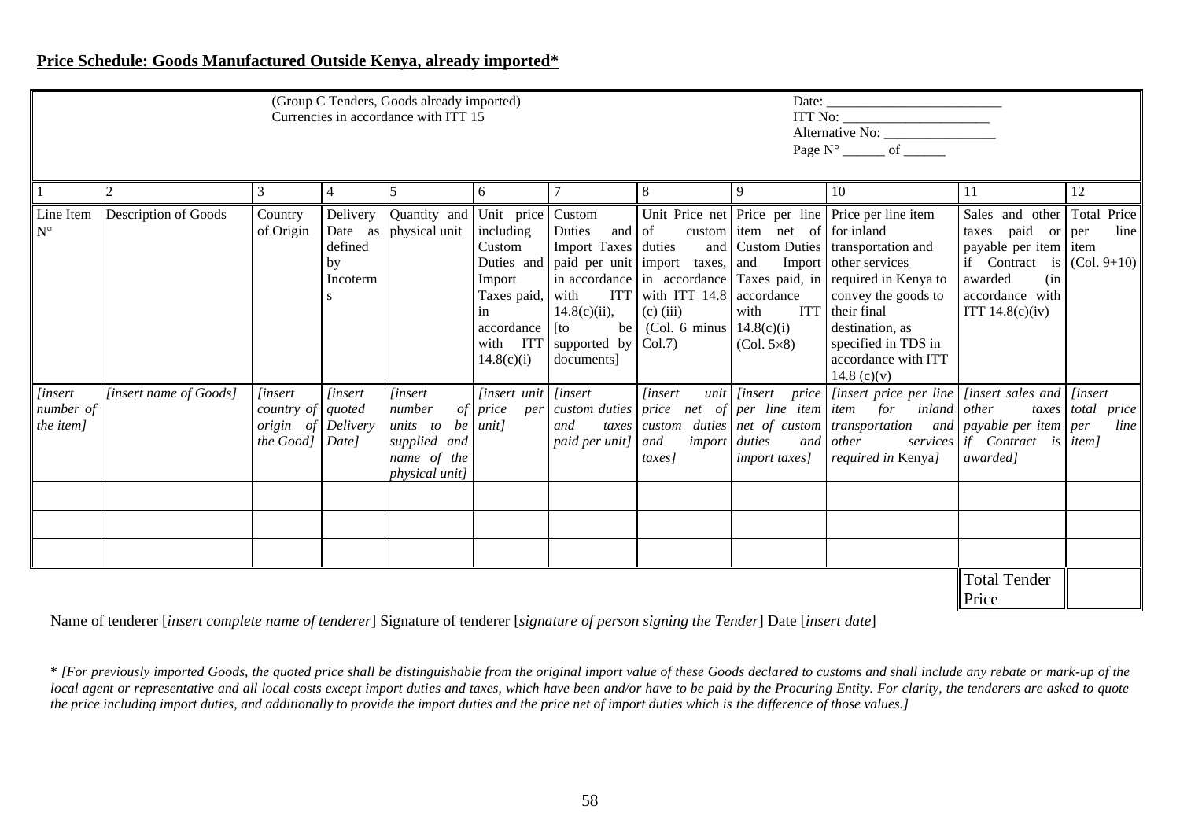**Price Schedule: Goods Manufactured Outside Kenya, already imported***

| (Group C Tenders, Goods already imported)<br>Currencies in accordance with ITT 15 | | | | | | | | Date: _________________________<br>ITT No: _____________________<br>Alternative No: _______________<br>Page N° ______ of ______ | | | |
|---|---|---|---|---|---|---|---|---|---|---|---|
| 1 | 2 | 3 | 4 | 5 | 6 | 7 | 8 | 9 | 10 | 11 | 12 |
| Line Item N° | Description of Goods | Country of Origin | Delivery Date as defined by Incoterms | Quantity and physical unit | Unit price including Custom Duties and Import Taxes paid, in accordance with ITT 14.8(c)(i) | Custom Duties and Import Taxes paid per unit in accordance with ITT 14.8(c)(ii), [to be supported by documents] | Unit Price net of custom duties and import taxes, in accordance with ITT 14.8 (c) (iii) (Col. 6 minus Col.7) | Price per line item net of Custom Duties and Import Taxes paid, in accordance with ITT 14.8(c)(i) (Col. 5×8) | Price per line item for inland transportation and other services required in Kenya to convey the goods to their final destination, as specified in TDS in accordance with ITT 14.8 (c)(v) | Sales and other taxes paid or payable per item if Contract is awarded (in accordance with ITT 14.8(c)(iv) | Total Price per line item (Col. 9+10) |
| *[insert number of the item]* | *[insert name of Goods]* | *[insert country of origin of the Good]* | *[insert quoted Delivery Date]* | *[insert number of units to be supplied and name of the physical unit]* | *[insert unit price per unit]* | *[insert custom duties and taxes paid per unit]* | *[insert unit price net of custom duties and import taxes]* | *[insert price per line item net of custom duties and import taxes]* | *[insert price per line item for inland transportation and other services required in Kenya]* | *[insert sales and other taxes payable per item if Contract is awarded]* | *[insert total price per line item]* |
| | | | | | | | | | | | |
| | | | | | | | | | | | |
| | | | | | | | | | | | |
| | | | | | | | | | | Total Tender Price | |

Name of tenderer [*insert complete name of tenderer*] Signature of tenderer [*signature of person signing the Tender*] Date [*insert date*]

\* *[For previously imported Goods, the quoted price shall be distinguishable from the original import value of these Goods declared to customs and shall include any rebate or mark-up of the local agent or representative and all local costs except import duties and taxes, which have been and/or have to be paid by the Procuring Entity. For clarity, the tenderers are asked to quote the price including import duties, and additionally to provide the import duties and the price net of import duties which is the difference of those values.]*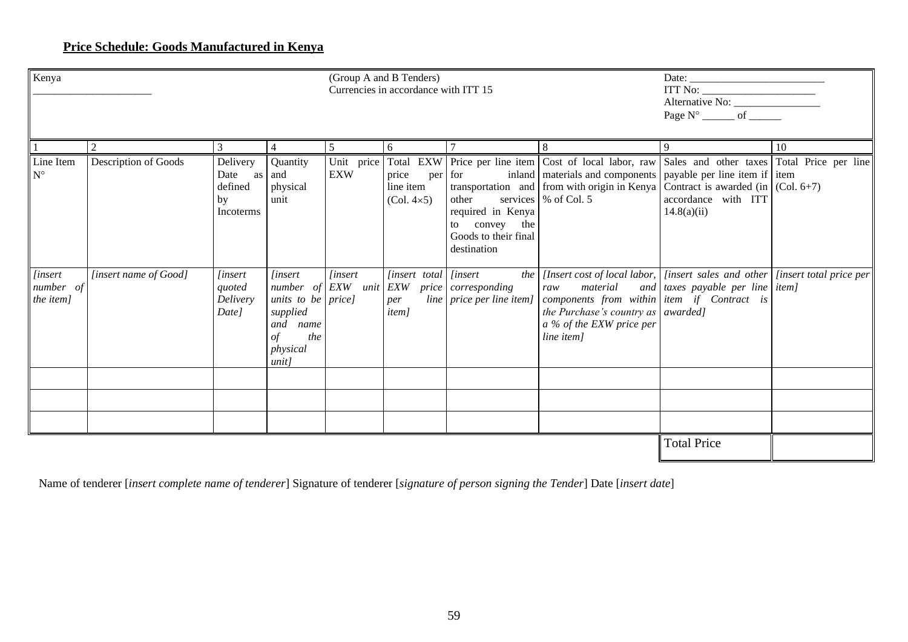**Price Schedule: Goods Manufactured in Kenya**

| Kenya<br>______________________ | | | | (Group A and B Tenders)<br>Currencies in accordance with ITT 15 | | | | Date: ________________________<br>ITT No: _____________________<br>Alternative No: ________________<br>Page N° ______ of ______ | |
|---|---|---|---|---|---|---|---|---|---|
| 1 | 2 | 3 | 4 | 5 | 6 | 7 | 8 | 9 | 10 |
| Line Item N° | Description of Goods | Delivery Date as defined by Incoterms | Quantity and physical unit | Unit price EXW | Total EXW price per line item (Col. 4×5) | Price per line item for inland transportation and other services required in Kenya to convey the Goods to their final destination | Cost of local labor, raw materials and components from with origin in Kenya % of Col. 5 | Sales and other taxes payable per line item if Contract is awarded (in accordance with ITT 14.8(a)(ii) | Total Price per line item (Col. 6+7) |
| *[insert number of the item]* | *[insert name of Good]* | *[insert quoted Delivery Date]* | *[insert number of units to be supplied and name of the physical unit]* | *[insert EXW unit price]* | *[insert total EXW price per line item]* | *[insert the corresponding price per line item]* | *[Insert cost of local labor, raw material and components from within the Purchase's country as a % of the EXW price per line item]* | *[insert sales and other taxes payable per line item if Contract is awarded]* | *[insert total price per item]* |
| | | | | | | | | | |
| | | | | | | | | | |
| | | | | | | | | | |
| | | | | | | | | Total Price | |

Name of tenderer [*insert complete name of tenderer*] Signature of tenderer [*signature of person signing the Tender*] Date [*insert date*]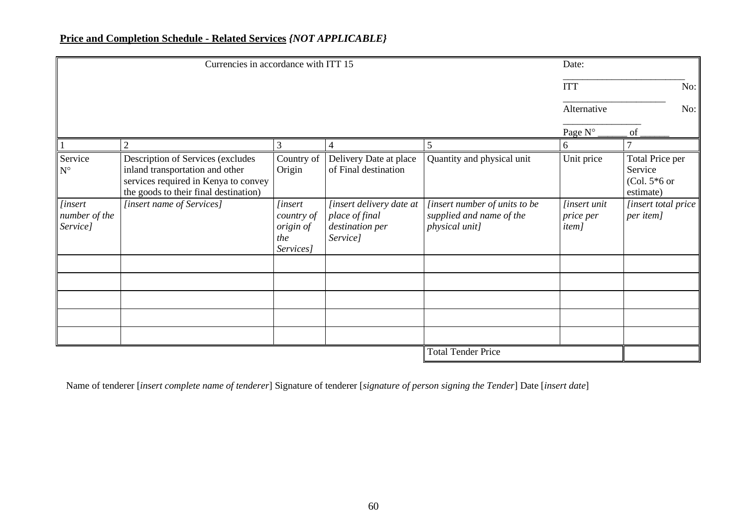**Price and Completion Schedule - Related Services** ***{NOT APPLICABLE}***

| Currencies in accordance with ITT 15 | | | | | Date: ___________________ ITT No: ________________ Alternative No: _____________ Page N° ______ of ______ | |
|---|---|---|---|---|---|---|
| 1 | 2 | 3 | 4 | 5 | 6 | 7 |
| Service N° | Description of Services (excludes inland transportation and other services required in Kenya to convey the goods to their final destination) | Country of Origin | Delivery Date at place of Final destination | Quantity and physical unit | Unit price | Total Price per Service (Col. 5*6 or estimate) |
| *[insert number of the Service]* | *[insert name of Services]* | *[insert country of origin of the Services]* | *[insert delivery date at place of final destination per Service]* | *[insert number of units to be supplied and name of the physical unit]* | *[insert unit price per item]* | *[insert total price per item]* |
| | | | | | | |
| | | | | | | |
| | | | | | | |
| | | | | | | |
| | | | | | | |
| | | | | Total Tender Price | | |

Name of tenderer [*insert complete name of tenderer*] Signature of tenderer [*signature of person signing the Tender*] Date [*insert date*]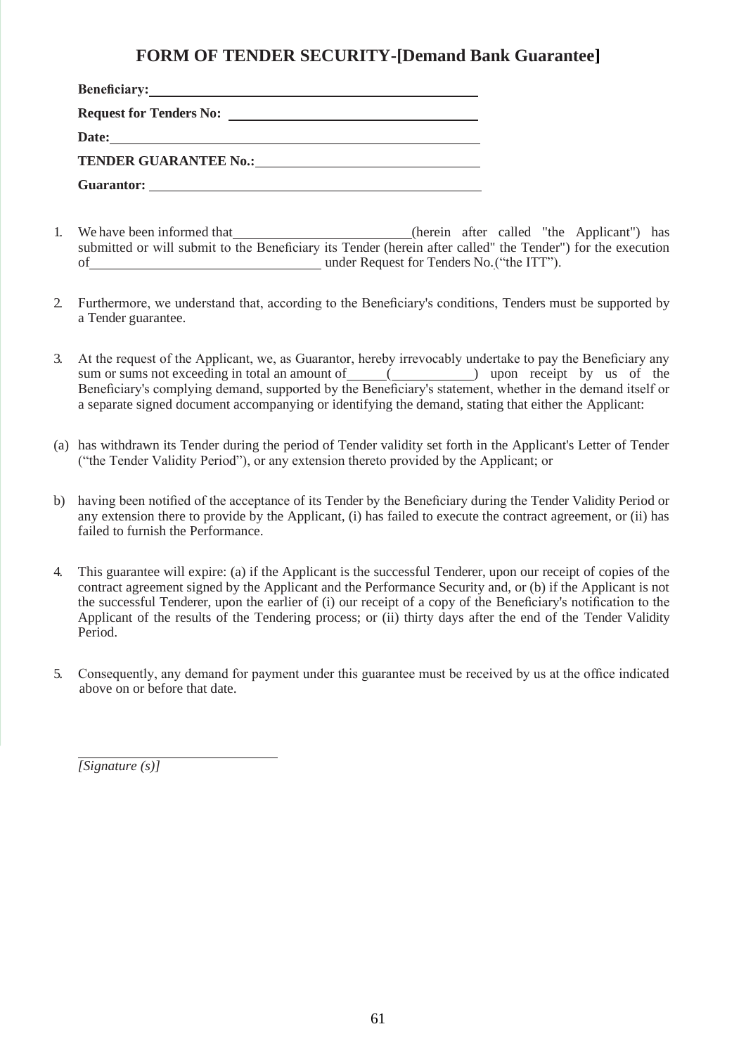# FORM OF TENDER SECURITY-[Demand Bank Guarantee]

**Beneficiary:** ____________________________________________

**Request for Tenders No:** ______________________________

**Date:** ________________________________________________

**TENDER GUARANTEE No.:** ____________________________

**Guarantor:** ____________________________________________

1. We have been informed that ________________________ (herein after called "the Applicant") has submitted or will submit to the Beneficiary its Tender (herein after called" the Tender") for the execution of ______________________________ under Request for Tenders No. ("the ITT").

2. Furthermore, we understand that, according to the Beneficiary's conditions, Tenders must be supported by a Tender guarantee.

3. At the request of the Applicant, we, as Guarantor, hereby irrevocably undertake to pay the Beneficiary any sum or sums not exceeding in total an amount of _____ (___________) upon receipt by us of the Beneficiary's complying demand, supported by the Beneficiary's statement, whether in the demand itself or a separate signed document accompanying or identifying the demand, stating that either the Applicant:

(a) has withdrawn its Tender during the period of Tender validity set forth in the Applicant's Letter of Tender ("the Tender Validity Period"), or any extension thereto provided by the Applicant; or

b) having been notified of the acceptance of its Tender by the Beneficiary during the Tender Validity Period or any extension there to provide by the Applicant, (i) has failed to execute the contract agreement, or (ii) has failed to furnish the Performance.

4. This guarantee will expire: (a) if the Applicant is the successful Tenderer, upon our receipt of copies of the contract agreement signed by the Applicant and the Performance Security and, or (b) if the Applicant is not the successful Tenderer, upon the earlier of (i) our receipt of a copy of the Beneficiary's notification to the Applicant of the results of the Tendering process; or (ii) thirty days after the end of the Tender Validity Period.

5. Consequently, any demand for payment under this guarantee must be received by us at the office indicated above on or before that date.

______________________________

*[Signature (s)]*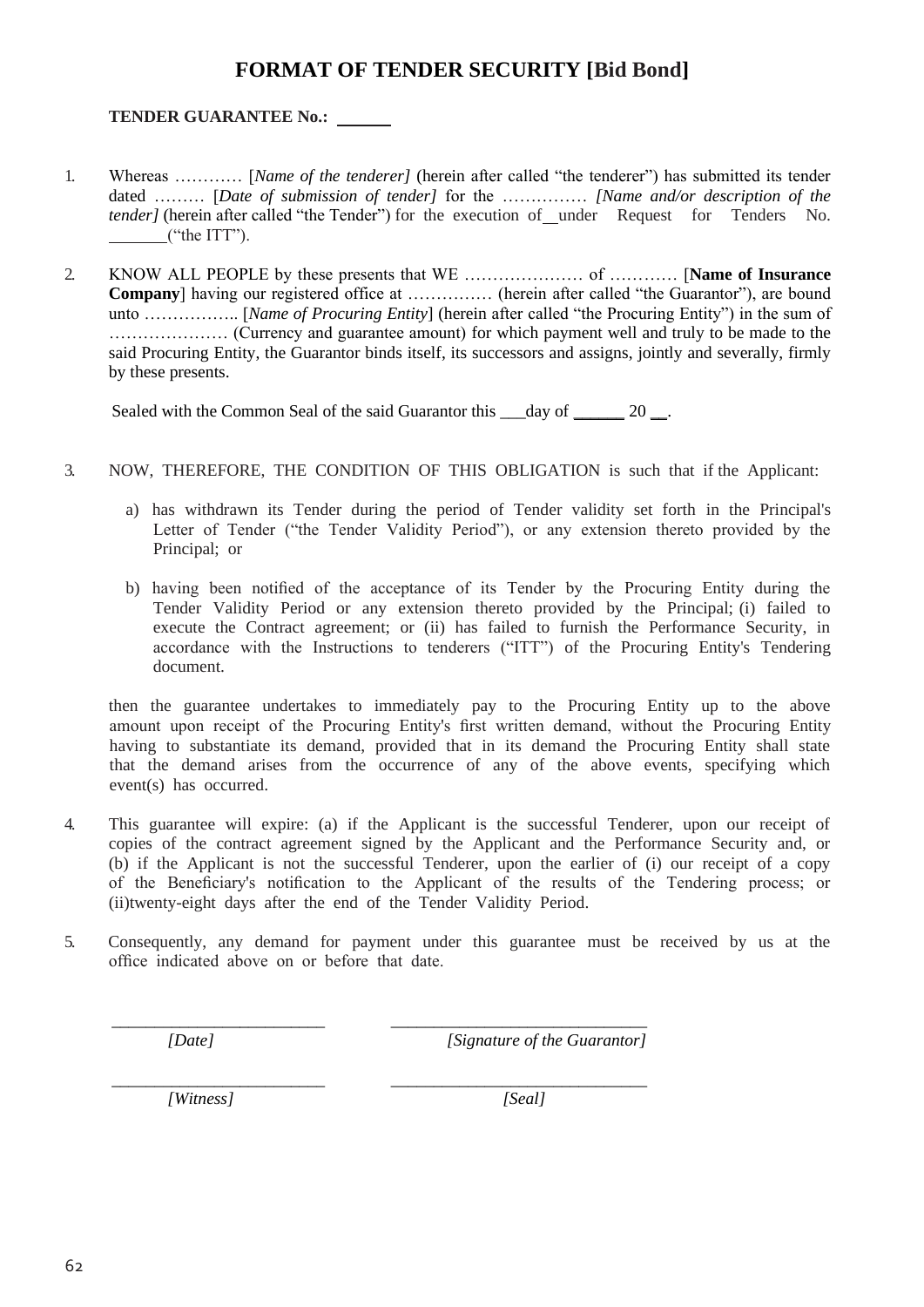# FORMAT OF TENDER SECURITY [Bid Bond]

**TENDER GUARANTEE No.:** ______

1. Whereas ………… [*Name of the tenderer]* (herein after called "the tenderer") has submitted its tender dated ……… [*Date of submission of tender]* for the …………… *[Name and/or description of the tender]* (herein after called "the Tender") for the execution of __under Request for Tenders No. _______("the ITT").

2. KNOW ALL PEOPLE by these presents that WE ………………… of ………… [**Name of Insurance Company**] having our registered office at …………… (herein after called "the Guarantor"), are bound unto …………….. [*Name of Procuring Entity*] (herein after called "the Procuring Entity") in the sum of ………………… (Currency and guarantee amount) for which payment well and truly to be made to the said Procuring Entity, the Guarantor binds itself, its successors and assigns, jointly and severally, firmly by these presents.

   Sealed with the Common Seal of the said Guarantor this ___day of ______ 20 __.

3. NOW, THEREFORE, THE CONDITION OF THIS OBLIGATION is such that if the Applicant:

   a) has withdrawn its Tender during the period of Tender validity set forth in the Principal's Letter of Tender ("the Tender Validity Period"), or any extension thereto provided by the Principal; or

   b) having been notified of the acceptance of its Tender by the Procuring Entity during the Tender Validity Period or any extension thereto provided by the Principal; (i) failed to execute the Contract agreement; or (ii) has failed to furnish the Performance Security, in accordance with the Instructions to tenderers ("ITT") of the Procuring Entity's Tendering document.

   then the guarantee undertakes to immediately pay to the Procuring Entity up to the above amount upon receipt of the Procuring Entity's first written demand, without the Procuring Entity having to substantiate its demand, provided that in its demand the Procuring Entity shall state that the demand arises from the occurrence of any of the above events, specifying which event(s) has occurred.

4. This guarantee will expire: (a) if the Applicant is the successful Tenderer, upon our receipt of copies of the contract agreement signed by the Applicant and the Performance Security and, or (b) if the Applicant is not the successful Tenderer, upon the earlier of (i) our receipt of a copy of the Beneficiary's notification to the Applicant of the results of the Tendering process; or (ii)twenty-eight days after the end of the Tender Validity Period.

5. Consequently, any demand for payment under this guarantee must be received by us at the office indicated above on or before that date.

_________________________ *[Date]*

_____________________________ *[Signature of the Guarantor]*

_________________________ *[Witness]*

_____________________________ *[Seal]*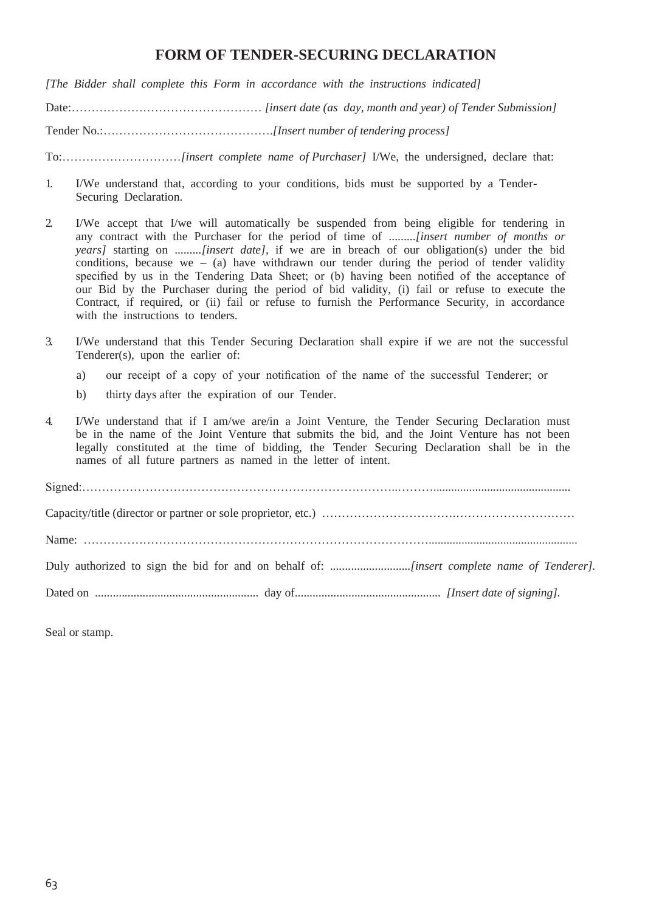# FORM OF TENDER-SECURING DECLARATION

*[The Bidder shall complete this Form in accordance with the instructions indicated]*

Date:………………………………………… *[insert date (as day, month and year) of Tender Submission]*

Tender No.:…………………………………….*[Insert number of tendering process]*

To:…………………………*[insert complete name of Purchaser]* I/We, the undersigned, declare that:

1. I/We understand that, according to your conditions, bids must be supported by a Tender-Securing Declaration.

2. I/We accept that I/we will automatically be suspended from being eligible for tendering in any contract with the Purchaser for the period of time of .........*[insert number of months or years]* starting on .........*[insert date]*, if we are in breach of our obligation(s) under the bid conditions, because we – (a) have withdrawn our tender during the period of tender validity specified by us in the Tendering Data Sheet; or (b) having been notified of the acceptance of our Bid by the Purchaser during the period of bid validity, (i) fail or refuse to execute the Contract, if required, or (ii) fail or refuse to furnish the Performance Security, in accordance with the instructions to tenders.

3. I/We understand that this Tender Securing Declaration shall expire if we are not the successful Tenderer(s), upon the earlier of:
   a) our receipt of a copy of your notification of the name of the successful Tenderer; or
   b) thirty days after the expiration of our Tender.

4. I/We understand that if I am/we are/in a Joint Venture, the Tender Securing Declaration must be in the name of the Joint Venture that submits the bid, and the Joint Venture has not been legally constituted at the time of bidding, the Tender Securing Declaration shall be in the names of all future partners as named in the letter of intent.

Signed:……………………………………………………………………..………..............................................

Capacity/title (director or partner or sole proprietor, etc.) ……………………………….…………………………

Name: …………………………………………………………………………….................................................

Duly authorized to sign the bid for and on behalf of: ...........................*[insert complete name of Tenderer]*.

Dated on ....................................................... day of................................................ *[Insert date of signing]*.

Seal or stamp.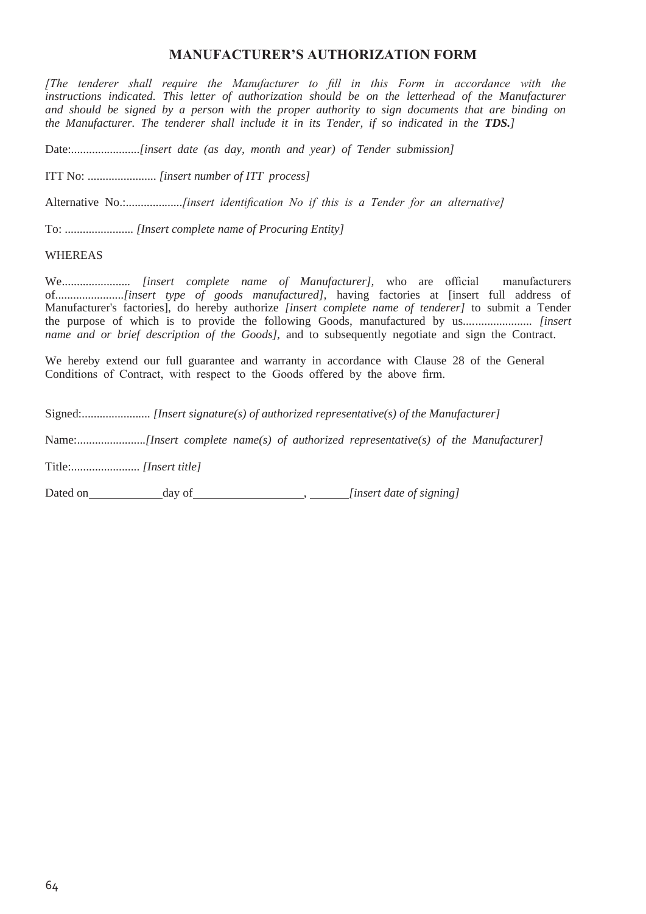## MANUFACTURER'S AUTHORIZATION FORM

*[The tenderer shall require the Manufacturer to fill in this Form in accordance with the instructions indicated. This letter of authorization should be on the letterhead of the Manufacturer and should be signed by a person with the proper authority to sign documents that are binding on the Manufacturer. The tenderer shall include it in its Tender, if so indicated in the **TDS.**]*

Date:.......................*[insert date (as day, month and year) of Tender submission]*

ITT No: ....................... *[insert number of ITT process]*

Alternative No.:...................*[insert identification No if this is a Tender for an alternative]*

To: ....................... *[Insert complete name of Procuring Entity]*

WHEREAS

We....................... *[insert complete name of Manufacturer]*, who are official manufacturers of.......................*[insert type of goods manufactured]*, having factories at [insert full address of Manufacturer's factories], do hereby authorize *[insert complete name of tenderer]* to submit a Tender the purpose of which is to provide the following Goods, manufactured by us....................... *[insert name and or brief description of the Goods]*, and to subsequently negotiate and sign the Contract.

We hereby extend our full guarantee and warranty in accordance with Clause 28 of the General Conditions of Contract, with respect to the Goods offered by the above firm.

Signed:....................... *[Insert signature(s) of authorized representative(s) of the Manufacturer]*

Name:.......................*[Insert complete name(s) of authorized representative(s) of the Manufacturer]*

Title:....................... *[Insert title]*

Dated on\_\_\_\_\_\_\_\_\_\_\_\_day of\_\_\_\_\_\_\_\_\_\_\_\_\_\_\_\_\_\_, \_\_\_\_\_\_*[insert date of signing]*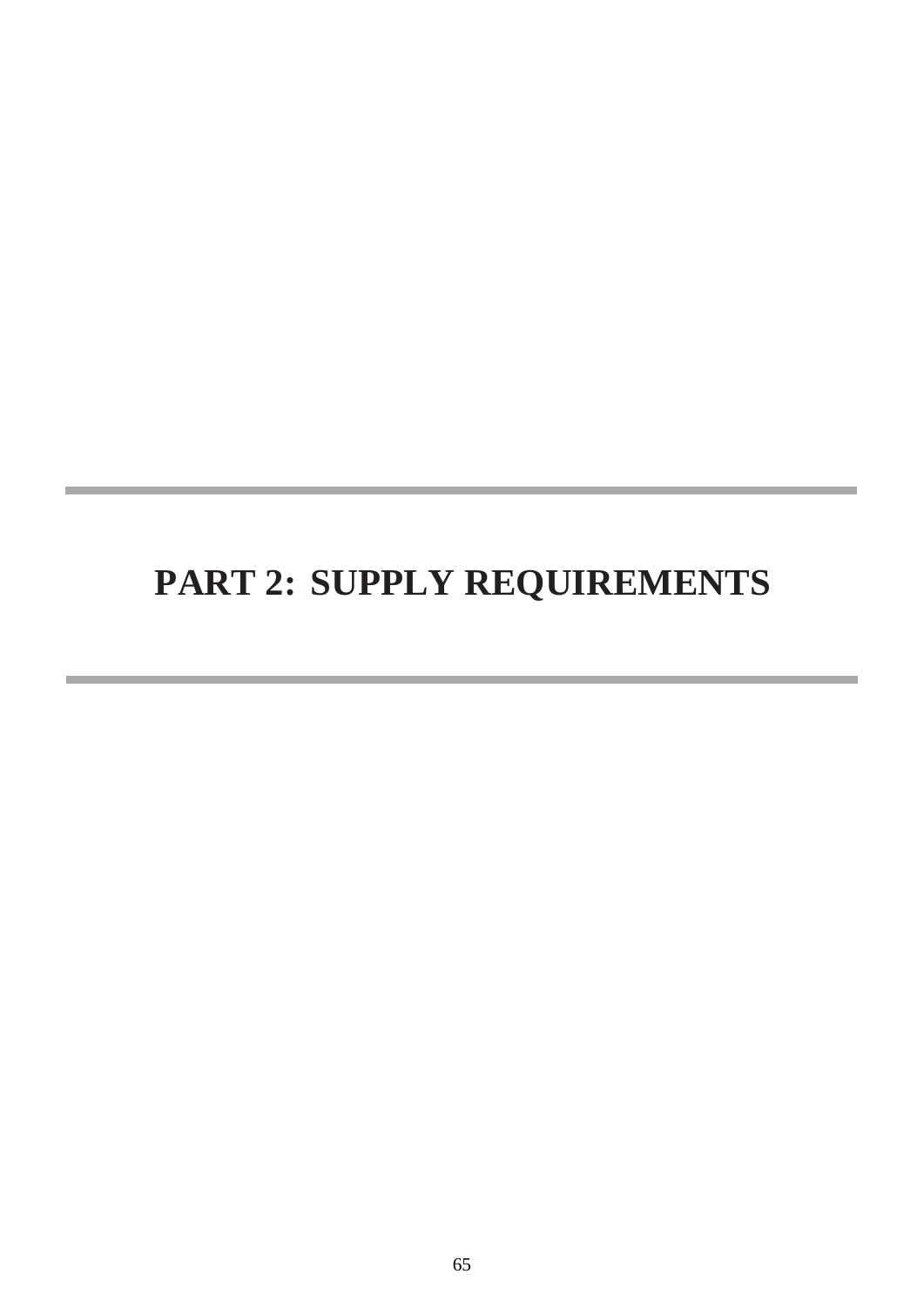# PART 2: SUPPLY REQUIREMENTS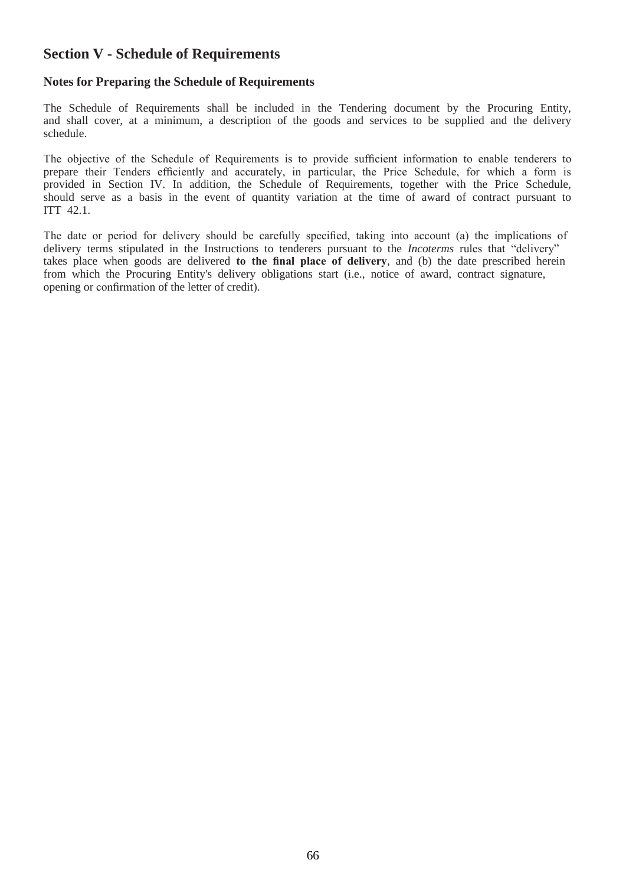## Section V - Schedule of Requirements

### Notes for Preparing the Schedule of Requirements

The Schedule of Requirements shall be included in the Tendering document by the Procuring Entity, and shall cover, at a minimum, a description of the goods and services to be supplied and the delivery schedule.

The objective of the Schedule of Requirements is to provide sufficient information to enable tenderers to prepare their Tenders efficiently and accurately, in particular, the Price Schedule, for which a form is provided in Section IV. In addition, the Schedule of Requirements, together with the Price Schedule, should serve as a basis in the event of quantity variation at the time of award of contract pursuant to ITT 42.1.

The date or period for delivery should be carefully specified, taking into account (a) the implications of delivery terms stipulated in the Instructions to tenderers pursuant to the *Incoterms* rules that "delivery" takes place when goods are delivered **to the final place of delivery**, and (b) the date prescribed herein from which the Procuring Entity's delivery obligations start (i.e., notice of award, contract signature, opening or confirmation of the letter of credit).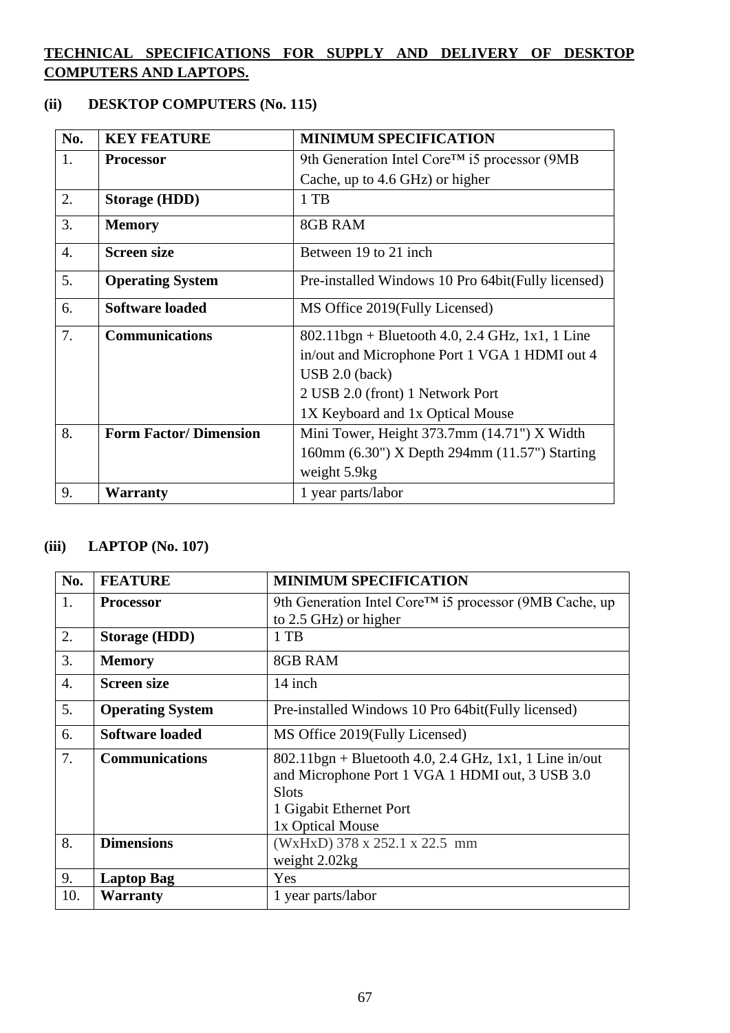**TECHNICAL SPECIFICATIONS FOR SUPPLY AND DELIVERY OF DESKTOP COMPUTERS AND LAPTOPS.**

**(ii) DESKTOP COMPUTERS (No. 115)**

| No. | KEY FEATURE | MINIMUM SPECIFICATION |
|---|---|---|
| 1. | **Processor** | 9th Generation Intel Core™ i5 processor (9MB Cache, up to 4.6 GHz) or higher |
| 2. | **Storage (HDD)** | 1 TB |
| 3. | **Memory** | 8GB RAM |
| 4. | **Screen size** | Between 19 to 21 inch |
| 5. | **Operating System** | Pre-installed Windows 10 Pro 64bit(Fully licensed) |
| 6. | **Software loaded** | MS Office 2019(Fully Licensed) |
| 7. | **Communications** | 802.11bgn + Bluetooth 4.0, 2.4 GHz, 1x1, 1 Line in/out and Microphone Port 1 VGA 1 HDMI out 4 USB 2.0 (back)<br>2 USB 2.0 (front) 1 Network Port<br>1X Keyboard and 1x Optical Mouse |
| 8. | **Form Factor/ Dimension** | Mini Tower, Height 373.7mm (14.71") X Width 160mm (6.30") X Depth 294mm (11.57") Starting weight 5.9kg |
| 9. | **Warranty** | 1 year parts/labor |

**(iii) LAPTOP (No. 107)**

| No. | FEATURE | MINIMUM SPECIFICATION |
|---|---|---|
| 1. | **Processor** | 9th Generation Intel Core™ i5 processor (9MB Cache, up to 2.5 GHz) or higher |
| 2. | **Storage (HDD)** | 1 TB |
| 3. | **Memory** | 8GB RAM |
| 4. | **Screen size** | 14 inch |
| 5. | **Operating System** | Pre-installed Windows 10 Pro 64bit(Fully licensed) |
| 6. | **Software loaded** | MS Office 2019(Fully Licensed) |
| 7. | **Communications** | 802.11bgn + Bluetooth 4.0, 2.4 GHz, 1x1, 1 Line in/out and Microphone Port 1 VGA 1 HDMI out, 3 USB 3.0 Slots<br>1 Gigabit Ethernet Port<br>1x Optical Mouse |
| 8. | **Dimensions** | (WxHxD) 378 x 252.1 x 22.5 mm<br>weight 2.02kg |
| 9. | **Laptop Bag** | Yes |
| 10. | **Warranty** | 1 year parts/labor |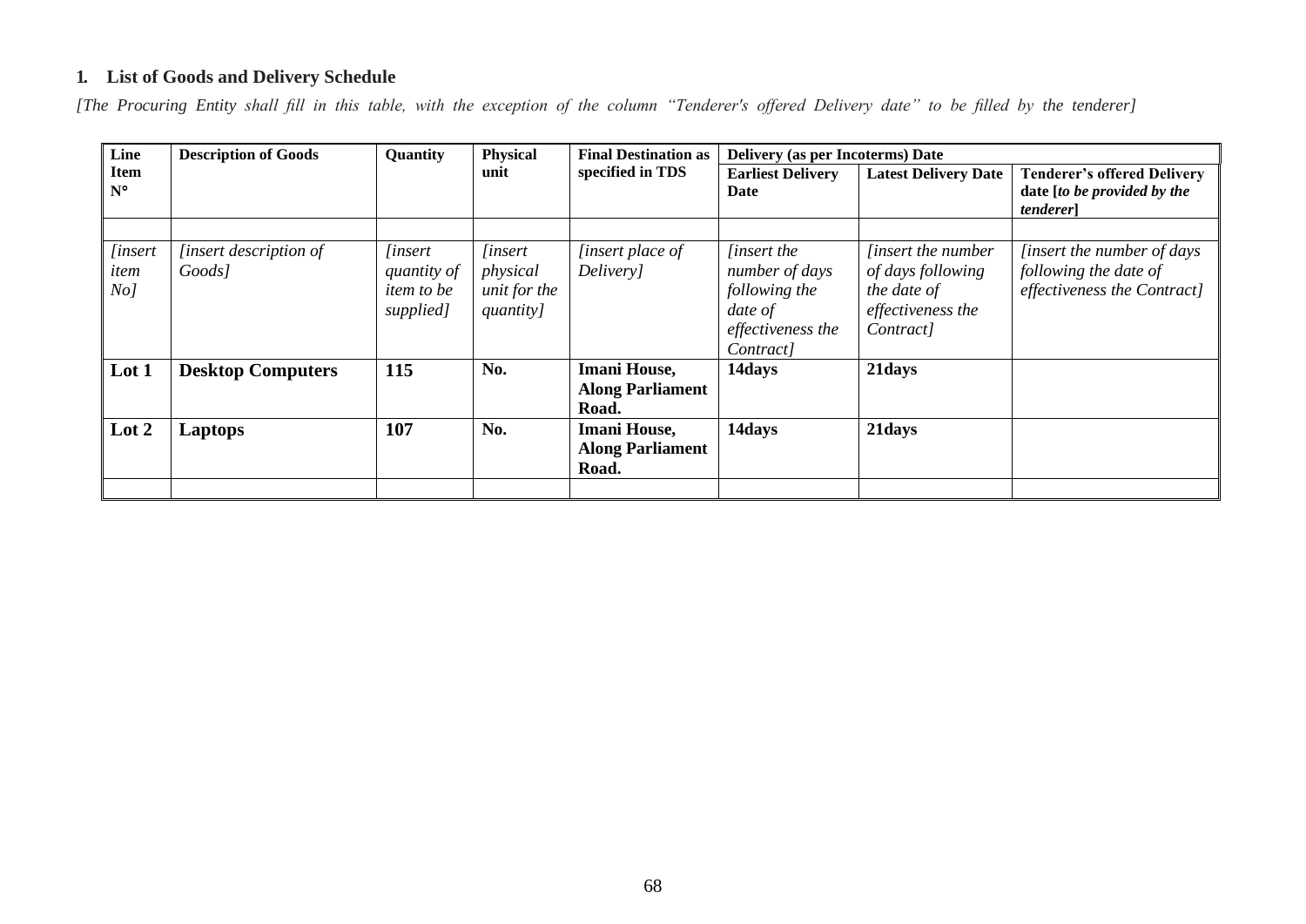## 1. List of Goods and Delivery Schedule

*[The Procuring Entity shall fill in this table, with the exception of the column "Tenderer's offered Delivery date" to be filled by the tenderer]*

| Line Item N° | Description of Goods | Quantity | Physical unit | Final Destination as specified in TDS | Delivery (as per Incoterms) Date | | |
|---|---|---|---|---|---|---|---|
| | | | | | Earliest Delivery Date | Latest Delivery Date | Tenderer's offered Delivery date [*to be provided by the tenderer*] |
| | | | | | | | |
| *[insert item No]* | *[insert description of Goods]* | *[insert quantity of item to be supplied]* | *[insert physical unit for the quantity]* | *[insert place of Delivery]* | *[insert the number of days following the date of effectiveness the Contract]* | *[insert the number of days following the date of effectiveness the Contract]* | *[insert the number of days following the date of effectiveness the Contract]* |
| **Lot 1** | **Desktop Computers** | **115** | **No.** | **Imani House, Along Parliament Road.** | **14days** | **21days** | |
| **Lot 2** | **Laptops** | **107** | **No.** | **Imani House, Along Parliament Road.** | **14days** | **21days** | |
| | | | | | | | |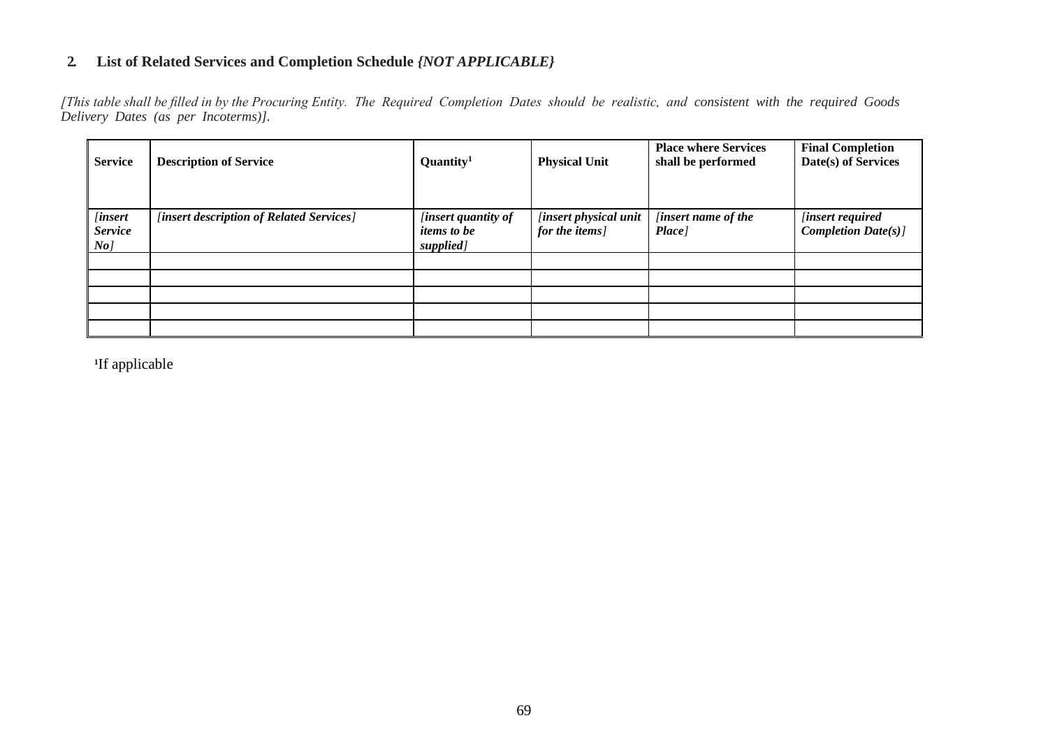## 2. List of Related Services and Completion Schedule *{NOT APPLICABLE}*

*[This table shall be filled in by the Procuring Entity. The Required Completion Dates should be realistic, and consistent with the required Goods Delivery Dates (as per Incoterms)].*

| Service | Description of Service | Quantity[1] | Physical Unit | Place where Services shall be performed | Final Completion Date(s) of Services |
|---|---|---|---|---|---|
| *[insert Service No]* | *[insert description of Related Services]* | *[insert quantity of items to be supplied]* | *[insert physical unit for the items]* | *[insert name of the Place]* | *[insert required Completion Date(s)]* |
| | | | | | |
| | | | | | |
| | | | | | |
| | | | | | |
| | | | | | |

[1]If applicable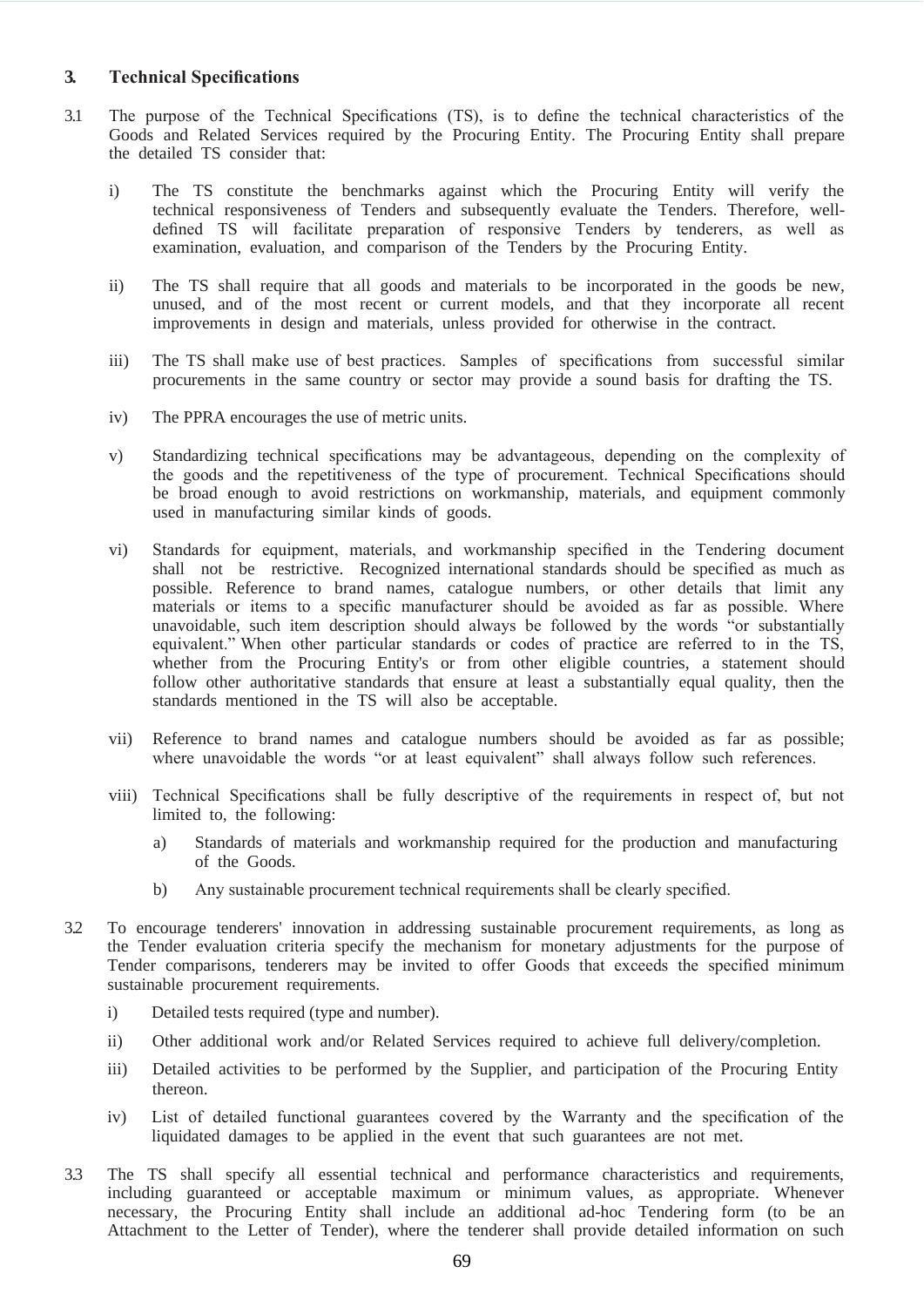## 3. Technical Specifications

3.1 The purpose of the Technical Specifications (TS), is to define the technical characteristics of the Goods and Related Services required by the Procuring Entity. The Procuring Entity shall prepare the detailed TS consider that:

i) The TS constitute the benchmarks against which the Procuring Entity will verify the technical responsiveness of Tenders and subsequently evaluate the Tenders. Therefore, well-defined TS will facilitate preparation of responsive Tenders by tenderers, as well as examination, evaluation, and comparison of the Tenders by the Procuring Entity.

ii) The TS shall require that all goods and materials to be incorporated in the goods be new, unused, and of the most recent or current models, and that they incorporate all recent improvements in design and materials, unless provided for otherwise in the contract.

iii) The TS shall make use of best practices. Samples of specifications from successful similar procurements in the same country or sector may provide a sound basis for drafting the TS.

iv) The PPRA encourages the use of metric units.

v) Standardizing technical specifications may be advantageous, depending on the complexity of the goods and the repetitiveness of the type of procurement. Technical Specifications should be broad enough to avoid restrictions on workmanship, materials, and equipment commonly used in manufacturing similar kinds of goods.

vi) Standards for equipment, materials, and workmanship specified in the Tendering document shall not be restrictive. Recognized international standards should be specified as much as possible. Reference to brand names, catalogue numbers, or other details that limit any materials or items to a specific manufacturer should be avoided as far as possible. Where unavoidable, such item description should always be followed by the words "or substantially equivalent." When other particular standards or codes of practice are referred to in the TS, whether from the Procuring Entity's or from other eligible countries, a statement should follow other authoritative standards that ensure at least a substantially equal quality, then the standards mentioned in the TS will also be acceptable.

vii) Reference to brand names and catalogue numbers should be avoided as far as possible; where unavoidable the words "or at least equivalent" shall always follow such references.

viii) Technical Specifications shall be fully descriptive of the requirements in respect of, but not limited to, the following:

   a) Standards of materials and workmanship required for the production and manufacturing of the Goods.

   b) Any sustainable procurement technical requirements shall be clearly specified.

3.2 To encourage tenderers' innovation in addressing sustainable procurement requirements, as long as the Tender evaluation criteria specify the mechanism for monetary adjustments for the purpose of Tender comparisons, tenderers may be invited to offer Goods that exceeds the specified minimum sustainable procurement requirements.

i) Detailed tests required (type and number).

ii) Other additional work and/or Related Services required to achieve full delivery/completion.

iii) Detailed activities to be performed by the Supplier, and participation of the Procuring Entity thereon.

iv) List of detailed functional guarantees covered by the Warranty and the specification of the liquidated damages to be applied in the event that such guarantees are not met.

3.3 The TS shall specify all essential technical and performance characteristics and requirements, including guaranteed or acceptable maximum or minimum values, as appropriate. Whenever necessary, the Procuring Entity shall include an additional ad-hoc Tendering form (to be an Attachment to the Letter of Tender), where the tenderer shall provide detailed information on such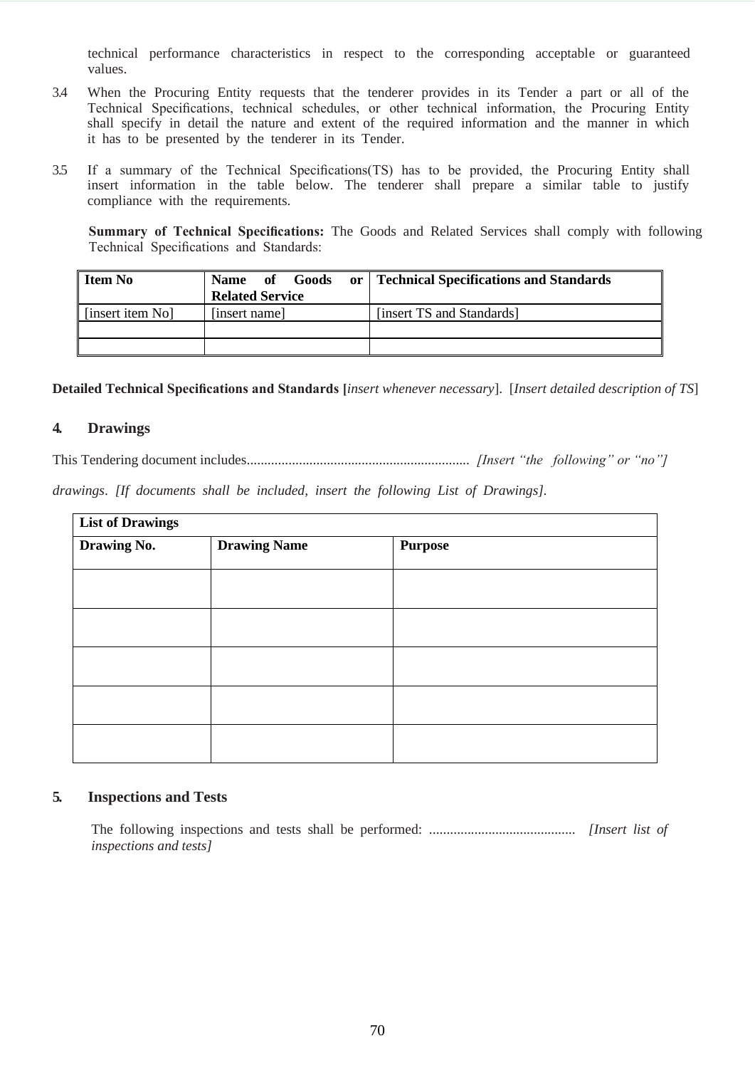technical performance characteristics in respect to the corresponding acceptable or guaranteed values.

3.4 When the Procuring Entity requests that the tenderer provides in its Tender a part or all of the Technical Specifications, technical schedules, or other technical information, the Procuring Entity shall specify in detail the nature and extent of the required information and the manner in which it has to be presented by the tenderer in its Tender.

3.5 If a summary of the Technical Specifications(TS) has to be provided, the Procuring Entity shall insert information in the table below. The tenderer shall prepare a similar table to justify compliance with the requirements.

**Summary of Technical Specifications:** The Goods and Related Services shall comply with following Technical Specifications and Standards:

| **Item No** | **Name of Goods or Related Service** | **Technical Specifications and Standards** |
|---|---|---|
| [insert item No] | [insert name] | [insert TS and Standards] |
| | | |
| | | |

**Detailed Technical Specifications and Standards [***insert whenever necessary*]. [*Insert detailed description of TS*]

## 4. Drawings

This Tendering document includes................................................................ *[Insert "the following" or "no"]*

*drawings. [If documents shall be included, insert the following List of Drawings].*

| **List of Drawings** | | |
|---|---|---|
| **Drawing No.** | **Drawing Name** | **Purpose** |
| | | |
| | | |
| | | |
| | | |
| | | |

## 5. Inspections and Tests

The following inspections and tests shall be performed: .......................................... *[Insert list of inspections and tests]*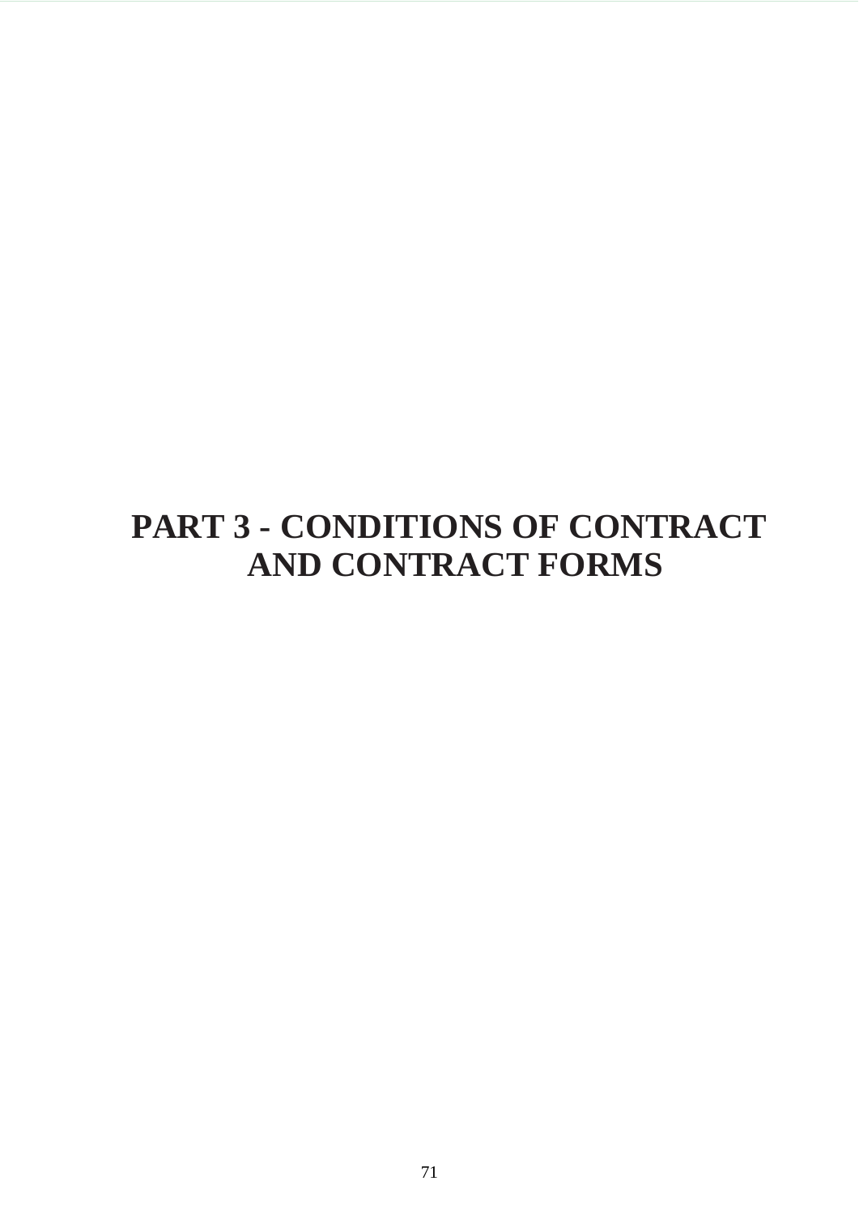# PART 3 - CONDITIONS OF CONTRACT AND CONTRACT FORMS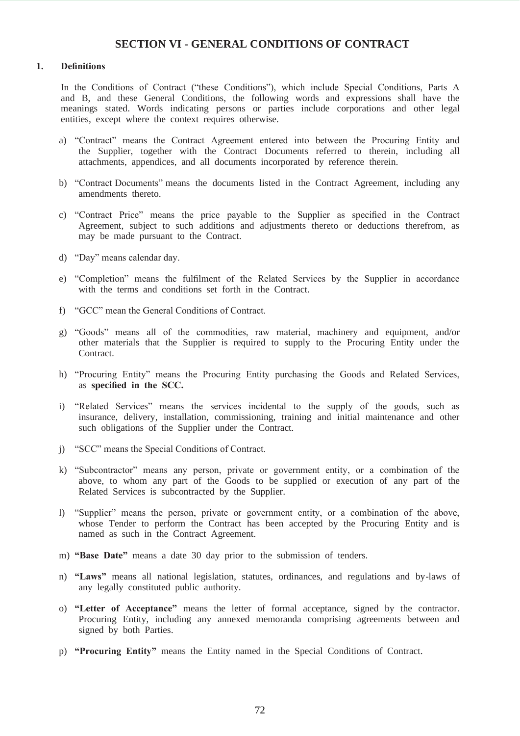## SECTION VI - GENERAL CONDITIONS OF CONTRACT

### 1. Definitions

In the Conditions of Contract ("these Conditions"), which include Special Conditions, Parts A and B, and these General Conditions, the following words and expressions shall have the meanings stated. Words indicating persons or parties include corporations and other legal entities, except where the context requires otherwise.

a) "Contract" means the Contract Agreement entered into between the Procuring Entity and the Supplier, together with the Contract Documents referred to therein, including all attachments, appendices, and all documents incorporated by reference therein.

b) "Contract Documents" means the documents listed in the Contract Agreement, including any amendments thereto.

c) "Contract Price" means the price payable to the Supplier as specified in the Contract Agreement, subject to such additions and adjustments thereto or deductions therefrom, as may be made pursuant to the Contract.

d) "Day" means calendar day.

e) "Completion" means the fulfilment of the Related Services by the Supplier in accordance with the terms and conditions set forth in the Contract.

f) "GCC" mean the General Conditions of Contract.

g) "Goods" means all of the commodities, raw material, machinery and equipment, and/or other materials that the Supplier is required to supply to the Procuring Entity under the Contract.

h) "Procuring Entity" means the Procuring Entity purchasing the Goods and Related Services, as **specified in the SCC.**

i) "Related Services" means the services incidental to the supply of the goods, such as insurance, delivery, installation, commissioning, training and initial maintenance and other such obligations of the Supplier under the Contract.

j) "SCC" means the Special Conditions of Contract.

k) "Subcontractor" means any person, private or government entity, or a combination of the above, to whom any part of the Goods to be supplied or execution of any part of the Related Services is subcontracted by the Supplier.

l) "Supplier" means the person, private or government entity, or a combination of the above, whose Tender to perform the Contract has been accepted by the Procuring Entity and is named as such in the Contract Agreement.

m) **"Base Date"** means a date 30 day prior to the submission of tenders.

n) **"Laws"** means all national legislation, statutes, ordinances, and regulations and by-laws of any legally constituted public authority.

o) **"Letter of Acceptance"** means the letter of formal acceptance, signed by the contractor. Procuring Entity, including any annexed memoranda comprising agreements between and signed by both Parties.

p) **"Procuring Entity"** means the Entity named in the Special Conditions of Contract.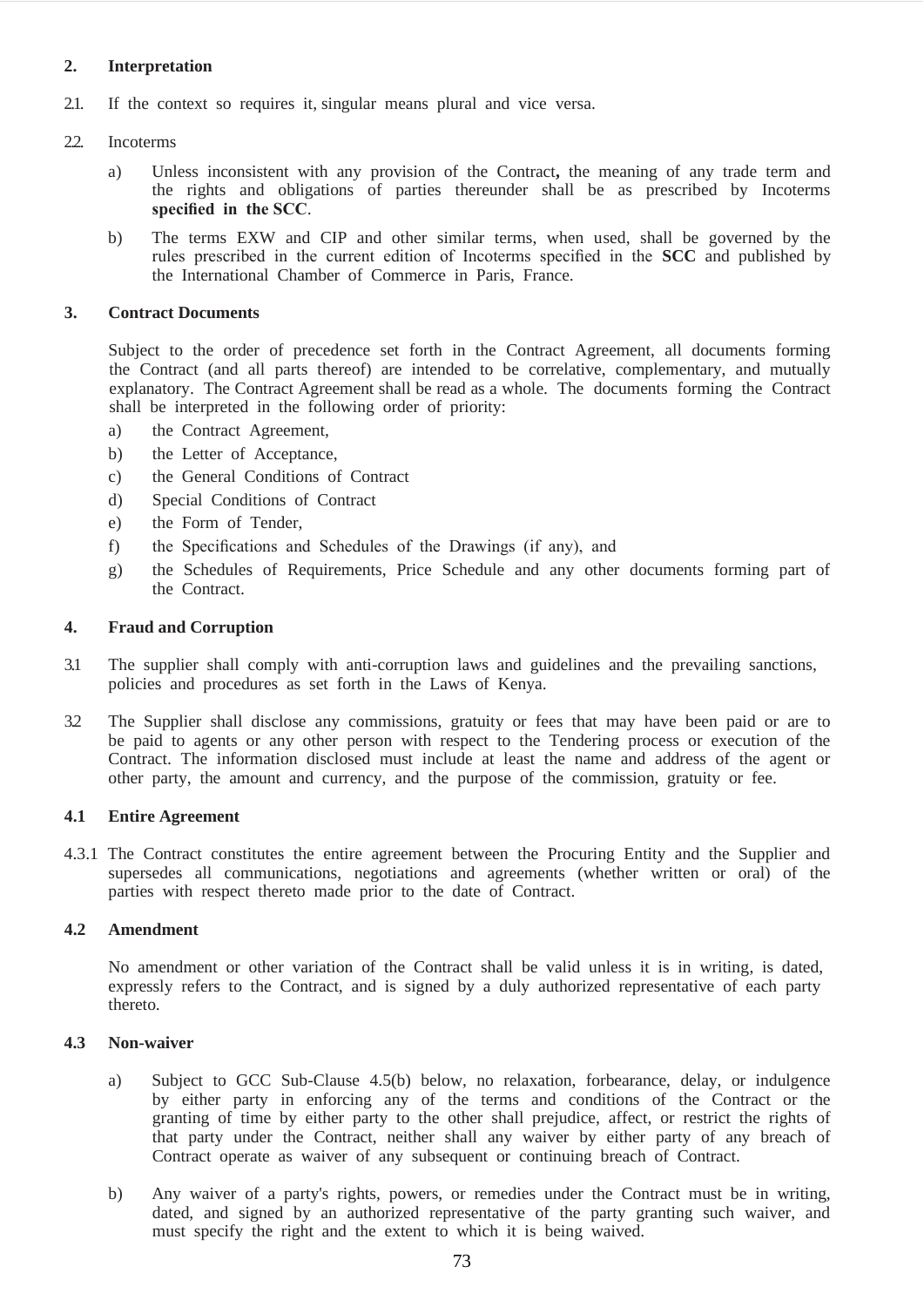## 2. Interpretation

2.1. If the context so requires it, singular means plural and vice versa.

2.2. Incoterms

a) Unless inconsistent with any provision of the Contract**,** the meaning of any trade term and the rights and obligations of parties thereunder shall be as prescribed by Incoterms **specified in the SCC**.

b) The terms EXW and CIP and other similar terms, when used, shall be governed by the rules prescribed in the current edition of Incoterms specified in the **SCC** and published by the International Chamber of Commerce in Paris, France.

## 3. Contract Documents

Subject to the order of precedence set forth in the Contract Agreement, all documents forming the Contract (and all parts thereof) are intended to be correlative, complementary, and mutually explanatory. The Contract Agreement shall be read as a whole. The documents forming the Contract shall be interpreted in the following order of priority:

a) the Contract Agreement,

b) the Letter of Acceptance,

c) the General Conditions of Contract

d) Special Conditions of Contract

e) the Form of Tender,

f) the Specifications and Schedules of the Drawings (if any), and

g) the Schedules of Requirements, Price Schedule and any other documents forming part of the Contract.

## 4. Fraud and Corruption

3.1 The supplier shall comply with anti-corruption laws and guidelines and the prevailing sanctions, policies and procedures as set forth in the Laws of Kenya.

3.2 The Supplier shall disclose any commissions, gratuity or fees that may have been paid or are to be paid to agents or any other person with respect to the Tendering process or execution of the Contract. The information disclosed must include at least the name and address of the agent or other party, the amount and currency, and the purpose of the commission, gratuity or fee.

### 4.1 Entire Agreement

4.3.1 The Contract constitutes the entire agreement between the Procuring Entity and the Supplier and supersedes all communications, negotiations and agreements (whether written or oral) of the parties with respect thereto made prior to the date of Contract.

### 4.2 Amendment

No amendment or other variation of the Contract shall be valid unless it is in writing, is dated, expressly refers to the Contract, and is signed by a duly authorized representative of each party thereto.

### 4.3 Non-waiver

a) Subject to GCC Sub-Clause 4.5(b) below, no relaxation, forbearance, delay, or indulgence by either party in enforcing any of the terms and conditions of the Contract or the granting of time by either party to the other shall prejudice, affect, or restrict the rights of that party under the Contract, neither shall any waiver by either party of any breach of Contract operate as waiver of any subsequent or continuing breach of Contract.

b) Any waiver of a party's rights, powers, or remedies under the Contract must be in writing, dated, and signed by an authorized representative of the party granting such waiver, and must specify the right and the extent to which it is being waived.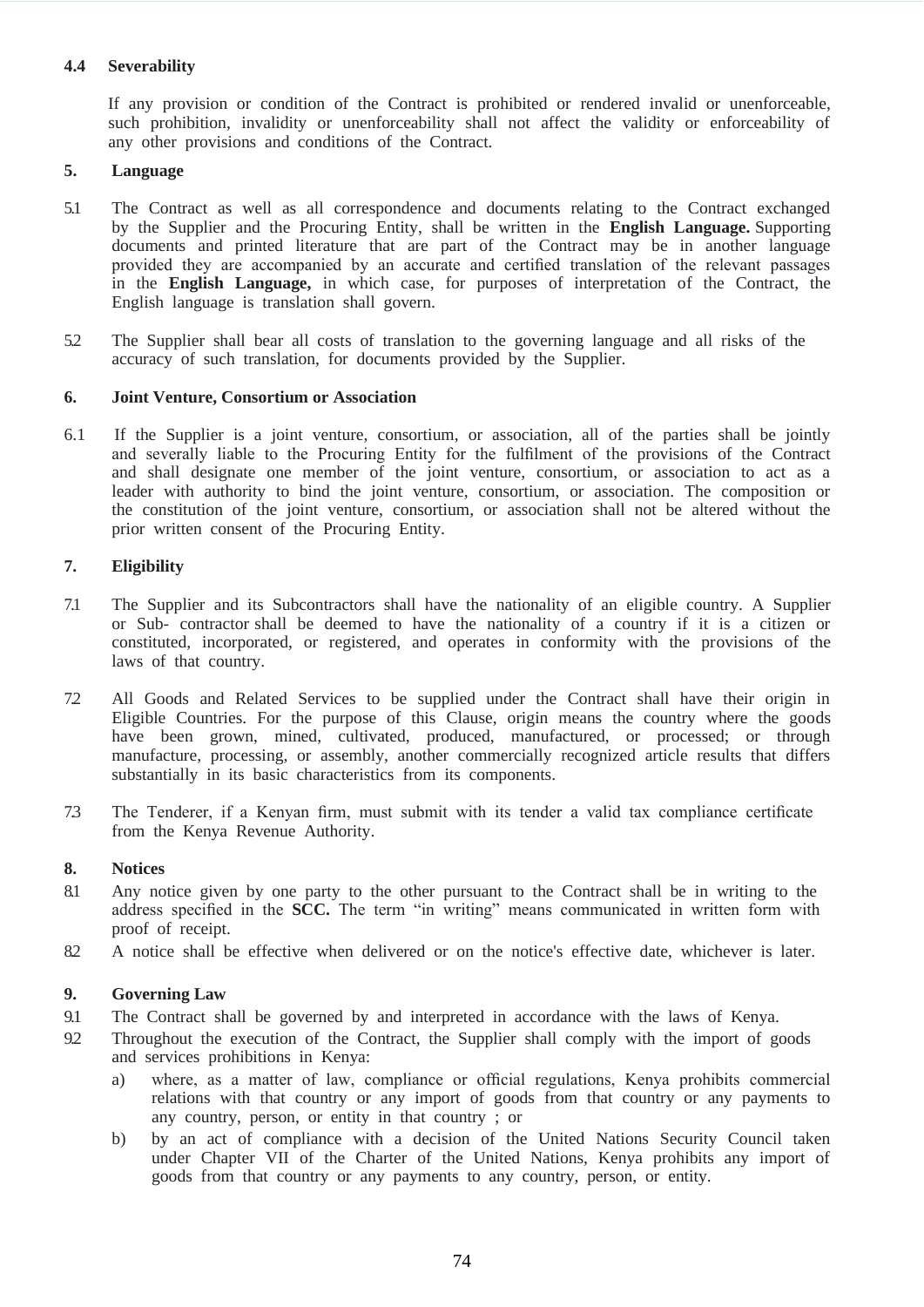### 4.4 Severability

If any provision or condition of the Contract is prohibited or rendered invalid or unenforceable, such prohibition, invalidity or unenforceability shall not affect the validity or enforceability of any other provisions and conditions of the Contract.

### 5. Language

5.1 The Contract as well as all correspondence and documents relating to the Contract exchanged by the Supplier and the Procuring Entity, shall be written in the **English Language.** Supporting documents and printed literature that are part of the Contract may be in another language provided they are accompanied by an accurate and certified translation of the relevant passages in the **English Language,** in which case, for purposes of interpretation of the Contract, the English language is translation shall govern.

5.2 The Supplier shall bear all costs of translation to the governing language and all risks of the accuracy of such translation, for documents provided by the Supplier.

### 6. Joint Venture, Consortium or Association

6.1 If the Supplier is a joint venture, consortium, or association, all of the parties shall be jointly and severally liable to the Procuring Entity for the fulfilment of the provisions of the Contract and shall designate one member of the joint venture, consortium, or association to act as a leader with authority to bind the joint venture, consortium, or association. The composition or the constitution of the joint venture, consortium, or association shall not be altered without the prior written consent of the Procuring Entity.

### 7. Eligibility

7.1 The Supplier and its Subcontractors shall have the nationality of an eligible country. A Supplier or Sub- contractor shall be deemed to have the nationality of a country if it is a citizen or constituted, incorporated, or registered, and operates in conformity with the provisions of the laws of that country.

7.2 All Goods and Related Services to be supplied under the Contract shall have their origin in Eligible Countries. For the purpose of this Clause, origin means the country where the goods have been grown, mined, cultivated, produced, manufactured, or processed; or through manufacture, processing, or assembly, another commercially recognized article results that differs substantially in its basic characteristics from its components.

7.3 The Tenderer, if a Kenyan firm, must submit with its tender a valid tax compliance certificate from the Kenya Revenue Authority.

### 8. Notices

8.1 Any notice given by one party to the other pursuant to the Contract shall be in writing to the address specified in the **SCC.** The term "in writing" means communicated in written form with proof of receipt.

8.2 A notice shall be effective when delivered or on the notice's effective date, whichever is later.

### 9. Governing Law

9.1 The Contract shall be governed by and interpreted in accordance with the laws of Kenya.

9.2 Throughout the execution of the Contract, the Supplier shall comply with the import of goods and services prohibitions in Kenya:

a) where, as a matter of law, compliance or official regulations, Kenya prohibits commercial relations with that country or any import of goods from that country or any payments to any country, person, or entity in that country ; or

b) by an act of compliance with a decision of the United Nations Security Council taken under Chapter VII of the Charter of the United Nations, Kenya prohibits any import of goods from that country or any payments to any country, person, or entity.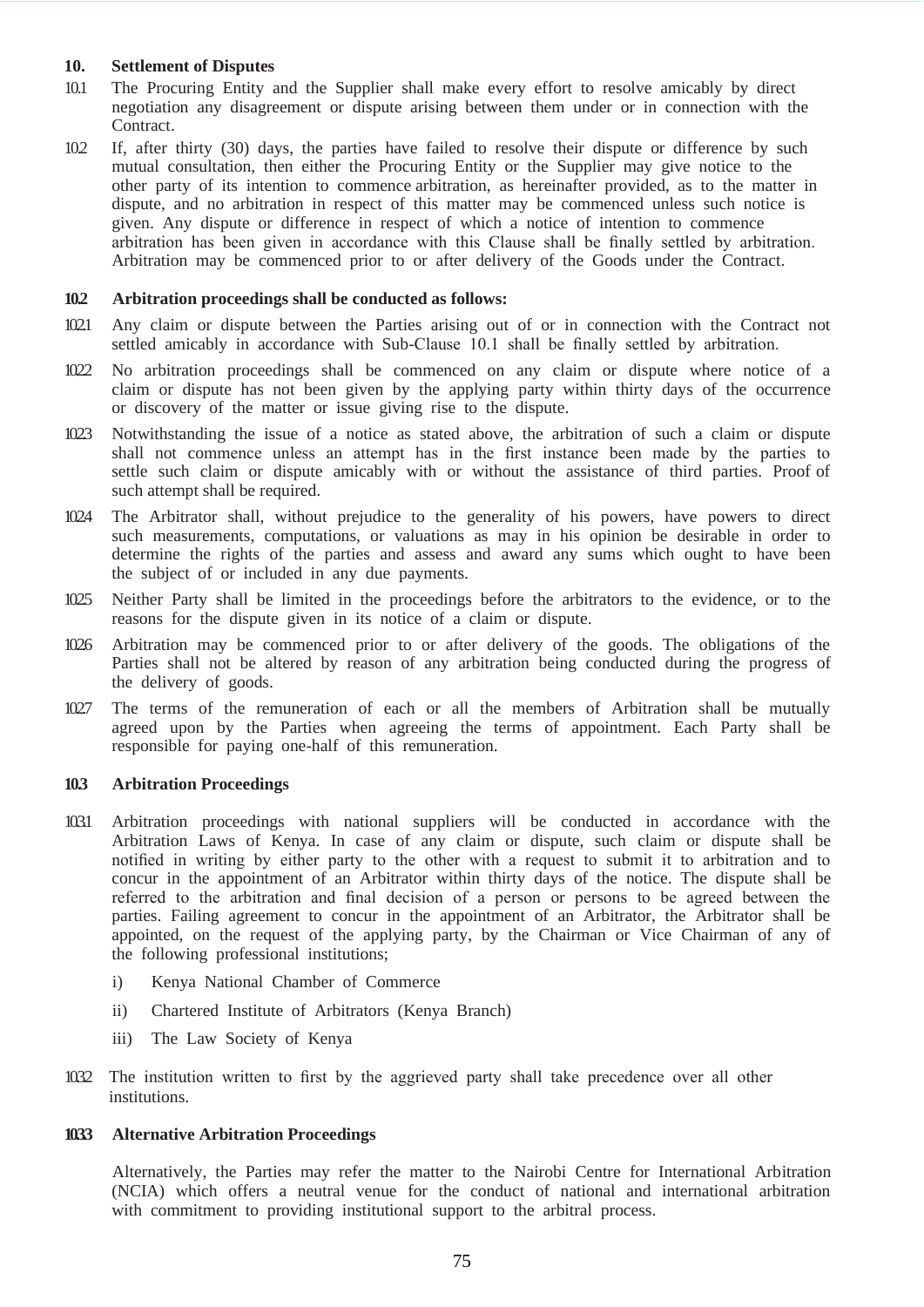**10. Settlement of Disputes**

10.1 The Procuring Entity and the Supplier shall make every effort to resolve amicably by direct negotiation any disagreement or dispute arising between them under or in connection with the Contract.

10.2 If, after thirty (30) days, the parties have failed to resolve their dispute or difference by such mutual consultation, then either the Procuring Entity or the Supplier may give notice to the other party of its intention to commence arbitration, as hereinafter provided, as to the matter in dispute, and no arbitration in respect of this matter may be commenced unless such notice is given. Any dispute or difference in respect of which a notice of intention to commence arbitration has been given in accordance with this Clause shall be finally settled by arbitration. Arbitration may be commenced prior to or after delivery of the Goods under the Contract.

**10.2 Arbitration proceedings shall be conducted as follows:**

10.2.1 Any claim or dispute between the Parties arising out of or in connection with the Contract not settled amicably in accordance with Sub-Clause 10.1 shall be finally settled by arbitration.

10.2.2 No arbitration proceedings shall be commenced on any claim or dispute where notice of a claim or dispute has not been given by the applying party within thirty days of the occurrence or discovery of the matter or issue giving rise to the dispute.

10.2.3 Notwithstanding the issue of a notice as stated above, the arbitration of such a claim or dispute shall not commence unless an attempt has in the first instance been made by the parties to settle such claim or dispute amicably with or without the assistance of third parties. Proof of such attempt shall be required.

10.2.4 The Arbitrator shall, without prejudice to the generality of his powers, have powers to direct such measurements, computations, or valuations as may in his opinion be desirable in order to determine the rights of the parties and assess and award any sums which ought to have been the subject of or included in any due payments.

10.2.5 Neither Party shall be limited in the proceedings before the arbitrators to the evidence, or to the reasons for the dispute given in its notice of a claim or dispute.

10.2.6 Arbitration may be commenced prior to or after delivery of the goods. The obligations of the Parties shall not be altered by reason of any arbitration being conducted during the progress of the delivery of goods.

10.2.7 The terms of the remuneration of each or all the members of Arbitration shall be mutually agreed upon by the Parties when agreeing the terms of appointment. Each Party shall be responsible for paying one-half of this remuneration.

**10.3 Arbitration Proceedings**

10.3.1 Arbitration proceedings with national suppliers will be conducted in accordance with the Arbitration Laws of Kenya. In case of any claim or dispute, such claim or dispute shall be notified in writing by either party to the other with a request to submit it to arbitration and to concur in the appointment of an Arbitrator within thirty days of the notice. The dispute shall be referred to the arbitration and final decision of a person or persons to be agreed between the parties. Failing agreement to concur in the appointment of an Arbitrator, the Arbitrator shall be appointed, on the request of the applying party, by the Chairman or Vice Chairman of any of the following professional institutions;

i) Kenya National Chamber of Commerce

ii) Chartered Institute of Arbitrators (Kenya Branch)

iii) The Law Society of Kenya

10.3.2 The institution written to first by the aggrieved party shall take precedence over all other institutions.

**10.3.3 Alternative Arbitration Proceedings**

Alternatively, the Parties may refer the matter to the Nairobi Centre for International Arbitration (NCIA) which offers a neutral venue for the conduct of national and international arbitration with commitment to providing institutional support to the arbitral process.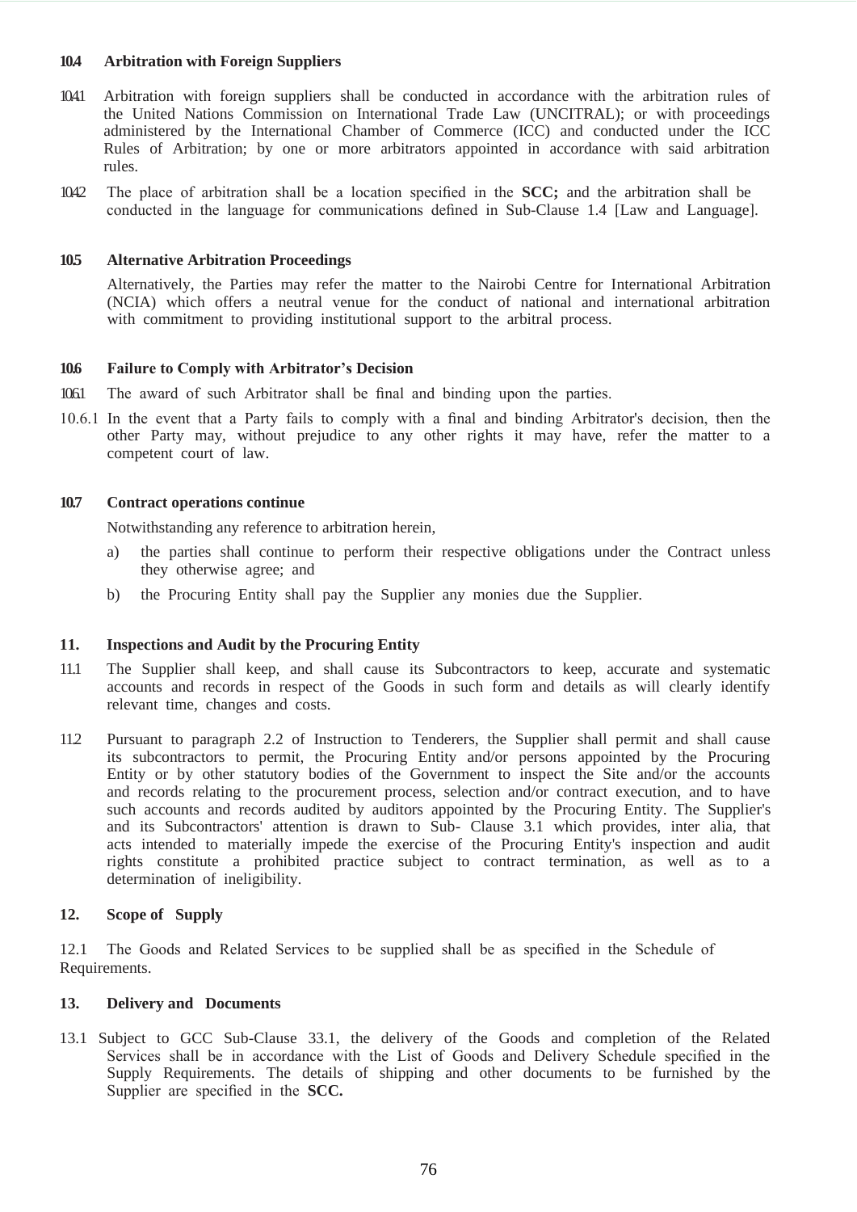**10.4 Arbitration with Foreign Suppliers**

10.4.1 Arbitration with foreign suppliers shall be conducted in accordance with the arbitration rules of the United Nations Commission on International Trade Law (UNCITRAL); or with proceedings administered by the International Chamber of Commerce (ICC) and conducted under the ICC Rules of Arbitration; by one or more arbitrators appointed in accordance with said arbitration rules.

10.4.2 The place of arbitration shall be a location specified in the **SCC;** and the arbitration shall be conducted in the language for communications defined in Sub-Clause 1.4 [Law and Language].

**10.5 Alternative Arbitration Proceedings**

Alternatively, the Parties may refer the matter to the Nairobi Centre for International Arbitration (NCIA) which offers a neutral venue for the conduct of national and international arbitration with commitment to providing institutional support to the arbitral process.

**10.6 Failure to Comply with Arbitrator's Decision**

10.6.1 The award of such Arbitrator shall be final and binding upon the parties.

10.6.1 In the event that a Party fails to comply with a final and binding Arbitrator's decision, then the other Party may, without prejudice to any other rights it may have, refer the matter to a competent court of law.

**10.7 Contract operations continue**

Notwithstanding any reference to arbitration herein,

a) the parties shall continue to perform their respective obligations under the Contract unless they otherwise agree; and

b) the Procuring Entity shall pay the Supplier any monies due the Supplier.

**11. Inspections and Audit by the Procuring Entity**

11.1 The Supplier shall keep, and shall cause its Subcontractors to keep, accurate and systematic accounts and records in respect of the Goods in such form and details as will clearly identify relevant time, changes and costs.

11.2 Pursuant to paragraph 2.2 of Instruction to Tenderers, the Supplier shall permit and shall cause its subcontractors to permit, the Procuring Entity and/or persons appointed by the Procuring Entity or by other statutory bodies of the Government to inspect the Site and/or the accounts and records relating to the procurement process, selection and/or contract execution, and to have such accounts and records audited by auditors appointed by the Procuring Entity. The Supplier's and its Subcontractors' attention is drawn to Sub- Clause 3.1 which provides, inter alia, that acts intended to materially impede the exercise of the Procuring Entity's inspection and audit rights constitute a prohibited practice subject to contract termination, as well as to a determination of ineligibility.

**12. Scope of Supply**

12.1 The Goods and Related Services to be supplied shall be as specified in the Schedule of Requirements.

**13. Delivery and Documents**

13.1 Subject to GCC Sub-Clause 33.1, the delivery of the Goods and completion of the Related Services shall be in accordance with the List of Goods and Delivery Schedule specified in the Supply Requirements. The details of shipping and other documents to be furnished by the Supplier are specified in the **SCC.**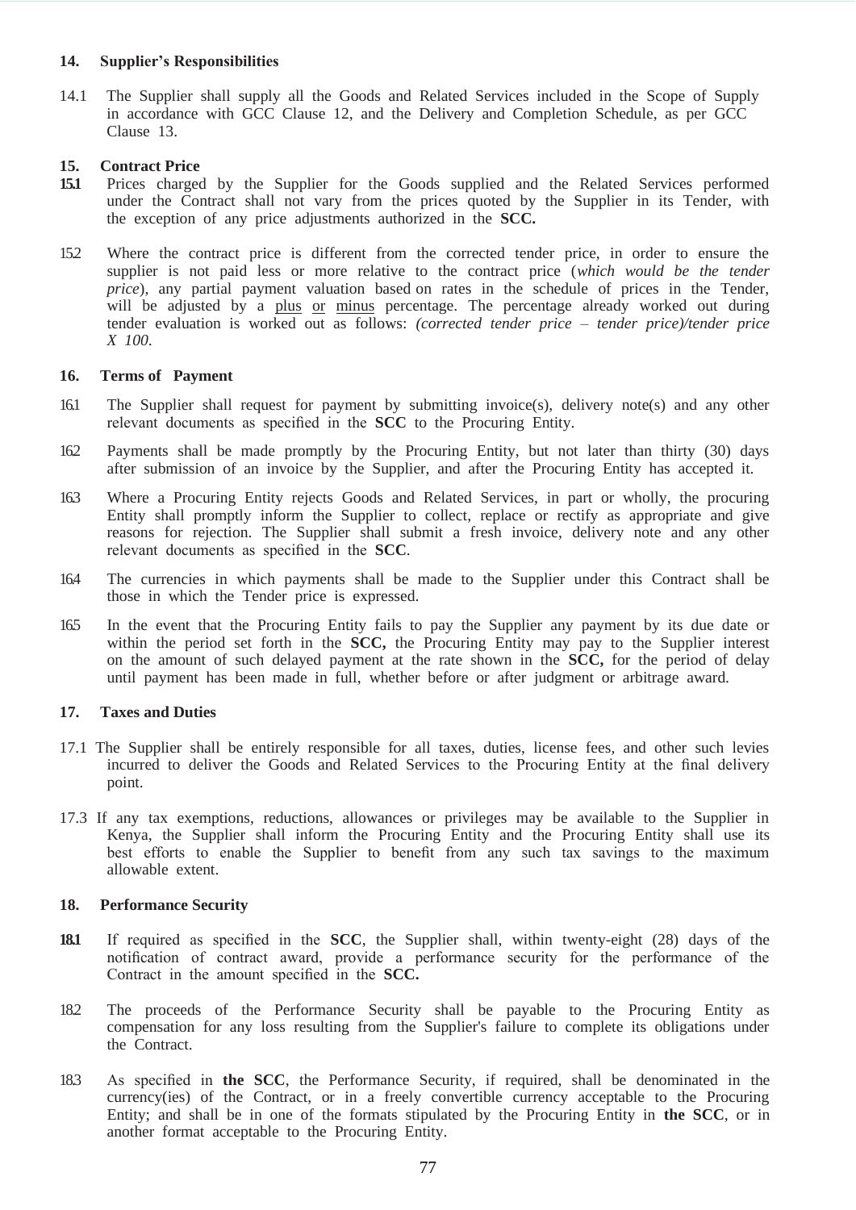### 14. Supplier's Responsibilities

14.1 The Supplier shall supply all the Goods and Related Services included in the Scope of Supply in accordance with GCC Clause 12, and the Delivery and Completion Schedule, as per GCC Clause 13.

### 15. Contract Price

**15.1** Prices charged by the Supplier for the Goods supplied and the Related Services performed under the Contract shall not vary from the prices quoted by the Supplier in its Tender, with the exception of any price adjustments authorized in the **SCC.**

15.2 Where the contract price is different from the corrected tender price, in order to ensure the supplier is not paid less or more relative to the contract price (*which would be the tender price*), any partial payment valuation based on rates in the schedule of prices in the Tender, will be adjusted by a plus or minus percentage. The percentage already worked out during tender evaluation is worked out as follows: *(corrected tender price – tender price)/tender price X 100.*

### 16. Terms of Payment

16.1 The Supplier shall request for payment by submitting invoice(s), delivery note(s) and any other relevant documents as specified in the **SCC** to the Procuring Entity.

16.2 Payments shall be made promptly by the Procuring Entity, but not later than thirty (30) days after submission of an invoice by the Supplier, and after the Procuring Entity has accepted it.

16.3 Where a Procuring Entity rejects Goods and Related Services, in part or wholly, the procuring Entity shall promptly inform the Supplier to collect, replace or rectify as appropriate and give reasons for rejection. The Supplier shall submit a fresh invoice, delivery note and any other relevant documents as specified in the **SCC**.

16.4 The currencies in which payments shall be made to the Supplier under this Contract shall be those in which the Tender price is expressed.

16.5 In the event that the Procuring Entity fails to pay the Supplier any payment by its due date or within the period set forth in the **SCC,** the Procuring Entity may pay to the Supplier interest on the amount of such delayed payment at the rate shown in the **SCC,** for the period of delay until payment has been made in full, whether before or after judgment or arbitrage award.

### 17. Taxes and Duties

17.1 The Supplier shall be entirely responsible for all taxes, duties, license fees, and other such levies incurred to deliver the Goods and Related Services to the Procuring Entity at the final delivery point.

17.3 If any tax exemptions, reductions, allowances or privileges may be available to the Supplier in Kenya, the Supplier shall inform the Procuring Entity and the Procuring Entity shall use its best efforts to enable the Supplier to benefit from any such tax savings to the maximum allowable extent.

### 18. Performance Security

**18.1** If required as specified in the **SCC**, the Supplier shall, within twenty-eight (28) days of the notification of contract award, provide a performance security for the performance of the Contract in the amount specified in the **SCC.**

18.2 The proceeds of the Performance Security shall be payable to the Procuring Entity as compensation for any loss resulting from the Supplier's failure to complete its obligations under the Contract.

18.3 As specified in **the SCC**, the Performance Security, if required, shall be denominated in the currency(ies) of the Contract, or in a freely convertible currency acceptable to the Procuring Entity; and shall be in one of the formats stipulated by the Procuring Entity in **the SCC**, or in another format acceptable to the Procuring Entity.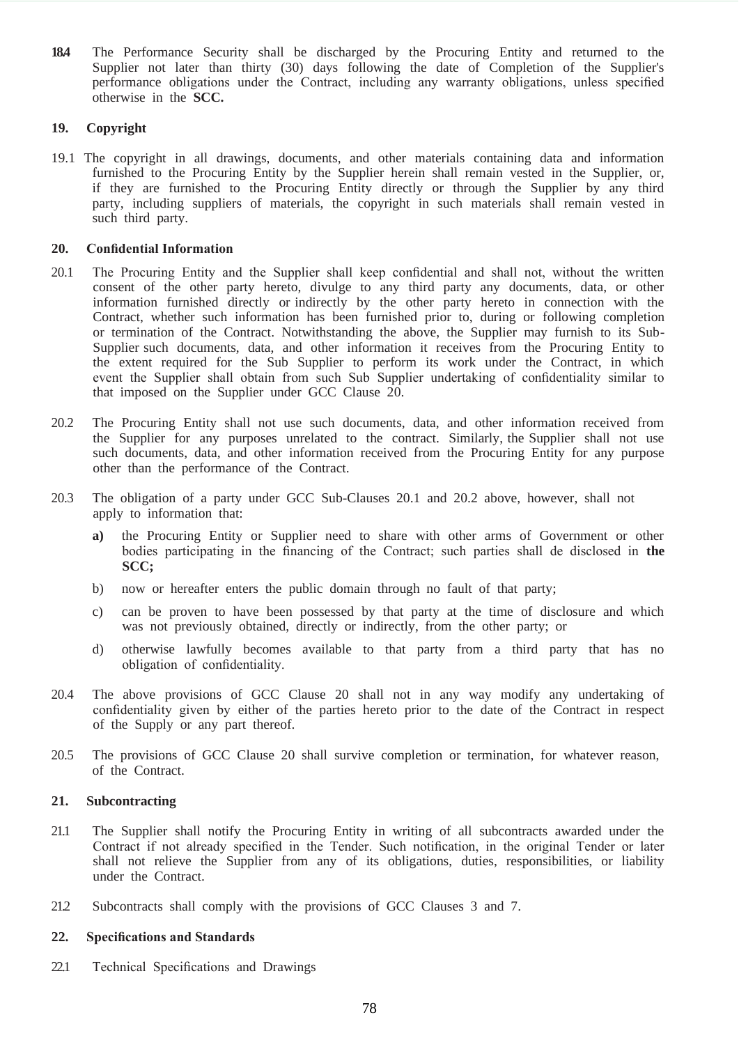**18.4** The Performance Security shall be discharged by the Procuring Entity and returned to the Supplier not later than thirty (30) days following the date of Completion of the Supplier's performance obligations under the Contract, including any warranty obligations, unless specified otherwise in the **SCC.**

### 19. Copyright

19.1 The copyright in all drawings, documents, and other materials containing data and information furnished to the Procuring Entity by the Supplier herein shall remain vested in the Supplier, or, if they are furnished to the Procuring Entity directly or through the Supplier by any third party, including suppliers of materials, the copyright in such materials shall remain vested in such third party.

### 20. Confidential Information

20.1 The Procuring Entity and the Supplier shall keep confidential and shall not, without the written consent of the other party hereto, divulge to any third party any documents, data, or other information furnished directly or indirectly by the other party hereto in connection with the Contract, whether such information has been furnished prior to, during or following completion or termination of the Contract. Notwithstanding the above, the Supplier may furnish to its Sub-Supplier such documents, data, and other information it receives from the Procuring Entity to the extent required for the Sub Supplier to perform its work under the Contract, in which event the Supplier shall obtain from such Sub Supplier undertaking of confidentiality similar to that imposed on the Supplier under GCC Clause 20.

20.2 The Procuring Entity shall not use such documents, data, and other information received from the Supplier for any purposes unrelated to the contract. Similarly, the Supplier shall not use such documents, data, and other information received from the Procuring Entity for any purpose other than the performance of the Contract.

20.3 The obligation of a party under GCC Sub-Clauses 20.1 and 20.2 above, however, shall not apply to information that:

**a)** the Procuring Entity or Supplier need to share with other arms of Government or other bodies participating in the financing of the Contract; such parties shall de disclosed in **the SCC;**

b) now or hereafter enters the public domain through no fault of that party;

c) can be proven to have been possessed by that party at the time of disclosure and which was not previously obtained, directly or indirectly, from the other party; or

d) otherwise lawfully becomes available to that party from a third party that has no obligation of confidentiality.

20.4 The above provisions of GCC Clause 20 shall not in any way modify any undertaking of confidentiality given by either of the parties hereto prior to the date of the Contract in respect of the Supply or any part thereof.

20.5 The provisions of GCC Clause 20 shall survive completion or termination, for whatever reason, of the Contract.

### 21. Subcontracting

21.1 The Supplier shall notify the Procuring Entity in writing of all subcontracts awarded under the Contract if not already specified in the Tender. Such notification, in the original Tender or later shall not relieve the Supplier from any of its obligations, duties, responsibilities, or liability under the Contract.

21.2 Subcontracts shall comply with the provisions of GCC Clauses 3 and 7.

### 22. Specifications and Standards

22.1 Technical Specifications and Drawings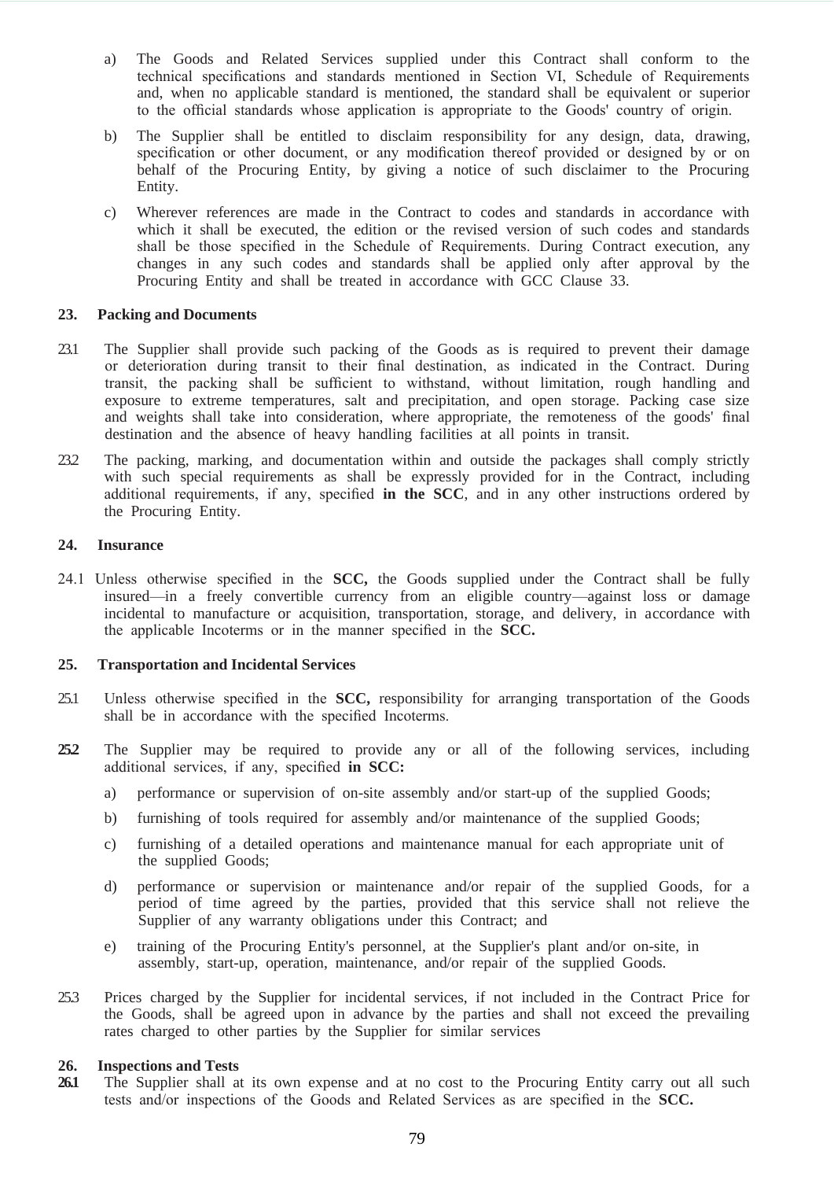a) The Goods and Related Services supplied under this Contract shall conform to the technical specifications and standards mentioned in Section VI, Schedule of Requirements and, when no applicable standard is mentioned, the standard shall be equivalent or superior to the official standards whose application is appropriate to the Goods' country of origin.

b) The Supplier shall be entitled to disclaim responsibility for any design, data, drawing, specification or other document, or any modification thereof provided or designed by or on behalf of the Procuring Entity, by giving a notice of such disclaimer to the Procuring Entity.

c) Wherever references are made in the Contract to codes and standards in accordance with which it shall be executed, the edition or the revised version of such codes and standards shall be those specified in the Schedule of Requirements. During Contract execution, any changes in any such codes and standards shall be applied only after approval by the Procuring Entity and shall be treated in accordance with GCC Clause 33.

## 23. Packing and Documents

23.1 The Supplier shall provide such packing of the Goods as is required to prevent their damage or deterioration during transit to their final destination, as indicated in the Contract. During transit, the packing shall be sufficient to withstand, without limitation, rough handling and exposure to extreme temperatures, salt and precipitation, and open storage. Packing case size and weights shall take into consideration, where appropriate, the remoteness of the goods' final destination and the absence of heavy handling facilities at all points in transit.

23.2 The packing, marking, and documentation within and outside the packages shall comply strictly with such special requirements as shall be expressly provided for in the Contract, including additional requirements, if any, specified **in the SCC**, and in any other instructions ordered by the Procuring Entity.

## 24. Insurance

24.1 Unless otherwise specified in the **SCC,** the Goods supplied under the Contract shall be fully insured—in a freely convertible currency from an eligible country—against loss or damage incidental to manufacture or acquisition, transportation, storage, and delivery, in accordance with the applicable Incoterms or in the manner specified in the **SCC.**

## 25. Transportation and Incidental Services

25.1 Unless otherwise specified in the **SCC,** responsibility for arranging transportation of the Goods shall be in accordance with the specified Incoterms.

**25.2** The Supplier may be required to provide any or all of the following services, including additional services, if any, specified **in SCC:**

a) performance or supervision of on-site assembly and/or start-up of the supplied Goods;

b) furnishing of tools required for assembly and/or maintenance of the supplied Goods;

c) furnishing of a detailed operations and maintenance manual for each appropriate unit of the supplied Goods;

d) performance or supervision or maintenance and/or repair of the supplied Goods, for a period of time agreed by the parties, provided that this service shall not relieve the Supplier of any warranty obligations under this Contract; and

e) training of the Procuring Entity's personnel, at the Supplier's plant and/or on-site, in assembly, start-up, operation, maintenance, and/or repair of the supplied Goods.

25.3 Prices charged by the Supplier for incidental services, if not included in the Contract Price for the Goods, shall be agreed upon in advance by the parties and shall not exceed the prevailing rates charged to other parties by the Supplier for similar services

## 26. Inspections and Tests

**26.1** The Supplier shall at its own expense and at no cost to the Procuring Entity carry out all such tests and/or inspections of the Goods and Related Services as are specified in the **SCC.**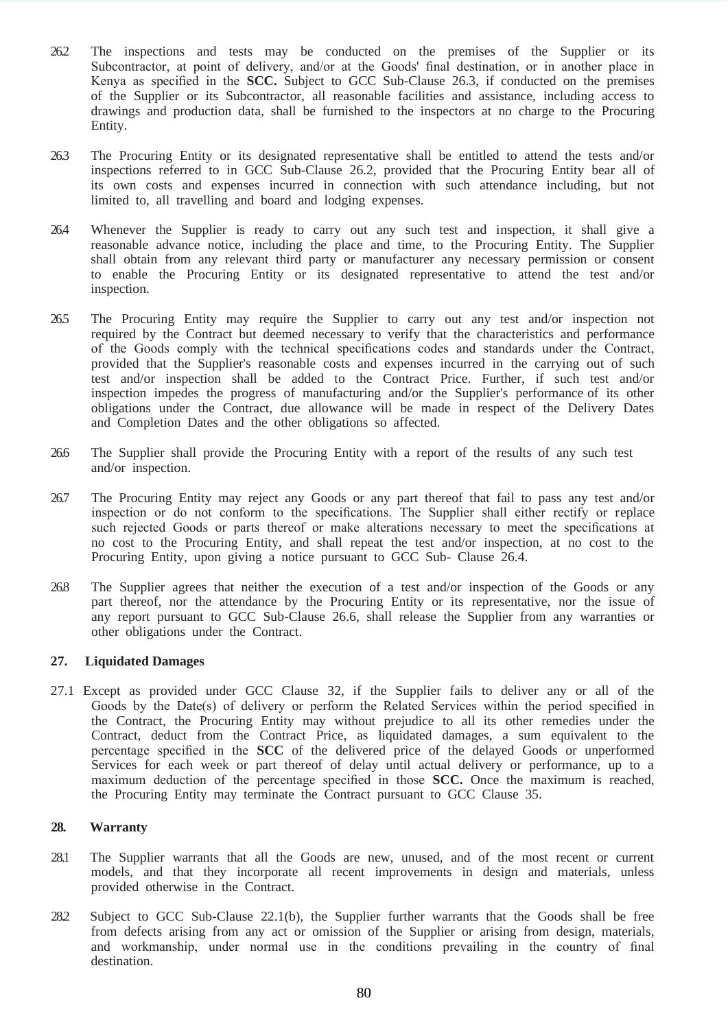26.2 The inspections and tests may be conducted on the premises of the Supplier or its Subcontractor, at point of delivery, and/or at the Goods' final destination, or in another place in Kenya as specified in the **SCC.** Subject to GCC Sub-Clause 26.3, if conducted on the premises of the Supplier or its Subcontractor, all reasonable facilities and assistance, including access to drawings and production data, shall be furnished to the inspectors at no charge to the Procuring Entity.

26.3 The Procuring Entity or its designated representative shall be entitled to attend the tests and/or inspections referred to in GCC Sub-Clause 26.2, provided that the Procuring Entity bear all of its own costs and expenses incurred in connection with such attendance including, but not limited to, all travelling and board and lodging expenses.

26.4 Whenever the Supplier is ready to carry out any such test and inspection, it shall give a reasonable advance notice, including the place and time, to the Procuring Entity. The Supplier shall obtain from any relevant third party or manufacturer any necessary permission or consent to enable the Procuring Entity or its designated representative to attend the test and/or inspection.

26.5 The Procuring Entity may require the Supplier to carry out any test and/or inspection not required by the Contract but deemed necessary to verify that the characteristics and performance of the Goods comply with the technical specifications codes and standards under the Contract, provided that the Supplier's reasonable costs and expenses incurred in the carrying out of such test and/or inspection shall be added to the Contract Price. Further, if such test and/or inspection impedes the progress of manufacturing and/or the Supplier's performance of its other obligations under the Contract, due allowance will be made in respect of the Delivery Dates and Completion Dates and the other obligations so affected.

26.6 The Supplier shall provide the Procuring Entity with a report of the results of any such test and/or inspection.

26.7 The Procuring Entity may reject any Goods or any part thereof that fail to pass any test and/or inspection or do not conform to the specifications. The Supplier shall either rectify or replace such rejected Goods or parts thereof or make alterations necessary to meet the specifications at no cost to the Procuring Entity, and shall repeat the test and/or inspection, at no cost to the Procuring Entity, upon giving a notice pursuant to GCC Sub- Clause 26.4.

26.8 The Supplier agrees that neither the execution of a test and/or inspection of the Goods or any part thereof, nor the attendance by the Procuring Entity or its representative, nor the issue of any report pursuant to GCC Sub-Clause 26.6, shall release the Supplier from any warranties or other obligations under the Contract.

**27. Liquidated Damages**

27.1 Except as provided under GCC Clause 32, if the Supplier fails to deliver any or all of the Goods by the Date(s) of delivery or perform the Related Services within the period specified in the Contract, the Procuring Entity may without prejudice to all its other remedies under the Contract, deduct from the Contract Price, as liquidated damages, a sum equivalent to the percentage specified in the **SCC** of the delivered price of the delayed Goods or unperformed Services for each week or part thereof of delay until actual delivery or performance, up to a maximum deduction of the percentage specified in those **SCC.** Once the maximum is reached, the Procuring Entity may terminate the Contract pursuant to GCC Clause 35.

**28. Warranty**

28.1 The Supplier warrants that all the Goods are new, unused, and of the most recent or current models, and that they incorporate all recent improvements in design and materials, unless provided otherwise in the Contract.

28.2 Subject to GCC Sub-Clause 22.1(b), the Supplier further warrants that the Goods shall be free from defects arising from any act or omission of the Supplier or arising from design, materials, and workmanship, under normal use in the conditions prevailing in the country of final destination.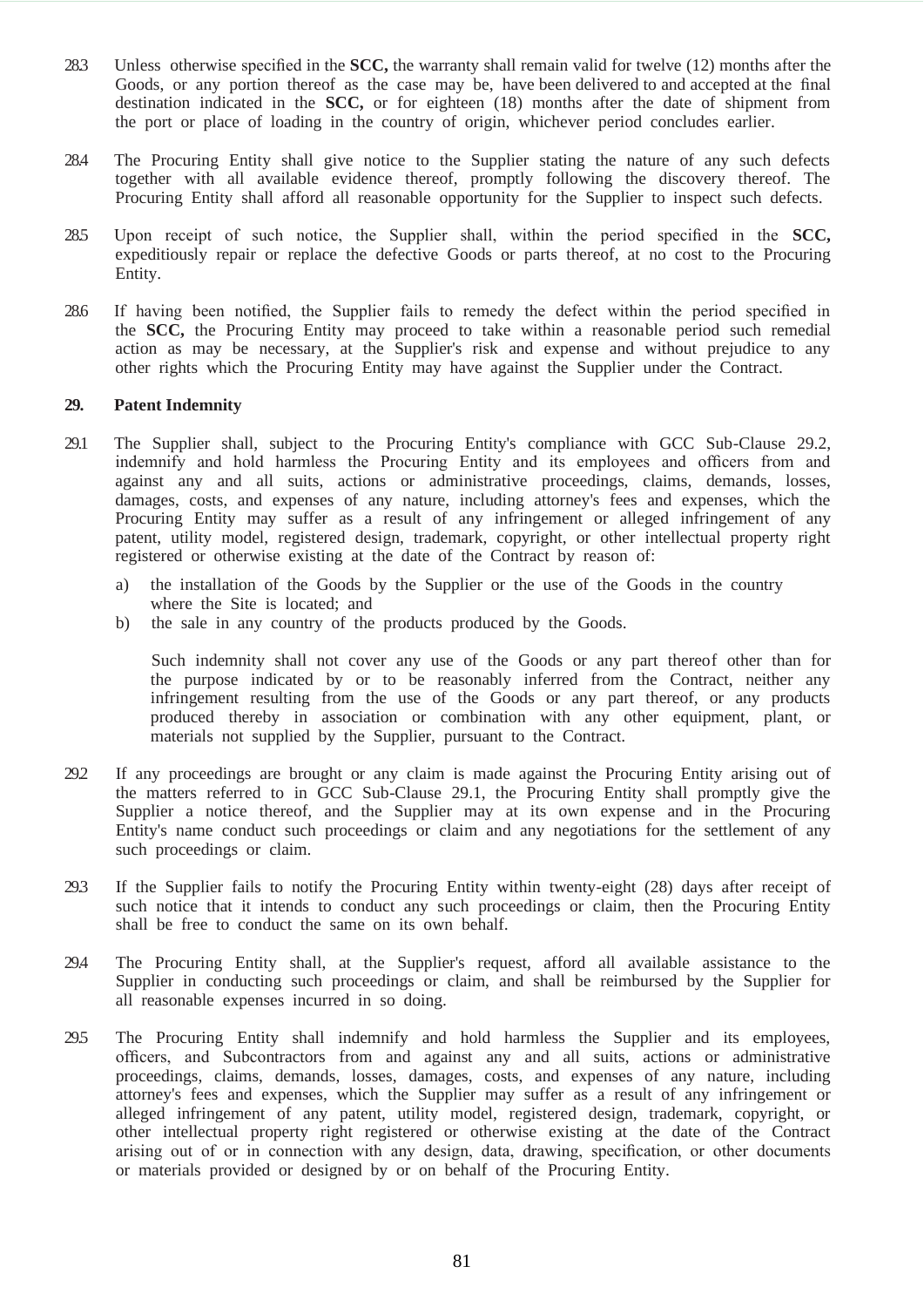28.3 Unless otherwise specified in the **SCC,** the warranty shall remain valid for twelve (12) months after the Goods, or any portion thereof as the case may be, have been delivered to and accepted at the final destination indicated in the **SCC,** or for eighteen (18) months after the date of shipment from the port or place of loading in the country of origin, whichever period concludes earlier.

28.4 The Procuring Entity shall give notice to the Supplier stating the nature of any such defects together with all available evidence thereof, promptly following the discovery thereof. The Procuring Entity shall afford all reasonable opportunity for the Supplier to inspect such defects.

28.5 Upon receipt of such notice, the Supplier shall, within the period specified in the **SCC,** expeditiously repair or replace the defective Goods or parts thereof, at no cost to the Procuring Entity.

28.6 If having been notified, the Supplier fails to remedy the defect within the period specified in the **SCC,** the Procuring Entity may proceed to take within a reasonable period such remedial action as may be necessary, at the Supplier's risk and expense and without prejudice to any other rights which the Procuring Entity may have against the Supplier under the Contract.

**29. Patent Indemnity**

29.1 The Supplier shall, subject to the Procuring Entity's compliance with GCC Sub-Clause 29.2, indemnify and hold harmless the Procuring Entity and its employees and officers from and against any and all suits, actions or administrative proceedings, claims, demands, losses, damages, costs, and expenses of any nature, including attorney's fees and expenses, which the Procuring Entity may suffer as a result of any infringement or alleged infringement of any patent, utility model, registered design, trademark, copyright, or other intellectual property right registered or otherwise existing at the date of the Contract by reason of:

a) the installation of the Goods by the Supplier or the use of the Goods in the country where the Site is located; and
b) the sale in any country of the products produced by the Goods.

Such indemnity shall not cover any use of the Goods or any part thereof other than for the purpose indicated by or to be reasonably inferred from the Contract, neither any infringement resulting from the use of the Goods or any part thereof, or any products produced thereby in association or combination with any other equipment, plant, or materials not supplied by the Supplier, pursuant to the Contract.

29.2 If any proceedings are brought or any claim is made against the Procuring Entity arising out of the matters referred to in GCC Sub-Clause 29.1, the Procuring Entity shall promptly give the Supplier a notice thereof, and the Supplier may at its own expense and in the Procuring Entity's name conduct such proceedings or claim and any negotiations for the settlement of any such proceedings or claim.

29.3 If the Supplier fails to notify the Procuring Entity within twenty-eight (28) days after receipt of such notice that it intends to conduct any such proceedings or claim, then the Procuring Entity shall be free to conduct the same on its own behalf.

29.4 The Procuring Entity shall, at the Supplier's request, afford all available assistance to the Supplier in conducting such proceedings or claim, and shall be reimbursed by the Supplier for all reasonable expenses incurred in so doing.

29.5 The Procuring Entity shall indemnify and hold harmless the Supplier and its employees, officers, and Subcontractors from and against any and all suits, actions or administrative proceedings, claims, demands, losses, damages, costs, and expenses of any nature, including attorney's fees and expenses, which the Supplier may suffer as a result of any infringement or alleged infringement of any patent, utility model, registered design, trademark, copyright, or other intellectual property right registered or otherwise existing at the date of the Contract arising out of or in connection with any design, data, drawing, specification, or other documents or materials provided or designed by or on behalf of the Procuring Entity.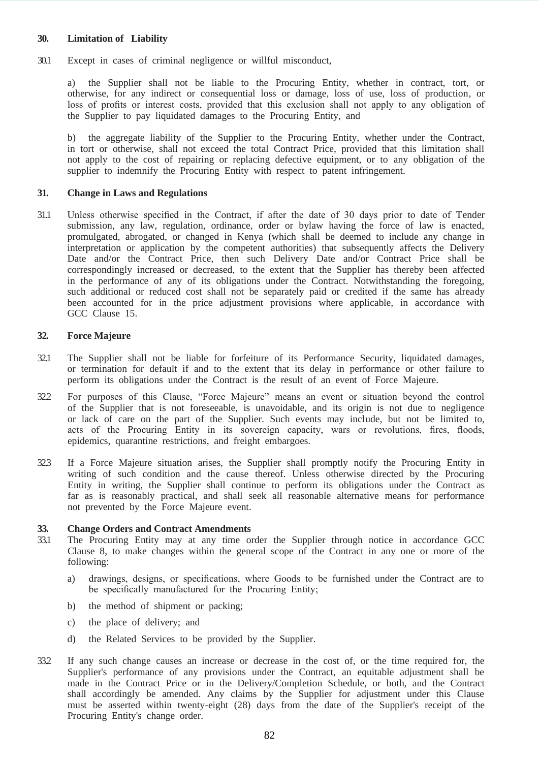### 30. Limitation of Liability

30.1 Except in cases of criminal negligence or willful misconduct,

a) the Supplier shall not be liable to the Procuring Entity, whether in contract, tort, or otherwise, for any indirect or consequential loss or damage, loss of use, loss of production, or loss of profits or interest costs, provided that this exclusion shall not apply to any obligation of the Supplier to pay liquidated damages to the Procuring Entity, and

b) the aggregate liability of the Supplier to the Procuring Entity, whether under the Contract, in tort or otherwise, shall not exceed the total Contract Price, provided that this limitation shall not apply to the cost of repairing or replacing defective equipment, or to any obligation of the supplier to indemnify the Procuring Entity with respect to patent infringement.

### 31. Change in Laws and Regulations

31.1 Unless otherwise specified in the Contract, if after the date of 30 days prior to date of Tender submission, any law, regulation, ordinance, order or bylaw having the force of law is enacted, promulgated, abrogated, or changed in Kenya (which shall be deemed to include any change in interpretation or application by the competent authorities) that subsequently affects the Delivery Date and/or the Contract Price, then such Delivery Date and/or Contract Price shall be correspondingly increased or decreased, to the extent that the Supplier has thereby been affected in the performance of any of its obligations under the Contract. Notwithstanding the foregoing, such additional or reduced cost shall not be separately paid or credited if the same has already been accounted for in the price adjustment provisions where applicable, in accordance with GCC Clause 15.

### 32. Force Majeure

32.1 The Supplier shall not be liable for forfeiture of its Performance Security, liquidated damages, or termination for default if and to the extent that its delay in performance or other failure to perform its obligations under the Contract is the result of an event of Force Majeure.

32.2 For purposes of this Clause, "Force Majeure" means an event or situation beyond the control of the Supplier that is not foreseeable, is unavoidable, and its origin is not due to negligence or lack of care on the part of the Supplier. Such events may include, but not be limited to, acts of the Procuring Entity in its sovereign capacity, wars or revolutions, fires, floods, epidemics, quarantine restrictions, and freight embargoes.

32.3 If a Force Majeure situation arises, the Supplier shall promptly notify the Procuring Entity in writing of such condition and the cause thereof. Unless otherwise directed by the Procuring Entity in writing, the Supplier shall continue to perform its obligations under the Contract as far as is reasonably practical, and shall seek all reasonable alternative means for performance not prevented by the Force Majeure event.

### 33. Change Orders and Contract Amendments

33.1 The Procuring Entity may at any time order the Supplier through notice in accordance GCC Clause 8, to make changes within the general scope of the Contract in any one or more of the following:

a) drawings, designs, or specifications, where Goods to be furnished under the Contract are to be specifically manufactured for the Procuring Entity;

b) the method of shipment or packing;

c) the place of delivery; and

d) the Related Services to be provided by the Supplier.

33.2 If any such change causes an increase or decrease in the cost of, or the time required for, the Supplier's performance of any provisions under the Contract, an equitable adjustment shall be made in the Contract Price or in the Delivery/Completion Schedule, or both, and the Contract shall accordingly be amended. Any claims by the Supplier for adjustment under this Clause must be asserted within twenty-eight (28) days from the date of the Supplier's receipt of the Procuring Entity's change order.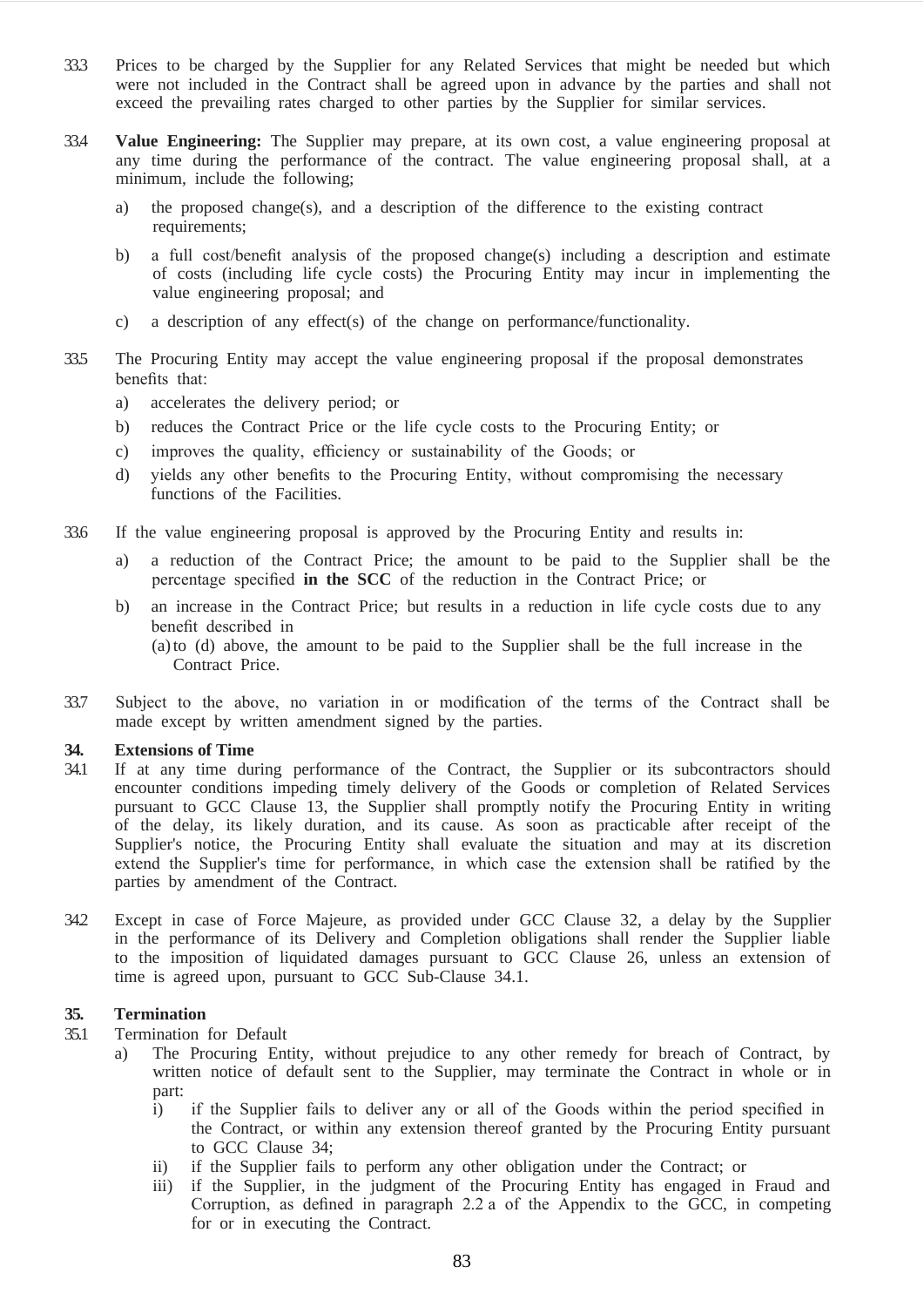33.3 Prices to be charged by the Supplier for any Related Services that might be needed but which were not included in the Contract shall be agreed upon in advance by the parties and shall not exceed the prevailing rates charged to other parties by the Supplier for similar services.

33.4 **Value Engineering:** The Supplier may prepare, at its own cost, a value engineering proposal at any time during the performance of the contract. The value engineering proposal shall, at a minimum, include the following;

a) the proposed change(s), and a description of the difference to the existing contract requirements;

b) a full cost/benefit analysis of the proposed change(s) including a description and estimate of costs (including life cycle costs) the Procuring Entity may incur in implementing the value engineering proposal; and

c) a description of any effect(s) of the change on performance/functionality.

33.5 The Procuring Entity may accept the value engineering proposal if the proposal demonstrates benefits that:

a) accelerates the delivery period; or
b) reduces the Contract Price or the life cycle costs to the Procuring Entity; or
c) improves the quality, efficiency or sustainability of the Goods; or
d) yields any other benefits to the Procuring Entity, without compromising the necessary functions of the Facilities.

33.6 If the value engineering proposal is approved by the Procuring Entity and results in:

a) a reduction of the Contract Price; the amount to be paid to the Supplier shall be the percentage specified **in the SCC** of the reduction in the Contract Price; or

b) an increase in the Contract Price; but results in a reduction in life cycle costs due to any benefit described in
(a) to (d) above, the amount to be paid to the Supplier shall be the full increase in the Contract Price.

33.7 Subject to the above, no variation in or modification of the terms of the Contract shall be made except by written amendment signed by the parties.

**34. Extensions of Time**

34.1 If at any time during performance of the Contract, the Supplier or its subcontractors should encounter conditions impeding timely delivery of the Goods or completion of Related Services pursuant to GCC Clause 13, the Supplier shall promptly notify the Procuring Entity in writing of the delay, its likely duration, and its cause. As soon as practicable after receipt of the Supplier's notice, the Procuring Entity shall evaluate the situation and may at its discretion extend the Supplier's time for performance, in which case the extension shall be ratified by the parties by amendment of the Contract.

34.2 Except in case of Force Majeure, as provided under GCC Clause 32, a delay by the Supplier in the performance of its Delivery and Completion obligations shall render the Supplier liable to the imposition of liquidated damages pursuant to GCC Clause 26, unless an extension of time is agreed upon, pursuant to GCC Sub-Clause 34.1.

**35. Termination**

35.1 Termination for Default

a) The Procuring Entity, without prejudice to any other remedy for breach of Contract, by written notice of default sent to the Supplier, may terminate the Contract in whole or in part:
   i) if the Supplier fails to deliver any or all of the Goods within the period specified in the Contract, or within any extension thereof granted by the Procuring Entity pursuant to GCC Clause 34;
   ii) if the Supplier fails to perform any other obligation under the Contract; or
   iii) if the Supplier, in the judgment of the Procuring Entity has engaged in Fraud and Corruption, as defined in paragraph 2.2 a of the Appendix to the GCC, in competing for or in executing the Contract.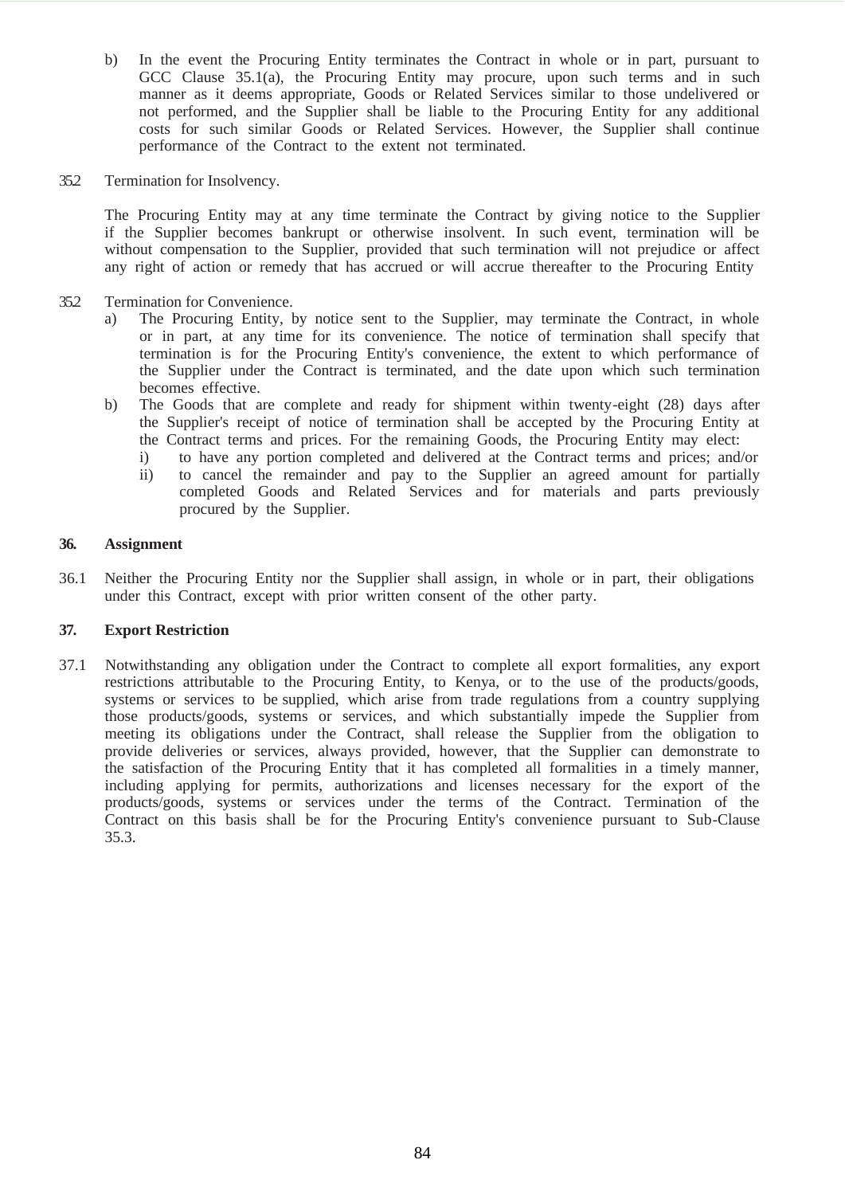b) In the event the Procuring Entity terminates the Contract in whole or in part, pursuant to GCC Clause 35.1(a), the Procuring Entity may procure, upon such terms and in such manner as it deems appropriate, Goods or Related Services similar to those undelivered or not performed, and the Supplier shall be liable to the Procuring Entity for any additional costs for such similar Goods or Related Services. However, the Supplier shall continue performance of the Contract to the extent not terminated.

35.2 Termination for Insolvency.

The Procuring Entity may at any time terminate the Contract by giving notice to the Supplier if the Supplier becomes bankrupt or otherwise insolvent. In such event, termination will be without compensation to the Supplier, provided that such termination will not prejudice or affect any right of action or remedy that has accrued or will accrue thereafter to the Procuring Entity

35.2 Termination for Convenience.

a) The Procuring Entity, by notice sent to the Supplier, may terminate the Contract, in whole or in part, at any time for its convenience. The notice of termination shall specify that termination is for the Procuring Entity's convenience, the extent to which performance of the Supplier under the Contract is terminated, and the date upon which such termination becomes effective.

b) The Goods that are complete and ready for shipment within twenty-eight (28) days after the Supplier's receipt of notice of termination shall be accepted by the Procuring Entity at the Contract terms and prices. For the remaining Goods, the Procuring Entity may elect:
   i) to have any portion completed and delivered at the Contract terms and prices; and/or
   ii) to cancel the remainder and pay to the Supplier an agreed amount for partially completed Goods and Related Services and for materials and parts previously procured by the Supplier.

**36. Assignment**

36.1 Neither the Procuring Entity nor the Supplier shall assign, in whole or in part, their obligations under this Contract, except with prior written consent of the other party.

**37. Export Restriction**

37.1 Notwithstanding any obligation under the Contract to complete all export formalities, any export restrictions attributable to the Procuring Entity, to Kenya, or to the use of the products/goods, systems or services to be supplied, which arise from trade regulations from a country supplying those products/goods, systems or services, and which substantially impede the Supplier from meeting its obligations under the Contract, shall release the Supplier from the obligation to provide deliveries or services, always provided, however, that the Supplier can demonstrate to the satisfaction of the Procuring Entity that it has completed all formalities in a timely manner, including applying for permits, authorizations and licenses necessary for the export of the products/goods, systems or services under the terms of the Contract. Termination of the Contract on this basis shall be for the Procuring Entity's convenience pursuant to Sub-Clause 35.3.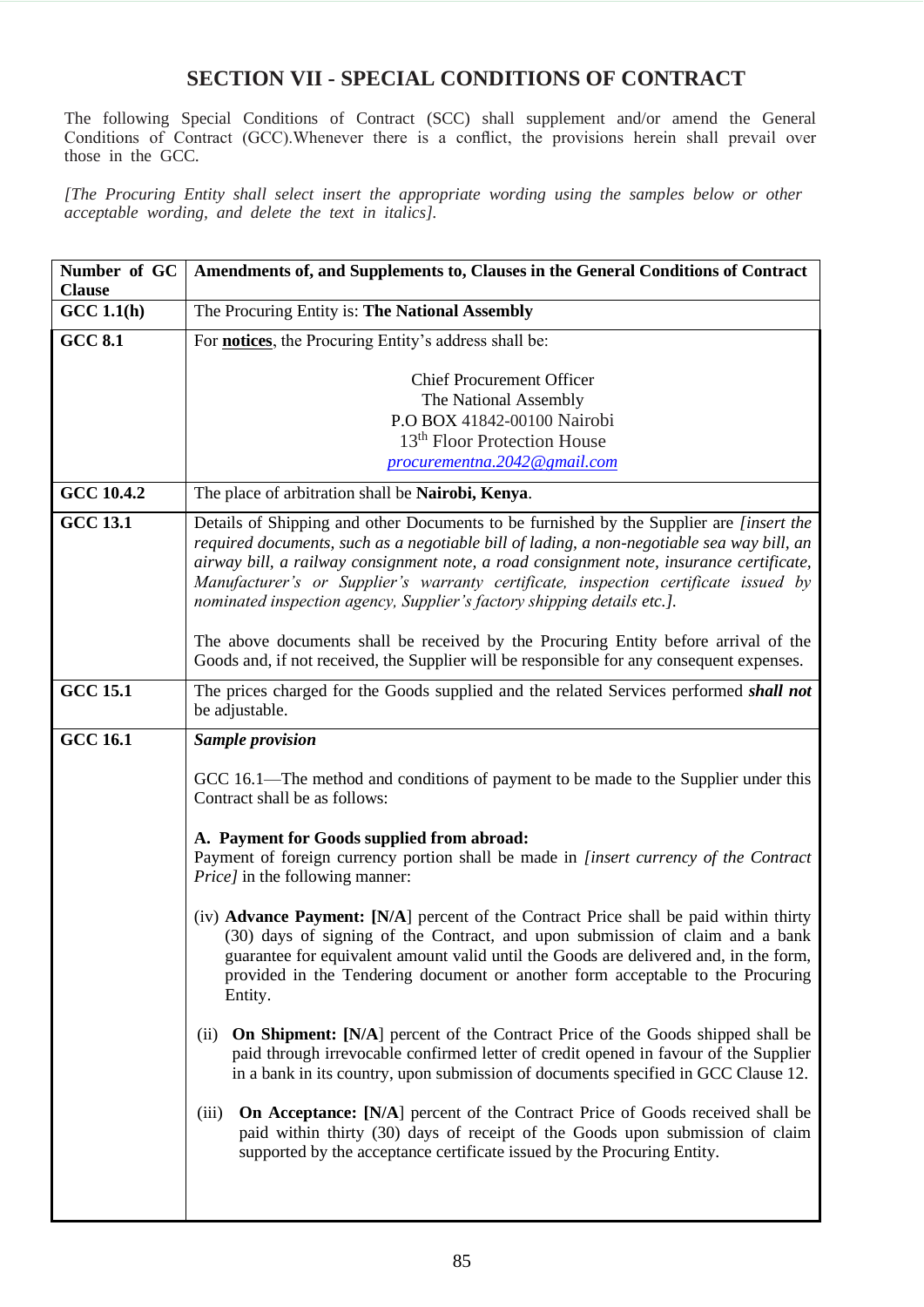## SECTION VII - SPECIAL CONDITIONS OF CONTRACT

The following Special Conditions of Contract (SCC) shall supplement and/or amend the General Conditions of Contract (GCC).Whenever there is a conflict, the provisions herein shall prevail over those in the GCC.

*[The Procuring Entity shall select insert the appropriate wording using the samples below or other acceptable wording, and delete the text in italics].*

| Number of GC Clause | Amendments of, and Supplements to, Clauses in the General Conditions of Contract |
|---|---|
| **GCC 1.1(h)** | The Procuring Entity is: **The National Assembly** |
| **GCC 8.1** | For **notices**, the Procuring Entity's address shall be:<br><br>Chief Procurement Officer<br>The National Assembly<br>P.O BOX 41842-00100 Nairobi<br>13th Floor Protection House<br>*procurementna.2042@gmail.com* |
| **GCC 10.4.2** | The place of arbitration shall be **Nairobi, Kenya**. |
| **GCC 13.1** | Details of Shipping and other Documents to be furnished by the Supplier are *[insert the required documents, such as a negotiable bill of lading, a non-negotiable sea way bill, an airway bill, a railway consignment note, a road consignment note, insurance certificate, Manufacturer's or Supplier's warranty certificate, inspection certificate issued by nominated inspection agency, Supplier's factory shipping details etc.].*<br><br>The above documents shall be received by the Procuring Entity before arrival of the Goods and, if not received, the Supplier will be responsible for any consequent expenses. |
| **GCC 15.1** | The prices charged for the Goods supplied and the related Services performed ***shall not*** be adjustable. |
| **GCC 16.1** | ***Sample provision***<br><br>GCC 16.1—The method and conditions of payment to be made to the Supplier under this Contract shall be as follows:<br><br>**A. Payment for Goods supplied from abroad:**<br>Payment of foreign currency portion shall be made in *[insert currency of the Contract Price]* in the following manner:<br><br>(iv) **Advance Payment: [N/A**] percent of the Contract Price shall be paid within thirty (30) days of signing of the Contract, and upon submission of claim and a bank guarantee for equivalent amount valid until the Goods are delivered and, in the form, provided in the Tendering document or another form acceptable to the Procuring Entity.<br><br>(ii) **On Shipment: [N/A**] percent of the Contract Price of the Goods shipped shall be paid through irrevocable confirmed letter of credit opened in favour of the Supplier in a bank in its country, upon submission of documents specified in GCC Clause 12.<br><br>(iii) **On Acceptance: [N/A**] percent of the Contract Price of Goods received shall be paid within thirty (30) days of receipt of the Goods upon submission of claim supported by the acceptance certificate issued by the Procuring Entity. |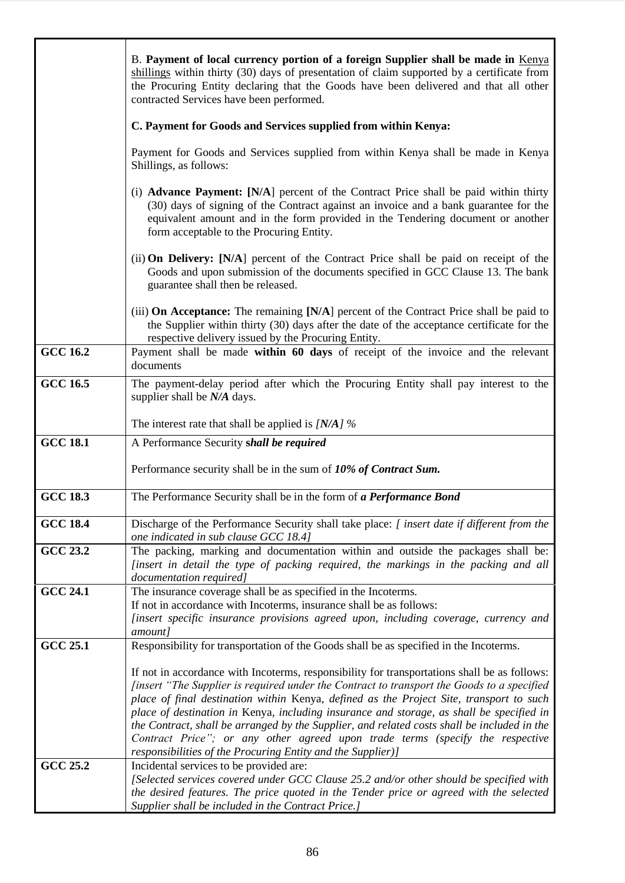| | |
|---|---|
| | B. **Payment of local currency portion of a foreign Supplier shall be made in** Kenya shillings within thirty (30) days of presentation of claim supported by a certificate from the Procuring Entity declaring that the Goods have been delivered and that all other contracted Services have been performed.<br><br>**C. Payment for Goods and Services supplied from within Kenya:**<br><br>Payment for Goods and Services supplied from within Kenya shall be made in Kenya Shillings, as follows:<br><br>(i) **Advance Payment: [N/A**] percent of the Contract Price shall be paid within thirty (30) days of signing of the Contract against an invoice and a bank guarantee for the equivalent amount and in the form provided in the Tendering document or another form acceptable to the Procuring Entity.<br><br>(ii) **On Delivery: [N/A**] percent of the Contract Price shall be paid on receipt of the Goods and upon submission of the documents specified in GCC Clause 13. The bank guarantee shall then be released.<br><br>(iii) **On Acceptance:** The remaining **[N/A]** percent of the Contract Price shall be paid to the Supplier within thirty (30) days after the date of the acceptance certificate for the respective delivery issued by the Procuring Entity. |
| **GCC 16.2** | Payment shall be made **within 60 days** of receipt of the invoice and the relevant documents |
| **GCC 16.5** | The payment-delay period after which the Procuring Entity shall pay interest to the supplier shall be ***N/A*** days.<br><br>The interest rate that shall be applied is *[**N/A**] %* |
| **GCC 18.1** | A Performance Security ***shall be required***<br><br>Performance security shall be in the sum of ***10% of Contract Sum.*** |
| **GCC 18.3** | The Performance Security shall be in the form of ***a Performance Bond*** |
| **GCC 18.4** | Discharge of the Performance Security shall take place: *[ insert date if different from the one indicated in sub clause GCC 18.4]* |
| **GCC 23.2** | The packing, marking and documentation within and outside the packages shall be: *[insert in detail the type of packing required, the markings in the packing and all documentation required]* |
| **GCC 24.1** | The insurance coverage shall be as specified in the Incoterms.<br>If not in accordance with Incoterms, insurance shall be as follows:<br>*[insert specific insurance provisions agreed upon, including coverage, currency and amount]* |
| **GCC 25.1** | Responsibility for transportation of the Goods shall be as specified in the Incoterms.<br><br>If not in accordance with Incoterms, responsibility for transportations shall be as follows: *[insert "The Supplier is required under the Contract to transport the Goods to a specified place of final destination within* Kenya*, defined as the Project Site, transport to such place of destination in* Kenya*, including insurance and storage, as shall be specified in the Contract, shall be arranged by the Supplier, and related costs shall be included in the Contract Price"; or any other agreed upon trade terms (specify the respective responsibilities of the Procuring Entity and the Supplier)]* |
| **GCC 25.2** | Incidental services to be provided are:<br>*[Selected services covered under GCC Clause 25.2 and/or other should be specified with the desired features. The price quoted in the Tender price or agreed with the selected Supplier shall be included in the Contract Price.]* |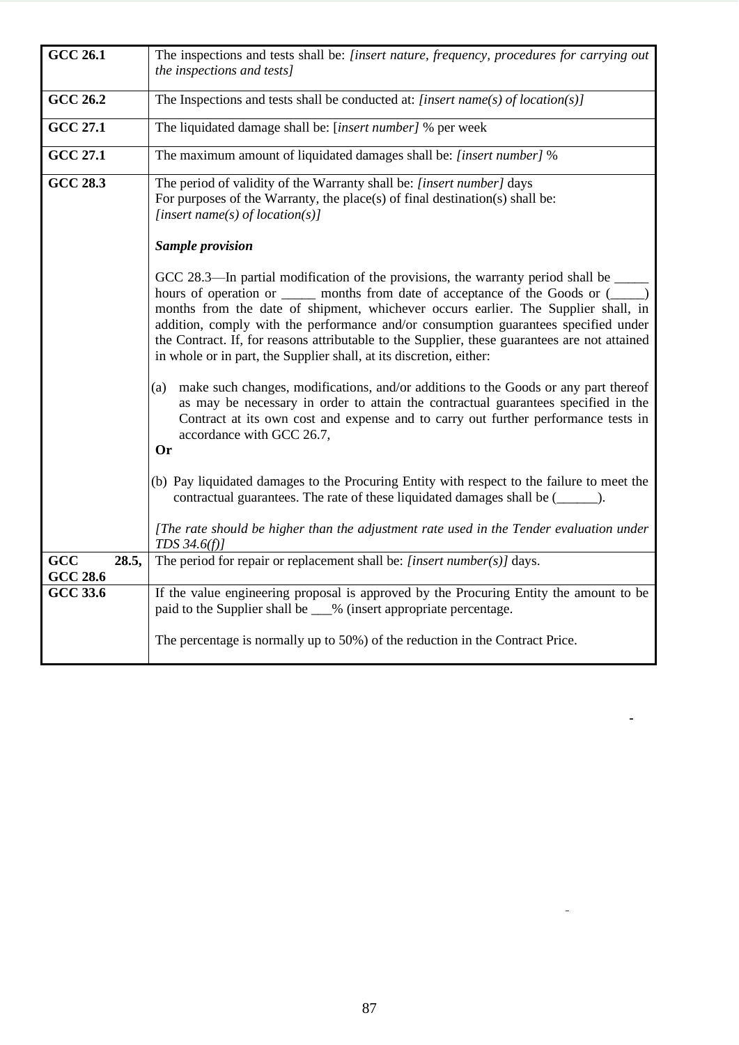| GCC 26.1 | The inspections and tests shall be: *[insert nature, frequency, procedures for carrying out the inspections and tests]* |
|---|---|
| GCC 26.2 | The Inspections and tests shall be conducted at: *[insert name(s) of location(s)]* |
| GCC 27.1 | The liquidated damage shall be: [*insert number]* % per week |
| GCC 27.1 | The maximum amount of liquidated damages shall be: *[insert number]* % |
| GCC 28.3 | The period of validity of the Warranty shall be: *[insert number]* days<br>For purposes of the Warranty, the place(s) of final destination(s) shall be:<br>*[insert name(s) of location(s)]*<br><br>***Sample provision***<br><br>GCC 28.3—In partial modification of the provisions, the warranty period shall be _____ hours of operation or _____ months from date of acceptance of the Goods or (_____) months from the date of shipment, whichever occurs earlier. The Supplier shall, in addition, comply with the performance and/or consumption guarantees specified under the Contract. If, for reasons attributable to the Supplier, these guarantees are not attained in whole or in part, the Supplier shall, at its discretion, either:<br><br>(a) make such changes, modifications, and/or additions to the Goods or any part thereof as may be necessary in order to attain the contractual guarantees specified in the Contract at its own cost and expense and to carry out further performance tests in accordance with GCC 26.7,<br>**Or**<br><br>(b) Pay liquidated damages to the Procuring Entity with respect to the failure to meet the contractual guarantees. The rate of these liquidated damages shall be (______).<br><br>*[The rate should be higher than the adjustment rate used in the Tender evaluation under TDS 34.6(f)]* |
| GCC 28.5, GCC 28.6 | The period for repair or replacement shall be: *[insert number(s)]* days. |
| GCC 33.6 | If the value engineering proposal is approved by the Procuring Entity the amount to be paid to the Supplier shall be ___% (insert appropriate percentage.<br><br>The percentage is normally up to 50%) of the reduction in the Contract Price. |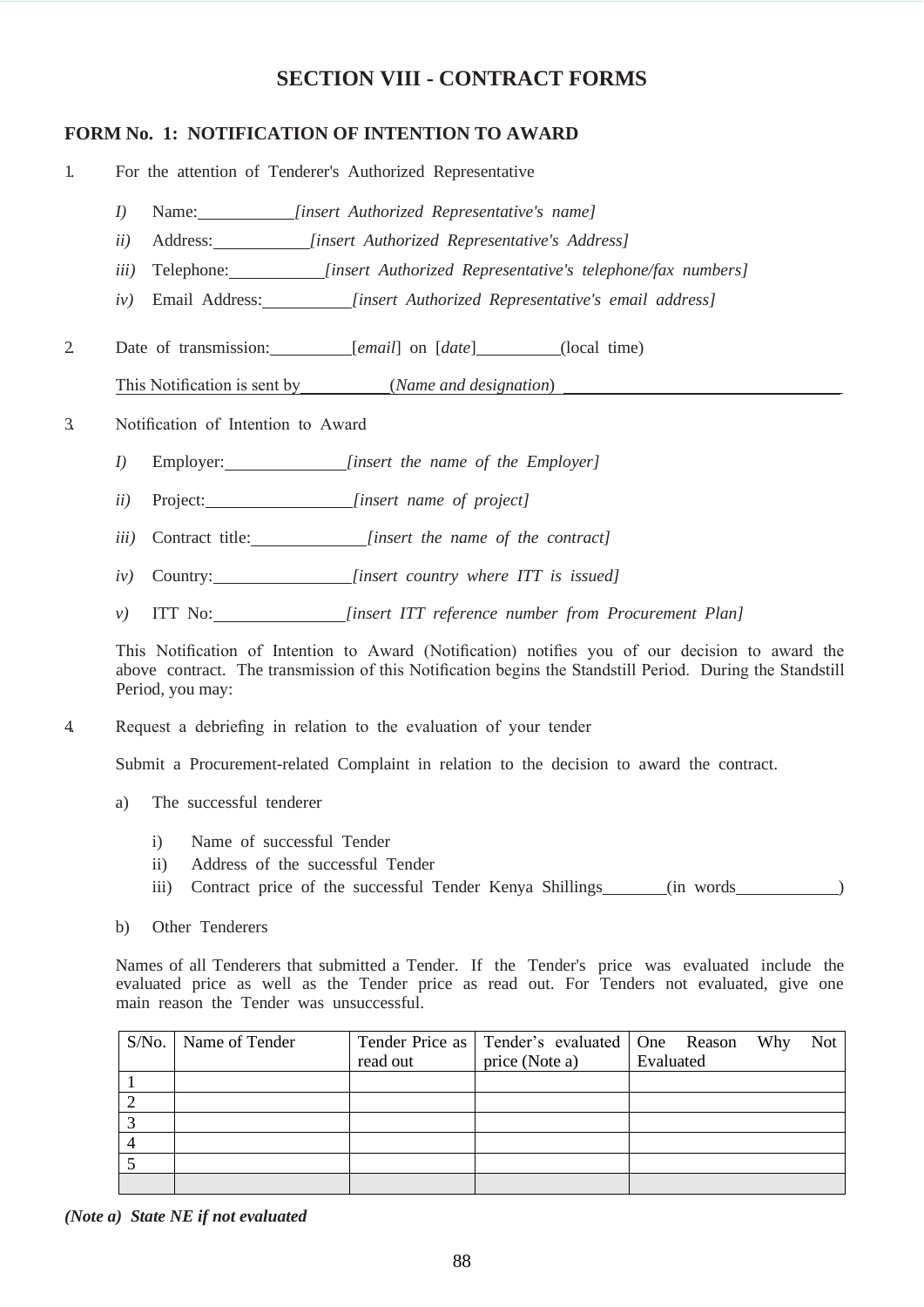# SECTION VIII - CONTRACT FORMS

## FORM No. 1: NOTIFICATION OF INTENTION TO AWARD

1. For the attention of Tenderer's Authorized Representative

   *I)* Name:___________ *[insert Authorized Representative's name]*

   *ii)* Address:___________ *[insert Authorized Representative's Address]*

   *iii)* Telephone:___________ *[insert Authorized Representative's telephone/fax numbers]*

   *iv)* Email Address:___________ *[insert Authorized Representative's email address]*

2. Date of transmission:__________ [*email*] on [*date*]__________ (local time)

   This Notification is sent by__________ (*Name and designation*) ___________________________________

3. Notification of Intention to Award

   *I)* Employer:______________ *[insert the name of the Employer]*

   *ii)* Project:_________________ *[insert name of project]*

   *iii)* Contract title:______________ *[insert the name of the contract]*

   *iv)* Country:________________ *[insert country where ITT is issued]*

   *v)* ITT No:_______________ *[insert ITT reference number from Procurement Plan]*

   This Notification of Intention to Award (Notification) notifies you of our decision to award the above contract. The transmission of this Notification begins the Standstill Period. During the Standstill Period, you may:

4. Request a debriefing in relation to the evaluation of your tender

   Submit a Procurement-related Complaint in relation to the decision to award the contract.

   a) The successful tenderer

      i) Name of successful Tender
      ii) Address of the successful Tender
      iii) Contract price of the successful Tender Kenya Shillings_______ (in words____________)

   b) Other Tenderers

   Names of all Tenderers that submitted a Tender. If the Tender's price was evaluated include the evaluated price as well as the Tender price as read out. For Tenders not evaluated, give one main reason the Tender was unsuccessful.

| S/No. | Name of Tender | Tender Price as read out | Tender's evaluated price (Note a) | One Reason Why Not Evaluated |
|---|---|---|---|---|
| 1 | | | | |
| 2 | | | | |
| 3 | | | | |
| 4 | | | | |
| 5 | | | | |
| | | | | |

***(Note a) State NE if not evaluated***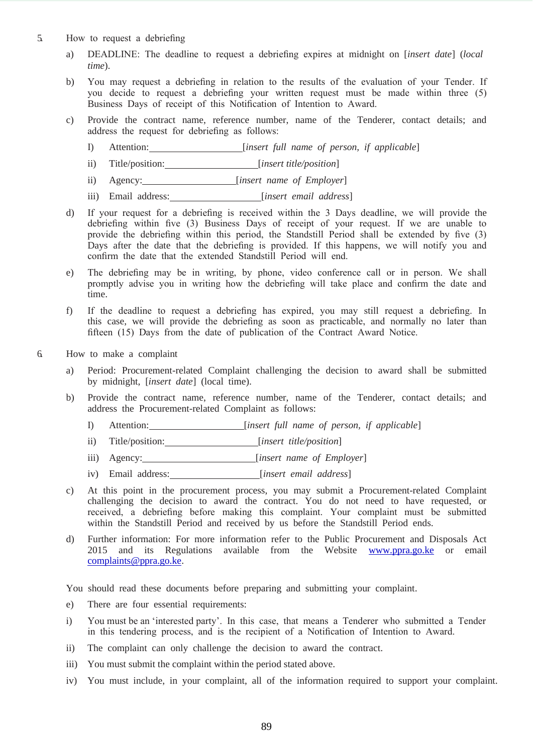5. How to request a debriefing

a) DEADLINE: The deadline to request a debriefing expires at midnight on [*insert date*] (*local time*).

b) You may request a debriefing in relation to the results of the evaluation of your Tender. If you decide to request a debriefing your written request must be made within three (5) Business Days of receipt of this Notification of Intention to Award.

c) Provide the contract name, reference number, name of the Tenderer, contact details; and address the request for debriefing as follows:

   I) Attention:\_\_\_\_\_\_\_\_\_\_\_\_\_\_\_\_\_\_\_\_[*insert full name of person, if applicable*]

   ii) Title/position:\_\_\_\_\_\_\_\_\_\_\_\_\_\_\_\_\_\_\_\_[*insert title/position*]

   ii) Agency:\_\_\_\_\_\_\_\_\_\_\_\_\_\_\_\_\_\_\_\_[*insert name of Employer*]

   iii) Email address:\_\_\_\_\_\_\_\_\_\_\_\_\_\_\_\_\_\_\_\_[*insert email address*]

d) If your request for a debriefing is received within the 3 Days deadline, we will provide the debriefing within five (3) Business Days of receipt of your request. If we are unable to provide the debriefing within this period, the Standstill Period shall be extended by five (3) Days after the date that the debriefing is provided. If this happens, we will notify you and confirm the date that the extended Standstill Period will end.

e) The debriefing may be in writing, by phone, video conference call or in person. We shall promptly advise you in writing how the debriefing will take place and confirm the date and time.

f) If the deadline to request a debriefing has expired, you may still request a debriefing. In this case, we will provide the debriefing as soon as practicable, and normally no later than fifteen (15) Days from the date of publication of the Contract Award Notice.

6. How to make a complaint

a) Period: Procurement-related Complaint challenging the decision to award shall be submitted by midnight, [*insert date*] (local time).

b) Provide the contract name, reference number, name of the Tenderer, contact details; and address the Procurement-related Complaint as follows:

   I) Attention:\_\_\_\_\_\_\_\_\_\_\_\_\_\_\_\_\_\_\_\_[*insert full name of person, if applicable*]

   ii) Title/position:\_\_\_\_\_\_\_\_\_\_\_\_\_\_\_\_\_\_\_\_[*insert title/position*]

   iii) Agency:\_\_\_\_\_\_\_\_\_\_\_\_\_\_\_\_\_\_\_\_\_\_\_\_[*insert name of Employer*]

   iv) Email address:\_\_\_\_\_\_\_\_\_\_\_\_\_\_\_\_\_\_\_\_[*insert email address*]

c) At this point in the procurement process, you may submit a Procurement-related Complaint challenging the decision to award the contract. You do not need to have requested, or received, a debriefing before making this complaint. Your complaint must be submitted within the Standstill Period and received by us before the Standstill Period ends.

d) Further information: For more information refer to the Public Procurement and Disposals Act 2015 and its Regulations available from the Website [www.ppra.go.ke](www.ppra.go.ke) or email [complaints@ppra.go.ke](mailto:complaints@ppra.go.ke).

You should read these documents before preparing and submitting your complaint.

e) There are four essential requirements:

i) You must be an 'interested party'. In this case, that means a Tenderer who submitted a Tender in this tendering process, and is the recipient of a Notification of Intention to Award.

ii) The complaint can only challenge the decision to award the contract.

iii) You must submit the complaint within the period stated above.

iv) You must include, in your complaint, all of the information required to support your complaint.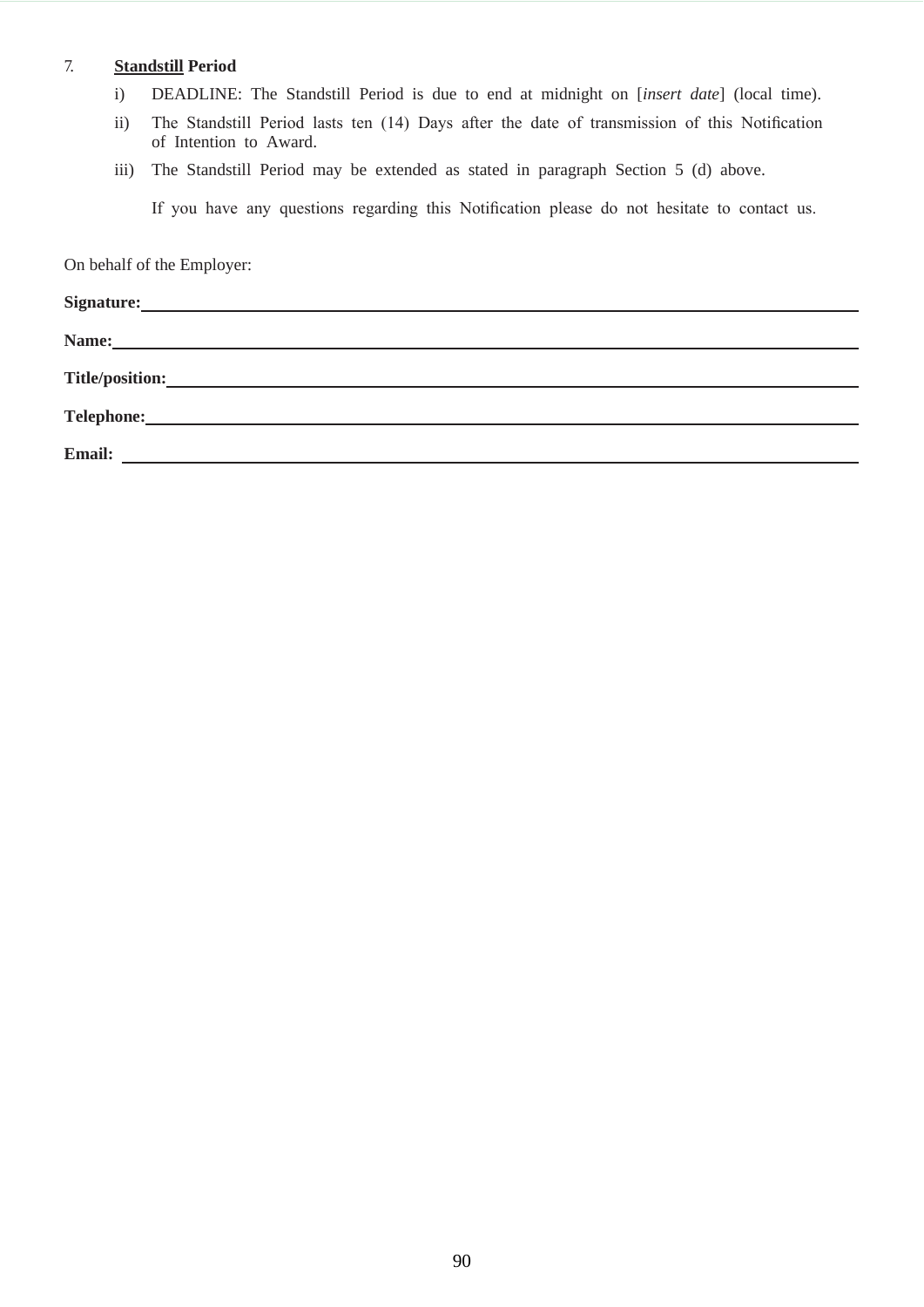7. **Standstill Period**

   i) DEADLINE: The Standstill Period is due to end at midnight on [*insert date*] (local time).

   ii) The Standstill Period lasts ten (14) Days after the date of transmission of this Notification of Intention to Award.

   iii) The Standstill Period may be extended as stated in paragraph Section 5 (d) above.

   If you have any questions regarding this Notification please do not hesitate to contact us.

On behalf of the Employer:

**Signature:** ______________________________

**Name:** ______________________________

**Title/position:** ______________________________

**Telephone:** ______________________________

**Email:** ______________________________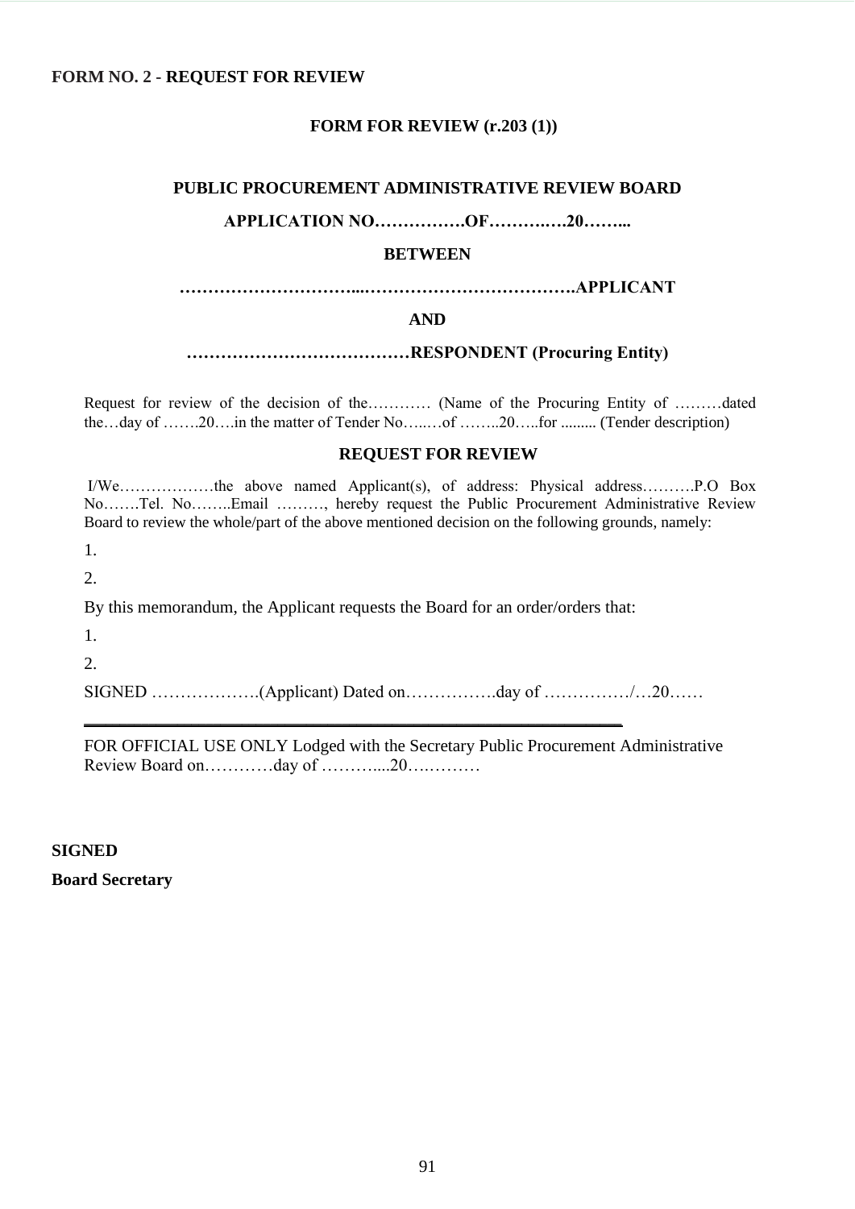**FORM NO. 2 - REQUEST FOR REVIEW**

**FORM FOR REVIEW (r.203 (1))**

**PUBLIC PROCUREMENT ADMINISTRATIVE REVIEW BOARD**

**APPLICATION NO…………….OF……….….20……..**

**BETWEEN**

**…………………………...……………………………….APPLICANT**

**AND**

**…………………………………RESPONDENT (Procuring Entity)**

Request for review of the decision of the………… (Name of the Procuring Entity of ………dated the…day of …….20….in the matter of Tender No…..…of ……..20…..for ......... (Tender description)

**REQUEST FOR REVIEW**

I/We………………the above named Applicant(s), of address: Physical address……….P.O Box No…….Tel. No……..Email ………, hereby request the Public Procurement Administrative Review Board to review the whole/part of the above mentioned decision on the following grounds, namely:

1.

2.

By this memorandum, the Applicant requests the Board for an order/orders that:

1.

2.

SIGNED ……………….(Applicant) Dated on…………….day of ……………/…20……

---

FOR OFFICIAL USE ONLY Lodged with the Secretary Public Procurement Administrative Review Board on…………day of ………....20….………

**SIGNED**

**Board Secretary**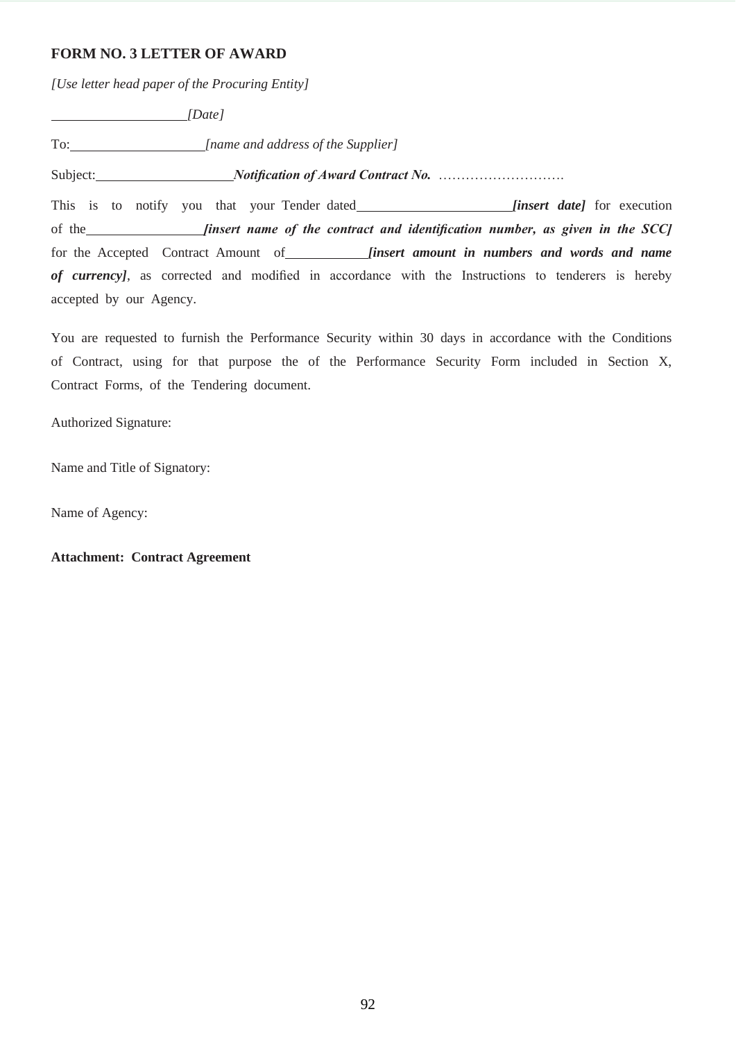**FORM NO. 3 LETTER OF AWARD**

*[Use letter head paper of the Procuring Entity]*

\_\_\_\_\_\_\_\_\_\_\_\_\_\_\_\_\_\_\_\_ *[Date]*

To: \_\_\_\_\_\_\_\_\_\_\_\_\_\_\_\_\_\_\_\_ *[name and address of the Supplier]*

Subject: \_\_\_\_\_\_\_\_\_\_\_\_\_\_\_\_\_\_\_\_ ***Notification of Award Contract No.*** ……………………….

This is to notify you that your Tender dated \_\_\_\_\_\_\_\_\_\_\_\_\_\_\_\_\_\_\_\_\_\_ ***[insert date]*** for execution of the \_\_\_\_\_\_\_\_\_\_\_\_\_\_\_\_\_ ***[insert name of the contract and identification number, as given in the SCC]*** for the Accepted Contract Amount of \_\_\_\_\_\_\_\_\_\_\_\_ ***[insert amount in numbers and words and name of currency]***, as corrected and modified in accordance with the Instructions to tenderers is hereby accepted by our Agency.

You are requested to furnish the Performance Security within 30 days in accordance with the Conditions of Contract, using for that purpose the of the Performance Security Form included in Section X, Contract Forms, of the Tendering document.

Authorized Signature:

Name and Title of Signatory:

Name of Agency:

**Attachment: Contract Agreement**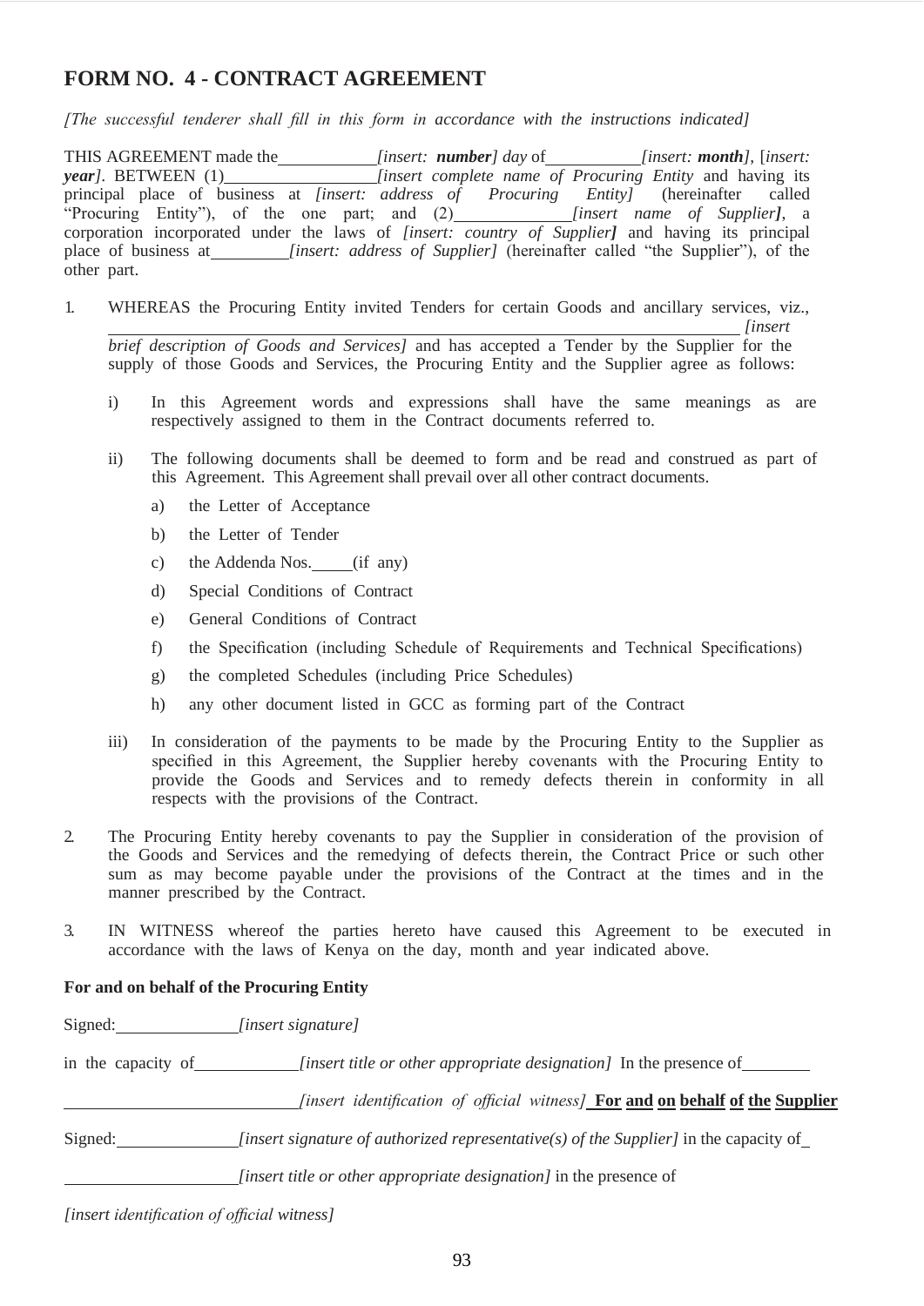# FORM NO. 4 - CONTRACT AGREEMENT

*[The successful tenderer shall fill in this form in accordance with the instructions indicated]*

THIS AGREEMENT made the\_\_\_\_\_\_\_\_\_\_\_ *[insert: **number**] day* of\_\_\_\_\_\_\_\_\_\_\_ *[insert: **month**]*, [*insert: **year***]. BETWEEN (1)\_\_\_\_\_\_\_\_\_\_\_\_\_\_\_\_\_\_ *[insert complete name of Procuring Entity* and having its principal place of business at *[insert: address of Procuring Entity]* (hereinafter called "Procuring Entity"), of the one part; and (2)\_\_\_\_\_\_\_\_\_\_\_\_\_\_ *[insert name of Supplier]*, a corporation incorporated under the laws of *[insert: country of Supplier]* and having its principal place of business at\_\_\_\_\_\_\_\_\_ *[insert: address of Supplier]* (hereinafter called "the Supplier"), of the other part.

1. WHEREAS the Procuring Entity invited Tenders for certain Goods and ancillary services, viz., \_\_\_\_\_\_\_\_\_\_\_\_\_\_\_\_\_\_\_\_\_\_\_\_\_\_\_\_\_\_\_\_\_\_\_\_\_\_\_\_\_\_\_\_\_\_\_\_\_\_\_\_\_\_\_\_\_\_\_\_\_\_\_\_ *[insert brief description of Goods and Services]* and has accepted a Tender by the Supplier for the supply of those Goods and Services, the Procuring Entity and the Supplier agree as follows:

   i) In this Agreement words and expressions shall have the same meanings as are respectively assigned to them in the Contract documents referred to.

   ii) The following documents shall be deemed to form and be read and construed as part of this Agreement. This Agreement shall prevail over all other contract documents.

      a) the Letter of Acceptance
      b) the Letter of Tender
      c) the Addenda Nos.\_\_\_\_\_(if any)
      d) Special Conditions of Contract
      e) General Conditions of Contract
      f) the Specification (including Schedule of Requirements and Technical Specifications)
      g) the completed Schedules (including Price Schedules)
      h) any other document listed in GCC as forming part of the Contract

   iii) In consideration of the payments to be made by the Procuring Entity to the Supplier as specified in this Agreement, the Supplier hereby covenants with the Procuring Entity to provide the Goods and Services and to remedy defects therein in conformity in all respects with the provisions of the Contract.

2. The Procuring Entity hereby covenants to pay the Supplier in consideration of the provision of the Goods and Services and the remedying of defects therein, the Contract Price or such other sum as may become payable under the provisions of the Contract at the times and in the manner prescribed by the Contract.

3. IN WITNESS whereof the parties hereto have caused this Agreement to be executed in accordance with the laws of Kenya on the day, month and year indicated above.

**For and on behalf of the Procuring Entity**

Signed:\_\_\_\_\_\_\_\_\_\_\_\_\_\_ *[insert signature]*

in the capacity of\_\_\_\_\_\_\_\_\_\_\_\_ *[insert title or other appropriate designation]* In the presence of\_\_\_\_\_\_\_\_

\_\_\_\_\_\_\_\_\_\_\_\_\_\_\_\_\_\_\_\_\_\_\_\_\_\_\_ *[insert identification of official witness]* **For and on behalf of the Supplier**

Signed:\_\_\_\_\_\_\_\_\_\_\_\_\_\_ *[insert signature of authorized representative(s) of the Supplier]* in the capacity of\_

\_\_\_\_\_\_\_\_\_\_\_\_\_\_\_\_\_\_\_\_ *[insert title or other appropriate designation]* in the presence of

*[insert identification of official witness]*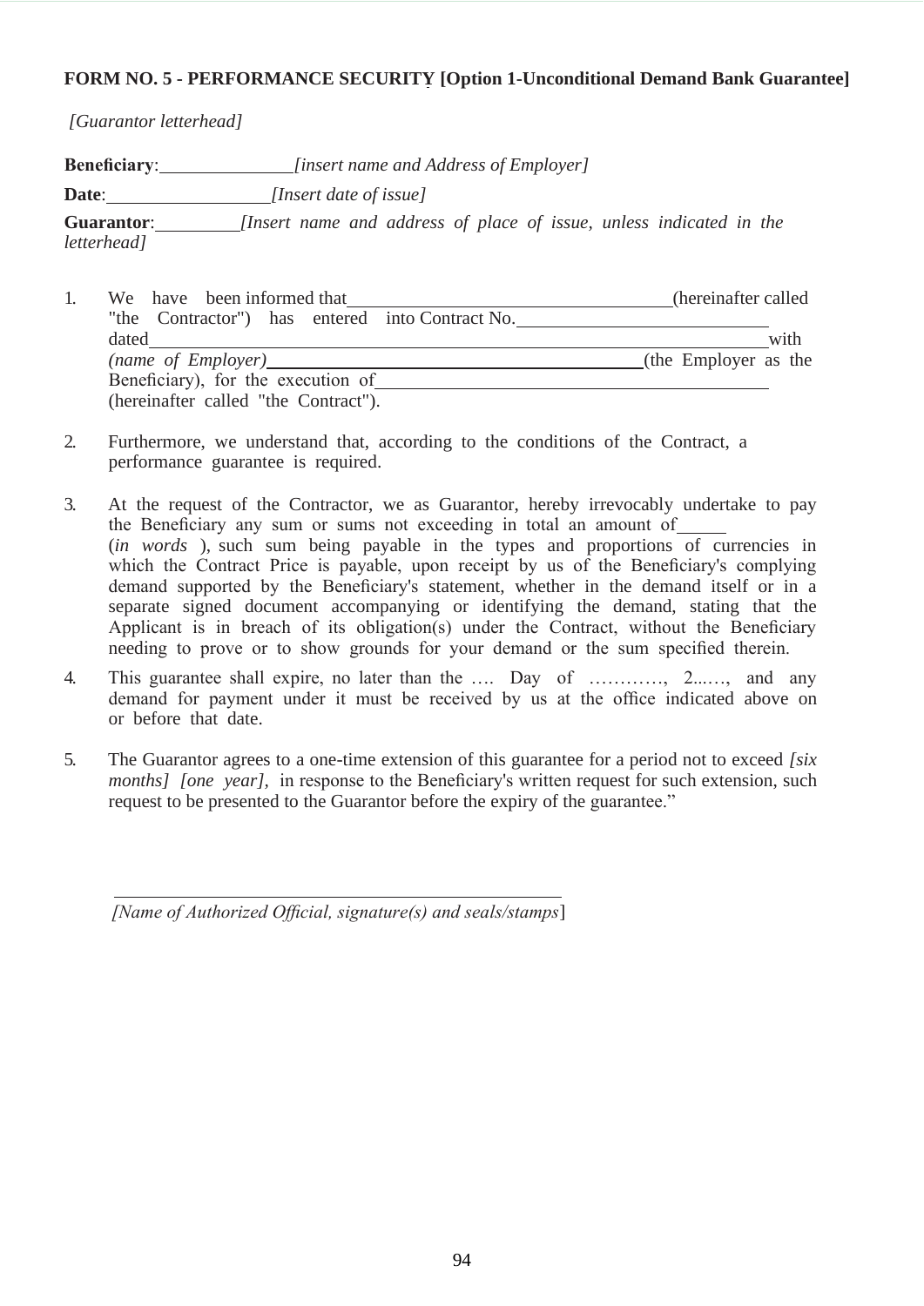**FORM NO. 5 - PERFORMANCE SECURITY [Option 1-Unconditional Demand Bank Guarantee]**

*[Guarantor letterhead]*

**Beneficiary**:\_\_\_\_\_\_\_\_\_\_\_\_\_\_*[insert name and Address of Employer]*

**Date**:\_\_\_\_\_\_\_\_\_\_\_\_\_\_\_\_*[Insert date of issue]*

**Guarantor**:\_\_\_\_\_\_\_\_\_*[Insert name and address of place of issue, unless indicated in the letterhead]*

1. We have been informed that\_\_\_\_\_\_\_\_\_\_\_\_\_\_\_\_\_\_\_\_\_\_\_\_\_\_\_\_\_\_\_\_\_(hereinafter called "the Contractor") has entered into Contract No.\_\_\_\_\_\_\_\_\_\_\_\_\_\_\_\_\_\_\_\_\_\_\_\_\_\_ dated\_\_\_\_\_\_\_\_\_\_\_\_\_\_\_\_\_\_\_\_\_\_\_\_\_\_\_\_\_\_\_\_\_\_\_\_\_\_\_\_\_\_\_\_\_\_\_\_\_\_\_\_\_\_\_\_\_\_\_\_\_\_with *(name of Employer)*\_\_\_\_\_\_\_\_\_\_\_\_\_\_\_\_\_\_\_\_\_\_\_\_\_\_\_\_\_\_\_\_\_\_\_\_\_\_\_(the Employer as the Beneficiary), for the execution of\_\_\_\_\_\_\_\_\_\_\_\_\_\_\_\_\_\_\_\_\_\_\_\_\_\_\_\_\_\_\_\_\_\_\_\_\_\_\_\_ (hereinafter called "the Contract").

2. Furthermore, we understand that, according to the conditions of the Contract, a performance guarantee is required.

3. At the request of the Contractor, we as Guarantor, hereby irrevocably undertake to pay the Beneficiary any sum or sums not exceeding in total an amount of\_\_\_\_\_ (*in words* ), such sum being payable in the types and proportions of currencies in which the Contract Price is payable, upon receipt by us of the Beneficiary's complying demand supported by the Beneficiary's statement, whether in the demand itself or in a separate signed document accompanying or identifying the demand, stating that the Applicant is in breach of its obligation(s) under the Contract, without the Beneficiary needing to prove or to show grounds for your demand or the sum specified therein.

4. This guarantee shall expire, no later than the …. Day of …………, 2...…, and any demand for payment under it must be received by us at the office indicated above on or before that date.

5. The Guarantor agrees to a one-time extension of this guarantee for a period not to exceed *[six months] [one year]*, in response to the Beneficiary's written request for such extension, such request to be presented to the Guarantor before the expiry of the guarantee."

\_\_\_\_\_\_\_\_\_\_\_\_\_\_\_\_\_\_\_\_\_\_\_\_\_\_\_\_\_\_\_\_\_\_\_\_\_\_\_\_\_\_\_\_\_\_

*[Name of Authorized Official, signature(s) and seals/stamps*]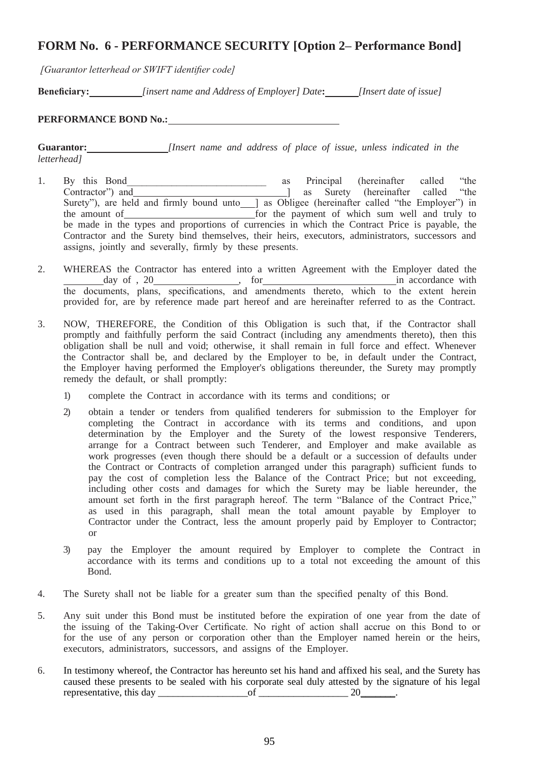## FORM No. 6 - PERFORMANCE SECURITY [Option 2– Performance Bond]

*[Guarantor letterhead or SWIFT identifier code]*

**Beneficiary:**__________ *[insert name and Address of Employer] Date***:**______ *[Insert date of issue]*

**PERFORMANCE BOND No.:**___________________________________

**Guarantor:**________________ *[Insert name and address of place of issue, unless indicated in the letterhead]*

1. By this Bond____________________________ as Principal (hereinafter called "the Contractor") and_______________________________] as Surety (hereinafter called "the Surety"), are held and firmly bound unto___] as Obligee (hereinafter called "the Employer") in the amount of___________________________for the payment of which sum well and truly to be made in the types and proportions of currencies in which the Contract Price is payable, the Contractor and the Surety bind themselves, their heirs, executors, administrators, successors and assigns, jointly and severally, firmly by these presents.

2. WHEREAS the Contractor has entered into a written Agreement with the Employer dated the ________day of , 20_________________, for___________________________in accordance with the documents, plans, specifications, and amendments thereto, which to the extent herein provided for, are by reference made part hereof and are hereinafter referred to as the Contract.

3. NOW, THEREFORE, the Condition of this Obligation is such that, if the Contractor shall promptly and faithfully perform the said Contract (including any amendments thereto), then this obligation shall be null and void; otherwise, it shall remain in full force and effect. Whenever the Contractor shall be, and declared by the Employer to be, in default under the Contract, the Employer having performed the Employer's obligations thereunder, the Surety may promptly remedy the default, or shall promptly:

   1) complete the Contract in accordance with its terms and conditions; or

   2) obtain a tender or tenders from qualified tenderers for submission to the Employer for completing the Contract in accordance with its terms and conditions, and upon determination by the Employer and the Surety of the lowest responsive Tenderers, arrange for a Contract between such Tenderer, and Employer and make available as work progresses (even though there should be a default or a succession of defaults under the Contract or Contracts of completion arranged under this paragraph) sufficient funds to pay the cost of completion less the Balance of the Contract Price; but not exceeding, including other costs and damages for which the Surety may be liable hereunder, the amount set forth in the first paragraph hereof. The term "Balance of the Contract Price," as used in this paragraph, shall mean the total amount payable by Employer to Contractor under the Contract, less the amount properly paid by Employer to Contractor; or

   3) pay the Employer the amount required by Employer to complete the Contract in accordance with its terms and conditions up to a total not exceeding the amount of this Bond.

4. The Surety shall not be liable for a greater sum than the specified penalty of this Bond.

5. Any suit under this Bond must be instituted before the expiration of one year from the date of the issuing of the Taking-Over Certificate. No right of action shall accrue on this Bond to or for the use of any person or corporation other than the Employer named herein or the heirs, executors, administrators, successors, and assigns of the Employer.

6. In testimony whereof, the Contractor has hereunto set his hand and affixed his seal, and the Surety has caused these presents to be sealed with his corporate seal duly attested by the signature of his legal representative, this day __________________of __________________ 20_______.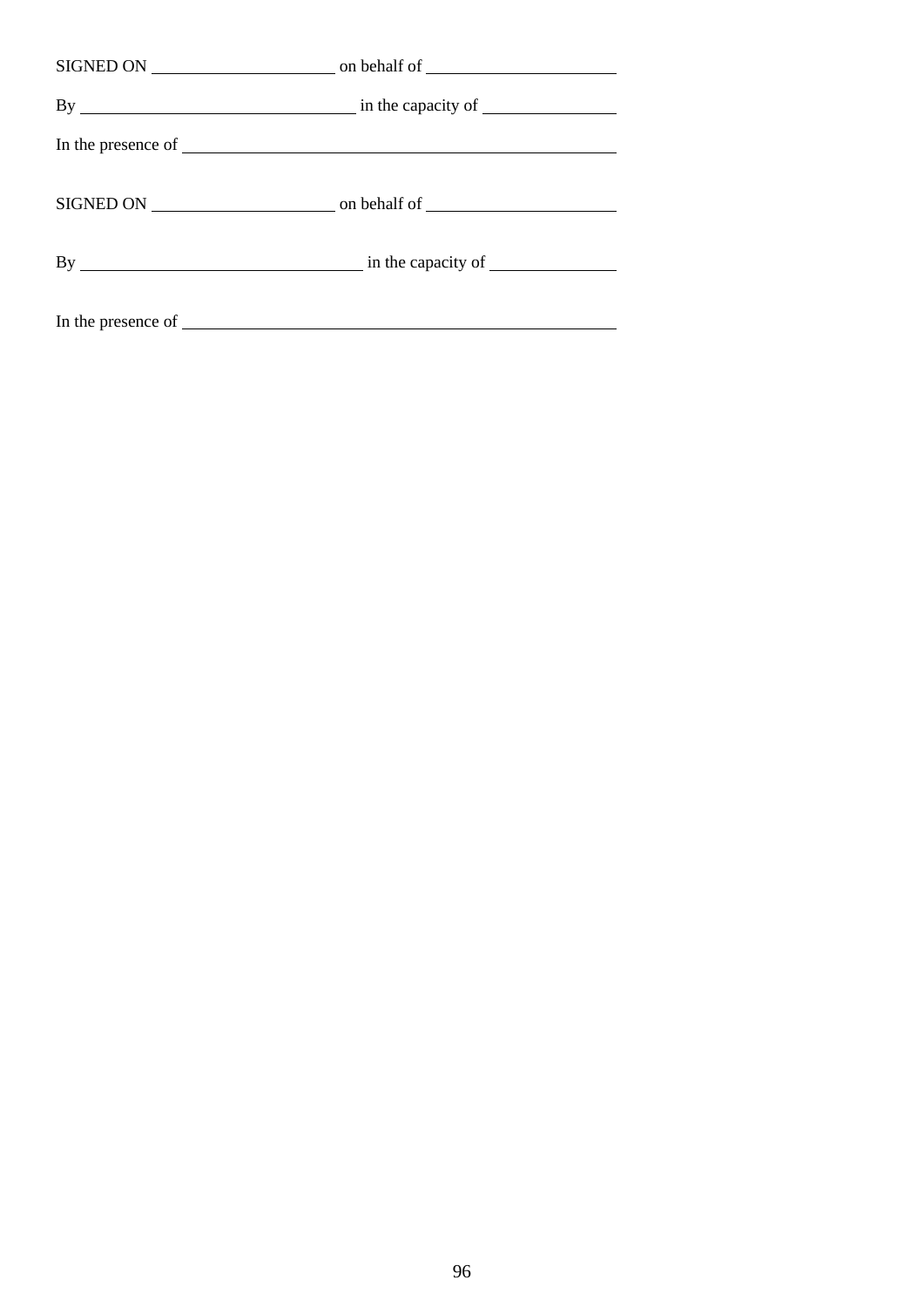SIGNED ON ______________________ on behalf of ______________________

By ________________________________ in the capacity of ________________

In the presence of ________________________________________________________

SIGNED ON ______________________ on behalf of ______________________

By ________________________________ in the capacity of ________________

In the presence of ________________________________________________________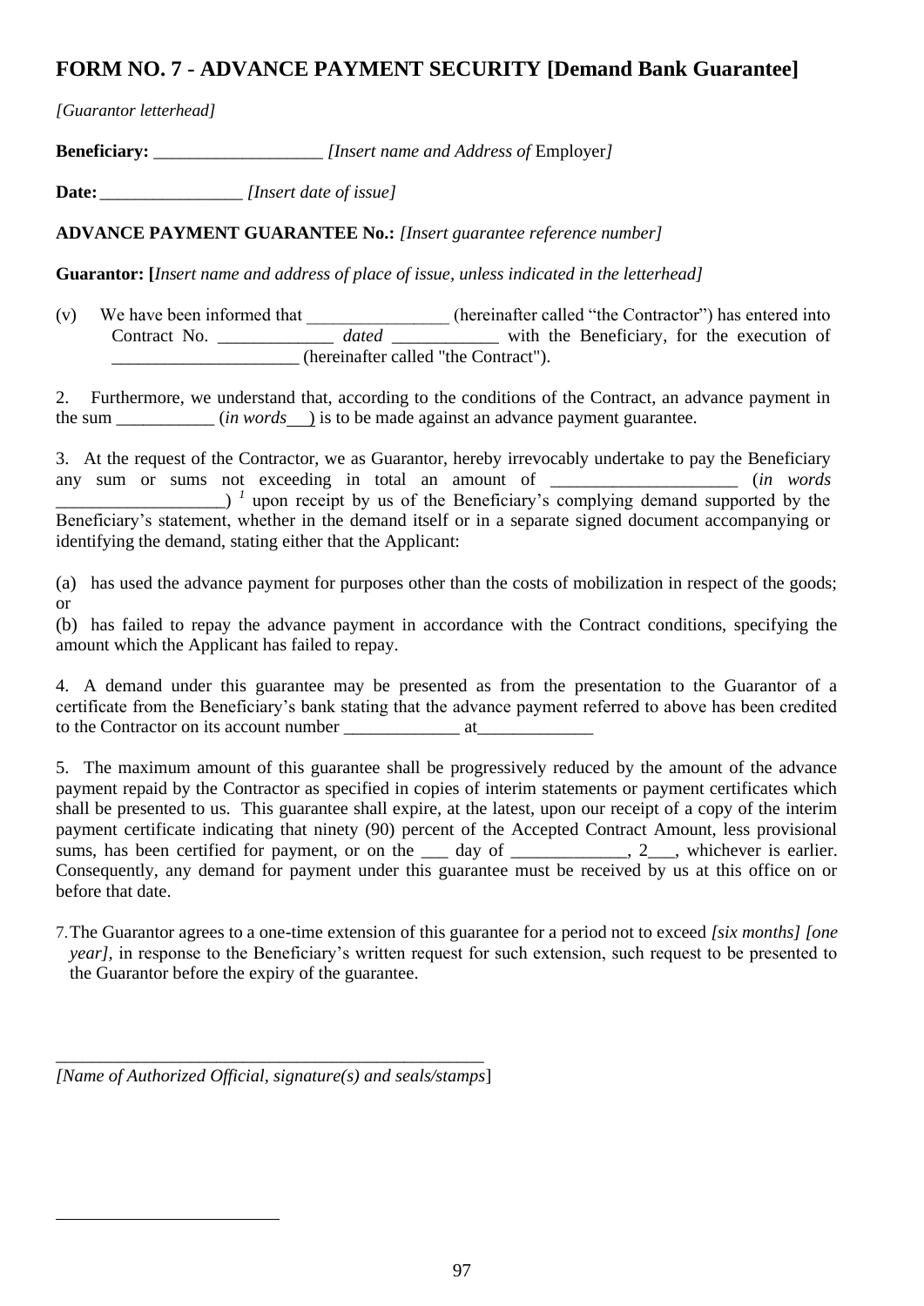## FORM NO. 7 - ADVANCE PAYMENT SECURITY [Demand Bank Guarantee]

*[Guarantor letterhead]*

**Beneficiary:** ___________________ *[Insert name and Address of* Employer*]*

**Date:** ________________ *[Insert date of issue]*

**ADVANCE PAYMENT GUARANTEE No.:** *[Insert guarantee reference number]*

**Guarantor: [***Insert name and address of place of issue, unless indicated in the letterhead]*

(v) We have been informed that ________________ (hereinafter called "the Contractor") has entered into Contract No. _____________ *dated* ____________ with the Beneficiary, for the execution of _____________________ (hereinafter called "the Contract").

2. Furthermore, we understand that, according to the conditions of the Contract, an advance payment in the sum ___________ (*in words*___) is to be made against an advance payment guarantee.

3. At the request of the Contractor, we as Guarantor, hereby irrevocably undertake to pay the Beneficiary any sum or sums not exceeding in total an amount of _____________________ (*in words* ___________________) [1] upon receipt by us of the Beneficiary's complying demand supported by the Beneficiary's statement, whether in the demand itself or in a separate signed document accompanying or identifying the demand, stating either that the Applicant:

(a) has used the advance payment for purposes other than the costs of mobilization in respect of the goods; or

(b) has failed to repay the advance payment in accordance with the Contract conditions, specifying the amount which the Applicant has failed to repay.

4. A demand under this guarantee may be presented as from the presentation to the Guarantor of a certificate from the Beneficiary's bank stating that the advance payment referred to above has been credited to the Contractor on its account number _____________ at_____________

5. The maximum amount of this guarantee shall be progressively reduced by the amount of the advance payment repaid by the Contractor as specified in copies of interim statements or payment certificates which shall be presented to us. This guarantee shall expire, at the latest, upon our receipt of a copy of the interim payment certificate indicating that ninety (90) percent of the Accepted Contract Amount, less provisional sums, has been certified for payment, or on the ___ day of _____________, 2___, whichever is earlier. Consequently, any demand for payment under this guarantee must be received by us at this office on or before that date.

7. The Guarantor agrees to a one-time extension of this guarantee for a period not to exceed *[six months] [one year]*, in response to the Beneficiary's written request for such extension, such request to be presented to the Guarantor before the expiry of the guarantee.

_________________________________________________

*[Name of Authorized Official, signature(s) and seals/stamps*]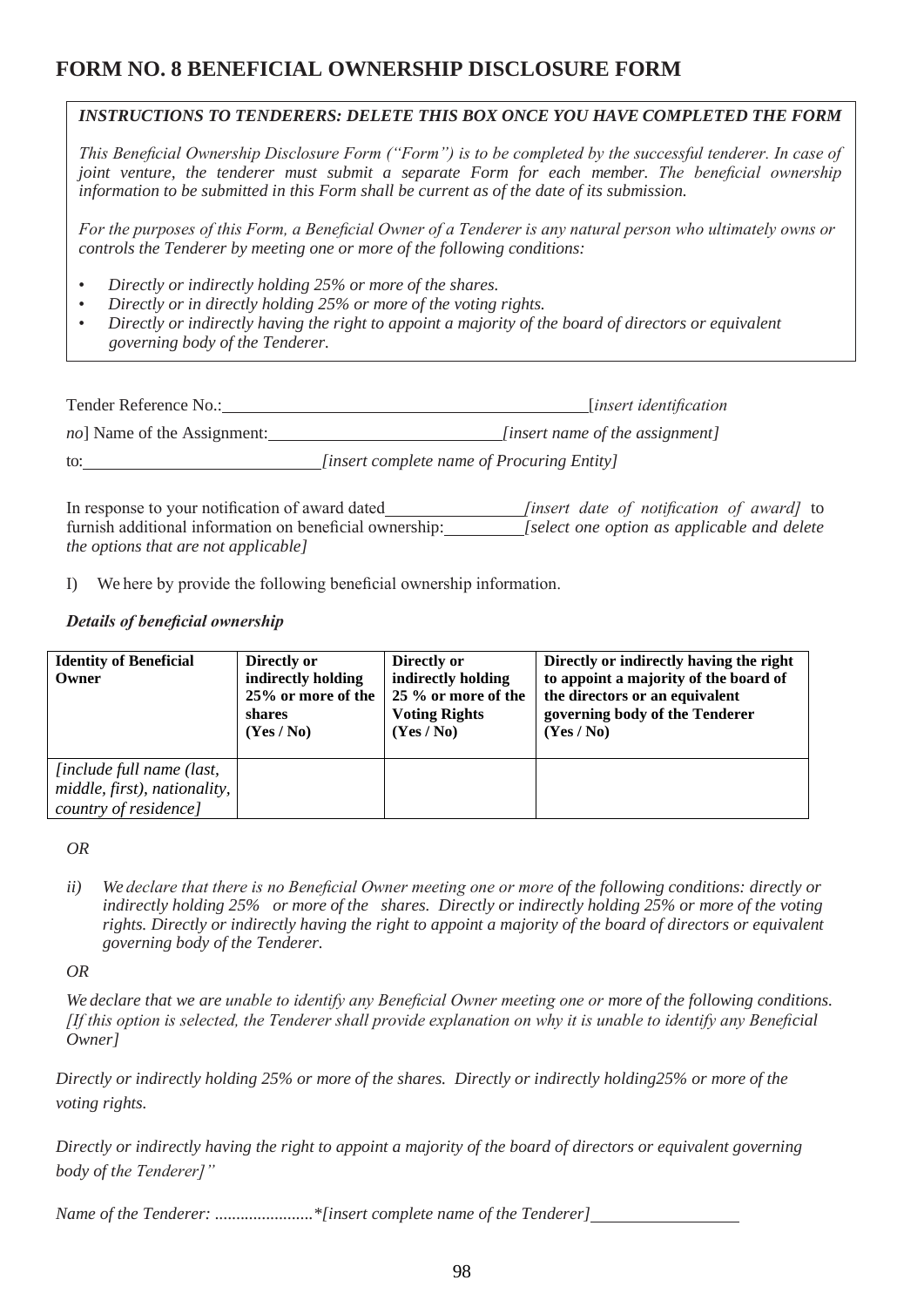# FORM NO. 8 BENEFICIAL OWNERSHIP DISCLOSURE FORM

> ***INSTRUCTIONS TO TENDERERS: DELETE THIS BOX ONCE YOU HAVE COMPLETED THE FORM***
>
> *This Beneficial Ownership Disclosure Form ("Form") is to be completed by the successful tenderer. In case of joint venture, the tenderer must submit a separate Form for each member. The beneficial ownership information to be submitted in this Form shall be current as of the date of its submission.*
>
> *For the purposes of this Form, a Beneficial Owner of a Tenderer is any natural person who ultimately owns or controls the Tenderer by meeting one or more of the following conditions:*
>
> - *Directly or indirectly holding 25% or more of the shares.*
> - *Directly or in directly holding 25% or more of the voting rights.*
> - *Directly or indirectly having the right to appoint a majority of the board of directors or equivalent governing body of the Tenderer.*

Tender Reference No.:\_\_\_\_\_\_\_\_\_\_\_\_\_\_\_\_\_\_\_\_\_\_\_\_\_\_\_\_\_\_\_\_\_\_\_\_[*insert identification no*] Name of the Assignment:\_\_\_\_\_\_\_\_\_\_\_\_\_\_\_\_\_\_\_\_\_\_\_\_*[insert name of the assignment]*

to:\_\_\_\_\_\_\_\_\_\_\_\_\_\_\_\_\_\_\_\_\_\_\_\_*[insert complete name of Procuring Entity]*

In response to your notification of award dated\_\_\_\_\_\_\_\_\_\_\_\_\_\_*[insert date of notification of award]* to furnish additional information on beneficial ownership:\_\_\_\_\_\_\_\_*[select one option as applicable and delete the options that are not applicable]*

I) We here by provide the following beneficial ownership information.

***Details of beneficial ownership***

| Identity of Beneficial Owner | Directly or indirectly holding 25% or more of the shares (Yes / No) | Directly or indirectly holding 25 % or more of the Voting Rights (Yes / No) | Directly or indirectly having the right to appoint a majority of the board of the directors or an equivalent governing body of the Tenderer (Yes / No) |
|---|---|---|---|
| *[include full name (last, middle, first), nationality, country of residence]* | | | |

*OR*

*ii) We declare that there is no Beneficial Owner meeting one or more of the following conditions: directly or indirectly holding 25% or more of the shares. Directly or indirectly holding 25% or more of the voting rights. Directly or indirectly having the right to appoint a majority of the board of directors or equivalent governing body of the Tenderer.*

*OR*

*We declare that we are unable to identify any Beneficial Owner meeting one or more of the following conditions. [If this option is selected, the Tenderer shall provide explanation on why it is unable to identify any Beneficial Owner]*

*Directly or indirectly holding 25% or more of the shares. Directly or indirectly holding25% or more of the voting rights.*

*Directly or indirectly having the right to appoint a majority of the board of directors or equivalent governing body of the Tenderer]"*

*Name of the Tenderer: .......................\*[insert complete name of the Tenderer]*\_\_\_\_\_\_\_\_\_\_\_\_\_\_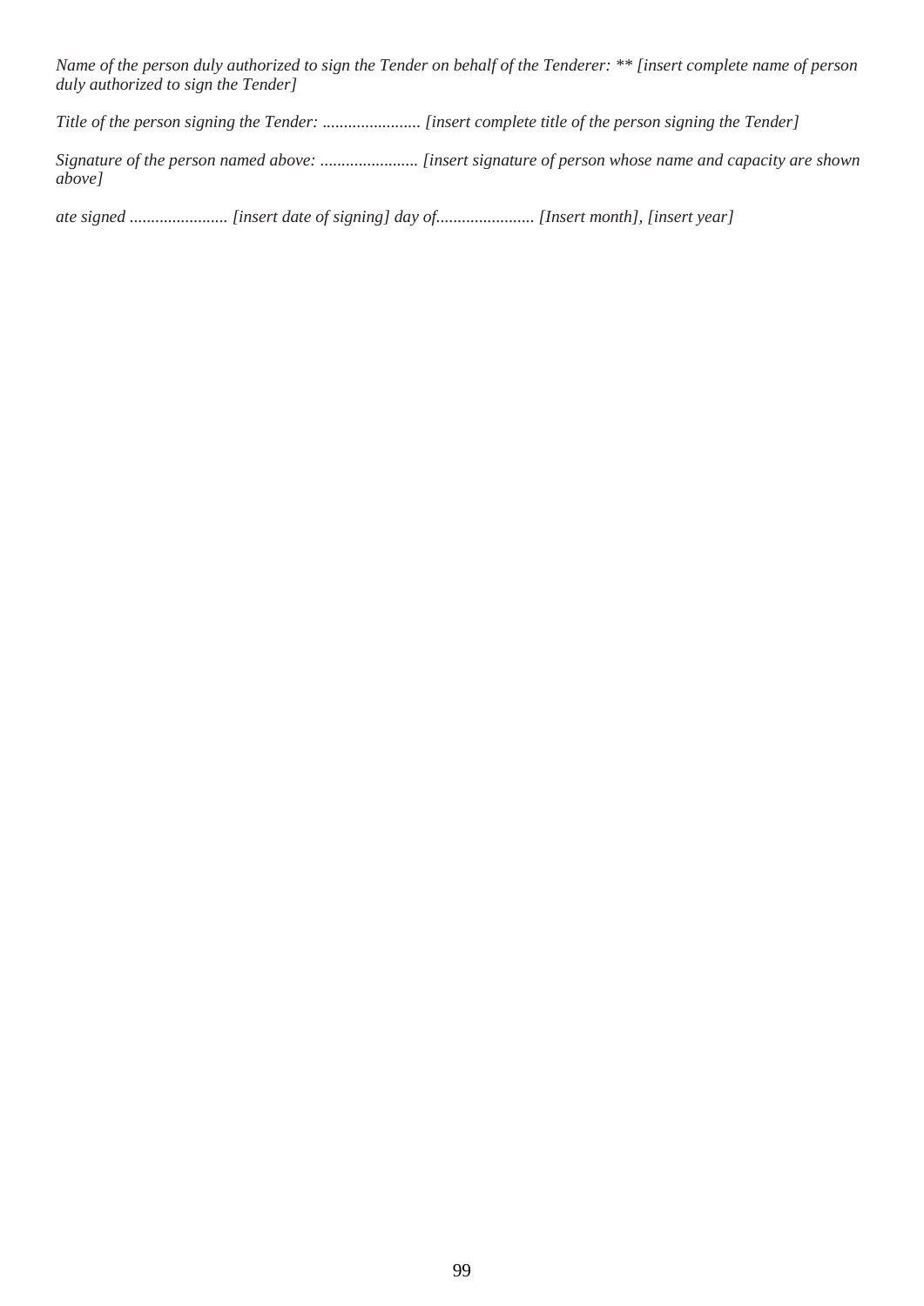*Name of the person duly authorized to sign the Tender on behalf of the Tenderer: ** [insert complete name of person duly authorized to sign the Tender]*

*Title of the person signing the Tender: ....................... [insert complete title of the person signing the Tender]*

*Signature of the person named above: ....................... [insert signature of person whose name and capacity are shown above]*

*ate signed ....................... [insert date of signing] day of....................... [Insert month], [insert year]*